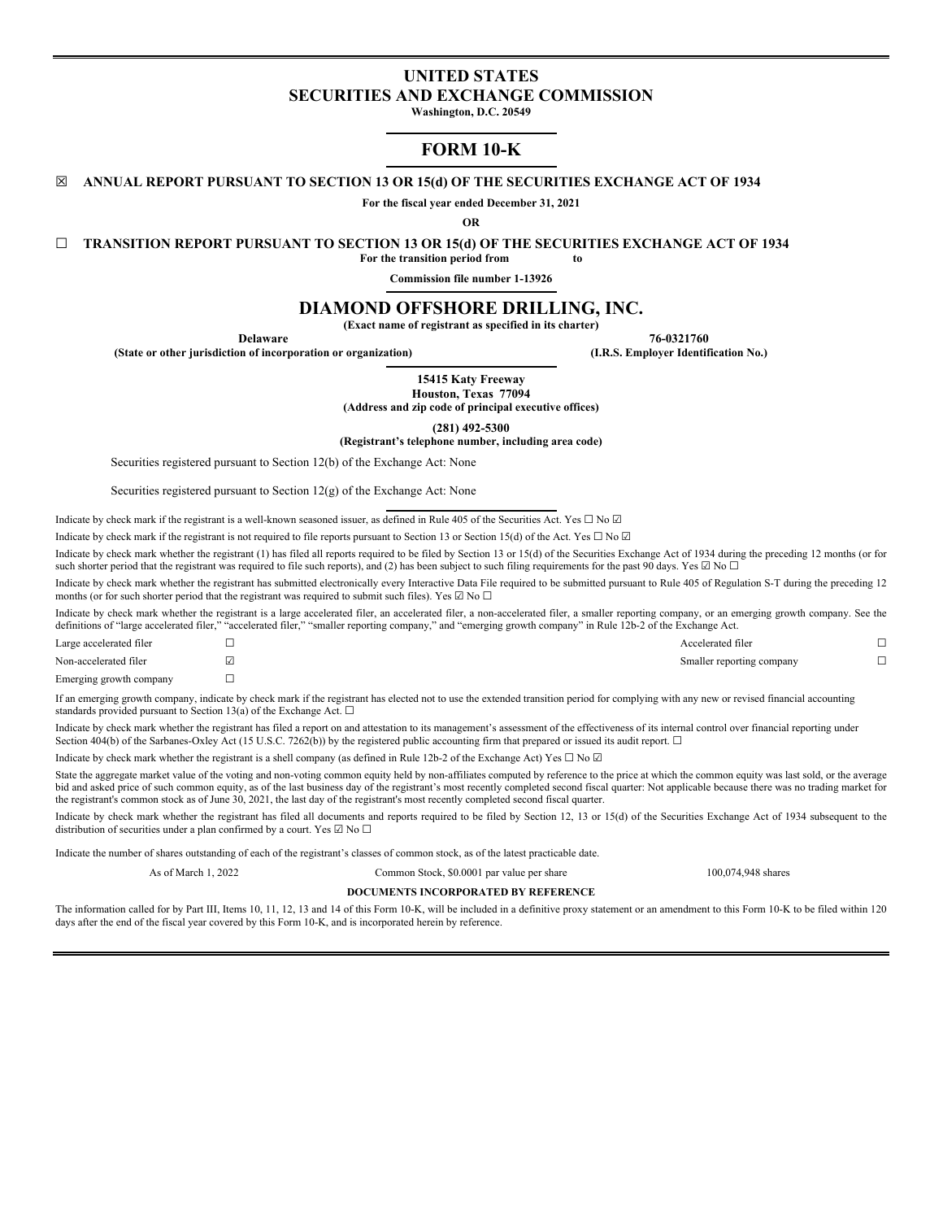# UNITED STATES
# SECURITIES AND EXCHANGE COMMISSION

**Washington, D.C. 20549**

## FORM 10-K

☒ **ANNUAL REPORT PURSUANT TO SECTION 13 OR 15(d) OF THE SECURITIES EXCHANGE ACT OF 1934**

**For the fiscal year ended December 31, 2021**

**OR**

☐ **TRANSITION REPORT PURSUANT TO SECTION 13 OR 15(d) OF THE SECURITIES EXCHANGE ACT OF 1934**

**For the transition period from to**

**Commission file number 1-13926**

## DIAMOND OFFSHORE DRILLING, INC.

**(Exact name of registrant as specified in its charter)**

| **Delaware** | **76-0321760** |
|---|---|
| **(State or other jurisdiction of incorporation or organization)** | **(I.R.S. Employer Identification No.)** |

**15415 Katy Freeway**
**Houston, Texas 77094**
**(Address and zip code of principal executive offices)**

**(281) 492-5300**
**(Registrant's telephone number, including area code)**

Securities registered pursuant to Section 12(b) of the Exchange Act: None

Securities registered pursuant to Section 12(g) of the Exchange Act: None

Indicate by check mark if the registrant is a well-known seasoned issuer, as defined in Rule 405 of the Securities Act. Yes ☐ No ☑

Indicate by check mark if the registrant is not required to file reports pursuant to Section 13 or Section 15(d) of the Act. Yes ☐ No ☑

Indicate by check mark whether the registrant (1) has filed all reports required to be filed by Section 13 or 15(d) of the Securities Exchange Act of 1934 during the preceding 12 months (or for such shorter period that the registrant was required to file such reports), and (2) has been subject to such filing requirements for the past 90 days. Yes ☑ No ☐

Indicate by check mark whether the registrant has submitted electronically every Interactive Data File required to be submitted pursuant to Rule 405 of Regulation S-T during the preceding 12 months (or for such shorter period that the registrant was required to submit such files). Yes ☑ No ☐

Indicate by check mark whether the registrant is a large accelerated filer, an accelerated filer, a non-accelerated filer, a smaller reporting company, or an emerging growth company. See the definitions of "large accelerated filer," "accelerated filer," "smaller reporting company," and "emerging growth company" in Rule 12b-2 of the Exchange Act.

| | | | |
|---|---|---|---|
| Large accelerated filer | ☐ | Accelerated filer | ☐ |
| Non-accelerated filer | ☑ | Smaller reporting company | ☐ |
| Emerging growth company | ☐ | | |

If an emerging growth company, indicate by check mark if the registrant has elected not to use the extended transition period for complying with any new or revised financial accounting standards provided pursuant to Section 13(a) of the Exchange Act. ☐

Indicate by check mark whether the registrant has filed a report on and attestation to its management's assessment of the effectiveness of its internal control over financial reporting under Section 404(b) of the Sarbanes-Oxley Act (15 U.S.C. 7262(b)) by the registered public accounting firm that prepared or issued its audit report. ☐

Indicate by check mark whether the registrant is a shell company (as defined in Rule 12b-2 of the Exchange Act) Yes ☐ No ☑

State the aggregate market value of the voting and non-voting common equity held by non-affiliates computed by reference to the price at which the common equity was last sold, or the average bid and asked price of such common equity, as of the last business day of the registrant's most recently completed second fiscal quarter: Not applicable because there was no trading market for the registrant's common stock as of June 30, 2021, the last day of the registrant's most recently completed second fiscal quarter.

Indicate by check mark whether the registrant has filed all documents and reports required to be filed by Section 12, 13 or 15(d) of the Securities Exchange Act of 1934 subsequent to the distribution of securities under a plan confirmed by a court. Yes ☑ No ☐

Indicate the number of shares outstanding of each of the registrant's classes of common stock, as of the latest practicable date.

| As of March 1, 2022 | Common Stock, $0.0001 par value per share | 100,074,948 shares |
|---|---|---|

**DOCUMENTS INCORPORATED BY REFERENCE**

The information called for by Part III, Items 10, 11, 12, 13 and 14 of this Form 10-K, will be included in a definitive proxy statement or an amendment to this Form 10-K to be filed within 120 days after the end of the fiscal year covered by this Form 10-K, and is incorporated herein by reference.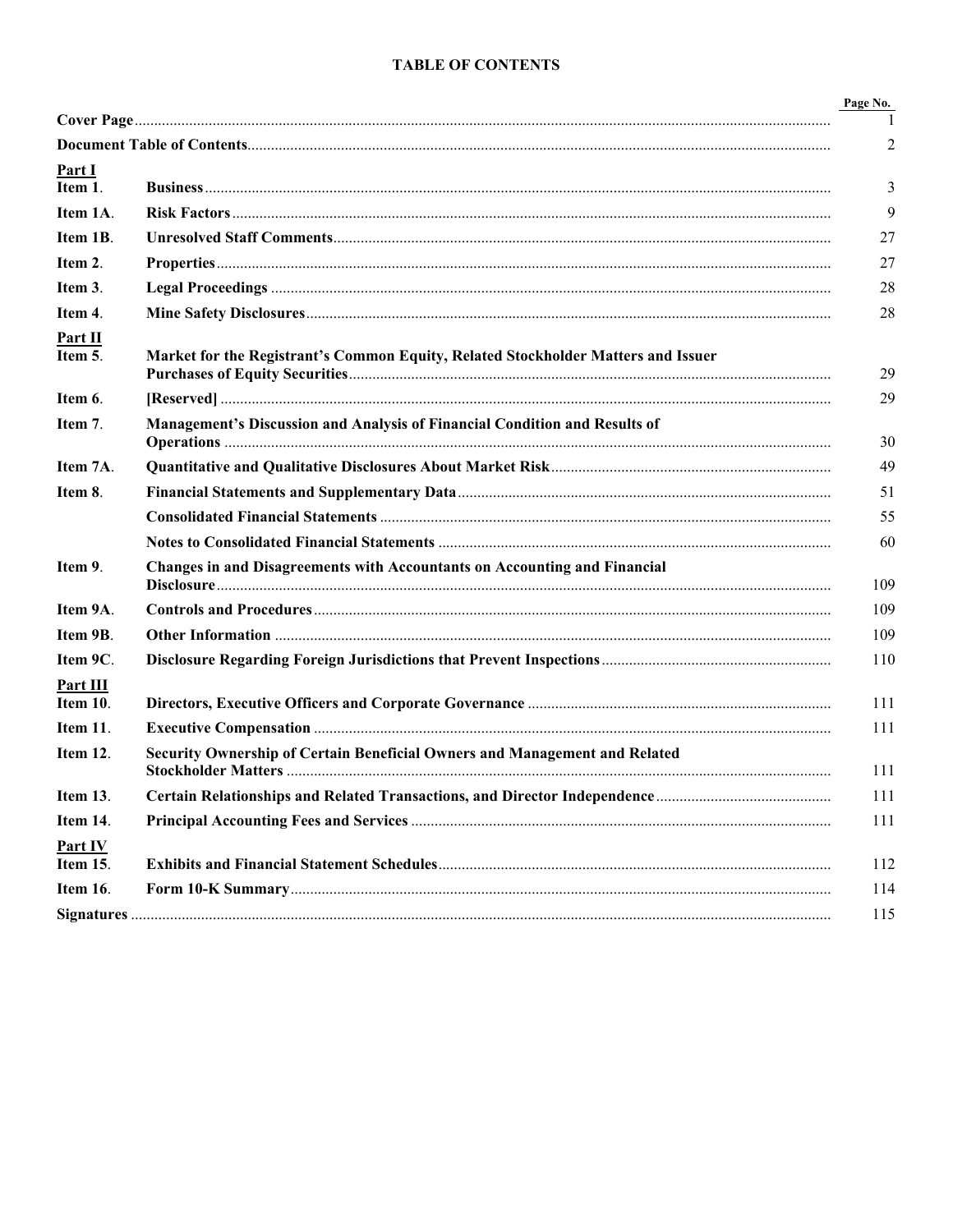# TABLE OF CONTENTS

| | | Page No. |
|---|---|---|
| **Cover Page** | | 1 |
| **Document Table of Contents** | | 2 |
| **Part I** | | |
| **Item 1**. | **Business** | 3 |
| **Item 1A**. | **Risk Factors** | 9 |
| **Item 1B**. | **Unresolved Staff Comments** | 27 |
| **Item 2**. | **Properties** | 27 |
| **Item 3**. | **Legal Proceedings** | 28 |
| **Item 4**. | **Mine Safety Disclosures** | 28 |
| **Part II** | | |
| **Item 5**. | **Market for the Registrant's Common Equity, Related Stockholder Matters and Issuer Purchases of Equity Securities** | 29 |
| **Item 6**. | **[Reserved]** | 29 |
| **Item 7**. | **Management's Discussion and Analysis of Financial Condition and Results of Operations** | 30 |
| **Item 7A**. | **Quantitative and Qualitative Disclosures About Market Risk** | 49 |
| **Item 8**. | **Financial Statements and Supplementary Data** | 51 |
| | **Consolidated Financial Statements** | 55 |
| | **Notes to Consolidated Financial Statements** | 60 |
| **Item 9**. | **Changes in and Disagreements with Accountants on Accounting and Financial Disclosure** | 109 |
| **Item 9A**. | **Controls and Procedures** | 109 |
| **Item 9B**. | **Other Information** | 109 |
| **Item 9C**. | **Disclosure Regarding Foreign Jurisdictions that Prevent Inspections** | 110 |
| **Part III** | | |
| **Item 10**. | **Directors, Executive Officers and Corporate Governance** | 111 |
| **Item 11**. | **Executive Compensation** | 111 |
| **Item 12**. | **Security Ownership of Certain Beneficial Owners and Management and Related Stockholder Matters** | 111 |
| **Item 13**. | **Certain Relationships and Related Transactions, and Director Independence** | 111 |
| **Item 14**. | **Principal Accounting Fees and Services** | 111 |
| **Part IV** | | |
| **Item 15**. | **Exhibits and Financial Statement Schedules** | 112 |
| **Item 16**. | **Form 10-K Summary** | 114 |
| **Signatures** | | 115 |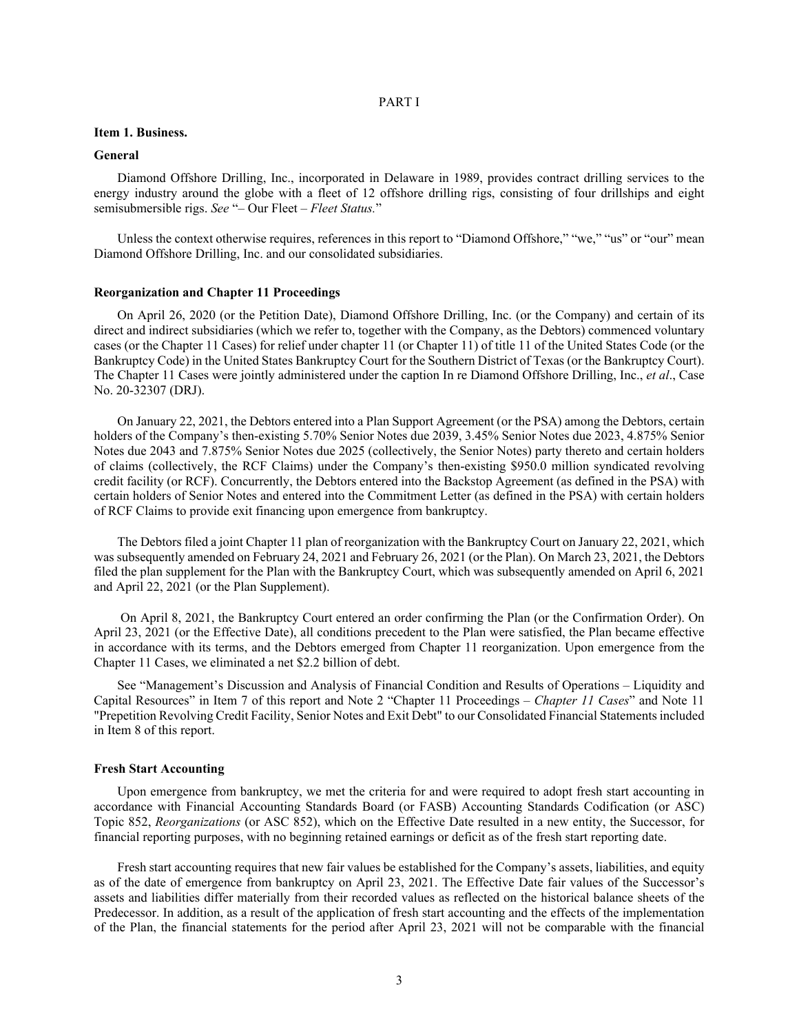# PART I

## Item 1. Business.

### General

Diamond Offshore Drilling, Inc., incorporated in Delaware in 1989, provides contract drilling services to the energy industry around the globe with a fleet of 12 offshore drilling rigs, consisting of four drillships and eight semisubmersible rigs. *See* "– Our Fleet – *Fleet Status.*"

Unless the context otherwise requires, references in this report to "Diamond Offshore," "we," "us" or "our" mean Diamond Offshore Drilling, Inc. and our consolidated subsidiaries.

### Reorganization and Chapter 11 Proceedings

On April 26, 2020 (or the Petition Date), Diamond Offshore Drilling, Inc. (or the Company) and certain of its direct and indirect subsidiaries (which we refer to, together with the Company, as the Debtors) commenced voluntary cases (or the Chapter 11 Cases) for relief under chapter 11 (or Chapter 11) of title 11 of the United States Code (or the Bankruptcy Code) in the United States Bankruptcy Court for the Southern District of Texas (or the Bankruptcy Court). The Chapter 11 Cases were jointly administered under the caption In re Diamond Offshore Drilling, Inc., *et al*., Case No. 20-32307 (DRJ).

On January 22, 2021, the Debtors entered into a Plan Support Agreement (or the PSA) among the Debtors, certain holders of the Company's then-existing 5.70% Senior Notes due 2039, 3.45% Senior Notes due 2023, 4.875% Senior Notes due 2043 and 7.875% Senior Notes due 2025 (collectively, the Senior Notes) party thereto and certain holders of claims (collectively, the RCF Claims) under the Company's then-existing $950.0 million syndicated revolving credit facility (or RCF). Concurrently, the Debtors entered into the Backstop Agreement (as defined in the PSA) with certain holders of Senior Notes and entered into the Commitment Letter (as defined in the PSA) with certain holders of RCF Claims to provide exit financing upon emergence from bankruptcy.

The Debtors filed a joint Chapter 11 plan of reorganization with the Bankruptcy Court on January 22, 2021, which was subsequently amended on February 24, 2021 and February 26, 2021 (or the Plan). On March 23, 2021, the Debtors filed the plan supplement for the Plan with the Bankruptcy Court, which was subsequently amended on April 6, 2021 and April 22, 2021 (or the Plan Supplement).

On April 8, 2021, the Bankruptcy Court entered an order confirming the Plan (or the Confirmation Order). On April 23, 2021 (or the Effective Date), all conditions precedent to the Plan were satisfied, the Plan became effective in accordance with its terms, and the Debtors emerged from Chapter 11 reorganization. Upon emergence from the Chapter 11 Cases, we eliminated a net $2.2 billion of debt.

See "Management's Discussion and Analysis of Financial Condition and Results of Operations – Liquidity and Capital Resources" in Item 7 of this report and Note 2 "Chapter 11 Proceedings – *Chapter 11 Cases*" and Note 11 "Prepetition Revolving Credit Facility, Senior Notes and Exit Debt" to our Consolidated Financial Statements included in Item 8 of this report.

### Fresh Start Accounting

Upon emergence from bankruptcy, we met the criteria for and were required to adopt fresh start accounting in accordance with Financial Accounting Standards Board (or FASB) Accounting Standards Codification (or ASC) Topic 852, *Reorganizations* (or ASC 852), which on the Effective Date resulted in a new entity, the Successor, for financial reporting purposes, with no beginning retained earnings or deficit as of the fresh start reporting date.

Fresh start accounting requires that new fair values be established for the Company's assets, liabilities, and equity as of the date of emergence from bankruptcy on April 23, 2021. The Effective Date fair values of the Successor's assets and liabilities differ materially from their recorded values as reflected on the historical balance sheets of the Predecessor. In addition, as a result of the application of fresh start accounting and the effects of the implementation of the Plan, the financial statements for the period after April 23, 2021 will not be comparable with the financial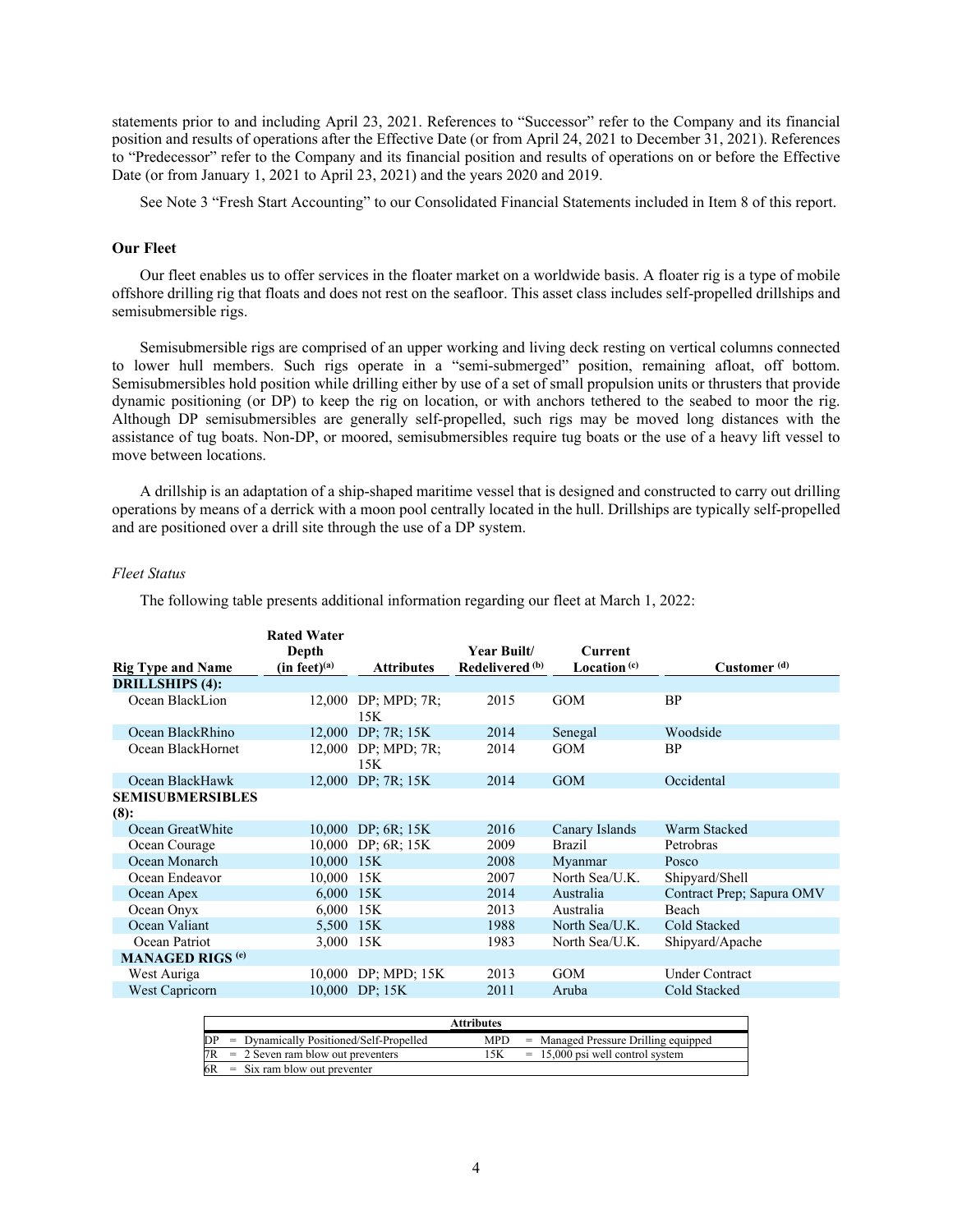statements prior to and including April 23, 2021. References to "Successor" refer to the Company and its financial position and results of operations after the Effective Date (or from April 24, 2021 to December 31, 2021). References to "Predecessor" refer to the Company and its financial position and results of operations on or before the Effective Date (or from January 1, 2021 to April 23, 2021) and the years 2020 and 2019.

See Note 3 "Fresh Start Accounting" to our Consolidated Financial Statements included in Item 8 of this report.

### Our Fleet

Our fleet enables us to offer services in the floater market on a worldwide basis. A floater rig is a type of mobile offshore drilling rig that floats and does not rest on the seafloor. This asset class includes self-propelled drillships and semisubmersible rigs.

Semisubmersible rigs are comprised of an upper working and living deck resting on vertical columns connected to lower hull members. Such rigs operate in a "semi-submerged" position, remaining afloat, off bottom. Semisubmersibles hold position while drilling either by use of a set of small propulsion units or thrusters that provide dynamic positioning (or DP) to keep the rig on location, or with anchors tethered to the seabed to moor the rig. Although DP semisubmersibles are generally self-propelled, such rigs may be moved long distances with the assistance of tug boats. Non-DP, or moored, semisubmersibles require tug boats or the use of a heavy lift vessel to move between locations.

A drillship is an adaptation of a ship-shaped maritime vessel that is designed and constructed to carry out drilling operations by means of a derrick with a moon pool centrally located in the hull. Drillships are typically self-propelled and are positioned over a drill site through the use of a DP system.

*Fleet Status*

The following table presents additional information regarding our fleet at March 1, 2022:

| Rig Type and Name | Rated Water Depth (in feet)[(a)] | Attributes | Year Built/ Redelivered [(b)] | Current Location [(c)] | Customer [(d)] |
|---|---|---|---|---|---|
| **DRILLSHIPS (4):** | | | | | |
| Ocean BlackLion | 12,000 | DP; MPD; 7R; 15K | 2015 | GOM | BP |
| Ocean BlackRhino | 12,000 | DP; 7R; 15K | 2014 | Senegal | Woodside |
| Ocean BlackHornet | 12,000 | DP; MPD; 7R; 15K | 2014 | GOM | BP |
| Ocean BlackHawk | 12,000 | DP; 7R; 15K | 2014 | GOM | Occidental |
| **SEMISUBMERSIBLES (8):** | | | | | |
| Ocean GreatWhite | 10,000 | DP; 6R; 15K | 2016 | Canary Islands | Warm Stacked |
| Ocean Courage | 10,000 | DP; 6R; 15K | 2009 | Brazil | Petrobras |
| Ocean Monarch | 10,000 | 15K | 2008 | Myanmar | Posco |
| Ocean Endeavor | 10,000 | 15K | 2007 | North Sea/U.K. | Shipyard/Shell |
| Ocean Apex | 6,000 | 15K | 2014 | Australia | Contract Prep; Sapura OMV |
| Ocean Onyx | 6,000 | 15K | 2013 | Australia | Beach |
| Ocean Valiant | 5,500 | 15K | 1988 | North Sea/U.K. | Cold Stacked |
| Ocean Patriot | 3,000 | 15K | 1983 | North Sea/U.K. | Shipyard/Apache |
| **MANAGED RIGS [(e)]** | | | | | |
| West Auriga | 10,000 | DP; MPD; 15K | 2013 | GOM | Under Contract |
| West Capricorn | 10,000 | DP; 15K | 2011 | Aruba | Cold Stacked |

| Attributes | | | |
|---|---|---|---|
| DP | = Dynamically Positioned/Self-Propelled | MPD | = Managed Pressure Drilling equipped |
| 7R | = 2 Seven ram blow out preventers | 15K | = 15,000 psi well control system |
| 6R | = Six ram blow out preventer | | |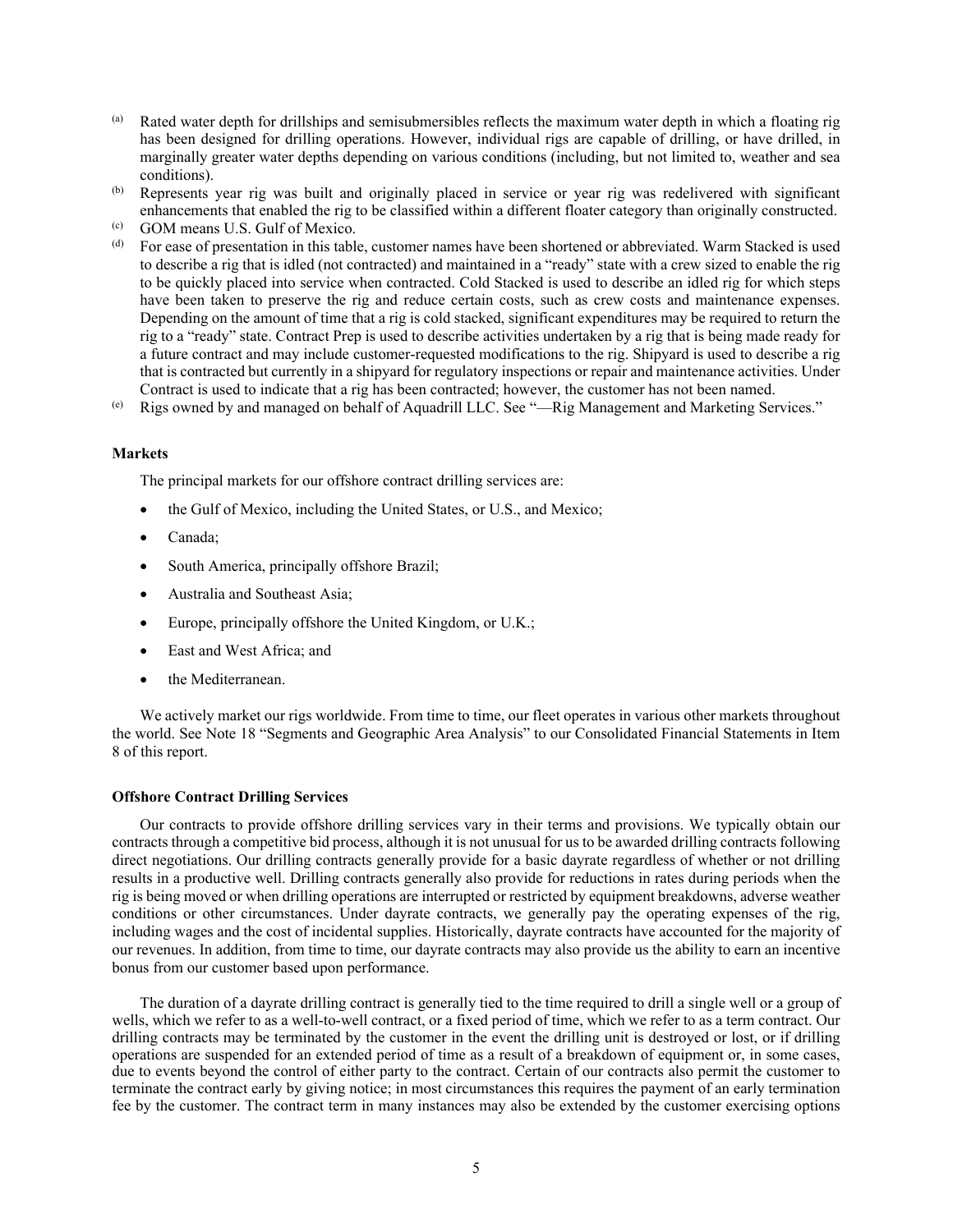[a] Rated water depth for drillships and semisubmersibles reflects the maximum water depth in which a floating rig has been designed for drilling operations. However, individual rigs are capable of drilling, or have drilled, in marginally greater water depths depending on various conditions (including, but not limited to, weather and sea conditions).

[b] Represents year rig was built and originally placed in service or year rig was redelivered with significant enhancements that enabled the rig to be classified within a different floater category than originally constructed.

[c] GOM means U.S. Gulf of Mexico.

[d] For ease of presentation in this table, customer names have been shortened or abbreviated. Warm Stacked is used to describe a rig that is idled (not contracted) and maintained in a "ready" state with a crew sized to enable the rig to be quickly placed into service when contracted. Cold Stacked is used to describe an idled rig for which steps have been taken to preserve the rig and reduce certain costs, such as crew costs and maintenance expenses. Depending on the amount of time that a rig is cold stacked, significant expenditures may be required to return the rig to a "ready" state. Contract Prep is used to describe activities undertaken by a rig that is being made ready for a future contract and may include customer-requested modifications to the rig. Shipyard is used to describe a rig that is contracted but currently in a shipyard for regulatory inspections or repair and maintenance activities. Under Contract is used to indicate that a rig has been contracted; however, the customer has not been named.

[e] Rigs owned by and managed on behalf of Aquadrill LLC. See "—Rig Management and Marketing Services."

**Markets**

The principal markets for our offshore contract drilling services are:

- the Gulf of Mexico, including the United States, or U.S., and Mexico;
- Canada;
- South America, principally offshore Brazil;
- Australia and Southeast Asia;
- Europe, principally offshore the United Kingdom, or U.K.;
- East and West Africa; and
- the Mediterranean.

We actively market our rigs worldwide. From time to time, our fleet operates in various other markets throughout the world. See Note 18 "Segments and Geographic Area Analysis" to our Consolidated Financial Statements in Item 8 of this report.

**Offshore Contract Drilling Services**

Our contracts to provide offshore drilling services vary in their terms and provisions. We typically obtain our contracts through a competitive bid process, although it is not unusual for us to be awarded drilling contracts following direct negotiations. Our drilling contracts generally provide for a basic dayrate regardless of whether or not drilling results in a productive well. Drilling contracts generally also provide for reductions in rates during periods when the rig is being moved or when drilling operations are interrupted or restricted by equipment breakdowns, adverse weather conditions or other circumstances. Under dayrate contracts, we generally pay the operating expenses of the rig, including wages and the cost of incidental supplies. Historically, dayrate contracts have accounted for the majority of our revenues. In addition, from time to time, our dayrate contracts may also provide us the ability to earn an incentive bonus from our customer based upon performance.

The duration of a dayrate drilling contract is generally tied to the time required to drill a single well or a group of wells, which we refer to as a well-to-well contract, or a fixed period of time, which we refer to as a term contract. Our drilling contracts may be terminated by the customer in the event the drilling unit is destroyed or lost, or if drilling operations are suspended for an extended period of time as a result of a breakdown of equipment or, in some cases, due to events beyond the control of either party to the contract. Certain of our contracts also permit the customer to terminate the contract early by giving notice; in most circumstances this requires the payment of an early termination fee by the customer. The contract term in many instances may also be extended by the customer exercising options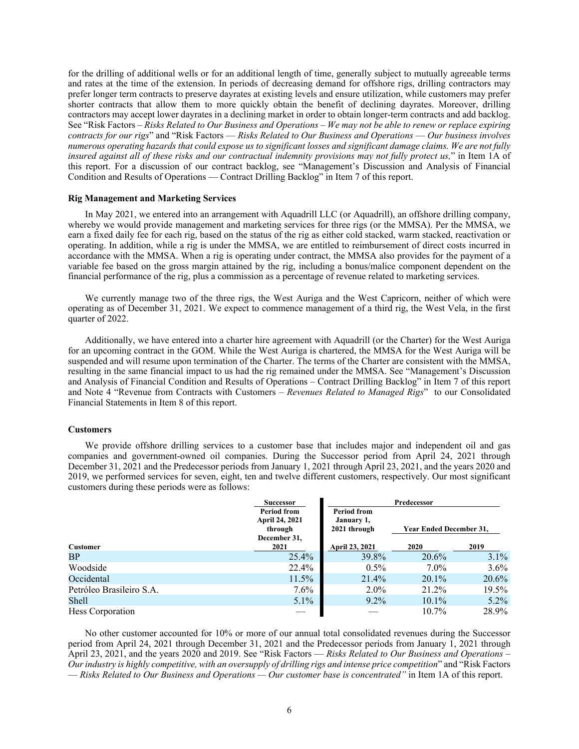for the drilling of additional wells or for an additional length of time, generally subject to mutually agreeable terms and rates at the time of the extension. In periods of decreasing demand for offshore rigs, drilling contractors may prefer longer term contracts to preserve dayrates at existing levels and ensure utilization, while customers may prefer shorter contracts that allow them to more quickly obtain the benefit of declining dayrates. Moreover, drilling contractors may accept lower dayrates in a declining market in order to obtain longer-term contracts and add backlog. See "Risk Factors – *Risks Related to Our Business and Operations – We may not be able to renew or replace expiring contracts for our rigs*" and "Risk Factors — *Risks Related to Our Business and Operations — Our business involves numerous operating hazards that could expose us to significant losses and significant damage claims. We are not fully insured against all of these risks and our contractual indemnity provisions may not fully protect us,*" in Item 1A of this report. For a discussion of our contract backlog, see "Management's Discussion and Analysis of Financial Condition and Results of Operations — Contract Drilling Backlog" in Item 7 of this report.

**Rig Management and Marketing Services**

In May 2021, we entered into an arrangement with Aquadrill LLC (or Aquadrill), an offshore drilling company, whereby we would provide management and marketing services for three rigs (or the MMSA). Per the MMSA, we earn a fixed daily fee for each rig, based on the status of the rig as either cold stacked, warm stacked, reactivation or operating. In addition, while a rig is under the MMSA, we are entitled to reimbursement of direct costs incurred in accordance with the MMSA. When a rig is operating under contract, the MMSA also provides for the payment of a variable fee based on the gross margin attained by the rig, including a bonus/malice component dependent on the financial performance of the rig, plus a commission as a percentage of revenue related to marketing services.

We currently manage two of the three rigs, the West Auriga and the West Capricorn, neither of which were operating as of December 31, 2021. We expect to commence management of a third rig, the West Vela, in the first quarter of 2022.

Additionally, we have entered into a charter hire agreement with Aquadrill (or the Charter) for the West Auriga for an upcoming contract in the GOM. While the West Auriga is chartered, the MMSA for the West Auriga will be suspended and will resume upon termination of the Charter. The terms of the Charter are consistent with the MMSA, resulting in the same financial impact to us had the rig remained under the MMSA. See "Management's Discussion and Analysis of Financial Condition and Results of Operations – Contract Drilling Backlog" in Item 7 of this report and Note 4 "Revenue from Contracts with Customers – *Revenues Related to Managed Rigs*" to our Consolidated Financial Statements in Item 8 of this report.

**Customers**

We provide offshore drilling services to a customer base that includes major and independent oil and gas companies and government-owned oil companies. During the Successor period from April 24, 2021 through December 31, 2021 and the Predecessor periods from January 1, 2021 through April 23, 2021, and the years 2020 and 2019, we performed services for seven, eight, ten and twelve different customers, respectively. Our most significant customers during these periods were as follows:

| | Successor | Predecessor | | |
|---|---|---|---|---|
| Customer | Period from April 24, 2021 through December 31, 2021 | Period from January 1, 2021 through April 23, 2021 | Year Ended December 31, 2020 | Year Ended December 31, 2019 |
| BP | 25.4% | 39.8% | 20.6% | 3.1% |
| Woodside | 22.4% | 0.5% | 7.0% | 3.6% |
| Occidental | 11.5% | 21.4% | 20.1% | 20.6% |
| Petróleo Brasileiro S.A. | 7.6% | 2.0% | 21.2% | 19.5% |
| Shell | 5.1% | 9.2% | 10.1% | 5.2% |
| Hess Corporation | — | — | 10.7% | 28.9% |

No other customer accounted for 10% or more of our annual total consolidated revenues during the Successor period from April 24, 2021 through December 31, 2021 and the Predecessor periods from January 1, 2021 through April 23, 2021, and the years 2020 and 2019. See "Risk Factors — *Risks Related to Our Business and Operations – Our industry is highly competitive, with an oversupply of drilling rigs and intense price competition*" and "Risk Factors — *Risks Related to Our Business and Operations — Our customer base is concentrated"* in Item 1A of this report.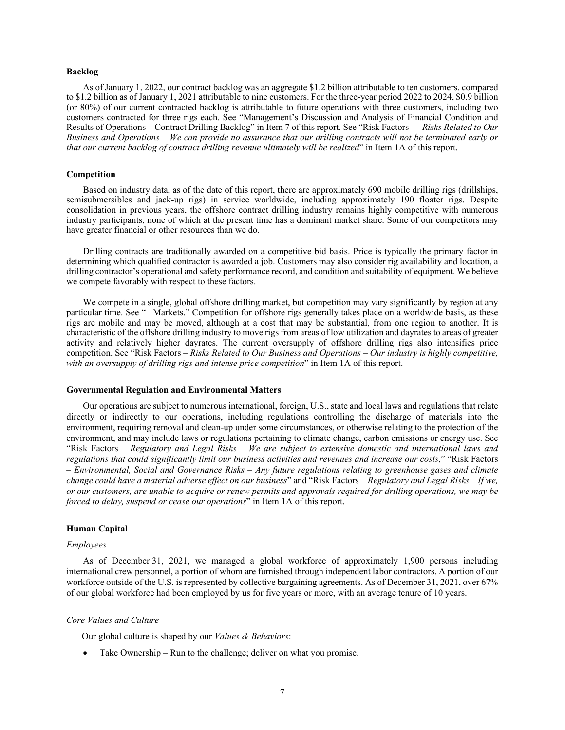### Backlog

As of January 1, 2022, our contract backlog was an aggregate $1.2 billion attributable to ten customers, compared to $1.2 billion as of January 1, 2021 attributable to nine customers. For the three-year period 2022 to 2024, $0.9 billion (or 80%) of our current contracted backlog is attributable to future operations with three customers, including two customers contracted for three rigs each. See "Management's Discussion and Analysis of Financial Condition and Results of Operations – Contract Drilling Backlog" in Item 7 of this report. See "Risk Factors — *Risks Related to Our Business and Operations – We can provide no assurance that our drilling contracts will not be terminated early or that our current backlog of contract drilling revenue ultimately will be realized*" in Item 1A of this report.

### Competition

Based on industry data, as of the date of this report, there are approximately 690 mobile drilling rigs (drillships, semisubmersibles and jack-up rigs) in service worldwide, including approximately 190 floater rigs. Despite consolidation in previous years, the offshore contract drilling industry remains highly competitive with numerous industry participants, none of which at the present time has a dominant market share. Some of our competitors may have greater financial or other resources than we do.

Drilling contracts are traditionally awarded on a competitive bid basis. Price is typically the primary factor in determining which qualified contractor is awarded a job. Customers may also consider rig availability and location, a drilling contractor's operational and safety performance record, and condition and suitability of equipment. We believe we compete favorably with respect to these factors.

We compete in a single, global offshore drilling market, but competition may vary significantly by region at any particular time. See "– Markets." Competition for offshore rigs generally takes place on a worldwide basis, as these rigs are mobile and may be moved, although at a cost that may be substantial, from one region to another. It is characteristic of the offshore drilling industry to move rigs from areas of low utilization and dayrates to areas of greater activity and relatively higher dayrates. The current oversupply of offshore drilling rigs also intensifies price competition. See "Risk Factors – *Risks Related to Our Business and Operations – Our industry is highly competitive, with an oversupply of drilling rigs and intense price competition*" in Item 1A of this report.

### Governmental Regulation and Environmental Matters

Our operations are subject to numerous international, foreign, U.S., state and local laws and regulations that relate directly or indirectly to our operations, including regulations controlling the discharge of materials into the environment, requiring removal and clean-up under some circumstances, or otherwise relating to the protection of the environment, and may include laws or regulations pertaining to climate change, carbon emissions or energy use. See "Risk Factors – *Regulatory and Legal Risks – We are subject to extensive domestic and international laws and regulations that could significantly limit our business activities and revenues and increase our costs*," "Risk Factors – *Environmental, Social and Governance Risks – Any future regulations relating to greenhouse gases and climate change could have a material adverse effect on our business*" and "Risk Factors – *Regulatory and Legal Risks – If we, or our customers, are unable to acquire or renew permits and approvals required for drilling operations, we may be forced to delay, suspend or cease our operations*" in Item 1A of this report.

### Human Capital

*Employees*

As of December 31, 2021, we managed a global workforce of approximately 1,900 persons including international crew personnel, a portion of whom are furnished through independent labor contractors. A portion of our workforce outside of the U.S. is represented by collective bargaining agreements. As of December 31, 2021, over 67% of our global workforce had been employed by us for five years or more, with an average tenure of 10 years.

*Core Values and Culture*

Our global culture is shaped by our *Values & Behaviors*:

- Take Ownership – Run to the challenge; deliver on what you promise.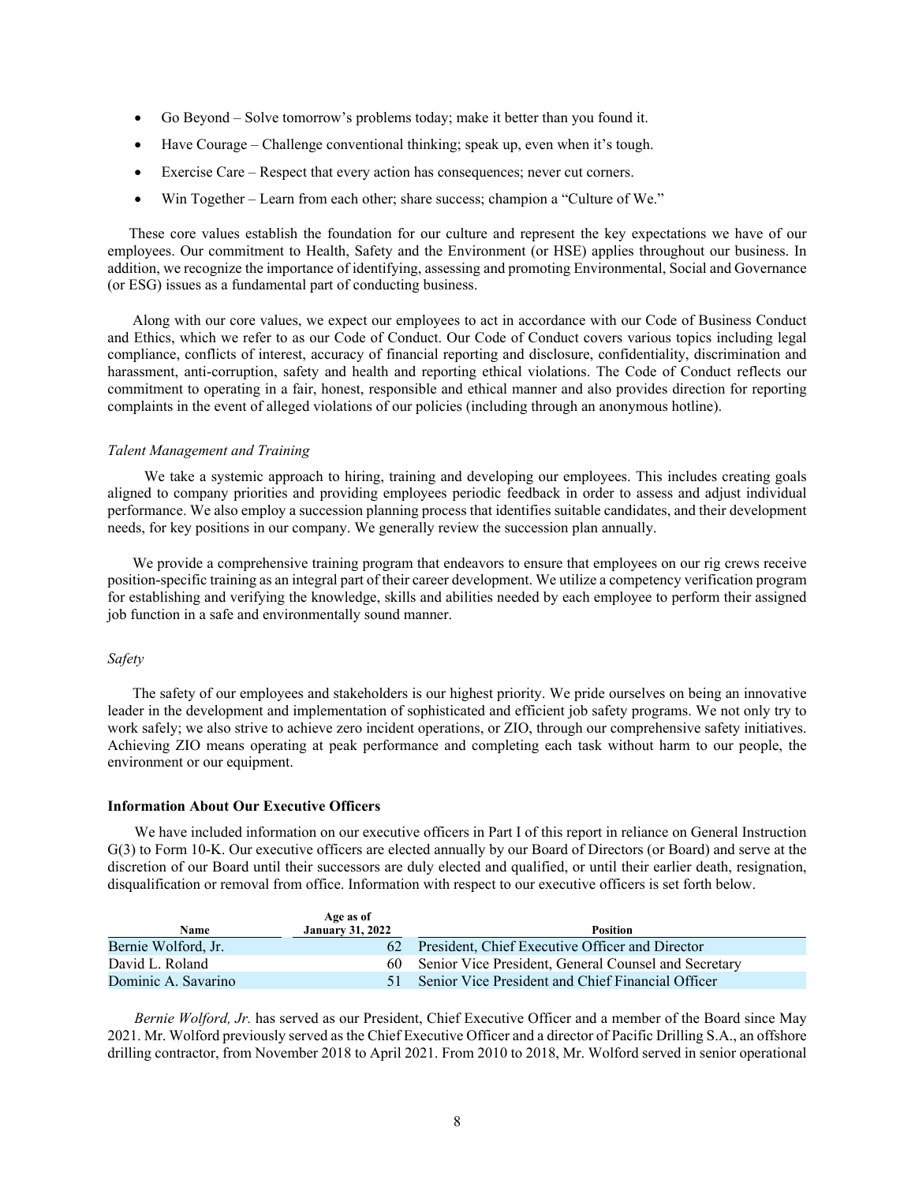- Go Beyond – Solve tomorrow's problems today; make it better than you found it.
- Have Courage – Challenge conventional thinking; speak up, even when it's tough.
- Exercise Care – Respect that every action has consequences; never cut corners.
- Win Together – Learn from each other; share success; champion a "Culture of We."

These core values establish the foundation for our culture and represent the key expectations we have of our employees. Our commitment to Health, Safety and the Environment (or HSE) applies throughout our business. In addition, we recognize the importance of identifying, assessing and promoting Environmental, Social and Governance (or ESG) issues as a fundamental part of conducting business.

Along with our core values, we expect our employees to act in accordance with our Code of Business Conduct and Ethics, which we refer to as our Code of Conduct. Our Code of Conduct covers various topics including legal compliance, conflicts of interest, accuracy of financial reporting and disclosure, confidentiality, discrimination and harassment, anti-corruption, safety and health and reporting ethical violations. The Code of Conduct reflects our commitment to operating in a fair, honest, responsible and ethical manner and also provides direction for reporting complaints in the event of alleged violations of our policies (including through an anonymous hotline).

*Talent Management and Training*

We take a systemic approach to hiring, training and developing our employees. This includes creating goals aligned to company priorities and providing employees periodic feedback in order to assess and adjust individual performance. We also employ a succession planning process that identifies suitable candidates, and their development needs, for key positions in our company. We generally review the succession plan annually.

We provide a comprehensive training program that endeavors to ensure that employees on our rig crews receive position-specific training as an integral part of their career development. We utilize a competency verification program for establishing and verifying the knowledge, skills and abilities needed by each employee to perform their assigned job function in a safe and environmentally sound manner.

*Safety*

The safety of our employees and stakeholders is our highest priority. We pride ourselves on being an innovative leader in the development and implementation of sophisticated and efficient job safety programs. We not only try to work safely; we also strive to achieve zero incident operations, or ZIO, through our comprehensive safety initiatives. Achieving ZIO means operating at peak performance and completing each task without harm to our people, the environment or our equipment.

**Information About Our Executive Officers**

We have included information on our executive officers in Part I of this report in reliance on General Instruction G(3) to Form 10-K. Our executive officers are elected annually by our Board of Directors (or Board) and serve at the discretion of our Board until their successors are duly elected and qualified, or until their earlier death, resignation, disqualification or removal from office. Information with respect to our executive officers is set forth below.

| Name | Age as of January 31, 2022 | Position |
|---|---|---|
| Bernie Wolford, Jr. | 62 | President, Chief Executive Officer and Director |
| David L. Roland | 60 | Senior Vice President, General Counsel and Secretary |
| Dominic A. Savarino | 51 | Senior Vice President and Chief Financial Officer |

*Bernie Wolford, Jr.* has served as our President, Chief Executive Officer and a member of the Board since May 2021. Mr. Wolford previously served as the Chief Executive Officer and a director of Pacific Drilling S.A., an offshore drilling contractor, from November 2018 to April 2021. From 2010 to 2018, Mr. Wolford served in senior operational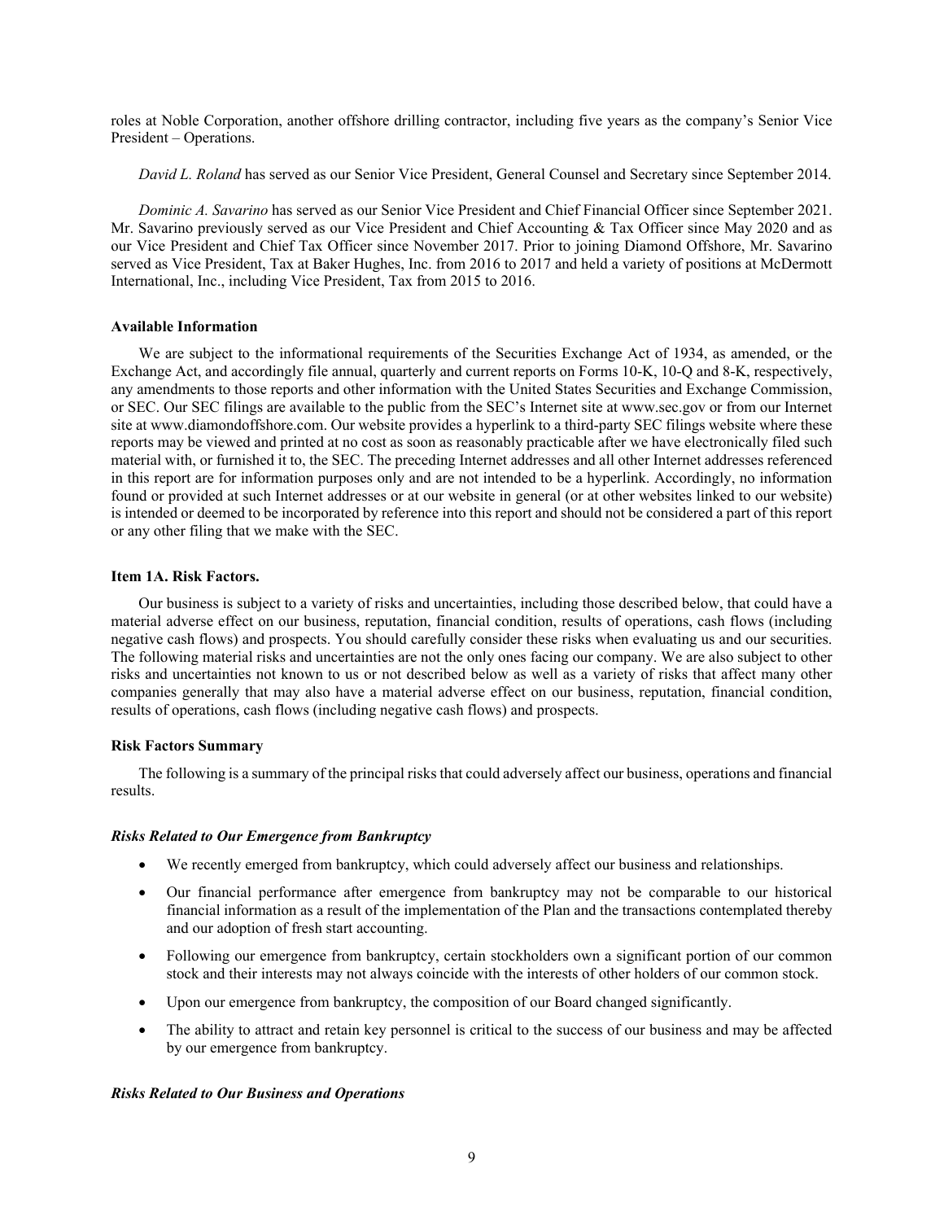roles at Noble Corporation, another offshore drilling contractor, including five years as the company's Senior Vice President – Operations.

*David L. Roland* has served as our Senior Vice President, General Counsel and Secretary since September 2014.

*Dominic A. Savarino* has served as our Senior Vice President and Chief Financial Officer since September 2021. Mr. Savarino previously served as our Vice President and Chief Accounting & Tax Officer since May 2020 and as our Vice President and Chief Tax Officer since November 2017. Prior to joining Diamond Offshore, Mr. Savarino served as Vice President, Tax at Baker Hughes, Inc. from 2016 to 2017 and held a variety of positions at McDermott International, Inc., including Vice President, Tax from 2015 to 2016.

**Available Information**

We are subject to the informational requirements of the Securities Exchange Act of 1934, as amended, or the Exchange Act, and accordingly file annual, quarterly and current reports on Forms 10-K, 10-Q and 8-K, respectively, any amendments to those reports and other information with the United States Securities and Exchange Commission, or SEC. Our SEC filings are available to the public from the SEC's Internet site at www.sec.gov or from our Internet site at www.diamondoffshore.com. Our website provides a hyperlink to a third-party SEC filings website where these reports may be viewed and printed at no cost as soon as reasonably practicable after we have electronically filed such material with, or furnished it to, the SEC. The preceding Internet addresses and all other Internet addresses referenced in this report are for information purposes only and are not intended to be a hyperlink. Accordingly, no information found or provided at such Internet addresses or at our website in general (or at other websites linked to our website) is intended or deemed to be incorporated by reference into this report and should not be considered a part of this report or any other filing that we make with the SEC.

## Item 1A. Risk Factors.

Our business is subject to a variety of risks and uncertainties, including those described below, that could have a material adverse effect on our business, reputation, financial condition, results of operations, cash flows (including negative cash flows) and prospects. You should carefully consider these risks when evaluating us and our securities. The following material risks and uncertainties are not the only ones facing our company. We are also subject to other risks and uncertainties not known to us or not described below as well as a variety of risks that affect many other companies generally that may also have a material adverse effect on our business, reputation, financial condition, results of operations, cash flows (including negative cash flows) and prospects.

**Risk Factors Summary**

The following is a summary of the principal risks that could adversely affect our business, operations and financial results.

***Risks Related to Our Emergence from Bankruptcy***

- We recently emerged from bankruptcy, which could adversely affect our business and relationships.
- Our financial performance after emergence from bankruptcy may not be comparable to our historical financial information as a result of the implementation of the Plan and the transactions contemplated thereby and our adoption of fresh start accounting.
- Following our emergence from bankruptcy, certain stockholders own a significant portion of our common stock and their interests may not always coincide with the interests of other holders of our common stock.
- Upon our emergence from bankruptcy, the composition of our Board changed significantly.
- The ability to attract and retain key personnel is critical to the success of our business and may be affected by our emergence from bankruptcy.

***Risks Related to Our Business and Operations***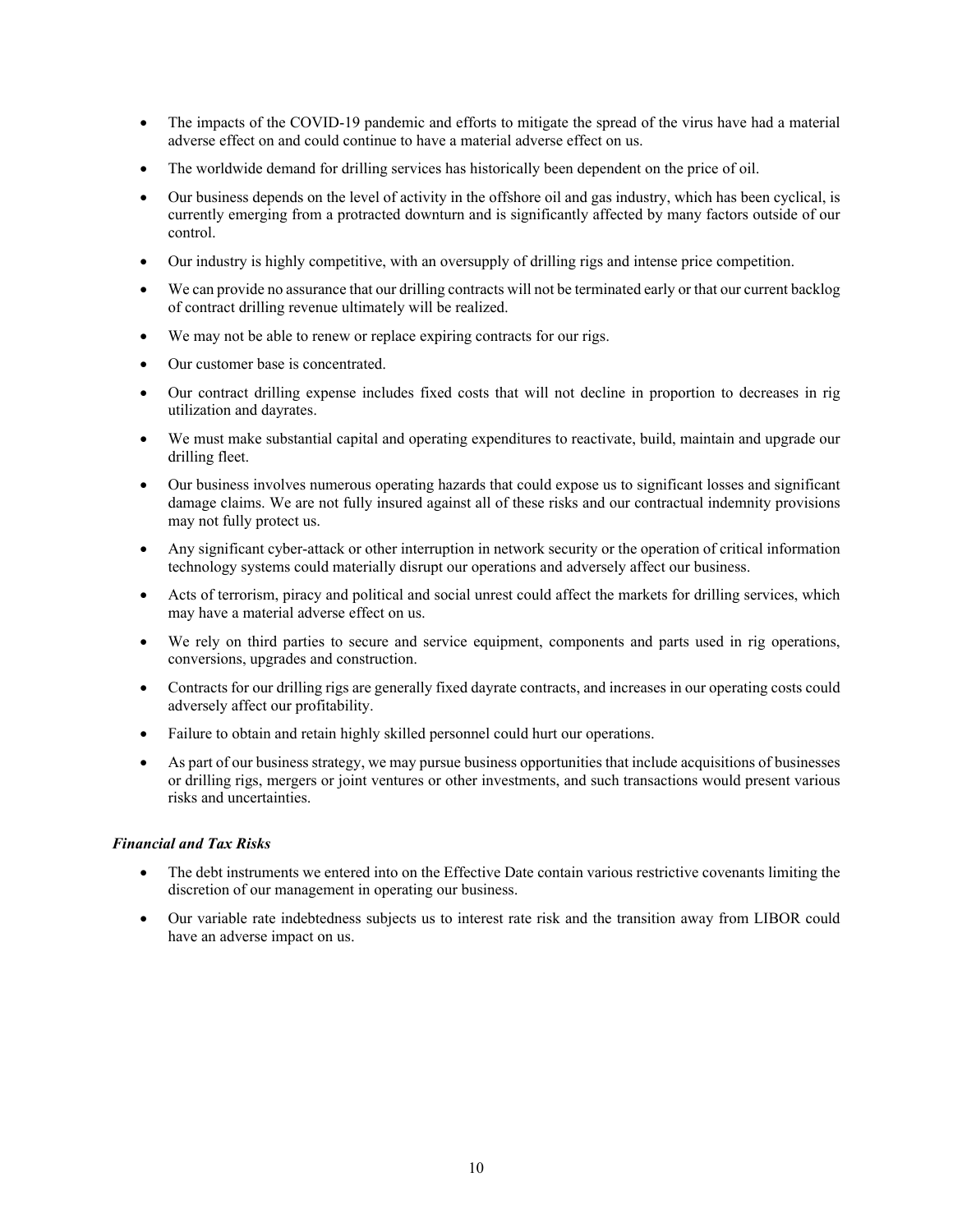- The impacts of the COVID-19 pandemic and efforts to mitigate the spread of the virus have had a material adverse effect on and could continue to have a material adverse effect on us.
- The worldwide demand for drilling services has historically been dependent on the price of oil.
- Our business depends on the level of activity in the offshore oil and gas industry, which has been cyclical, is currently emerging from a protracted downturn and is significantly affected by many factors outside of our control.
- Our industry is highly competitive, with an oversupply of drilling rigs and intense price competition.
- We can provide no assurance that our drilling contracts will not be terminated early or that our current backlog of contract drilling revenue ultimately will be realized.
- We may not be able to renew or replace expiring contracts for our rigs.
- Our customer base is concentrated.
- Our contract drilling expense includes fixed costs that will not decline in proportion to decreases in rig utilization and dayrates.
- We must make substantial capital and operating expenditures to reactivate, build, maintain and upgrade our drilling fleet.
- Our business involves numerous operating hazards that could expose us to significant losses and significant damage claims. We are not fully insured against all of these risks and our contractual indemnity provisions may not fully protect us.
- Any significant cyber-attack or other interruption in network security or the operation of critical information technology systems could materially disrupt our operations and adversely affect our business.
- Acts of terrorism, piracy and political and social unrest could affect the markets for drilling services, which may have a material adverse effect on us.
- We rely on third parties to secure and service equipment, components and parts used in rig operations, conversions, upgrades and construction.
- Contracts for our drilling rigs are generally fixed dayrate contracts, and increases in our operating costs could adversely affect our profitability.
- Failure to obtain and retain highly skilled personnel could hurt our operations.
- As part of our business strategy, we may pursue business opportunities that include acquisitions of businesses or drilling rigs, mergers or joint ventures or other investments, and such transactions would present various risks and uncertainties.

***Financial and Tax Risks***

- The debt instruments we entered into on the Effective Date contain various restrictive covenants limiting the discretion of our management in operating our business.
- Our variable rate indebtedness subjects us to interest rate risk and the transition away from LIBOR could have an adverse impact on us.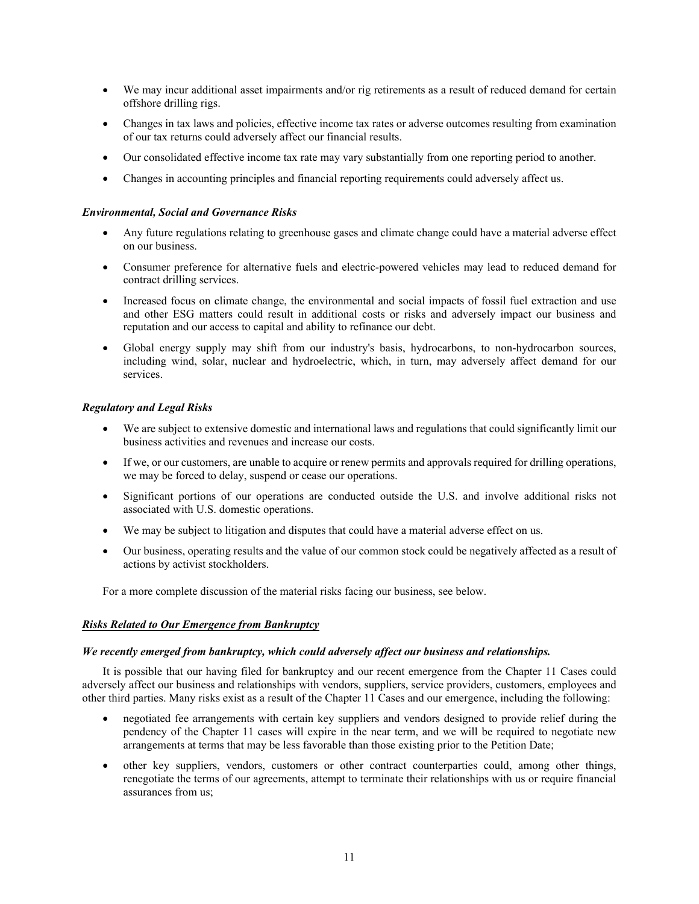- We may incur additional asset impairments and/or rig retirements as a result of reduced demand for certain offshore drilling rigs.
- Changes in tax laws and policies, effective income tax rates or adverse outcomes resulting from examination of our tax returns could adversely affect our financial results.
- Our consolidated effective income tax rate may vary substantially from one reporting period to another.
- Changes in accounting principles and financial reporting requirements could adversely affect us.

***Environmental, Social and Governance Risks***

- Any future regulations relating to greenhouse gases and climate change could have a material adverse effect on our business.
- Consumer preference for alternative fuels and electric-powered vehicles may lead to reduced demand for contract drilling services.
- Increased focus on climate change, the environmental and social impacts of fossil fuel extraction and use and other ESG matters could result in additional costs or risks and adversely impact our business and reputation and our access to capital and ability to refinance our debt.
- Global energy supply may shift from our industry's basis, hydrocarbons, to non-hydrocarbon sources, including wind, solar, nuclear and hydroelectric, which, in turn, may adversely affect demand for our services.

***Regulatory and Legal Risks***

- We are subject to extensive domestic and international laws and regulations that could significantly limit our business activities and revenues and increase our costs.
- If we, or our customers, are unable to acquire or renew permits and approvals required for drilling operations, we may be forced to delay, suspend or cease our operations.
- Significant portions of our operations are conducted outside the U.S. and involve additional risks not associated with U.S. domestic operations.
- We may be subject to litigation and disputes that could have a material adverse effect on us.
- Our business, operating results and the value of our common stock could be negatively affected as a result of actions by activist stockholders.

For a more complete discussion of the material risks facing our business, see below.

***<u>Risks Related to Our Emergence from Bankruptcy</u>***

***We recently emerged from bankruptcy, which could adversely affect our business and relationships.***

It is possible that our having filed for bankruptcy and our recent emergence from the Chapter 11 Cases could adversely affect our business and relationships with vendors, suppliers, service providers, customers, employees and other third parties. Many risks exist as a result of the Chapter 11 Cases and our emergence, including the following:

- negotiated fee arrangements with certain key suppliers and vendors designed to provide relief during the pendency of the Chapter 11 cases will expire in the near term, and we will be required to negotiate new arrangements at terms that may be less favorable than those existing prior to the Petition Date;
- other key suppliers, vendors, customers or other contract counterparties could, among other things, renegotiate the terms of our agreements, attempt to terminate their relationships with us or require financial assurances from us;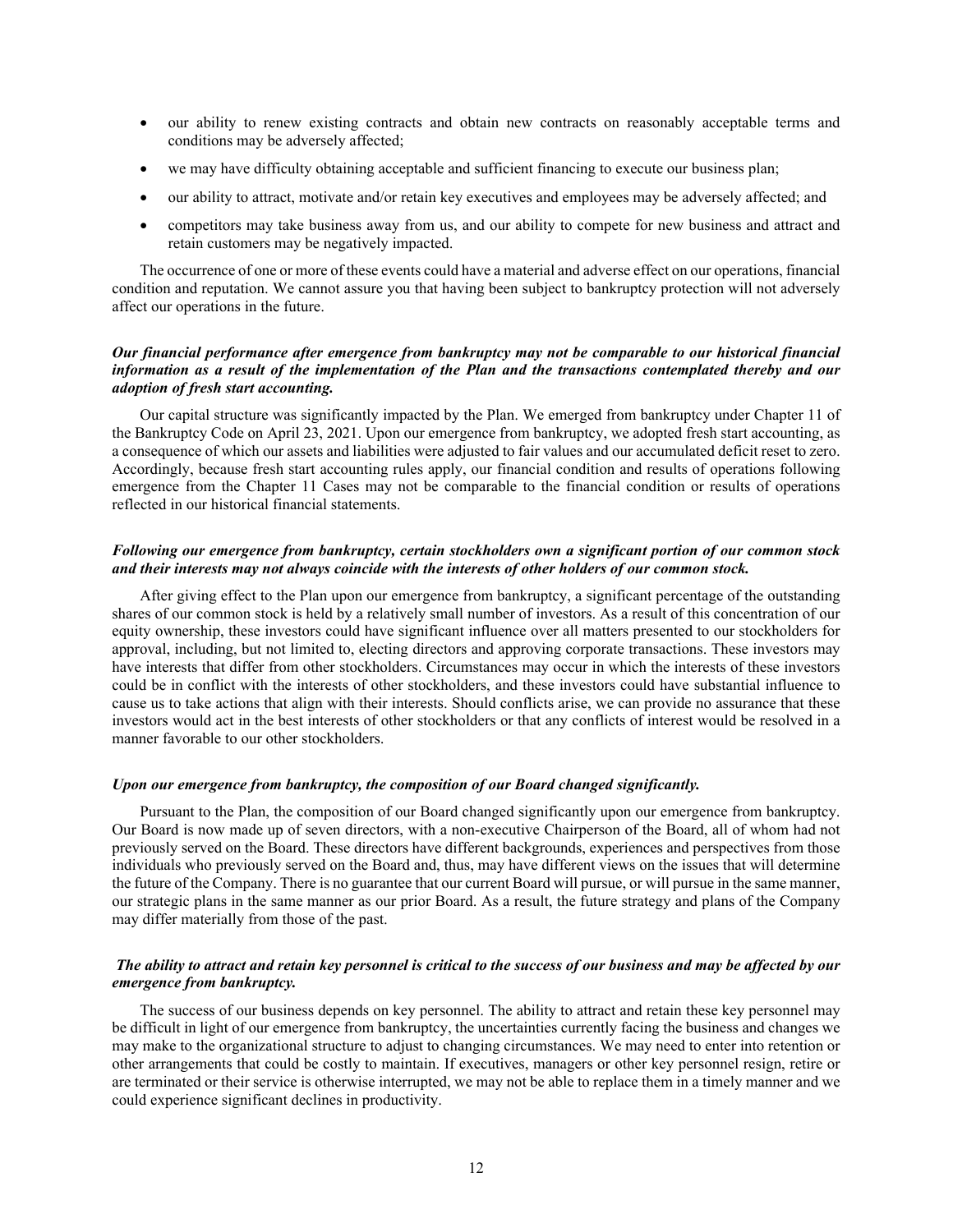- our ability to renew existing contracts and obtain new contracts on reasonably acceptable terms and conditions may be adversely affected;
- we may have difficulty obtaining acceptable and sufficient financing to execute our business plan;
- our ability to attract, motivate and/or retain key executives and employees may be adversely affected; and
- competitors may take business away from us, and our ability to compete for new business and attract and retain customers may be negatively impacted.

The occurrence of one or more of these events could have a material and adverse effect on our operations, financial condition and reputation. We cannot assure you that having been subject to bankruptcy protection will not adversely affect our operations in the future.

***Our financial performance after emergence from bankruptcy may not be comparable to our historical financial information as a result of the implementation of the Plan and the transactions contemplated thereby and our adoption of fresh start accounting.***

Our capital structure was significantly impacted by the Plan. We emerged from bankruptcy under Chapter 11 of the Bankruptcy Code on April 23, 2021. Upon our emergence from bankruptcy, we adopted fresh start accounting, as a consequence of which our assets and liabilities were adjusted to fair values and our accumulated deficit reset to zero. Accordingly, because fresh start accounting rules apply, our financial condition and results of operations following emergence from the Chapter 11 Cases may not be comparable to the financial condition or results of operations reflected in our historical financial statements.

***Following our emergence from bankruptcy, certain stockholders own a significant portion of our common stock and their interests may not always coincide with the interests of other holders of our common stock.***

After giving effect to the Plan upon our emergence from bankruptcy, a significant percentage of the outstanding shares of our common stock is held by a relatively small number of investors. As a result of this concentration of our equity ownership, these investors could have significant influence over all matters presented to our stockholders for approval, including, but not limited to, electing directors and approving corporate transactions. These investors may have interests that differ from other stockholders. Circumstances may occur in which the interests of these investors could be in conflict with the interests of other stockholders, and these investors could have substantial influence to cause us to take actions that align with their interests. Should conflicts arise, we can provide no assurance that these investors would act in the best interests of other stockholders or that any conflicts of interest would be resolved in a manner favorable to our other stockholders.

***Upon our emergence from bankruptcy, the composition of our Board changed significantly.***

Pursuant to the Plan, the composition of our Board changed significantly upon our emergence from bankruptcy. Our Board is now made up of seven directors, with a non-executive Chairperson of the Board, all of whom had not previously served on the Board. These directors have different backgrounds, experiences and perspectives from those individuals who previously served on the Board and, thus, may have different views on the issues that will determine the future of the Company. There is no guarantee that our current Board will pursue, or will pursue in the same manner, our strategic plans in the same manner as our prior Board. As a result, the future strategy and plans of the Company may differ materially from those of the past.

***The ability to attract and retain key personnel is critical to the success of our business and may be affected by our emergence from bankruptcy.***

The success of our business depends on key personnel. The ability to attract and retain these key personnel may be difficult in light of our emergence from bankruptcy, the uncertainties currently facing the business and changes we may make to the organizational structure to adjust to changing circumstances. We may need to enter into retention or other arrangements that could be costly to maintain. If executives, managers or other key personnel resign, retire or are terminated or their service is otherwise interrupted, we may not be able to replace them in a timely manner and we could experience significant declines in productivity.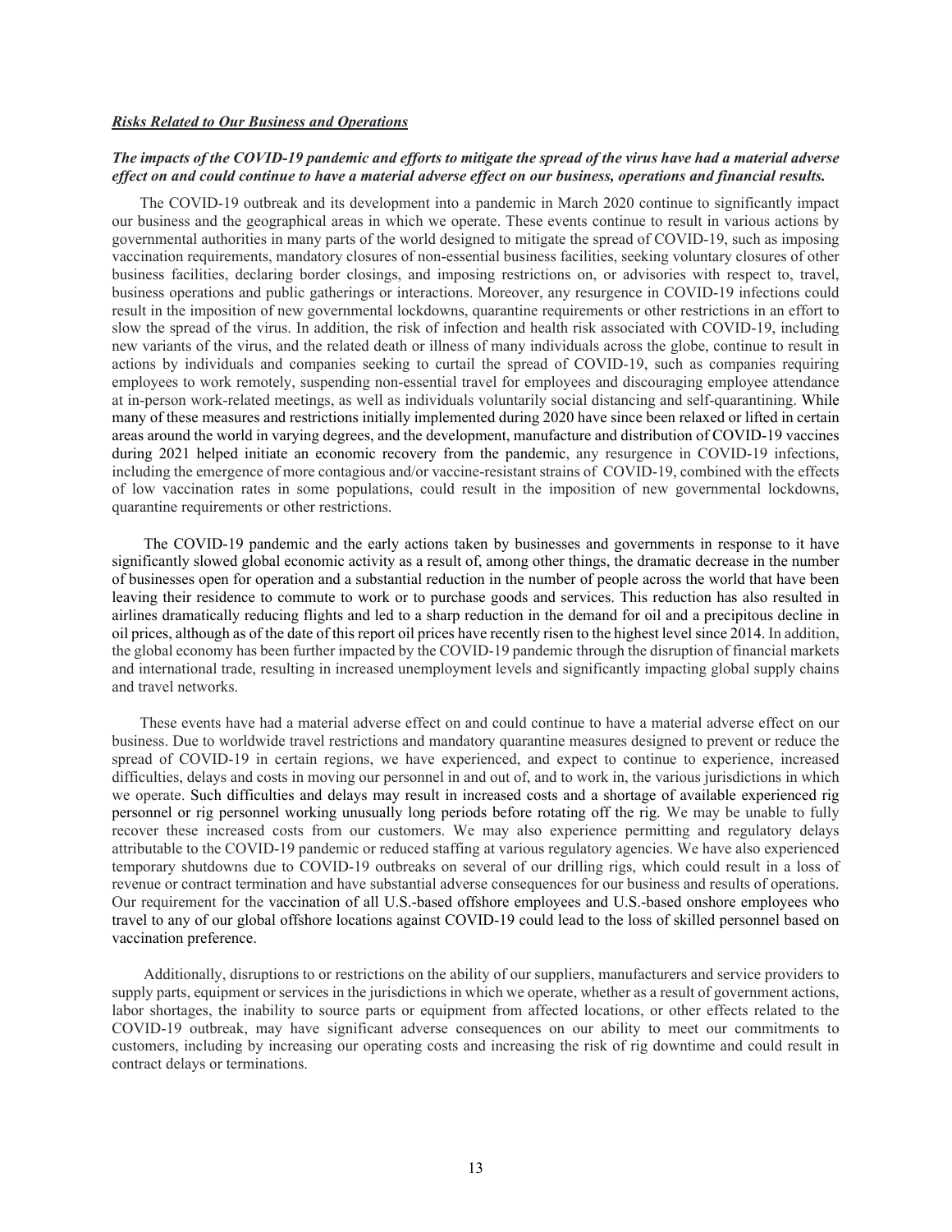***Risks Related to Our Business and Operations***

***The impacts of the COVID-19 pandemic and efforts to mitigate the spread of the virus have had a material adverse effect on and could continue to have a material adverse effect on our business, operations and financial results.***

The COVID-19 outbreak and its development into a pandemic in March 2020 continue to significantly impact our business and the geographical areas in which we operate. These events continue to result in various actions by governmental authorities in many parts of the world designed to mitigate the spread of COVID-19, such as imposing vaccination requirements, mandatory closures of non-essential business facilities, seeking voluntary closures of other business facilities, declaring border closings, and imposing restrictions on, or advisories with respect to, travel, business operations and public gatherings or interactions. Moreover, any resurgence in COVID-19 infections could result in the imposition of new governmental lockdowns, quarantine requirements or other restrictions in an effort to slow the spread of the virus. In addition, the risk of infection and health risk associated with COVID-19, including new variants of the virus, and the related death or illness of many individuals across the globe, continue to result in actions by individuals and companies seeking to curtail the spread of COVID-19, such as companies requiring employees to work remotely, suspending non-essential travel for employees and discouraging employee attendance at in-person work-related meetings, as well as individuals voluntarily social distancing and self-quarantining. While many of these measures and restrictions initially implemented during 2020 have since been relaxed or lifted in certain areas around the world in varying degrees, and the development, manufacture and distribution of COVID-19 vaccines during 2021 helped initiate an economic recovery from the pandemic, any resurgence in COVID-19 infections, including the emergence of more contagious and/or vaccine-resistant strains of COVID-19, combined with the effects of low vaccination rates in some populations, could result in the imposition of new governmental lockdowns, quarantine requirements or other restrictions.

The COVID-19 pandemic and the early actions taken by businesses and governments in response to it have significantly slowed global economic activity as a result of, among other things, the dramatic decrease in the number of businesses open for operation and a substantial reduction in the number of people across the world that have been leaving their residence to commute to work or to purchase goods and services. This reduction has also resulted in airlines dramatically reducing flights and led to a sharp reduction in the demand for oil and a precipitous decline in oil prices, although as of the date of this report oil prices have recently risen to the highest level since 2014. In addition, the global economy has been further impacted by the COVID-19 pandemic through the disruption of financial markets and international trade, resulting in increased unemployment levels and significantly impacting global supply chains and travel networks.

These events have had a material adverse effect on and could continue to have a material adverse effect on our business. Due to worldwide travel restrictions and mandatory quarantine measures designed to prevent or reduce the spread of COVID-19 in certain regions, we have experienced, and expect to continue to experience, increased difficulties, delays and costs in moving our personnel in and out of, and to work in, the various jurisdictions in which we operate. Such difficulties and delays may result in increased costs and a shortage of available experienced rig personnel or rig personnel working unusually long periods before rotating off the rig. We may be unable to fully recover these increased costs from our customers. We may also experience permitting and regulatory delays attributable to the COVID-19 pandemic or reduced staffing at various regulatory agencies. We have also experienced temporary shutdowns due to COVID-19 outbreaks on several of our drilling rigs, which could result in a loss of revenue or contract termination and have substantial adverse consequences for our business and results of operations. Our requirement for the vaccination of all U.S.-based offshore employees and U.S.-based onshore employees who travel to any of our global offshore locations against COVID-19 could lead to the loss of skilled personnel based on vaccination preference.

Additionally, disruptions to or restrictions on the ability of our suppliers, manufacturers and service providers to supply parts, equipment or services in the jurisdictions in which we operate, whether as a result of government actions, labor shortages, the inability to source parts or equipment from affected locations, or other effects related to the COVID-19 outbreak, may have significant adverse consequences on our ability to meet our commitments to customers, including by increasing our operating costs and increasing the risk of rig downtime and could result in contract delays or terminations.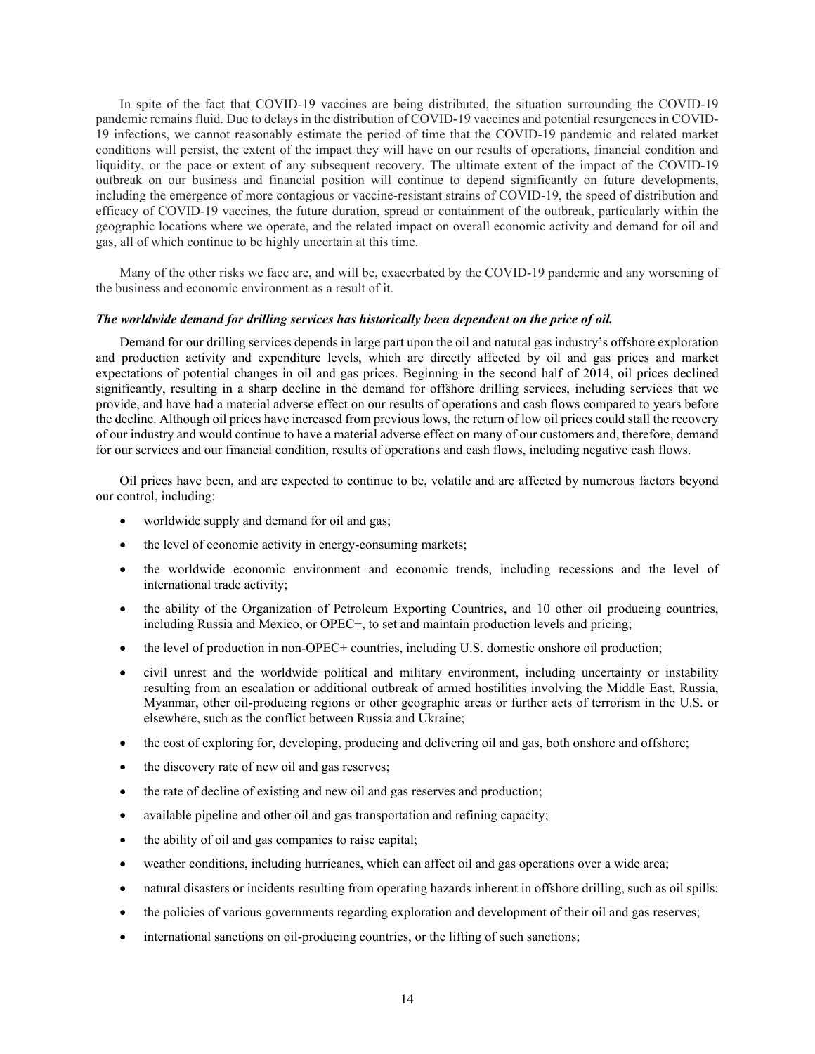In spite of the fact that COVID-19 vaccines are being distributed, the situation surrounding the COVID-19 pandemic remains fluid. Due to delays in the distribution of COVID-19 vaccines and potential resurgences in COVID-19 infections, we cannot reasonably estimate the period of time that the COVID-19 pandemic and related market conditions will persist, the extent of the impact they will have on our results of operations, financial condition and liquidity, or the pace or extent of any subsequent recovery. The ultimate extent of the impact of the COVID-19 outbreak on our business and financial position will continue to depend significantly on future developments, including the emergence of more contagious or vaccine-resistant strains of COVID-19, the speed of distribution and efficacy of COVID-19 vaccines, the future duration, spread or containment of the outbreak, particularly within the geographic locations where we operate, and the related impact on overall economic activity and demand for oil and gas, all of which continue to be highly uncertain at this time.

Many of the other risks we face are, and will be, exacerbated by the COVID-19 pandemic and any worsening of the business and economic environment as a result of it.

***The worldwide demand for drilling services has historically been dependent on the price of oil.***

Demand for our drilling services depends in large part upon the oil and natural gas industry's offshore exploration and production activity and expenditure levels, which are directly affected by oil and gas prices and market expectations of potential changes in oil and gas prices. Beginning in the second half of 2014, oil prices declined significantly, resulting in a sharp decline in the demand for offshore drilling services, including services that we provide, and have had a material adverse effect on our results of operations and cash flows compared to years before the decline. Although oil prices have increased from previous lows, the return of low oil prices could stall the recovery of our industry and would continue to have a material adverse effect on many of our customers and, therefore, demand for our services and our financial condition, results of operations and cash flows, including negative cash flows.

Oil prices have been, and are expected to continue to be, volatile and are affected by numerous factors beyond our control, including:

- worldwide supply and demand for oil and gas;
- the level of economic activity in energy-consuming markets;
- the worldwide economic environment and economic trends, including recessions and the level of international trade activity;
- the ability of the Organization of Petroleum Exporting Countries, and 10 other oil producing countries, including Russia and Mexico, or OPEC+, to set and maintain production levels and pricing;
- the level of production in non-OPEC+ countries, including U.S. domestic onshore oil production;
- civil unrest and the worldwide political and military environment, including uncertainty or instability resulting from an escalation or additional outbreak of armed hostilities involving the Middle East, Russia, Myanmar, other oil-producing regions or other geographic areas or further acts of terrorism in the U.S. or elsewhere, such as the conflict between Russia and Ukraine;
- the cost of exploring for, developing, producing and delivering oil and gas, both onshore and offshore;
- the discovery rate of new oil and gas reserves;
- the rate of decline of existing and new oil and gas reserves and production;
- available pipeline and other oil and gas transportation and refining capacity;
- the ability of oil and gas companies to raise capital;
- weather conditions, including hurricanes, which can affect oil and gas operations over a wide area;
- natural disasters or incidents resulting from operating hazards inherent in offshore drilling, such as oil spills;
- the policies of various governments regarding exploration and development of their oil and gas reserves;
- international sanctions on oil-producing countries, or the lifting of such sanctions;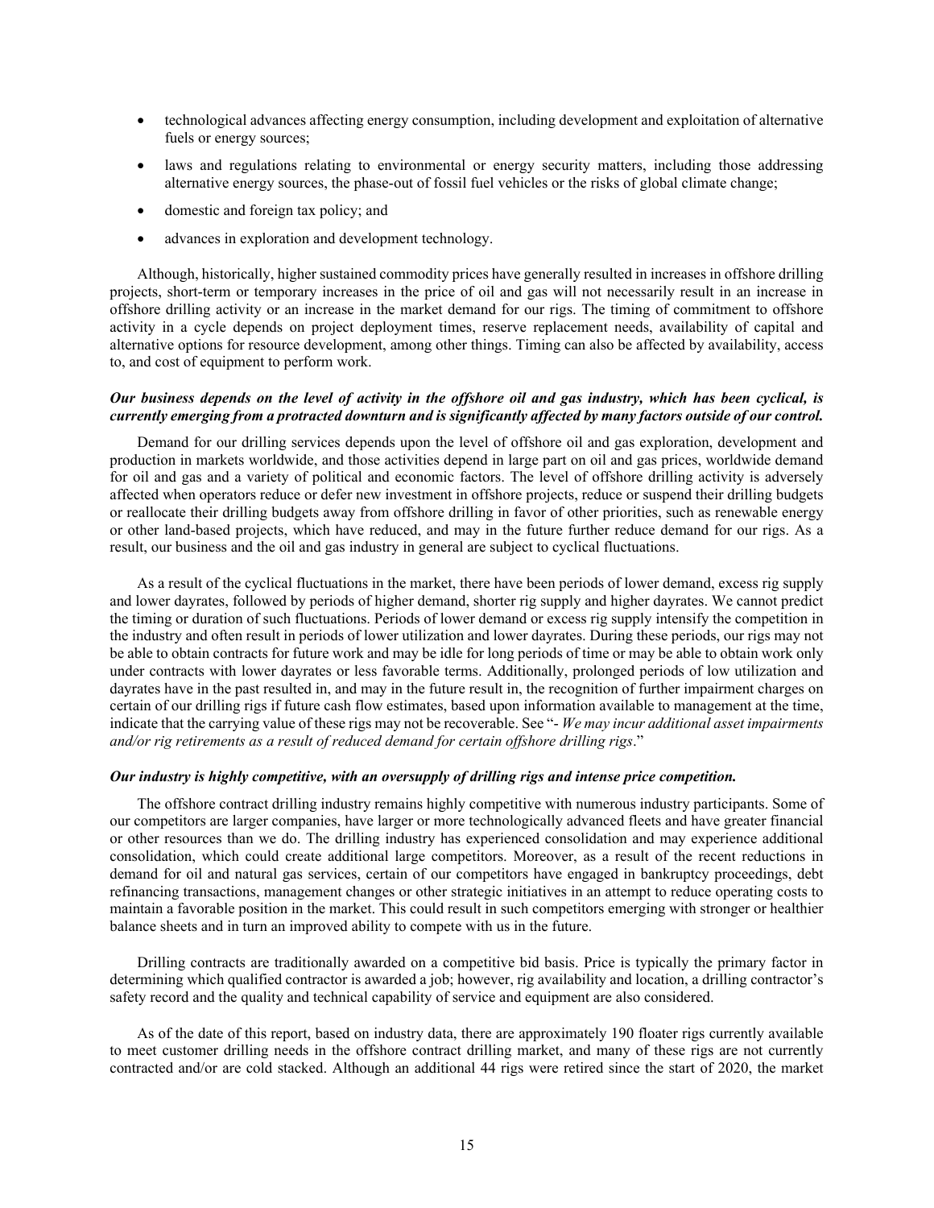- technological advances affecting energy consumption, including development and exploitation of alternative fuels or energy sources;
- laws and regulations relating to environmental or energy security matters, including those addressing alternative energy sources, the phase-out of fossil fuel vehicles or the risks of global climate change;
- domestic and foreign tax policy; and
- advances in exploration and development technology.

Although, historically, higher sustained commodity prices have generally resulted in increases in offshore drilling projects, short-term or temporary increases in the price of oil and gas will not necessarily result in an increase in offshore drilling activity or an increase in the market demand for our rigs. The timing of commitment to offshore activity in a cycle depends on project deployment times, reserve replacement needs, availability of capital and alternative options for resource development, among other things. Timing can also be affected by availability, access to, and cost of equipment to perform work.

***Our business depends on the level of activity in the offshore oil and gas industry, which has been cyclical, is currently emerging from a protracted downturn and is significantly affected by many factors outside of our control.***

Demand for our drilling services depends upon the level of offshore oil and gas exploration, development and production in markets worldwide, and those activities depend in large part on oil and gas prices, worldwide demand for oil and gas and a variety of political and economic factors. The level of offshore drilling activity is adversely affected when operators reduce or defer new investment in offshore projects, reduce or suspend their drilling budgets or reallocate their drilling budgets away from offshore drilling in favor of other priorities, such as renewable energy or other land-based projects, which have reduced, and may in the future further reduce demand for our rigs. As a result, our business and the oil and gas industry in general are subject to cyclical fluctuations.

As a result of the cyclical fluctuations in the market, there have been periods of lower demand, excess rig supply and lower dayrates, followed by periods of higher demand, shorter rig supply and higher dayrates. We cannot predict the timing or duration of such fluctuations. Periods of lower demand or excess rig supply intensify the competition in the industry and often result in periods of lower utilization and lower dayrates. During these periods, our rigs may not be able to obtain contracts for future work and may be idle for long periods of time or may be able to obtain work only under contracts with lower dayrates or less favorable terms. Additionally, prolonged periods of low utilization and dayrates have in the past resulted in, and may in the future result in, the recognition of further impairment charges on certain of our drilling rigs if future cash flow estimates, based upon information available to management at the time, indicate that the carrying value of these rigs may not be recoverable. See "- *We may incur additional asset impairments and/or rig retirements as a result of reduced demand for certain offshore drilling rigs*."

***Our industry is highly competitive, with an oversupply of drilling rigs and intense price competition.***

The offshore contract drilling industry remains highly competitive with numerous industry participants. Some of our competitors are larger companies, have larger or more technologically advanced fleets and have greater financial or other resources than we do. The drilling industry has experienced consolidation and may experience additional consolidation, which could create additional large competitors. Moreover, as a result of the recent reductions in demand for oil and natural gas services, certain of our competitors have engaged in bankruptcy proceedings, debt refinancing transactions, management changes or other strategic initiatives in an attempt to reduce operating costs to maintain a favorable position in the market. This could result in such competitors emerging with stronger or healthier balance sheets and in turn an improved ability to compete with us in the future.

Drilling contracts are traditionally awarded on a competitive bid basis. Price is typically the primary factor in determining which qualified contractor is awarded a job; however, rig availability and location, a drilling contractor's safety record and the quality and technical capability of service and equipment are also considered.

As of the date of this report, based on industry data, there are approximately 190 floater rigs currently available to meet customer drilling needs in the offshore contract drilling market, and many of these rigs are not currently contracted and/or are cold stacked. Although an additional 44 rigs were retired since the start of 2020, the market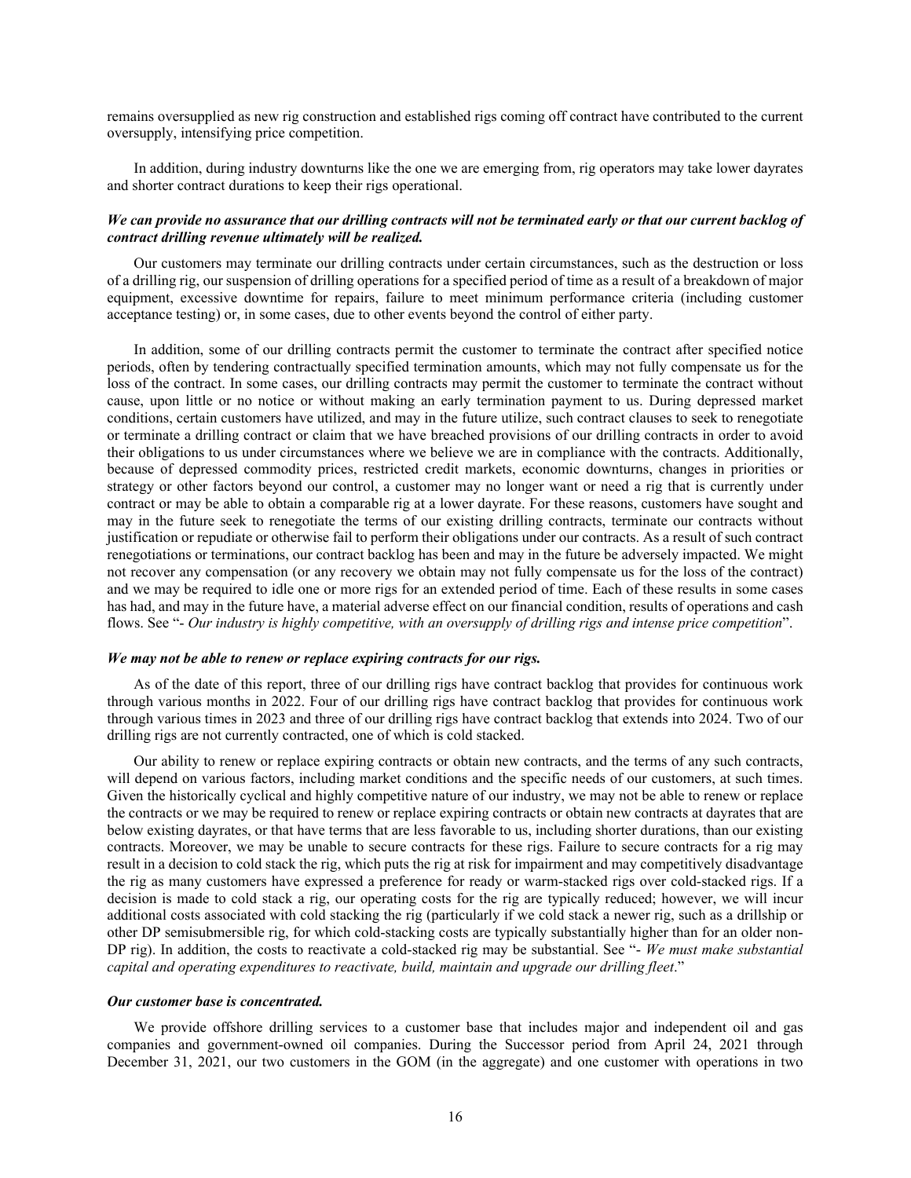remains oversupplied as new rig construction and established rigs coming off contract have contributed to the current oversupply, intensifying price competition.

In addition, during industry downturns like the one we are emerging from, rig operators may take lower dayrates and shorter contract durations to keep their rigs operational.

***We can provide no assurance that our drilling contracts will not be terminated early or that our current backlog of contract drilling revenue ultimately will be realized.***

Our customers may terminate our drilling contracts under certain circumstances, such as the destruction or loss of a drilling rig, our suspension of drilling operations for a specified period of time as a result of a breakdown of major equipment, excessive downtime for repairs, failure to meet minimum performance criteria (including customer acceptance testing) or, in some cases, due to other events beyond the control of either party.

In addition, some of our drilling contracts permit the customer to terminate the contract after specified notice periods, often by tendering contractually specified termination amounts, which may not fully compensate us for the loss of the contract. In some cases, our drilling contracts may permit the customer to terminate the contract without cause, upon little or no notice or without making an early termination payment to us. During depressed market conditions, certain customers have utilized, and may in the future utilize, such contract clauses to seek to renegotiate or terminate a drilling contract or claim that we have breached provisions of our drilling contracts in order to avoid their obligations to us under circumstances where we believe we are in compliance with the contracts. Additionally, because of depressed commodity prices, restricted credit markets, economic downturns, changes in priorities or strategy or other factors beyond our control, a customer may no longer want or need a rig that is currently under contract or may be able to obtain a comparable rig at a lower dayrate. For these reasons, customers have sought and may in the future seek to renegotiate the terms of our existing drilling contracts, terminate our contracts without justification or repudiate or otherwise fail to perform their obligations under our contracts. As a result of such contract renegotiations or terminations, our contract backlog has been and may in the future be adversely impacted. We might not recover any compensation (or any recovery we obtain may not fully compensate us for the loss of the contract) and we may be required to idle one or more rigs for an extended period of time. Each of these results in some cases has had, and may in the future have, a material adverse effect on our financial condition, results of operations and cash flows. See "- *Our industry is highly competitive, with an oversupply of drilling rigs and intense price competition*".

***We may not be able to renew or replace expiring contracts for our rigs.***

As of the date of this report, three of our drilling rigs have contract backlog that provides for continuous work through various months in 2022. Four of our drilling rigs have contract backlog that provides for continuous work through various times in 2023 and three of our drilling rigs have contract backlog that extends into 2024. Two of our drilling rigs are not currently contracted, one of which is cold stacked.

Our ability to renew or replace expiring contracts or obtain new contracts, and the terms of any such contracts, will depend on various factors, including market conditions and the specific needs of our customers, at such times. Given the historically cyclical and highly competitive nature of our industry, we may not be able to renew or replace the contracts or we may be required to renew or replace expiring contracts or obtain new contracts at dayrates that are below existing dayrates, or that have terms that are less favorable to us, including shorter durations, than our existing contracts. Moreover, we may be unable to secure contracts for these rigs. Failure to secure contracts for a rig may result in a decision to cold stack the rig, which puts the rig at risk for impairment and may competitively disadvantage the rig as many customers have expressed a preference for ready or warm-stacked rigs over cold-stacked rigs. If a decision is made to cold stack a rig, our operating costs for the rig are typically reduced; however, we will incur additional costs associated with cold stacking the rig (particularly if we cold stack a newer rig, such as a drillship or other DP semisubmersible rig, for which cold-stacking costs are typically substantially higher than for an older non-DP rig). In addition, the costs to reactivate a cold-stacked rig may be substantial. See "- *We must make substantial capital and operating expenditures to reactivate, build, maintain and upgrade our drilling fleet*."

***Our customer base is concentrated.***

We provide offshore drilling services to a customer base that includes major and independent oil and gas companies and government-owned oil companies. During the Successor period from April 24, 2021 through December 31, 2021, our two customers in the GOM (in the aggregate) and one customer with operations in two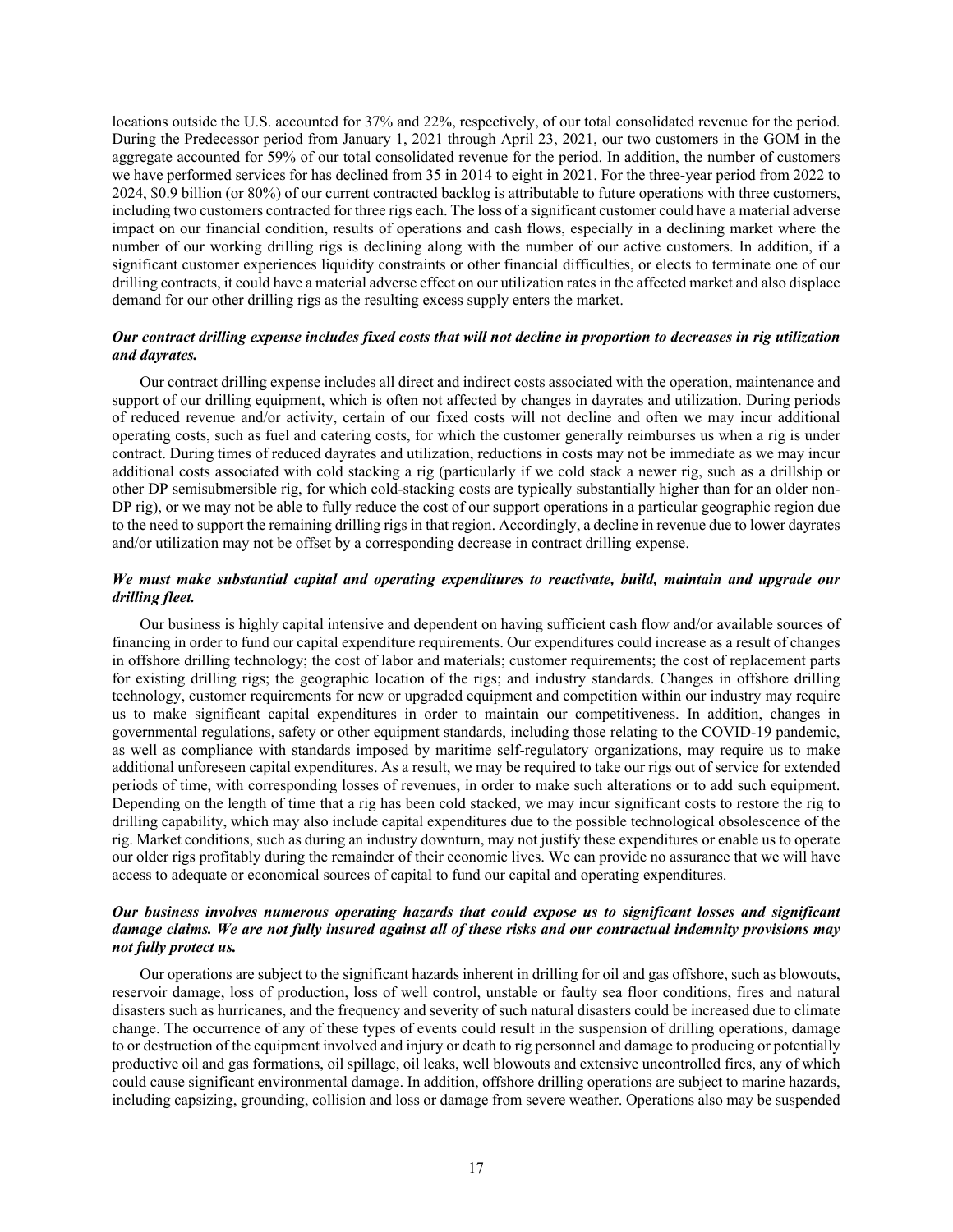locations outside the U.S. accounted for 37% and 22%, respectively, of our total consolidated revenue for the period. During the Predecessor period from January 1, 2021 through April 23, 2021, our two customers in the GOM in the aggregate accounted for 59% of our total consolidated revenue for the period. In addition, the number of customers we have performed services for has declined from 35 in 2014 to eight in 2021. For the three-year period from 2022 to 2024, $0.9 billion (or 80%) of our current contracted backlog is attributable to future operations with three customers, including two customers contracted for three rigs each. The loss of a significant customer could have a material adverse impact on our financial condition, results of operations and cash flows, especially in a declining market where the number of our working drilling rigs is declining along with the number of our active customers. In addition, if a significant customer experiences liquidity constraints or other financial difficulties, or elects to terminate one of our drilling contracts, it could have a material adverse effect on our utilization rates in the affected market and also displace demand for our other drilling rigs as the resulting excess supply enters the market.

***Our contract drilling expense includes fixed costs that will not decline in proportion to decreases in rig utilization and dayrates.***

Our contract drilling expense includes all direct and indirect costs associated with the operation, maintenance and support of our drilling equipment, which is often not affected by changes in dayrates and utilization. During periods of reduced revenue and/or activity, certain of our fixed costs will not decline and often we may incur additional operating costs, such as fuel and catering costs, for which the customer generally reimburses us when a rig is under contract. During times of reduced dayrates and utilization, reductions in costs may not be immediate as we may incur additional costs associated with cold stacking a rig (particularly if we cold stack a newer rig, such as a drillship or other DP semisubmersible rig, for which cold-stacking costs are typically substantially higher than for an older non-DP rig), or we may not be able to fully reduce the cost of our support operations in a particular geographic region due to the need to support the remaining drilling rigs in that region. Accordingly, a decline in revenue due to lower dayrates and/or utilization may not be offset by a corresponding decrease in contract drilling expense.

***We must make substantial capital and operating expenditures to reactivate, build, maintain and upgrade our drilling fleet.***

Our business is highly capital intensive and dependent on having sufficient cash flow and/or available sources of financing in order to fund our capital expenditure requirements. Our expenditures could increase as a result of changes in offshore drilling technology; the cost of labor and materials; customer requirements; the cost of replacement parts for existing drilling rigs; the geographic location of the rigs; and industry standards. Changes in offshore drilling technology, customer requirements for new or upgraded equipment and competition within our industry may require us to make significant capital expenditures in order to maintain our competitiveness. In addition, changes in governmental regulations, safety or other equipment standards, including those relating to the COVID-19 pandemic, as well as compliance with standards imposed by maritime self-regulatory organizations, may require us to make additional unforeseen capital expenditures. As a result, we may be required to take our rigs out of service for extended periods of time, with corresponding losses of revenues, in order to make such alterations or to add such equipment. Depending on the length of time that a rig has been cold stacked, we may incur significant costs to restore the rig to drilling capability, which may also include capital expenditures due to the possible technological obsolescence of the rig. Market conditions, such as during an industry downturn, may not justify these expenditures or enable us to operate our older rigs profitably during the remainder of their economic lives. We can provide no assurance that we will have access to adequate or economical sources of capital to fund our capital and operating expenditures.

***Our business involves numerous operating hazards that could expose us to significant losses and significant damage claims. We are not fully insured against all of these risks and our contractual indemnity provisions may not fully protect us.***

Our operations are subject to the significant hazards inherent in drilling for oil and gas offshore, such as blowouts, reservoir damage, loss of production, loss of well control, unstable or faulty sea floor conditions, fires and natural disasters such as hurricanes, and the frequency and severity of such natural disasters could be increased due to climate change. The occurrence of any of these types of events could result in the suspension of drilling operations, damage to or destruction of the equipment involved and injury or death to rig personnel and damage to producing or potentially productive oil and gas formations, oil spillage, oil leaks, well blowouts and extensive uncontrolled fires, any of which could cause significant environmental damage. In addition, offshore drilling operations are subject to marine hazards, including capsizing, grounding, collision and loss or damage from severe weather. Operations also may be suspended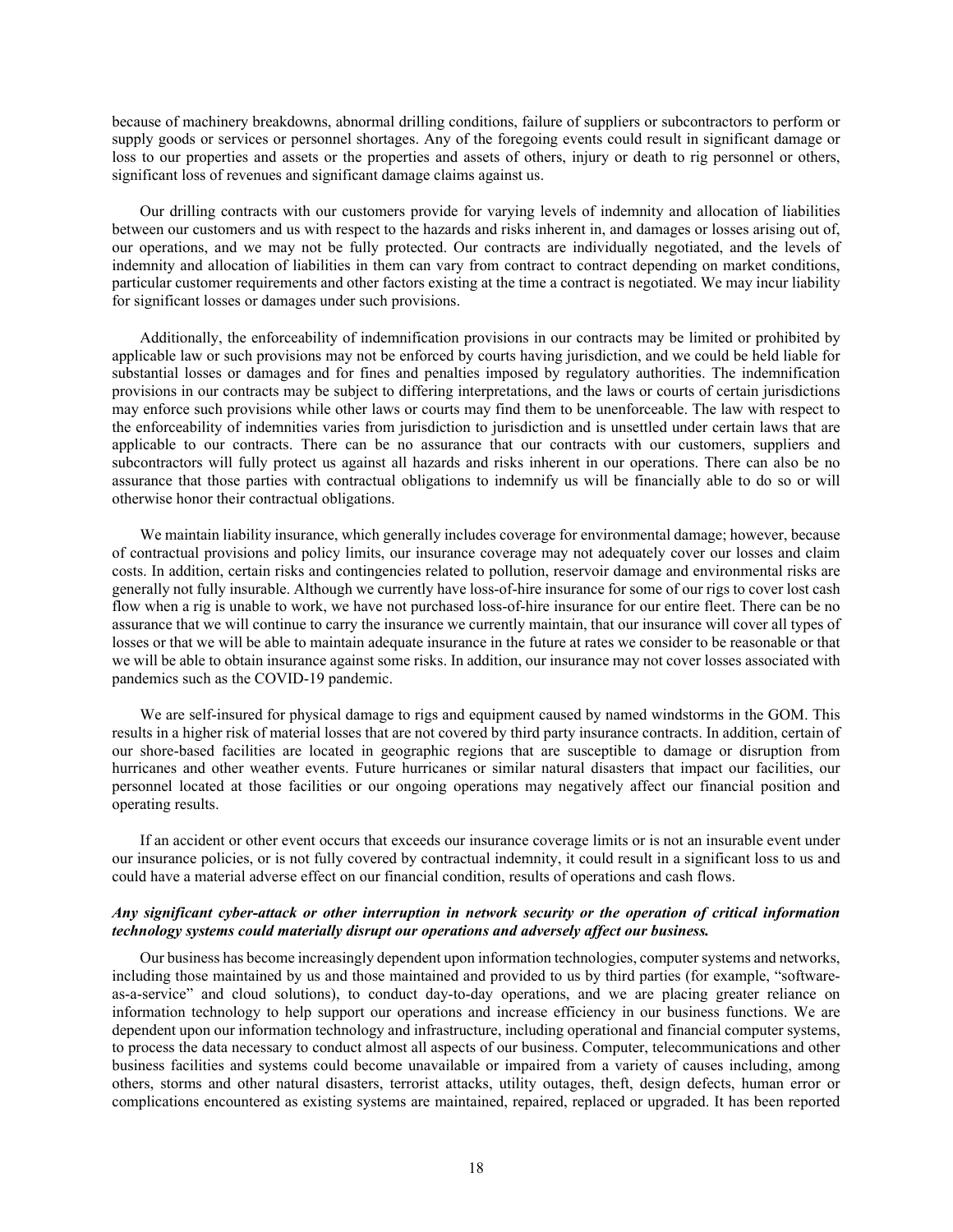because of machinery breakdowns, abnormal drilling conditions, failure of suppliers or subcontractors to perform or supply goods or services or personnel shortages. Any of the foregoing events could result in significant damage or loss to our properties and assets or the properties and assets of others, injury or death to rig personnel or others, significant loss of revenues and significant damage claims against us.

Our drilling contracts with our customers provide for varying levels of indemnity and allocation of liabilities between our customers and us with respect to the hazards and risks inherent in, and damages or losses arising out of, our operations, and we may not be fully protected. Our contracts are individually negotiated, and the levels of indemnity and allocation of liabilities in them can vary from contract to contract depending on market conditions, particular customer requirements and other factors existing at the time a contract is negotiated. We may incur liability for significant losses or damages under such provisions.

Additionally, the enforceability of indemnification provisions in our contracts may be limited or prohibited by applicable law or such provisions may not be enforced by courts having jurisdiction, and we could be held liable for substantial losses or damages and for fines and penalties imposed by regulatory authorities. The indemnification provisions in our contracts may be subject to differing interpretations, and the laws or courts of certain jurisdictions may enforce such provisions while other laws or courts may find them to be unenforceable. The law with respect to the enforceability of indemnities varies from jurisdiction to jurisdiction and is unsettled under certain laws that are applicable to our contracts. There can be no assurance that our contracts with our customers, suppliers and subcontractors will fully protect us against all hazards and risks inherent in our operations. There can also be no assurance that those parties with contractual obligations to indemnify us will be financially able to do so or will otherwise honor their contractual obligations.

We maintain liability insurance, which generally includes coverage for environmental damage; however, because of contractual provisions and policy limits, our insurance coverage may not adequately cover our losses and claim costs. In addition, certain risks and contingencies related to pollution, reservoir damage and environmental risks are generally not fully insurable. Although we currently have loss-of-hire insurance for some of our rigs to cover lost cash flow when a rig is unable to work, we have not purchased loss-of-hire insurance for our entire fleet. There can be no assurance that we will continue to carry the insurance we currently maintain, that our insurance will cover all types of losses or that we will be able to maintain adequate insurance in the future at rates we consider to be reasonable or that we will be able to obtain insurance against some risks. In addition, our insurance may not cover losses associated with pandemics such as the COVID-19 pandemic.

We are self-insured for physical damage to rigs and equipment caused by named windstorms in the GOM. This results in a higher risk of material losses that are not covered by third party insurance contracts. In addition, certain of our shore-based facilities are located in geographic regions that are susceptible to damage or disruption from hurricanes and other weather events. Future hurricanes or similar natural disasters that impact our facilities, our personnel located at those facilities or our ongoing operations may negatively affect our financial position and operating results.

If an accident or other event occurs that exceeds our insurance coverage limits or is not an insurable event under our insurance policies, or is not fully covered by contractual indemnity, it could result in a significant loss to us and could have a material adverse effect on our financial condition, results of operations and cash flows.

***Any significant cyber-attack or other interruption in network security or the operation of critical information technology systems could materially disrupt our operations and adversely affect our business.***

Our business has become increasingly dependent upon information technologies, computer systems and networks, including those maintained by us and those maintained and provided to us by third parties (for example, "software-as-a-service" and cloud solutions), to conduct day-to-day operations, and we are placing greater reliance on information technology to help support our operations and increase efficiency in our business functions. We are dependent upon our information technology and infrastructure, including operational and financial computer systems, to process the data necessary to conduct almost all aspects of our business. Computer, telecommunications and other business facilities and systems could become unavailable or impaired from a variety of causes including, among others, storms and other natural disasters, terrorist attacks, utility outages, theft, design defects, human error or complications encountered as existing systems are maintained, repaired, replaced or upgraded. It has been reported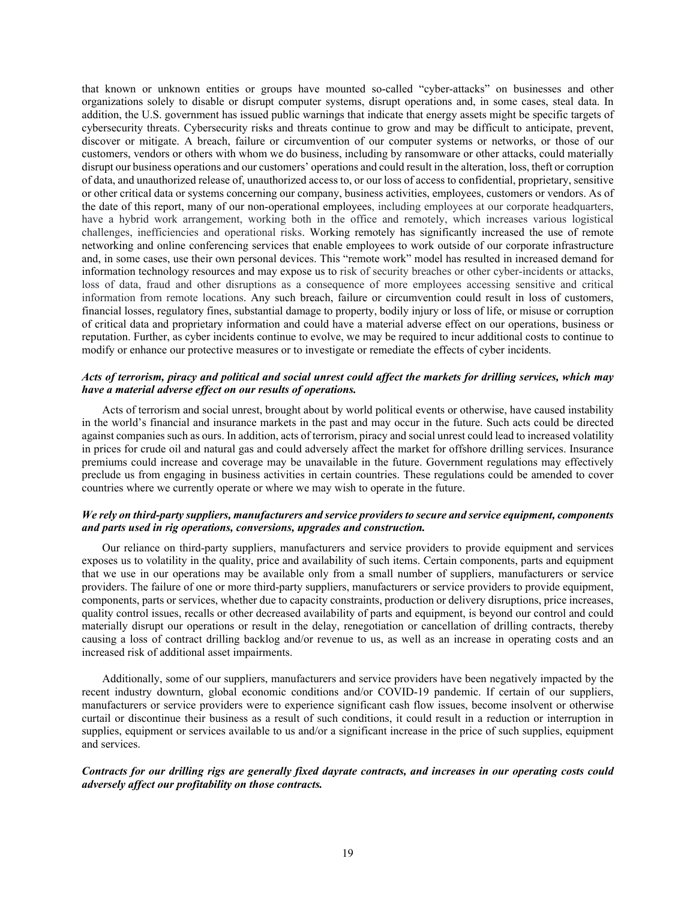that known or unknown entities or groups have mounted so-called "cyber-attacks" on businesses and other organizations solely to disable or disrupt computer systems, disrupt operations and, in some cases, steal data. In addition, the U.S. government has issued public warnings that indicate that energy assets might be specific targets of cybersecurity threats. Cybersecurity risks and threats continue to grow and may be difficult to anticipate, prevent, discover or mitigate. A breach, failure or circumvention of our computer systems or networks, or those of our customers, vendors or others with whom we do business, including by ransomware or other attacks, could materially disrupt our business operations and our customers' operations and could result in the alteration, loss, theft or corruption of data, and unauthorized release of, unauthorized access to, or our loss of access to confidential, proprietary, sensitive or other critical data or systems concerning our company, business activities, employees, customers or vendors. As of the date of this report, many of our non-operational employees, including employees at our corporate headquarters, have a hybrid work arrangement, working both in the office and remotely, which increases various logistical challenges, inefficiencies and operational risks. Working remotely has significantly increased the use of remote networking and online conferencing services that enable employees to work outside of our corporate infrastructure and, in some cases, use their own personal devices. This "remote work" model has resulted in increased demand for information technology resources and may expose us to risk of security breaches or other cyber-incidents or attacks, loss of data, fraud and other disruptions as a consequence of more employees accessing sensitive and critical information from remote locations. Any such breach, failure or circumvention could result in loss of customers, financial losses, regulatory fines, substantial damage to property, bodily injury or loss of life, or misuse or corruption of critical data and proprietary information and could have a material adverse effect on our operations, business or reputation. Further, as cyber incidents continue to evolve, we may be required to incur additional costs to continue to modify or enhance our protective measures or to investigate or remediate the effects of cyber incidents.

***Acts of terrorism, piracy and political and social unrest could affect the markets for drilling services, which may have a material adverse effect on our results of operations.***

Acts of terrorism and social unrest, brought about by world political events or otherwise, have caused instability in the world's financial and insurance markets in the past and may occur in the future. Such acts could be directed against companies such as ours. In addition, acts of terrorism, piracy and social unrest could lead to increased volatility in prices for crude oil and natural gas and could adversely affect the market for offshore drilling services. Insurance premiums could increase and coverage may be unavailable in the future. Government regulations may effectively preclude us from engaging in business activities in certain countries. These regulations could be amended to cover countries where we currently operate or where we may wish to operate in the future.

***We rely on third-party suppliers, manufacturers and service providers to secure and service equipment, components and parts used in rig operations, conversions, upgrades and construction.***

Our reliance on third-party suppliers, manufacturers and service providers to provide equipment and services exposes us to volatility in the quality, price and availability of such items. Certain components, parts and equipment that we use in our operations may be available only from a small number of suppliers, manufacturers or service providers. The failure of one or more third-party suppliers, manufacturers or service providers to provide equipment, components, parts or services, whether due to capacity constraints, production or delivery disruptions, price increases, quality control issues, recalls or other decreased availability of parts and equipment, is beyond our control and could materially disrupt our operations or result in the delay, renegotiation or cancellation of drilling contracts, thereby causing a loss of contract drilling backlog and/or revenue to us, as well as an increase in operating costs and an increased risk of additional asset impairments.

Additionally, some of our suppliers, manufacturers and service providers have been negatively impacted by the recent industry downturn, global economic conditions and/or COVID-19 pandemic. If certain of our suppliers, manufacturers or service providers were to experience significant cash flow issues, become insolvent or otherwise curtail or discontinue their business as a result of such conditions, it could result in a reduction or interruption in supplies, equipment or services available to us and/or a significant increase in the price of such supplies, equipment and services.

***Contracts for our drilling rigs are generally fixed dayrate contracts, and increases in our operating costs could adversely affect our profitability on those contracts.***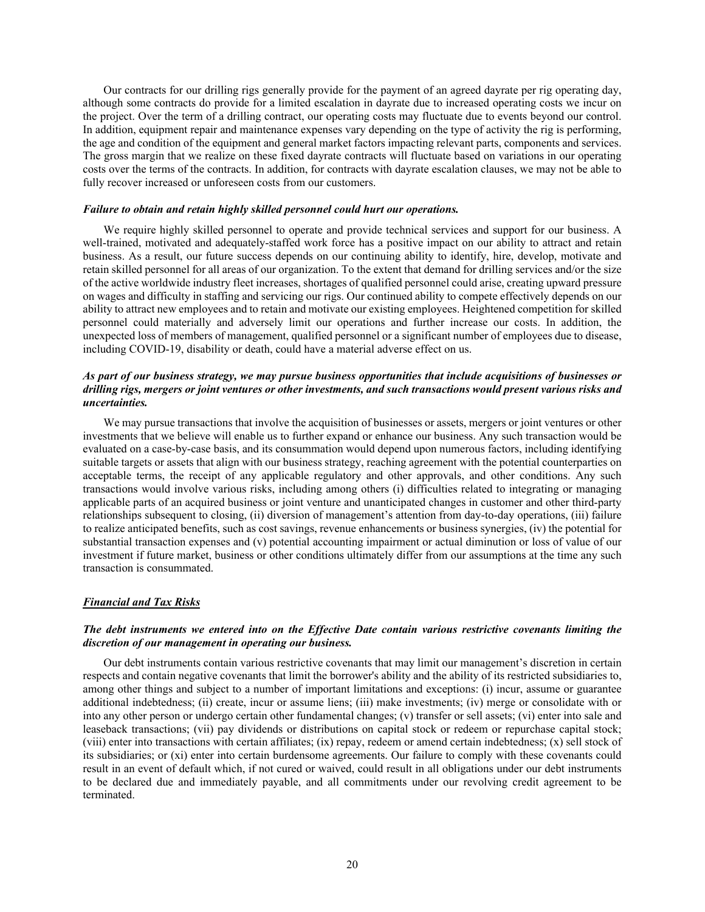Our contracts for our drilling rigs generally provide for the payment of an agreed dayrate per rig operating day, although some contracts do provide for a limited escalation in dayrate due to increased operating costs we incur on the project. Over the term of a drilling contract, our operating costs may fluctuate due to events beyond our control. In addition, equipment repair and maintenance expenses vary depending on the type of activity the rig is performing, the age and condition of the equipment and general market factors impacting relevant parts, components and services. The gross margin that we realize on these fixed dayrate contracts will fluctuate based on variations in our operating costs over the terms of the contracts. In addition, for contracts with dayrate escalation clauses, we may not be able to fully recover increased or unforeseen costs from our customers.

***Failure to obtain and retain highly skilled personnel could hurt our operations.***

We require highly skilled personnel to operate and provide technical services and support for our business. A well-trained, motivated and adequately-staffed work force has a positive impact on our ability to attract and retain business. As a result, our future success depends on our continuing ability to identify, hire, develop, motivate and retain skilled personnel for all areas of our organization. To the extent that demand for drilling services and/or the size of the active worldwide industry fleet increases, shortages of qualified personnel could arise, creating upward pressure on wages and difficulty in staffing and servicing our rigs. Our continued ability to compete effectively depends on our ability to attract new employees and to retain and motivate our existing employees. Heightened competition for skilled personnel could materially and adversely limit our operations and further increase our costs. In addition, the unexpected loss of members of management, qualified personnel or a significant number of employees due to disease, including COVID-19, disability or death, could have a material adverse effect on us.

***As part of our business strategy, we may pursue business opportunities that include acquisitions of businesses or drilling rigs, mergers or joint ventures or other investments, and such transactions would present various risks and uncertainties.***

We may pursue transactions that involve the acquisition of businesses or assets, mergers or joint ventures or other investments that we believe will enable us to further expand or enhance our business. Any such transaction would be evaluated on a case-by-case basis, and its consummation would depend upon numerous factors, including identifying suitable targets or assets that align with our business strategy, reaching agreement with the potential counterparties on acceptable terms, the receipt of any applicable regulatory and other approvals, and other conditions. Any such transactions would involve various risks, including among others (i) difficulties related to integrating or managing applicable parts of an acquired business or joint venture and unanticipated changes in customer and other third-party relationships subsequent to closing, (ii) diversion of management's attention from day-to-day operations, (iii) failure to realize anticipated benefits, such as cost savings, revenue enhancements or business synergies, (iv) the potential for substantial transaction expenses and (v) potential accounting impairment or actual diminution or loss of value of our investment if future market, business or other conditions ultimately differ from our assumptions at the time any such transaction is consummated.

## ***Financial and Tax Risks***

***The debt instruments we entered into on the Effective Date contain various restrictive covenants limiting the discretion of our management in operating our business.***

Our debt instruments contain various restrictive covenants that may limit our management's discretion in certain respects and contain negative covenants that limit the borrower's ability and the ability of its restricted subsidiaries to, among other things and subject to a number of important limitations and exceptions: (i) incur, assume or guarantee additional indebtedness; (ii) create, incur or assume liens; (iii) make investments; (iv) merge or consolidate with or into any other person or undergo certain other fundamental changes; (v) transfer or sell assets; (vi) enter into sale and leaseback transactions; (vii) pay dividends or distributions on capital stock or redeem or repurchase capital stock; (viii) enter into transactions with certain affiliates; (ix) repay, redeem or amend certain indebtedness; (x) sell stock of its subsidiaries; or (xi) enter into certain burdensome agreements. Our failure to comply with these covenants could result in an event of default which, if not cured or waived, could result in all obligations under our debt instruments to be declared due and immediately payable, and all commitments under our revolving credit agreement to be terminated.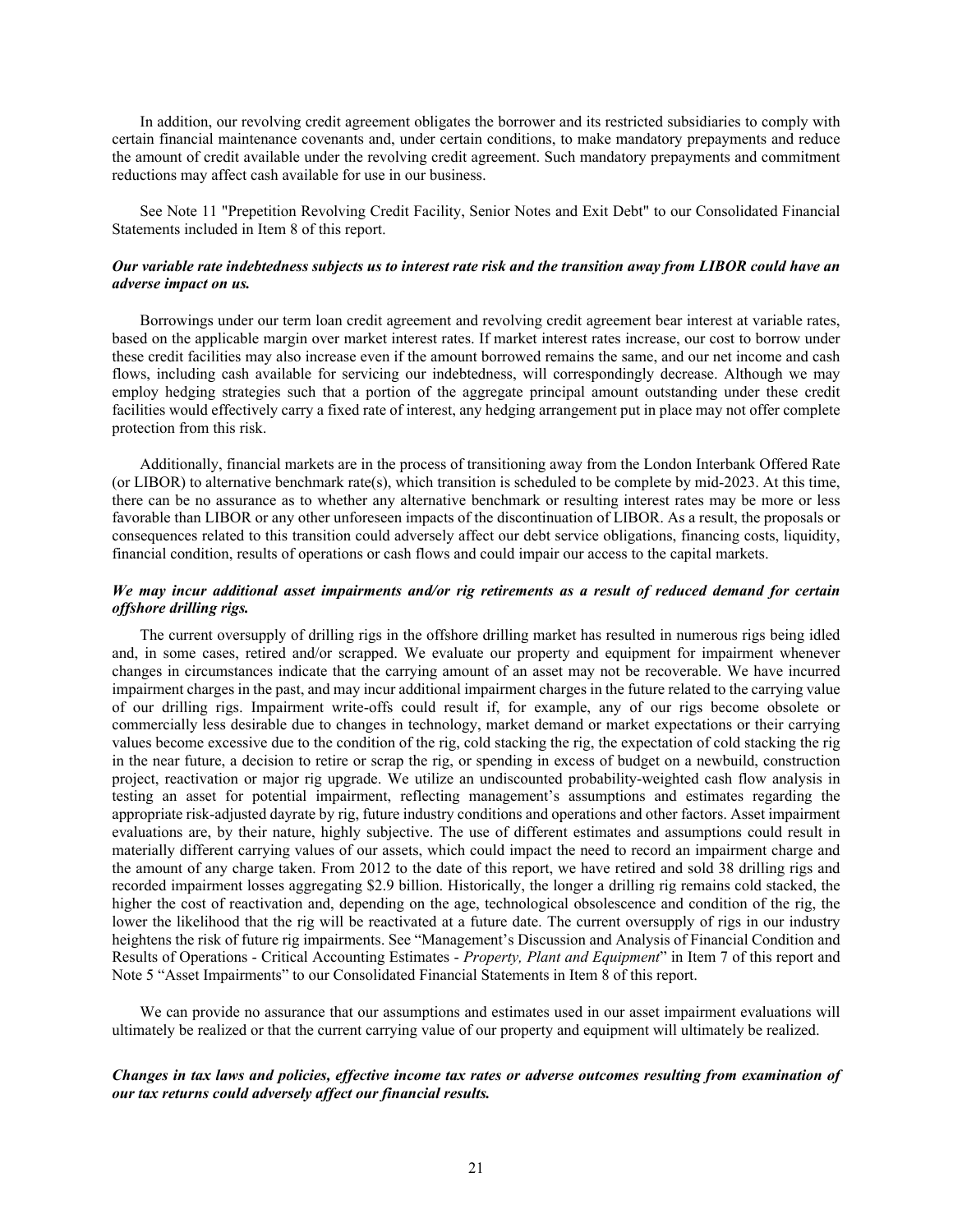In addition, our revolving credit agreement obligates the borrower and its restricted subsidiaries to comply with certain financial maintenance covenants and, under certain conditions, to make mandatory prepayments and reduce the amount of credit available under the revolving credit agreement. Such mandatory prepayments and commitment reductions may affect cash available for use in our business.

See Note 11 "Prepetition Revolving Credit Facility, Senior Notes and Exit Debt" to our Consolidated Financial Statements included in Item 8 of this report.

***Our variable rate indebtedness subjects us to interest rate risk and the transition away from LIBOR could have an adverse impact on us.***

Borrowings under our term loan credit agreement and revolving credit agreement bear interest at variable rates, based on the applicable margin over market interest rates. If market interest rates increase, our cost to borrow under these credit facilities may also increase even if the amount borrowed remains the same, and our net income and cash flows, including cash available for servicing our indebtedness, will correspondingly decrease. Although we may employ hedging strategies such that a portion of the aggregate principal amount outstanding under these credit facilities would effectively carry a fixed rate of interest, any hedging arrangement put in place may not offer complete protection from this risk.

Additionally, financial markets are in the process of transitioning away from the London Interbank Offered Rate (or LIBOR) to alternative benchmark rate(s), which transition is scheduled to be complete by mid-2023. At this time, there can be no assurance as to whether any alternative benchmark or resulting interest rates may be more or less favorable than LIBOR or any other unforeseen impacts of the discontinuation of LIBOR. As a result, the proposals or consequences related to this transition could adversely affect our debt service obligations, financing costs, liquidity, financial condition, results of operations or cash flows and could impair our access to the capital markets.

***We may incur additional asset impairments and/or rig retirements as a result of reduced demand for certain offshore drilling rigs.***

The current oversupply of drilling rigs in the offshore drilling market has resulted in numerous rigs being idled and, in some cases, retired and/or scrapped. We evaluate our property and equipment for impairment whenever changes in circumstances indicate that the carrying amount of an asset may not be recoverable. We have incurred impairment charges in the past, and may incur additional impairment charges in the future related to the carrying value of our drilling rigs. Impairment write-offs could result if, for example, any of our rigs become obsolete or commercially less desirable due to changes in technology, market demand or market expectations or their carrying values become excessive due to the condition of the rig, cold stacking the rig, the expectation of cold stacking the rig in the near future, a decision to retire or scrap the rig, or spending in excess of budget on a newbuild, construction project, reactivation or major rig upgrade. We utilize an undiscounted probability-weighted cash flow analysis in testing an asset for potential impairment, reflecting management's assumptions and estimates regarding the appropriate risk-adjusted dayrate by rig, future industry conditions and operations and other factors. Asset impairment evaluations are, by their nature, highly subjective. The use of different estimates and assumptions could result in materially different carrying values of our assets, which could impact the need to record an impairment charge and the amount of any charge taken. From 2012 to the date of this report, we have retired and sold 38 drilling rigs and recorded impairment losses aggregating $2.9 billion. Historically, the longer a drilling rig remains cold stacked, the higher the cost of reactivation and, depending on the age, technological obsolescence and condition of the rig, the lower the likelihood that the rig will be reactivated at a future date. The current oversupply of rigs in our industry heightens the risk of future rig impairments. See "Management's Discussion and Analysis of Financial Condition and Results of Operations - Critical Accounting Estimates - *Property, Plant and Equipment*" in Item 7 of this report and Note 5 "Asset Impairments" to our Consolidated Financial Statements in Item 8 of this report.

We can provide no assurance that our assumptions and estimates used in our asset impairment evaluations will ultimately be realized or that the current carrying value of our property and equipment will ultimately be realized.

***Changes in tax laws and policies, effective income tax rates or adverse outcomes resulting from examination of our tax returns could adversely affect our financial results.***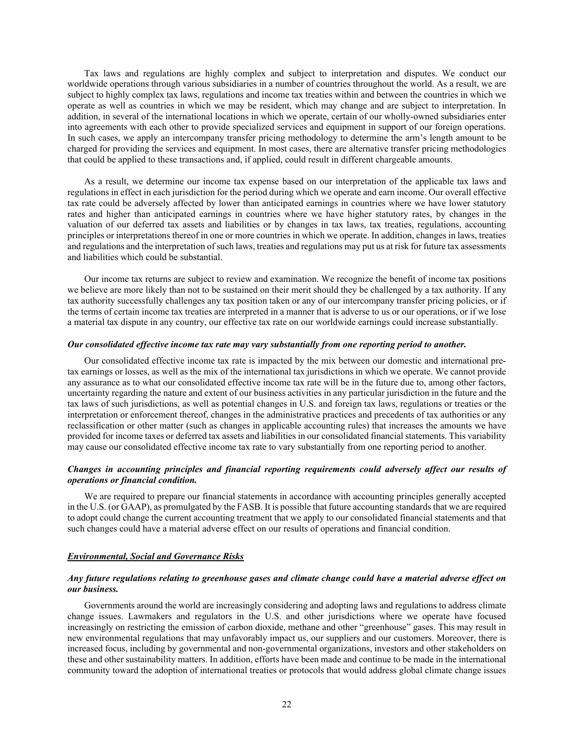Tax laws and regulations are highly complex and subject to interpretation and disputes. We conduct our worldwide operations through various subsidiaries in a number of countries throughout the world. As a result, we are subject to highly complex tax laws, regulations and income tax treaties within and between the countries in which we operate as well as countries in which we may be resident, which may change and are subject to interpretation. In addition, in several of the international locations in which we operate, certain of our wholly-owned subsidiaries enter into agreements with each other to provide specialized services and equipment in support of our foreign operations. In such cases, we apply an intercompany transfer pricing methodology to determine the arm's length amount to be charged for providing the services and equipment. In most cases, there are alternative transfer pricing methodologies that could be applied to these transactions and, if applied, could result in different chargeable amounts.

As a result, we determine our income tax expense based on our interpretation of the applicable tax laws and regulations in effect in each jurisdiction for the period during which we operate and earn income. Our overall effective tax rate could be adversely affected by lower than anticipated earnings in countries where we have lower statutory rates and higher than anticipated earnings in countries where we have higher statutory rates, by changes in the valuation of our deferred tax assets and liabilities or by changes in tax laws, tax treaties, regulations, accounting principles or interpretations thereof in one or more countries in which we operate. In addition, changes in laws, treaties and regulations and the interpretation of such laws, treaties and regulations may put us at risk for future tax assessments and liabilities which could be substantial.

Our income tax returns are subject to review and examination. We recognize the benefit of income tax positions we believe are more likely than not to be sustained on their merit should they be challenged by a tax authority. If any tax authority successfully challenges any tax position taken or any of our intercompany transfer pricing policies, or if the terms of certain income tax treaties are interpreted in a manner that is adverse to us or our operations, or if we lose a material tax dispute in any country, our effective tax rate on our worldwide earnings could increase substantially.

***Our consolidated effective income tax rate may vary substantially from one reporting period to another.***

Our consolidated effective income tax rate is impacted by the mix between our domestic and international pre-tax earnings or losses, as well as the mix of the international tax jurisdictions in which we operate. We cannot provide any assurance as to what our consolidated effective income tax rate will be in the future due to, among other factors, uncertainty regarding the nature and extent of our business activities in any particular jurisdiction in the future and the tax laws of such jurisdictions, as well as potential changes in U.S. and foreign tax laws, regulations or treaties or the interpretation or enforcement thereof, changes in the administrative practices and precedents of tax authorities or any reclassification or other matter (such as changes in applicable accounting rules) that increases the amounts we have provided for income taxes or deferred tax assets and liabilities in our consolidated financial statements. This variability may cause our consolidated effective income tax rate to vary substantially from one reporting period to another.

***Changes in accounting principles and financial reporting requirements could adversely affect our results of operations or financial condition.***

We are required to prepare our financial statements in accordance with accounting principles generally accepted in the U.S. (or GAAP), as promulgated by the FASB. It is possible that future accounting standards that we are required to adopt could change the current accounting treatment that we apply to our consolidated financial statements and that such changes could have a material adverse effect on our results of operations and financial condition.

***Environmental, Social and Governance Risks***

***Any future regulations relating to greenhouse gases and climate change could have a material adverse effect on our business.***

Governments around the world are increasingly considering and adopting laws and regulations to address climate change issues. Lawmakers and regulators in the U.S. and other jurisdictions where we operate have focused increasingly on restricting the emission of carbon dioxide, methane and other "greenhouse" gases. This may result in new environmental regulations that may unfavorably impact us, our suppliers and our customers. Moreover, there is increased focus, including by governmental and non-governmental organizations, investors and other stakeholders on these and other sustainability matters. In addition, efforts have been made and continue to be made in the international community toward the adoption of international treaties or protocols that would address global climate change issues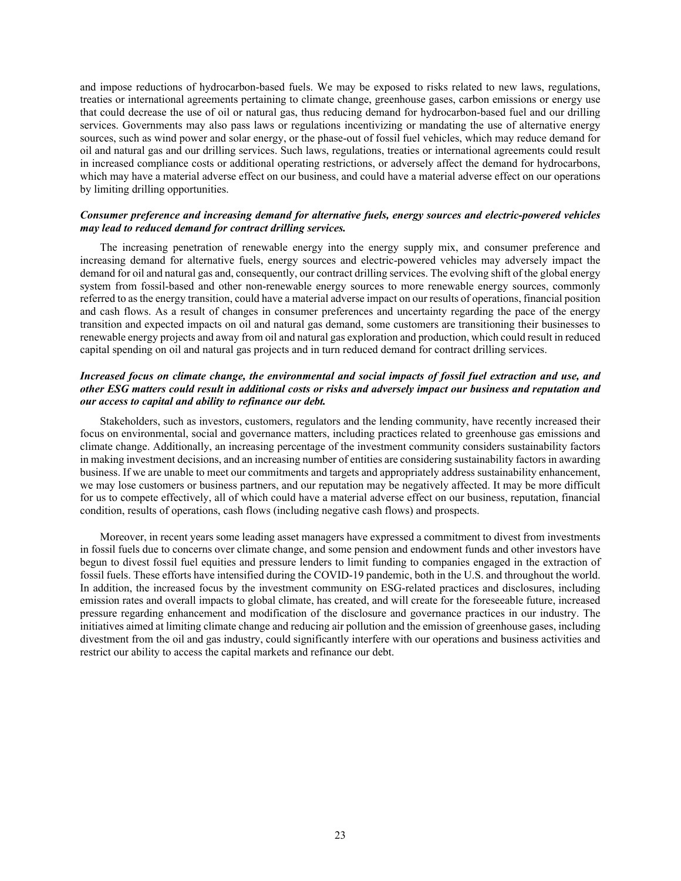and impose reductions of hydrocarbon-based fuels. We may be exposed to risks related to new laws, regulations, treaties or international agreements pertaining to climate change, greenhouse gases, carbon emissions or energy use that could decrease the use of oil or natural gas, thus reducing demand for hydrocarbon-based fuel and our drilling services. Governments may also pass laws or regulations incentivizing or mandating the use of alternative energy sources, such as wind power and solar energy, or the phase-out of fossil fuel vehicles, which may reduce demand for oil and natural gas and our drilling services. Such laws, regulations, treaties or international agreements could result in increased compliance costs or additional operating restrictions, or adversely affect the demand for hydrocarbons, which may have a material adverse effect on our business, and could have a material adverse effect on our operations by limiting drilling opportunities.

***Consumer preference and increasing demand for alternative fuels, energy sources and electric-powered vehicles may lead to reduced demand for contract drilling services.***

The increasing penetration of renewable energy into the energy supply mix, and consumer preference and increasing demand for alternative fuels, energy sources and electric-powered vehicles may adversely impact the demand for oil and natural gas and, consequently, our contract drilling services. The evolving shift of the global energy system from fossil-based and other non-renewable energy sources to more renewable energy sources, commonly referred to as the energy transition, could have a material adverse impact on our results of operations, financial position and cash flows. As a result of changes in consumer preferences and uncertainty regarding the pace of the energy transition and expected impacts on oil and natural gas demand, some customers are transitioning their businesses to renewable energy projects and away from oil and natural gas exploration and production, which could result in reduced capital spending on oil and natural gas projects and in turn reduced demand for contract drilling services.

***Increased focus on climate change, the environmental and social impacts of fossil fuel extraction and use, and other ESG matters could result in additional costs or risks and adversely impact our business and reputation and our access to capital and ability to refinance our debt.***

Stakeholders, such as investors, customers, regulators and the lending community, have recently increased their focus on environmental, social and governance matters, including practices related to greenhouse gas emissions and climate change. Additionally, an increasing percentage of the investment community considers sustainability factors in making investment decisions, and an increasing number of entities are considering sustainability factors in awarding business. If we are unable to meet our commitments and targets and appropriately address sustainability enhancement, we may lose customers or business partners, and our reputation may be negatively affected. It may be more difficult for us to compete effectively, all of which could have a material adverse effect on our business, reputation, financial condition, results of operations, cash flows (including negative cash flows) and prospects.

Moreover, in recent years some leading asset managers have expressed a commitment to divest from investments in fossil fuels due to concerns over climate change, and some pension and endowment funds and other investors have begun to divest fossil fuel equities and pressure lenders to limit funding to companies engaged in the extraction of fossil fuels. These efforts have intensified during the COVID-19 pandemic, both in the U.S. and throughout the world. In addition, the increased focus by the investment community on ESG-related practices and disclosures, including emission rates and overall impacts to global climate, has created, and will create for the foreseeable future, increased pressure regarding enhancement and modification of the disclosure and governance practices in our industry. The initiatives aimed at limiting climate change and reducing air pollution and the emission of greenhouse gases, including divestment from the oil and gas industry, could significantly interfere with our operations and business activities and restrict our ability to access the capital markets and refinance our debt.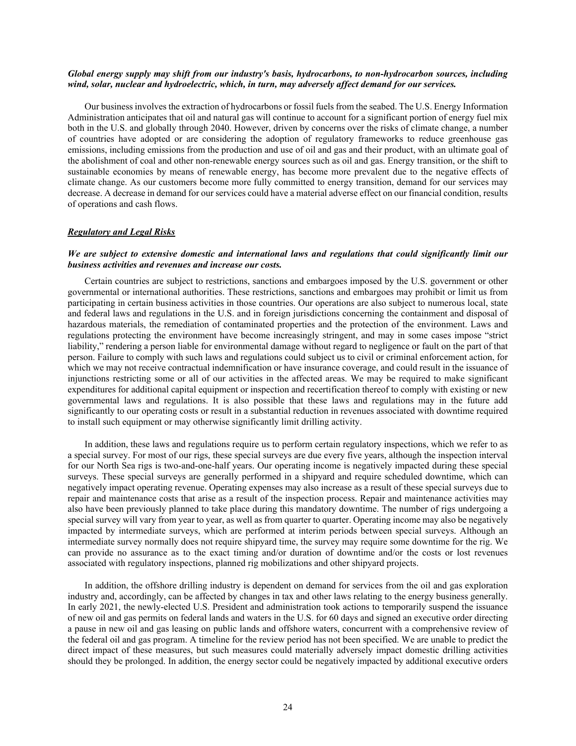***Global energy supply may shift from our industry's basis, hydrocarbons, to non-hydrocarbon sources, including wind, solar, nuclear and hydroelectric, which, in turn, may adversely affect demand for our services.***

Our business involves the extraction of hydrocarbons or fossil fuels from the seabed. The U.S. Energy Information Administration anticipates that oil and natural gas will continue to account for a significant portion of energy fuel mix both in the U.S. and globally through 2040. However, driven by concerns over the risks of climate change, a number of countries have adopted or are considering the adoption of regulatory frameworks to reduce greenhouse gas emissions, including emissions from the production and use of oil and gas and their product, with an ultimate goal of the abolishment of coal and other non-renewable energy sources such as oil and gas. Energy transition, or the shift to sustainable economies by means of renewable energy, has become more prevalent due to the negative effects of climate change. As our customers become more fully committed to energy transition, demand for our services may decrease. A decrease in demand for our services could have a material adverse effect on our financial condition, results of operations and cash flows.

***Regulatory and Legal Risks***

***We are subject to extensive domestic and international laws and regulations that could significantly limit our business activities and revenues and increase our costs.***

Certain countries are subject to restrictions, sanctions and embargoes imposed by the U.S. government or other governmental or international authorities. These restrictions, sanctions and embargoes may prohibit or limit us from participating in certain business activities in those countries. Our operations are also subject to numerous local, state and federal laws and regulations in the U.S. and in foreign jurisdictions concerning the containment and disposal of hazardous materials, the remediation of contaminated properties and the protection of the environment. Laws and regulations protecting the environment have become increasingly stringent, and may in some cases impose "strict liability," rendering a person liable for environmental damage without regard to negligence or fault on the part of that person. Failure to comply with such laws and regulations could subject us to civil or criminal enforcement action, for which we may not receive contractual indemnification or have insurance coverage, and could result in the issuance of injunctions restricting some or all of our activities in the affected areas. We may be required to make significant expenditures for additional capital equipment or inspection and recertification thereof to comply with existing or new governmental laws and regulations. It is also possible that these laws and regulations may in the future add significantly to our operating costs or result in a substantial reduction in revenues associated with downtime required to install such equipment or may otherwise significantly limit drilling activity.

In addition, these laws and regulations require us to perform certain regulatory inspections, which we refer to as a special survey. For most of our rigs, these special surveys are due every five years, although the inspection interval for our North Sea rigs is two-and-one-half years. Our operating income is negatively impacted during these special surveys. These special surveys are generally performed in a shipyard and require scheduled downtime, which can negatively impact operating revenue. Operating expenses may also increase as a result of these special surveys due to repair and maintenance costs that arise as a result of the inspection process. Repair and maintenance activities may also have been previously planned to take place during this mandatory downtime. The number of rigs undergoing a special survey will vary from year to year, as well as from quarter to quarter. Operating income may also be negatively impacted by intermediate surveys, which are performed at interim periods between special surveys. Although an intermediate survey normally does not require shipyard time, the survey may require some downtime for the rig. We can provide no assurance as to the exact timing and/or duration of downtime and/or the costs or lost revenues associated with regulatory inspections, planned rig mobilizations and other shipyard projects.

In addition, the offshore drilling industry is dependent on demand for services from the oil and gas exploration industry and, accordingly, can be affected by changes in tax and other laws relating to the energy business generally. In early 2021, the newly-elected U.S. President and administration took actions to temporarily suspend the issuance of new oil and gas permits on federal lands and waters in the U.S. for 60 days and signed an executive order directing a pause in new oil and gas leasing on public lands and offshore waters, concurrent with a comprehensive review of the federal oil and gas program. A timeline for the review period has not been specified. We are unable to predict the direct impact of these measures, but such measures could materially adversely impact domestic drilling activities should they be prolonged. In addition, the energy sector could be negatively impacted by additional executive orders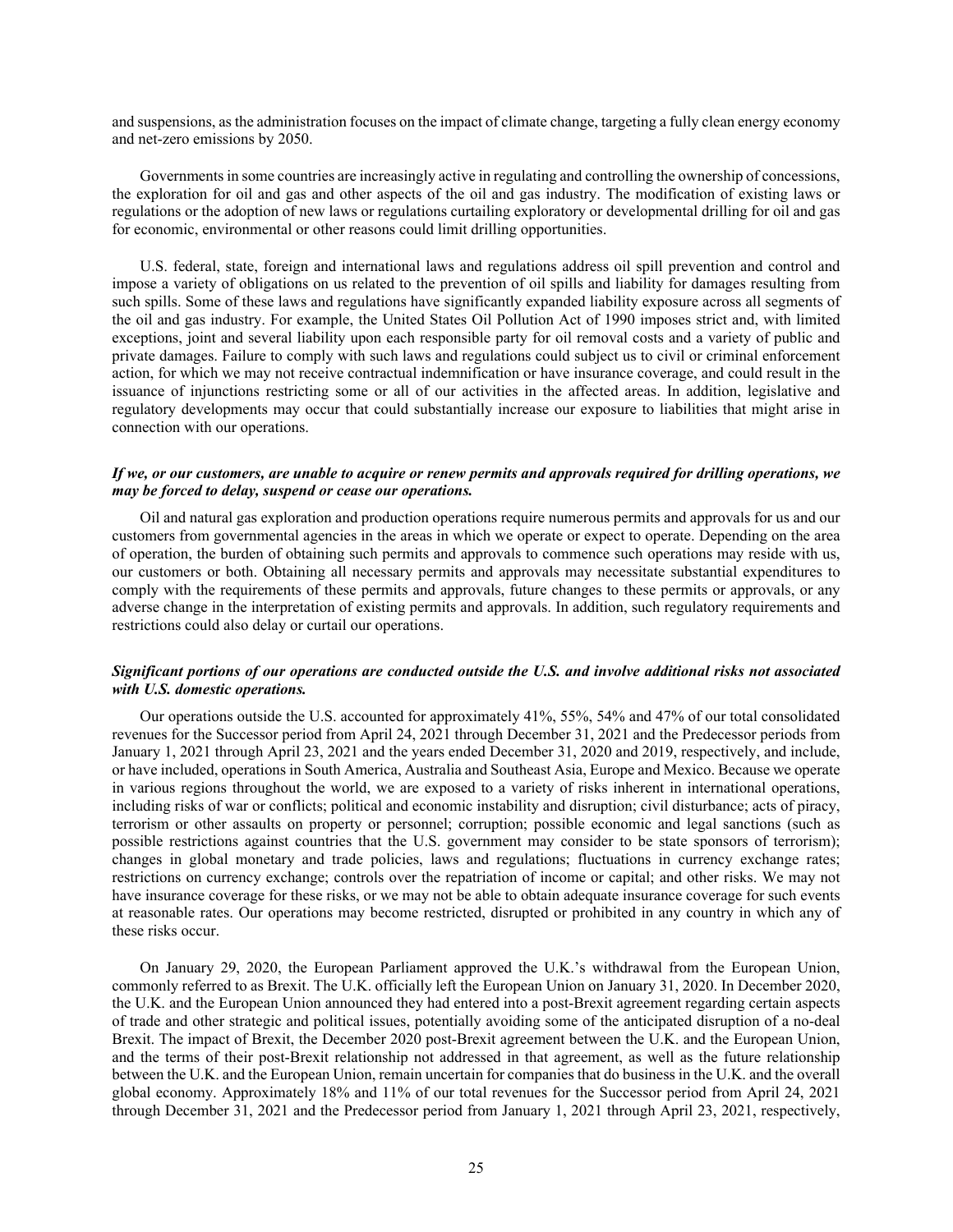and suspensions, as the administration focuses on the impact of climate change, targeting a fully clean energy economy and net-zero emissions by 2050.

Governments in some countries are increasingly active in regulating and controlling the ownership of concessions, the exploration for oil and gas and other aspects of the oil and gas industry. The modification of existing laws or regulations or the adoption of new laws or regulations curtailing exploratory or developmental drilling for oil and gas for economic, environmental or other reasons could limit drilling opportunities.

U.S. federal, state, foreign and international laws and regulations address oil spill prevention and control and impose a variety of obligations on us related to the prevention of oil spills and liability for damages resulting from such spills. Some of these laws and regulations have significantly expanded liability exposure across all segments of the oil and gas industry. For example, the United States Oil Pollution Act of 1990 imposes strict and, with limited exceptions, joint and several liability upon each responsible party for oil removal costs and a variety of public and private damages. Failure to comply with such laws and regulations could subject us to civil or criminal enforcement action, for which we may not receive contractual indemnification or have insurance coverage, and could result in the issuance of injunctions restricting some or all of our activities in the affected areas. In addition, legislative and regulatory developments may occur that could substantially increase our exposure to liabilities that might arise in connection with our operations.

***If we, or our customers, are unable to acquire or renew permits and approvals required for drilling operations, we may be forced to delay, suspend or cease our operations.***

Oil and natural gas exploration and production operations require numerous permits and approvals for us and our customers from governmental agencies in the areas in which we operate or expect to operate. Depending on the area of operation, the burden of obtaining such permits and approvals to commence such operations may reside with us, our customers or both. Obtaining all necessary permits and approvals may necessitate substantial expenditures to comply with the requirements of these permits and approvals, future changes to these permits or approvals, or any adverse change in the interpretation of existing permits and approvals. In addition, such regulatory requirements and restrictions could also delay or curtail our operations.

***Significant portions of our operations are conducted outside the U.S. and involve additional risks not associated with U.S. domestic operations.***

Our operations outside the U.S. accounted for approximately 41%, 55%, 54% and 47% of our total consolidated revenues for the Successor period from April 24, 2021 through December 31, 2021 and the Predecessor periods from January 1, 2021 through April 23, 2021 and the years ended December 31, 2020 and 2019, respectively, and include, or have included, operations in South America, Australia and Southeast Asia, Europe and Mexico. Because we operate in various regions throughout the world, we are exposed to a variety of risks inherent in international operations, including risks of war or conflicts; political and economic instability and disruption; civil disturbance; acts of piracy, terrorism or other assaults on property or personnel; corruption; possible economic and legal sanctions (such as possible restrictions against countries that the U.S. government may consider to be state sponsors of terrorism); changes in global monetary and trade policies, laws and regulations; fluctuations in currency exchange rates; restrictions on currency exchange; controls over the repatriation of income or capital; and other risks. We may not have insurance coverage for these risks, or we may not be able to obtain adequate insurance coverage for such events at reasonable rates. Our operations may become restricted, disrupted or prohibited in any country in which any of these risks occur.

On January 29, 2020, the European Parliament approved the U.K.'s withdrawal from the European Union, commonly referred to as Brexit. The U.K. officially left the European Union on January 31, 2020. In December 2020, the U.K. and the European Union announced they had entered into a post-Brexit agreement regarding certain aspects of trade and other strategic and political issues, potentially avoiding some of the anticipated disruption of a no-deal Brexit. The impact of Brexit, the December 2020 post-Brexit agreement between the U.K. and the European Union, and the terms of their post-Brexit relationship not addressed in that agreement, as well as the future relationship between the U.K. and the European Union, remain uncertain for companies that do business in the U.K. and the overall global economy. Approximately 18% and 11% of our total revenues for the Successor period from April 24, 2021 through December 31, 2021 and the Predecessor period from January 1, 2021 through April 23, 2021, respectively,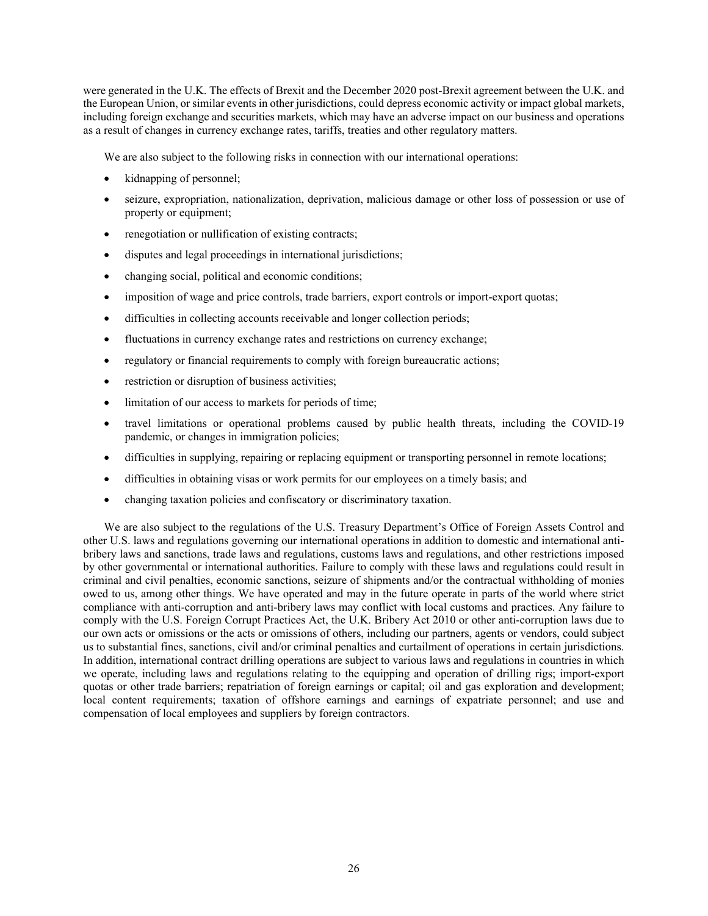were generated in the U.K. The effects of Brexit and the December 2020 post-Brexit agreement between the U.K. and the European Union, or similar events in other jurisdictions, could depress economic activity or impact global markets, including foreign exchange and securities markets, which may have an adverse impact on our business and operations as a result of changes in currency exchange rates, tariffs, treaties and other regulatory matters.

We are also subject to the following risks in connection with our international operations:

- kidnapping of personnel;
- seizure, expropriation, nationalization, deprivation, malicious damage or other loss of possession or use of property or equipment;
- renegotiation or nullification of existing contracts;
- disputes and legal proceedings in international jurisdictions;
- changing social, political and economic conditions;
- imposition of wage and price controls, trade barriers, export controls or import-export quotas;
- difficulties in collecting accounts receivable and longer collection periods;
- fluctuations in currency exchange rates and restrictions on currency exchange;
- regulatory or financial requirements to comply with foreign bureaucratic actions;
- restriction or disruption of business activities;
- limitation of our access to markets for periods of time;
- travel limitations or operational problems caused by public health threats, including the COVID-19 pandemic, or changes in immigration policies;
- difficulties in supplying, repairing or replacing equipment or transporting personnel in remote locations;
- difficulties in obtaining visas or work permits for our employees on a timely basis; and
- changing taxation policies and confiscatory or discriminatory taxation.

We are also subject to the regulations of the U.S. Treasury Department's Office of Foreign Assets Control and other U.S. laws and regulations governing our international operations in addition to domestic and international anti-bribery laws and sanctions, trade laws and regulations, customs laws and regulations, and other restrictions imposed by other governmental or international authorities. Failure to comply with these laws and regulations could result in criminal and civil penalties, economic sanctions, seizure of shipments and/or the contractual withholding of monies owed to us, among other things. We have operated and may in the future operate in parts of the world where strict compliance with anti-corruption and anti-bribery laws may conflict with local customs and practices. Any failure to comply with the U.S. Foreign Corrupt Practices Act, the U.K. Bribery Act 2010 or other anti-corruption laws due to our own acts or omissions or the acts or omissions of others, including our partners, agents or vendors, could subject us to substantial fines, sanctions, civil and/or criminal penalties and curtailment of operations in certain jurisdictions. In addition, international contract drilling operations are subject to various laws and regulations in countries in which we operate, including laws and regulations relating to the equipping and operation of drilling rigs; import-export quotas or other trade barriers; repatriation of foreign earnings or capital; oil and gas exploration and development; local content requirements; taxation of offshore earnings and earnings of expatriate personnel; and use and compensation of local employees and suppliers by foreign contractors.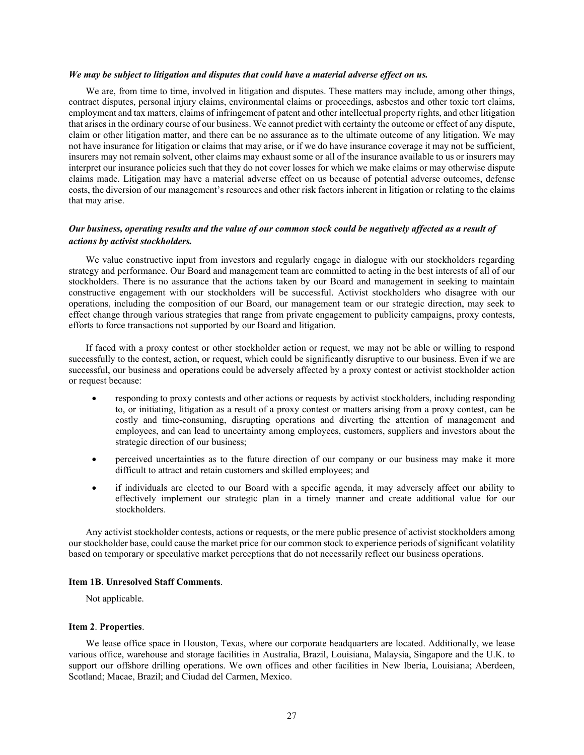***We may be subject to litigation and disputes that could have a material adverse effect on us.***

We are, from time to time, involved in litigation and disputes. These matters may include, among other things, contract disputes, personal injury claims, environmental claims or proceedings, asbestos and other toxic tort claims, employment and tax matters, claims of infringement of patent and other intellectual property rights, and other litigation that arises in the ordinary course of our business. We cannot predict with certainty the outcome or effect of any dispute, claim or other litigation matter, and there can be no assurance as to the ultimate outcome of any litigation. We may not have insurance for litigation or claims that may arise, or if we do have insurance coverage it may not be sufficient, insurers may not remain solvent, other claims may exhaust some or all of the insurance available to us or insurers may interpret our insurance policies such that they do not cover losses for which we make claims or may otherwise dispute claims made. Litigation may have a material adverse effect on us because of potential adverse outcomes, defense costs, the diversion of our management's resources and other risk factors inherent in litigation or relating to the claims that may arise.

***Our business, operating results and the value of our common stock could be negatively affected as a result of actions by activist stockholders.***

We value constructive input from investors and regularly engage in dialogue with our stockholders regarding strategy and performance. Our Board and management team are committed to acting in the best interests of all of our stockholders. There is no assurance that the actions taken by our Board and management in seeking to maintain constructive engagement with our stockholders will be successful. Activist stockholders who disagree with our operations, including the composition of our Board, our management team or our strategic direction, may seek to effect change through various strategies that range from private engagement to publicity campaigns, proxy contests, efforts to force transactions not supported by our Board and litigation.

If faced with a proxy contest or other stockholder action or request, we may not be able or willing to respond successfully to the contest, action, or request, which could be significantly disruptive to our business. Even if we are successful, our business and operations could be adversely affected by a proxy contest or activist stockholder action or request because:

- responding to proxy contests and other actions or requests by activist stockholders, including responding to, or initiating, litigation as a result of a proxy contest or matters arising from a proxy contest, can be costly and time-consuming, disrupting operations and diverting the attention of management and employees, and can lead to uncertainty among employees, customers, suppliers and investors about the strategic direction of our business;
- perceived uncertainties as to the future direction of our company or our business may make it more difficult to attract and retain customers and skilled employees; and
- if individuals are elected to our Board with a specific agenda, it may adversely affect our ability to effectively implement our strategic plan in a timely manner and create additional value for our stockholders.

Any activist stockholder contests, actions or requests, or the mere public presence of activist stockholders among our stockholder base, could cause the market price for our common stock to experience periods of significant volatility based on temporary or speculative market perceptions that do not necessarily reflect our business operations.

**Item 1B**. **Unresolved Staff Comments**.

Not applicable.

**Item 2**. **Properties**.

We lease office space in Houston, Texas, where our corporate headquarters are located. Additionally, we lease various office, warehouse and storage facilities in Australia, Brazil, Louisiana, Malaysia, Singapore and the U.K. to support our offshore drilling operations. We own offices and other facilities in New Iberia, Louisiana; Aberdeen, Scotland; Macae, Brazil; and Ciudad del Carmen, Mexico.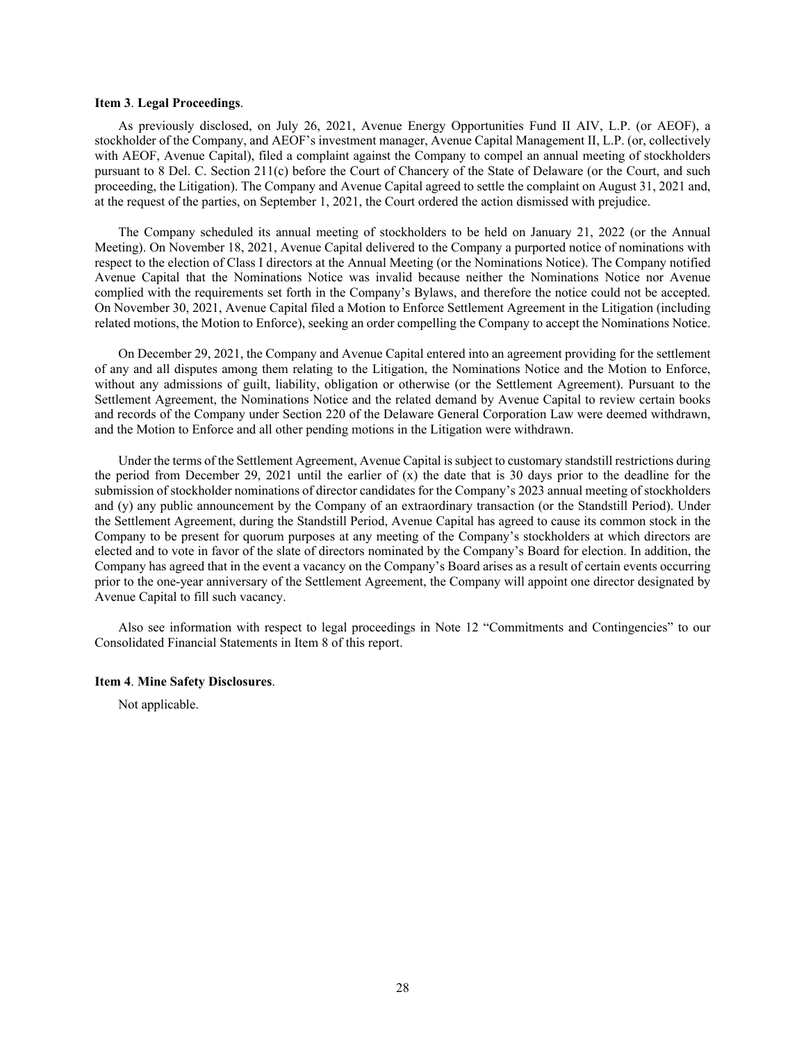**Item 3**. **Legal Proceedings**.

As previously disclosed, on July 26, 2021, Avenue Energy Opportunities Fund II AIV, L.P. (or AEOF), a stockholder of the Company, and AEOF's investment manager, Avenue Capital Management II, L.P. (or, collectively with AEOF, Avenue Capital), filed a complaint against the Company to compel an annual meeting of stockholders pursuant to 8 Del. C. Section 211(c) before the Court of Chancery of the State of Delaware (or the Court, and such proceeding, the Litigation). The Company and Avenue Capital agreed to settle the complaint on August 31, 2021 and, at the request of the parties, on September 1, 2021, the Court ordered the action dismissed with prejudice.

The Company scheduled its annual meeting of stockholders to be held on January 21, 2022 (or the Annual Meeting). On November 18, 2021, Avenue Capital delivered to the Company a purported notice of nominations with respect to the election of Class I directors at the Annual Meeting (or the Nominations Notice). The Company notified Avenue Capital that the Nominations Notice was invalid because neither the Nominations Notice nor Avenue complied with the requirements set forth in the Company's Bylaws, and therefore the notice could not be accepted. On November 30, 2021, Avenue Capital filed a Motion to Enforce Settlement Agreement in the Litigation (including related motions, the Motion to Enforce), seeking an order compelling the Company to accept the Nominations Notice.

On December 29, 2021, the Company and Avenue Capital entered into an agreement providing for the settlement of any and all disputes among them relating to the Litigation, the Nominations Notice and the Motion to Enforce, without any admissions of guilt, liability, obligation or otherwise (or the Settlement Agreement). Pursuant to the Settlement Agreement, the Nominations Notice and the related demand by Avenue Capital to review certain books and records of the Company under Section 220 of the Delaware General Corporation Law were deemed withdrawn, and the Motion to Enforce and all other pending motions in the Litigation were withdrawn.

Under the terms of the Settlement Agreement, Avenue Capital is subject to customary standstill restrictions during the period from December 29, 2021 until the earlier of (x) the date that is 30 days prior to the deadline for the submission of stockholder nominations of director candidates for the Company's 2023 annual meeting of stockholders and (y) any public announcement by the Company of an extraordinary transaction (or the Standstill Period). Under the Settlement Agreement, during the Standstill Period, Avenue Capital has agreed to cause its common stock in the Company to be present for quorum purposes at any meeting of the Company's stockholders at which directors are elected and to vote in favor of the slate of directors nominated by the Company's Board for election. In addition, the Company has agreed that in the event a vacancy on the Company's Board arises as a result of certain events occurring prior to the one-year anniversary of the Settlement Agreement, the Company will appoint one director designated by Avenue Capital to fill such vacancy.

Also see information with respect to legal proceedings in Note 12 "Commitments and Contingencies" to our Consolidated Financial Statements in Item 8 of this report.

**Item 4**. **Mine Safety Disclosures**.

Not applicable.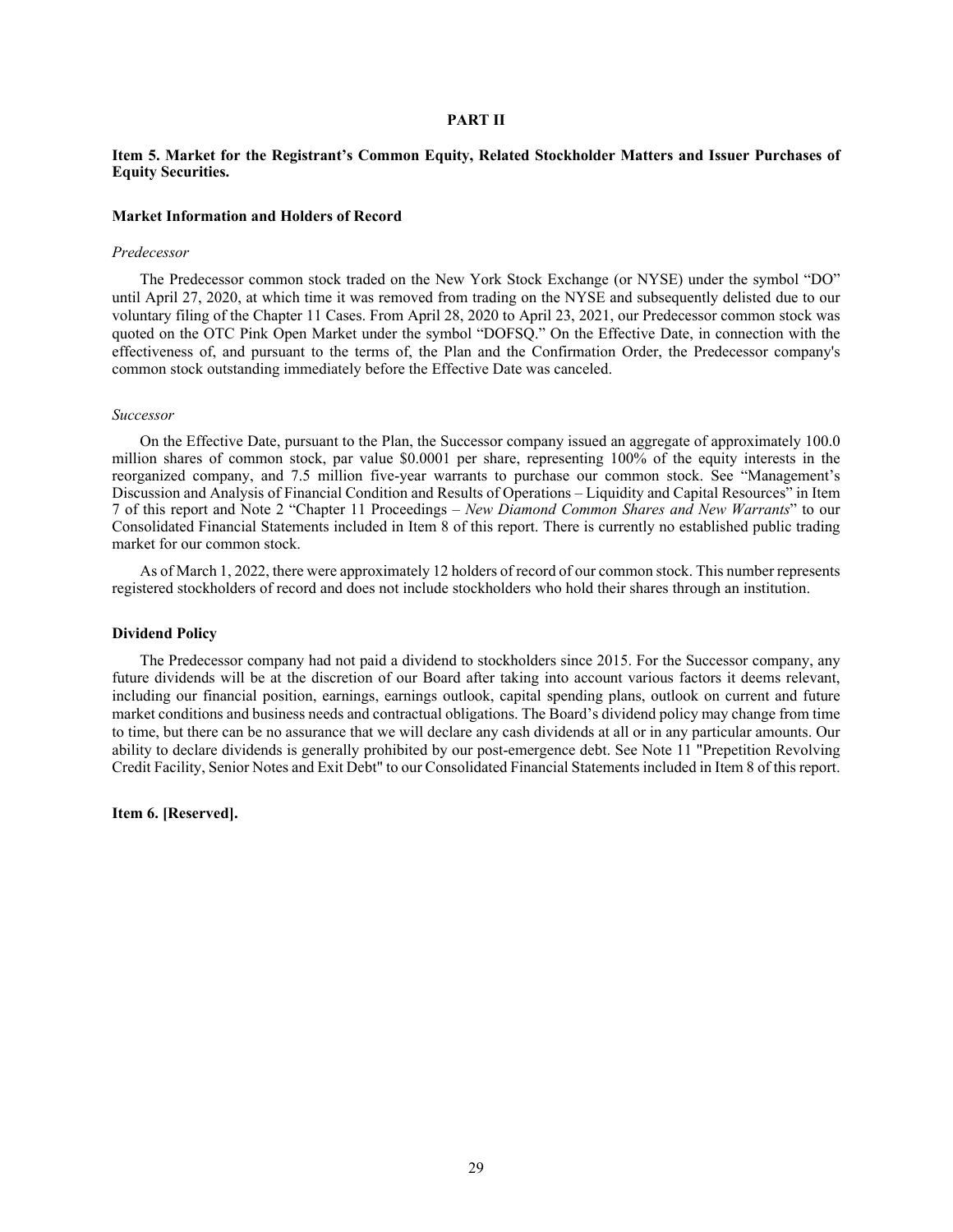# PART II

## Item 5. Market for the Registrant's Common Equity, Related Stockholder Matters and Issuer Purchases of Equity Securities.

### Market Information and Holders of Record

*Predecessor*

The Predecessor common stock traded on the New York Stock Exchange (or NYSE) under the symbol "DO" until April 27, 2020, at which time it was removed from trading on the NYSE and subsequently delisted due to our voluntary filing of the Chapter 11 Cases. From April 28, 2020 to April 23, 2021, our Predecessor common stock was quoted on the OTC Pink Open Market under the symbol "DOFSQ." On the Effective Date, in connection with the effectiveness of, and pursuant to the terms of, the Plan and the Confirmation Order, the Predecessor company's common stock outstanding immediately before the Effective Date was canceled.

*Successor*

On the Effective Date, pursuant to the Plan, the Successor company issued an aggregate of approximately 100.0 million shares of common stock, par value $0.0001 per share, representing 100% of the equity interests in the reorganized company, and 7.5 million five-year warrants to purchase our common stock. See "Management's Discussion and Analysis of Financial Condition and Results of Operations – Liquidity and Capital Resources" in Item 7 of this report and Note 2 "Chapter 11 Proceedings – *New Diamond Common Shares and New Warrants*" to our Consolidated Financial Statements included in Item 8 of this report. There is currently no established public trading market for our common stock.

As of March 1, 2022, there were approximately 12 holders of record of our common stock. This number represents registered stockholders of record and does not include stockholders who hold their shares through an institution.

### Dividend Policy

The Predecessor company had not paid a dividend to stockholders since 2015. For the Successor company, any future dividends will be at the discretion of our Board after taking into account various factors it deems relevant, including our financial position, earnings, earnings outlook, capital spending plans, outlook on current and future market conditions and business needs and contractual obligations. The Board's dividend policy may change from time to time, but there can be no assurance that we will declare any cash dividends at all or in any particular amounts. Our ability to declare dividends is generally prohibited by our post-emergence debt. See Note 11 "Prepetition Revolving Credit Facility, Senior Notes and Exit Debt" to our Consolidated Financial Statements included in Item 8 of this report.

## Item 6. [Reserved].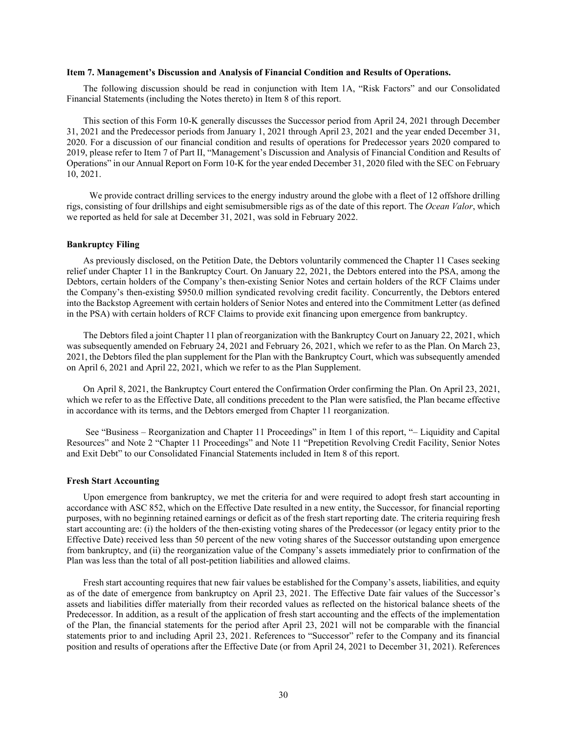### Item 7. Management's Discussion and Analysis of Financial Condition and Results of Operations.

The following discussion should be read in conjunction with Item 1A, "Risk Factors" and our Consolidated Financial Statements (including the Notes thereto) in Item 8 of this report.

This section of this Form 10-K generally discusses the Successor period from April 24, 2021 through December 31, 2021 and the Predecessor periods from January 1, 2021 through April 23, 2021 and the year ended December 31, 2020. For a discussion of our financial condition and results of operations for Predecessor years 2020 compared to 2019, please refer to Item 7 of Part II, "Management's Discussion and Analysis of Financial Condition and Results of Operations" in our Annual Report on Form 10-K for the year ended December 31, 2020 filed with the SEC on February 10, 2021.

We provide contract drilling services to the energy industry around the globe with a fleet of 12 offshore drilling rigs, consisting of four drillships and eight semisubmersible rigs as of the date of this report. The *Ocean Valor*, which we reported as held for sale at December 31, 2021, was sold in February 2022.

#### Bankruptcy Filing

As previously disclosed, on the Petition Date, the Debtors voluntarily commenced the Chapter 11 Cases seeking relief under Chapter 11 in the Bankruptcy Court. On January 22, 2021, the Debtors entered into the PSA, among the Debtors, certain holders of the Company's then-existing Senior Notes and certain holders of the RCF Claims under the Company's then-existing $950.0 million syndicated revolving credit facility. Concurrently, the Debtors entered into the Backstop Agreement with certain holders of Senior Notes and entered into the Commitment Letter (as defined in the PSA) with certain holders of RCF Claims to provide exit financing upon emergence from bankruptcy.

The Debtors filed a joint Chapter 11 plan of reorganization with the Bankruptcy Court on January 22, 2021, which was subsequently amended on February 24, 2021 and February 26, 2021, which we refer to as the Plan. On March 23, 2021, the Debtors filed the plan supplement for the Plan with the Bankruptcy Court, which was subsequently amended on April 6, 2021 and April 22, 2021, which we refer to as the Plan Supplement.

On April 8, 2021, the Bankruptcy Court entered the Confirmation Order confirming the Plan. On April 23, 2021, which we refer to as the Effective Date, all conditions precedent to the Plan were satisfied, the Plan became effective in accordance with its terms, and the Debtors emerged from Chapter 11 reorganization.

See "Business – Reorganization and Chapter 11 Proceedings" in Item 1 of this report, "– Liquidity and Capital Resources" and Note 2 "Chapter 11 Proceedings" and Note 11 "Prepetition Revolving Credit Facility, Senior Notes and Exit Debt" to our Consolidated Financial Statements included in Item 8 of this report.

#### Fresh Start Accounting

Upon emergence from bankruptcy, we met the criteria for and were required to adopt fresh start accounting in accordance with ASC 852, which on the Effective Date resulted in a new entity, the Successor, for financial reporting purposes, with no beginning retained earnings or deficit as of the fresh start reporting date. The criteria requiring fresh start accounting are: (i) the holders of the then-existing voting shares of the Predecessor (or legacy entity prior to the Effective Date) received less than 50 percent of the new voting shares of the Successor outstanding upon emergence from bankruptcy, and (ii) the reorganization value of the Company's assets immediately prior to confirmation of the Plan was less than the total of all post-petition liabilities and allowed claims.

Fresh start accounting requires that new fair values be established for the Company's assets, liabilities, and equity as of the date of emergence from bankruptcy on April 23, 2021. The Effective Date fair values of the Successor's assets and liabilities differ materially from their recorded values as reflected on the historical balance sheets of the Predecessor. In addition, as a result of the application of fresh start accounting and the effects of the implementation of the Plan, the financial statements for the period after April 23, 2021 will not be comparable with the financial statements prior to and including April 23, 2021. References to "Successor" refer to the Company and its financial position and results of operations after the Effective Date (or from April 24, 2021 to December 31, 2021). References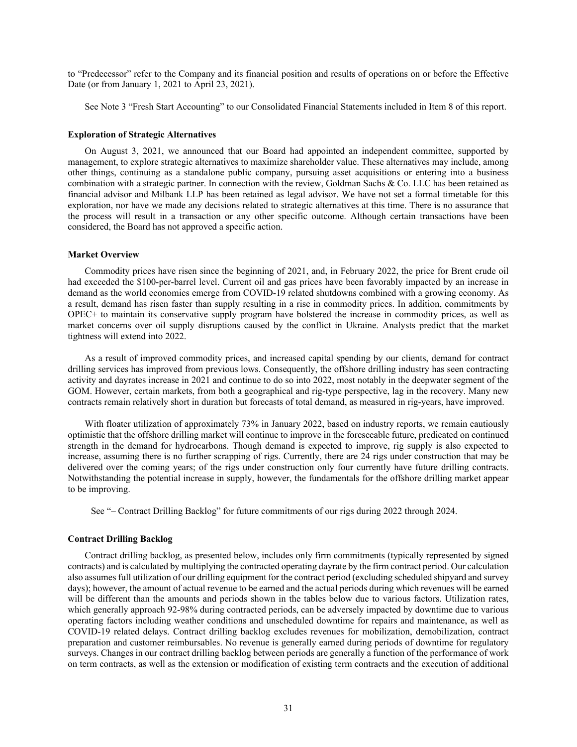to "Predecessor" refer to the Company and its financial position and results of operations on or before the Effective Date (or from January 1, 2021 to April 23, 2021).

See Note 3 "Fresh Start Accounting" to our Consolidated Financial Statements included in Item 8 of this report.

### Exploration of Strategic Alternatives

On August 3, 2021, we announced that our Board had appointed an independent committee, supported by management, to explore strategic alternatives to maximize shareholder value. These alternatives may include, among other things, continuing as a standalone public company, pursuing asset acquisitions or entering into a business combination with a strategic partner. In connection with the review, Goldman Sachs & Co. LLC has been retained as financial advisor and Milbank LLP has been retained as legal advisor. We have not set a formal timetable for this exploration, nor have we made any decisions related to strategic alternatives at this time. There is no assurance that the process will result in a transaction or any other specific outcome. Although certain transactions have been considered, the Board has not approved a specific action.

### Market Overview

Commodity prices have risen since the beginning of 2021, and, in February 2022, the price for Brent crude oil had exceeded the $100-per-barrel level. Current oil and gas prices have been favorably impacted by an increase in demand as the world economies emerge from COVID-19 related shutdowns combined with a growing economy. As a result, demand has risen faster than supply resulting in a rise in commodity prices. In addition, commitments by OPEC+ to maintain its conservative supply program have bolstered the increase in commodity prices, as well as market concerns over oil supply disruptions caused by the conflict in Ukraine. Analysts predict that the market tightness will extend into 2022.

As a result of improved commodity prices, and increased capital spending by our clients, demand for contract drilling services has improved from previous lows. Consequently, the offshore drilling industry has seen contracting activity and dayrates increase in 2021 and continue to do so into 2022, most notably in the deepwater segment of the GOM. However, certain markets, from both a geographical and rig-type perspective, lag in the recovery. Many new contracts remain relatively short in duration but forecasts of total demand, as measured in rig-years, have improved.

With floater utilization of approximately 73% in January 2022, based on industry reports, we remain cautiously optimistic that the offshore drilling market will continue to improve in the foreseeable future, predicated on continued strength in the demand for hydrocarbons. Though demand is expected to improve, rig supply is also expected to increase, assuming there is no further scrapping of rigs. Currently, there are 24 rigs under construction that may be delivered over the coming years; of the rigs under construction only four currently have future drilling contracts. Notwithstanding the potential increase in supply, however, the fundamentals for the offshore drilling market appear to be improving.

See "– Contract Drilling Backlog" for future commitments of our rigs during 2022 through 2024.

### Contract Drilling Backlog

Contract drilling backlog, as presented below, includes only firm commitments (typically represented by signed contracts) and is calculated by multiplying the contracted operating dayrate by the firm contract period. Our calculation also assumes full utilization of our drilling equipment for the contract period (excluding scheduled shipyard and survey days); however, the amount of actual revenue to be earned and the actual periods during which revenues will be earned will be different than the amounts and periods shown in the tables below due to various factors. Utilization rates, which generally approach 92-98% during contracted periods, can be adversely impacted by downtime due to various operating factors including weather conditions and unscheduled downtime for repairs and maintenance, as well as COVID-19 related delays. Contract drilling backlog excludes revenues for mobilization, demobilization, contract preparation and customer reimbursables. No revenue is generally earned during periods of downtime for regulatory surveys. Changes in our contract drilling backlog between periods are generally a function of the performance of work on term contracts, as well as the extension or modification of existing term contracts and the execution of additional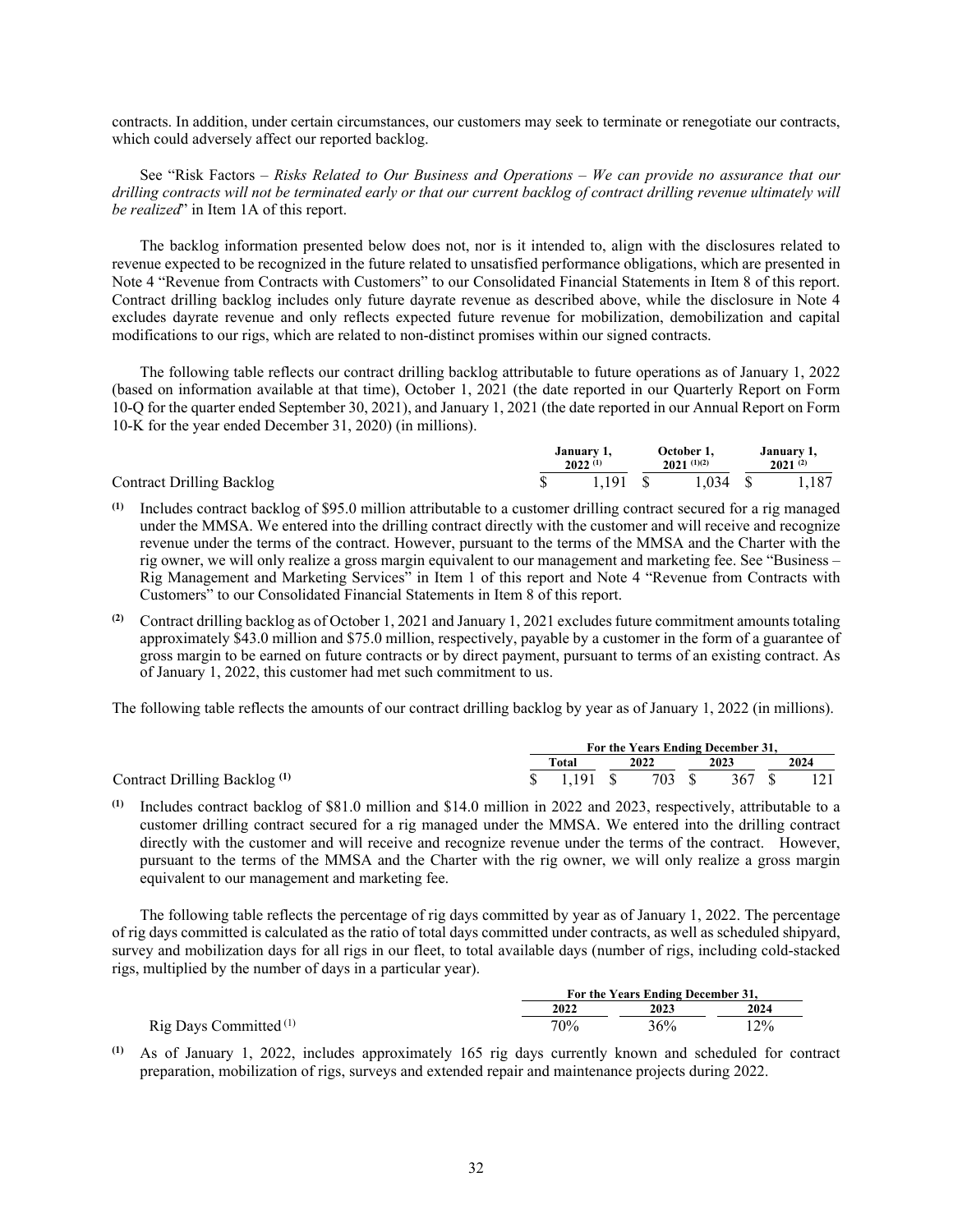contracts. In addition, under certain circumstances, our customers may seek to terminate or renegotiate our contracts, which could adversely affect our reported backlog.

See "Risk Factors – *Risks Related to Our Business and Operations – We can provide no assurance that our drilling contracts will not be terminated early or that our current backlog of contract drilling revenue ultimately will be realized*" in Item 1A of this report.

The backlog information presented below does not, nor is it intended to, align with the disclosures related to revenue expected to be recognized in the future related to unsatisfied performance obligations, which are presented in Note 4 "Revenue from Contracts with Customers" to our Consolidated Financial Statements in Item 8 of this report. Contract drilling backlog includes only future dayrate revenue as described above, while the disclosure in Note 4 excludes dayrate revenue and only reflects expected future revenue for mobilization, demobilization and capital modifications to our rigs, which are related to non-distinct promises within our signed contracts.

The following table reflects our contract drilling backlog attributable to future operations as of January 1, 2022 (based on information available at that time), October 1, 2021 (the date reported in our Quarterly Report on Form 10-Q for the quarter ended September 30, 2021), and January 1, 2021 (the date reported in our Annual Report on Form 10-K for the year ended December 31, 2020) (in millions).

| | January 1, 2022 [(1)] | October 1, 2021 [(1)(2)] | January 1, 2021 [(2)] |
|---|---|---|---|
| Contract Drilling Backlog | $ 1,191 | $ 1,034 | $ 1,187 |

**(1)** Includes contract backlog of $95.0 million attributable to a customer drilling contract secured for a rig managed under the MMSA. We entered into the drilling contract directly with the customer and will receive and recognize revenue under the terms of the contract. However, pursuant to the terms of the MMSA and the Charter with the rig owner, we will only realize a gross margin equivalent to our management and marketing fee. See "Business – Rig Management and Marketing Services" in Item 1 of this report and Note 4 "Revenue from Contracts with Customers" to our Consolidated Financial Statements in Item 8 of this report.

**(2)** Contract drilling backlog as of October 1, 2021 and January 1, 2021 excludes future commitment amounts totaling approximately $43.0 million and $75.0 million, respectively, payable by a customer in the form of a guarantee of gross margin to be earned on future contracts or by direct payment, pursuant to terms of an existing contract. As of January 1, 2022, this customer had met such commitment to us.

The following table reflects the amounts of our contract drilling backlog by year as of January 1, 2022 (in millions).

| | For the Years Ending December 31, | | | |
|---|---|---|---|---|
| | Total | 2022 | 2023 | 2024 |
| Contract Drilling Backlog [(1)] | $ 1,191 | $ 703 | $ 367 | $ 121 |

**(1)** Includes contract backlog of $81.0 million and $14.0 million in 2022 and 2023, respectively, attributable to a customer drilling contract secured for a rig managed under the MMSA. We entered into the drilling contract directly with the customer and will receive and recognize revenue under the terms of the contract. However, pursuant to the terms of the MMSA and the Charter with the rig owner, we will only realize a gross margin equivalent to our management and marketing fee.

The following table reflects the percentage of rig days committed by year as of January 1, 2022. The percentage of rig days committed is calculated as the ratio of total days committed under contracts, as well as scheduled shipyard, survey and mobilization days for all rigs in our fleet, to total available days (number of rigs, including cold-stacked rigs, multiplied by the number of days in a particular year).

| | For the Years Ending December 31, | | |
|---|---|---|---|
| | 2022 | 2023 | 2024 |
| Rig Days Committed [(1)] | 70% | 36% | 12% |

**(1)** As of January 1, 2022, includes approximately 165 rig days currently known and scheduled for contract preparation, mobilization of rigs, surveys and extended repair and maintenance projects during 2022.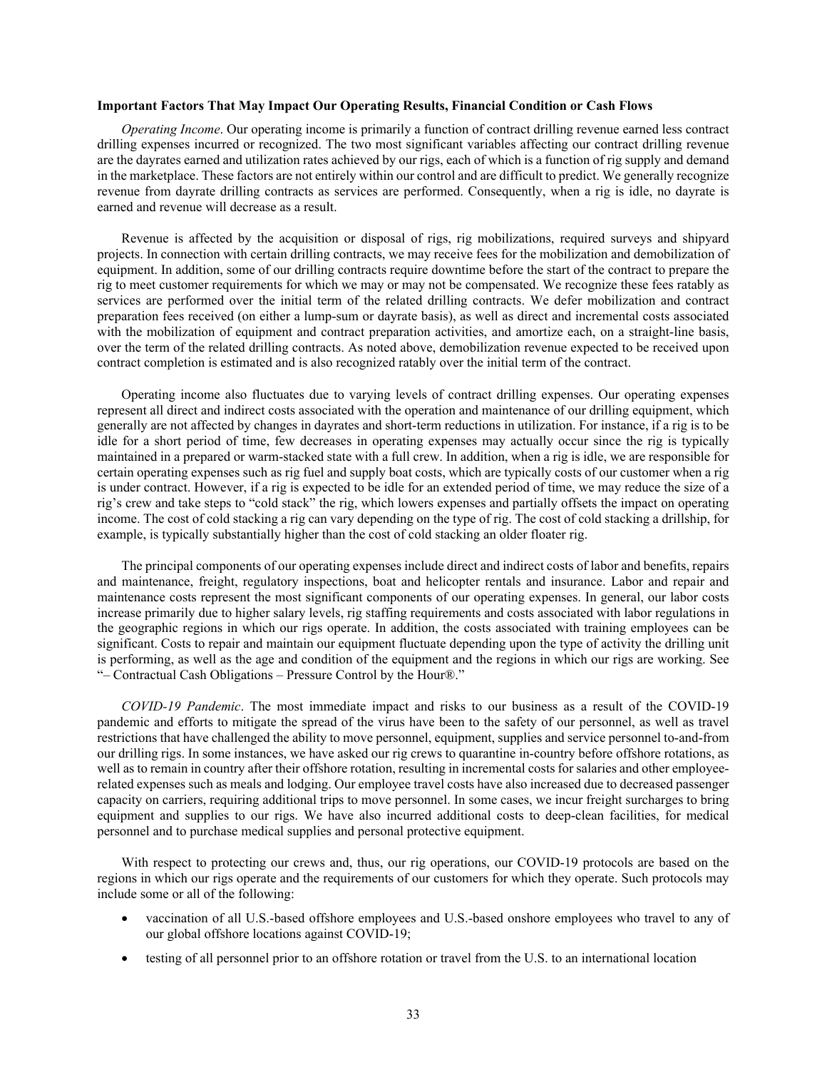**Important Factors That May Impact Our Operating Results, Financial Condition or Cash Flows**

*Operating Income*. Our operating income is primarily a function of contract drilling revenue earned less contract drilling expenses incurred or recognized. The two most significant variables affecting our contract drilling revenue are the dayrates earned and utilization rates achieved by our rigs, each of which is a function of rig supply and demand in the marketplace. These factors are not entirely within our control and are difficult to predict. We generally recognize revenue from dayrate drilling contracts as services are performed. Consequently, when a rig is idle, no dayrate is earned and revenue will decrease as a result.

Revenue is affected by the acquisition or disposal of rigs, rig mobilizations, required surveys and shipyard projects. In connection with certain drilling contracts, we may receive fees for the mobilization and demobilization of equipment. In addition, some of our drilling contracts require downtime before the start of the contract to prepare the rig to meet customer requirements for which we may or may not be compensated. We recognize these fees ratably as services are performed over the initial term of the related drilling contracts. We defer mobilization and contract preparation fees received (on either a lump-sum or dayrate basis), as well as direct and incremental costs associated with the mobilization of equipment and contract preparation activities, and amortize each, on a straight-line basis, over the term of the related drilling contracts. As noted above, demobilization revenue expected to be received upon contract completion is estimated and is also recognized ratably over the initial term of the contract.

Operating income also fluctuates due to varying levels of contract drilling expenses. Our operating expenses represent all direct and indirect costs associated with the operation and maintenance of our drilling equipment, which generally are not affected by changes in dayrates and short-term reductions in utilization. For instance, if a rig is to be idle for a short period of time, few decreases in operating expenses may actually occur since the rig is typically maintained in a prepared or warm-stacked state with a full crew. In addition, when a rig is idle, we are responsible for certain operating expenses such as rig fuel and supply boat costs, which are typically costs of our customer when a rig is under contract. However, if a rig is expected to be idle for an extended period of time, we may reduce the size of a rig's crew and take steps to "cold stack" the rig, which lowers expenses and partially offsets the impact on operating income. The cost of cold stacking a rig can vary depending on the type of rig. The cost of cold stacking a drillship, for example, is typically substantially higher than the cost of cold stacking an older floater rig.

The principal components of our operating expenses include direct and indirect costs of labor and benefits, repairs and maintenance, freight, regulatory inspections, boat and helicopter rentals and insurance. Labor and repair and maintenance costs represent the most significant components of our operating expenses. In general, our labor costs increase primarily due to higher salary levels, rig staffing requirements and costs associated with labor regulations in the geographic regions in which our rigs operate. In addition, the costs associated with training employees can be significant. Costs to repair and maintain our equipment fluctuate depending upon the type of activity the drilling unit is performing, as well as the age and condition of the equipment and the regions in which our rigs are working. See "– Contractual Cash Obligations – Pressure Control by the Hour®."

*COVID-19 Pandemic*. The most immediate impact and risks to our business as a result of the COVID-19 pandemic and efforts to mitigate the spread of the virus have been to the safety of our personnel, as well as travel restrictions that have challenged the ability to move personnel, equipment, supplies and service personnel to-and-from our drilling rigs. In some instances, we have asked our rig crews to quarantine in-country before offshore rotations, as well as to remain in country after their offshore rotation, resulting in incremental costs for salaries and other employee-related expenses such as meals and lodging. Our employee travel costs have also increased due to decreased passenger capacity on carriers, requiring additional trips to move personnel. In some cases, we incur freight surcharges to bring equipment and supplies to our rigs. We have also incurred additional costs to deep-clean facilities, for medical personnel and to purchase medical supplies and personal protective equipment.

With respect to protecting our crews and, thus, our rig operations, our COVID-19 protocols are based on the regions in which our rigs operate and the requirements of our customers for which they operate. Such protocols may include some or all of the following:

- vaccination of all U.S.-based offshore employees and U.S.-based onshore employees who travel to any of our global offshore locations against COVID-19;
- testing of all personnel prior to an offshore rotation or travel from the U.S. to an international location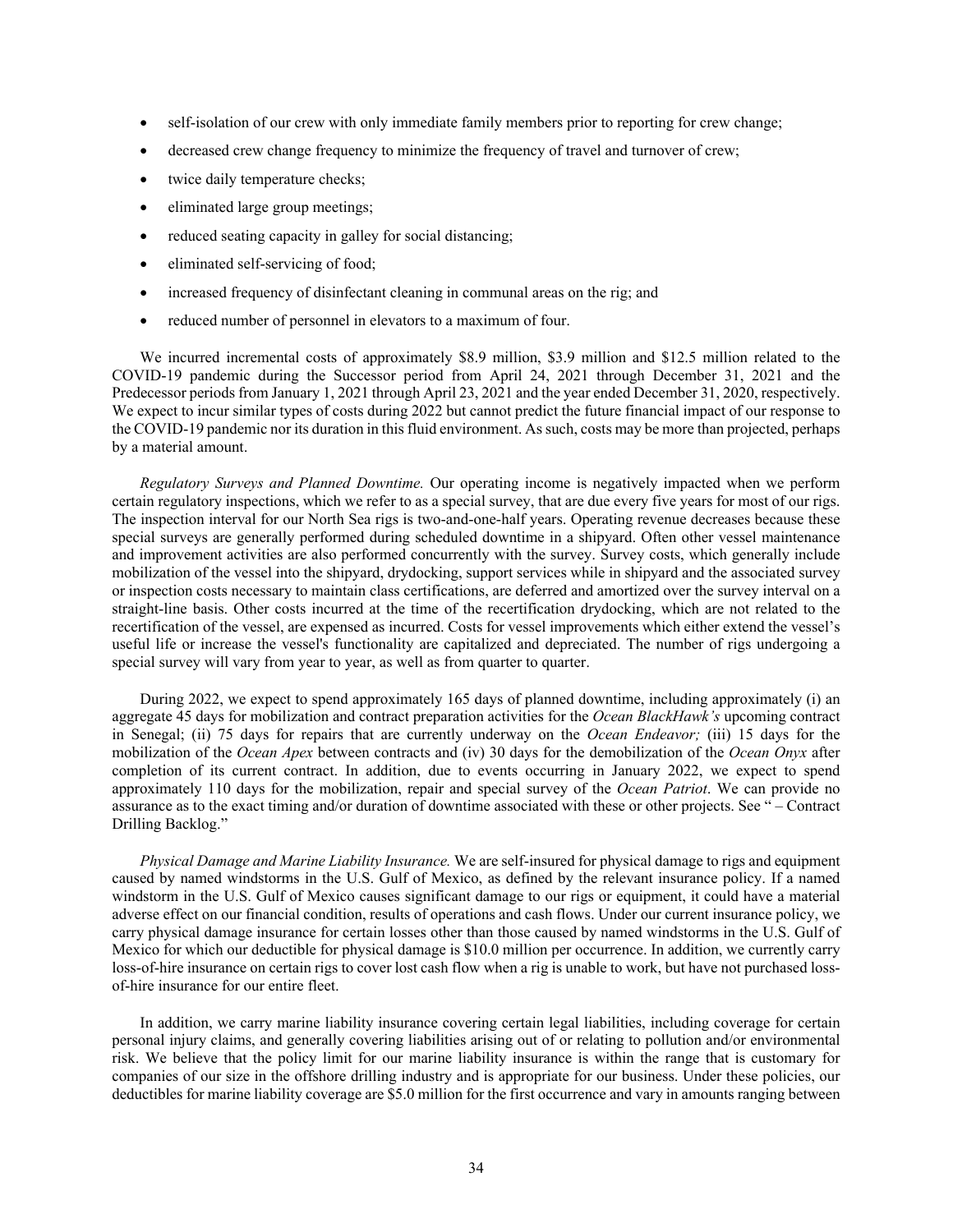- self-isolation of our crew with only immediate family members prior to reporting for crew change;
- decreased crew change frequency to minimize the frequency of travel and turnover of crew;
- twice daily temperature checks;
- eliminated large group meetings;
- reduced seating capacity in galley for social distancing;
- eliminated self-servicing of food;
- increased frequency of disinfectant cleaning in communal areas on the rig; and
- reduced number of personnel in elevators to a maximum of four.

We incurred incremental costs of approximately $8.9 million, $3.9 million and $12.5 million related to the COVID-19 pandemic during the Successor period from April 24, 2021 through December 31, 2021 and the Predecessor periods from January 1, 2021 through April 23, 2021 and the year ended December 31, 2020, respectively. We expect to incur similar types of costs during 2022 but cannot predict the future financial impact of our response to the COVID-19 pandemic nor its duration in this fluid environment. As such, costs may be more than projected, perhaps by a material amount.

*Regulatory Surveys and Planned Downtime.* Our operating income is negatively impacted when we perform certain regulatory inspections, which we refer to as a special survey, that are due every five years for most of our rigs. The inspection interval for our North Sea rigs is two-and-one-half years. Operating revenue decreases because these special surveys are generally performed during scheduled downtime in a shipyard. Often other vessel maintenance and improvement activities are also performed concurrently with the survey. Survey costs, which generally include mobilization of the vessel into the shipyard, drydocking, support services while in shipyard and the associated survey or inspection costs necessary to maintain class certifications, are deferred and amortized over the survey interval on a straight-line basis. Other costs incurred at the time of the recertification drydocking, which are not related to the recertification of the vessel, are expensed as incurred. Costs for vessel improvements which either extend the vessel's useful life or increase the vessel's functionality are capitalized and depreciated. The number of rigs undergoing a special survey will vary from year to year, as well as from quarter to quarter.

During 2022, we expect to spend approximately 165 days of planned downtime, including approximately (i) an aggregate 45 days for mobilization and contract preparation activities for the *Ocean BlackHawk's* upcoming contract in Senegal; (ii) 75 days for repairs that are currently underway on the *Ocean Endeavor;* (iii) 15 days for the mobilization of the *Ocean Apex* between contracts and (iv) 30 days for the demobilization of the *Ocean Onyx* after completion of its current contract. In addition, due to events occurring in January 2022, we expect to spend approximately 110 days for the mobilization, repair and special survey of the *Ocean Patriot*. We can provide no assurance as to the exact timing and/or duration of downtime associated with these or other projects. See " – Contract Drilling Backlog."

*Physical Damage and Marine Liability Insurance.* We are self-insured for physical damage to rigs and equipment caused by named windstorms in the U.S. Gulf of Mexico, as defined by the relevant insurance policy. If a named windstorm in the U.S. Gulf of Mexico causes significant damage to our rigs or equipment, it could have a material adverse effect on our financial condition, results of operations and cash flows. Under our current insurance policy, we carry physical damage insurance for certain losses other than those caused by named windstorms in the U.S. Gulf of Mexico for which our deductible for physical damage is $10.0 million per occurrence. In addition, we currently carry loss-of-hire insurance on certain rigs to cover lost cash flow when a rig is unable to work, but have not purchased loss-of-hire insurance for our entire fleet.

In addition, we carry marine liability insurance covering certain legal liabilities, including coverage for certain personal injury claims, and generally covering liabilities arising out of or relating to pollution and/or environmental risk. We believe that the policy limit for our marine liability insurance is within the range that is customary for companies of our size in the offshore drilling industry and is appropriate for our business. Under these policies, our deductibles for marine liability coverage are $5.0 million for the first occurrence and vary in amounts ranging between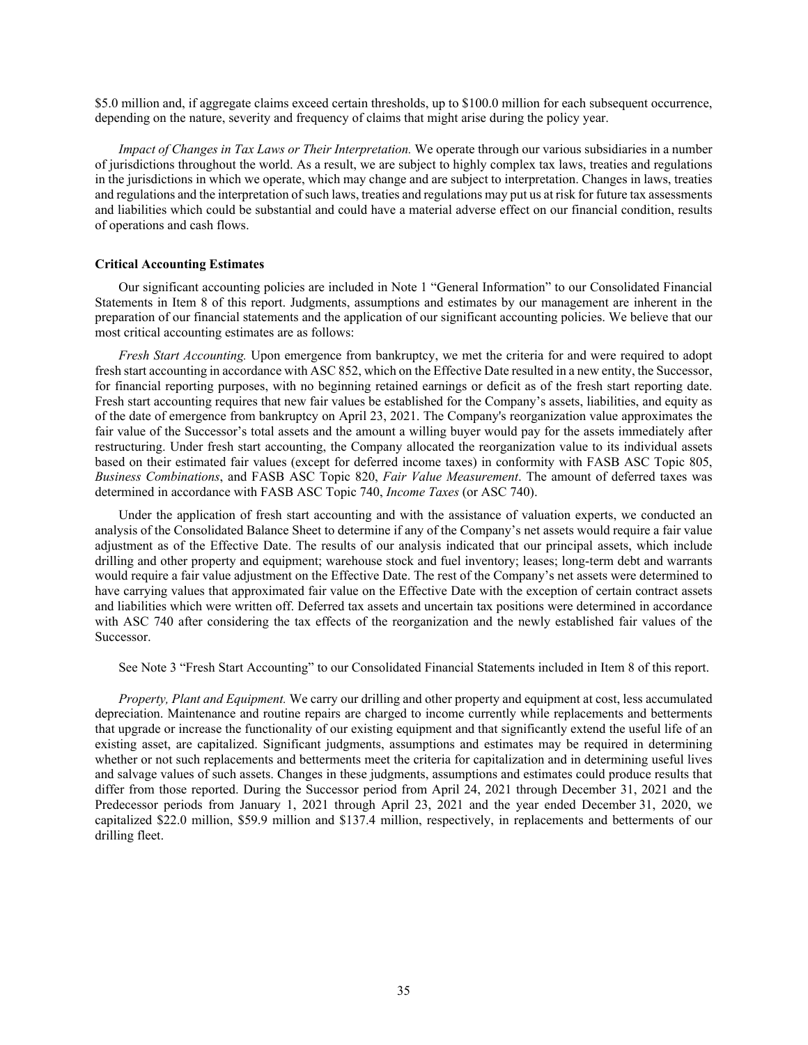$5.0 million and, if aggregate claims exceed certain thresholds, up to $100.0 million for each subsequent occurrence, depending on the nature, severity and frequency of claims that might arise during the policy year.

*Impact of Changes in Tax Laws or Their Interpretation.* We operate through our various subsidiaries in a number of jurisdictions throughout the world. As a result, we are subject to highly complex tax laws, treaties and regulations in the jurisdictions in which we operate, which may change and are subject to interpretation. Changes in laws, treaties and regulations and the interpretation of such laws, treaties and regulations may put us at risk for future tax assessments and liabilities which could be substantial and could have a material adverse effect on our financial condition, results of operations and cash flows.

**Critical Accounting Estimates**

Our significant accounting policies are included in Note 1 "General Information" to our Consolidated Financial Statements in Item 8 of this report. Judgments, assumptions and estimates by our management are inherent in the preparation of our financial statements and the application of our significant accounting policies. We believe that our most critical accounting estimates are as follows:

*Fresh Start Accounting.* Upon emergence from bankruptcy, we met the criteria for and were required to adopt fresh start accounting in accordance with ASC 852, which on the Effective Date resulted in a new entity, the Successor, for financial reporting purposes, with no beginning retained earnings or deficit as of the fresh start reporting date. Fresh start accounting requires that new fair values be established for the Company's assets, liabilities, and equity as of the date of emergence from bankruptcy on April 23, 2021. The Company's reorganization value approximates the fair value of the Successor's total assets and the amount a willing buyer would pay for the assets immediately after restructuring. Under fresh start accounting, the Company allocated the reorganization value to its individual assets based on their estimated fair values (except for deferred income taxes) in conformity with FASB ASC Topic 805, *Business Combinations*, and FASB ASC Topic 820, *Fair Value Measurement*. The amount of deferred taxes was determined in accordance with FASB ASC Topic 740, *Income Taxes* (or ASC 740).

Under the application of fresh start accounting and with the assistance of valuation experts, we conducted an analysis of the Consolidated Balance Sheet to determine if any of the Company's net assets would require a fair value adjustment as of the Effective Date. The results of our analysis indicated that our principal assets, which include drilling and other property and equipment; warehouse stock and fuel inventory; leases; long-term debt and warrants would require a fair value adjustment on the Effective Date. The rest of the Company's net assets were determined to have carrying values that approximated fair value on the Effective Date with the exception of certain contract assets and liabilities which were written off. Deferred tax assets and uncertain tax positions were determined in accordance with ASC 740 after considering the tax effects of the reorganization and the newly established fair values of the Successor.

See Note 3 "Fresh Start Accounting" to our Consolidated Financial Statements included in Item 8 of this report.

*Property, Plant and Equipment.* We carry our drilling and other property and equipment at cost, less accumulated depreciation. Maintenance and routine repairs are charged to income currently while replacements and betterments that upgrade or increase the functionality of our existing equipment and that significantly extend the useful life of an existing asset, are capitalized. Significant judgments, assumptions and estimates may be required in determining whether or not such replacements and betterments meet the criteria for capitalization and in determining useful lives and salvage values of such assets. Changes in these judgments, assumptions and estimates could produce results that differ from those reported. During the Successor period from April 24, 2021 through December 31, 2021 and the Predecessor periods from January 1, 2021 through April 23, 2021 and the year ended December 31, 2020, we capitalized $22.0 million, $59.9 million and $137.4 million, respectively, in replacements and betterments of our drilling fleet.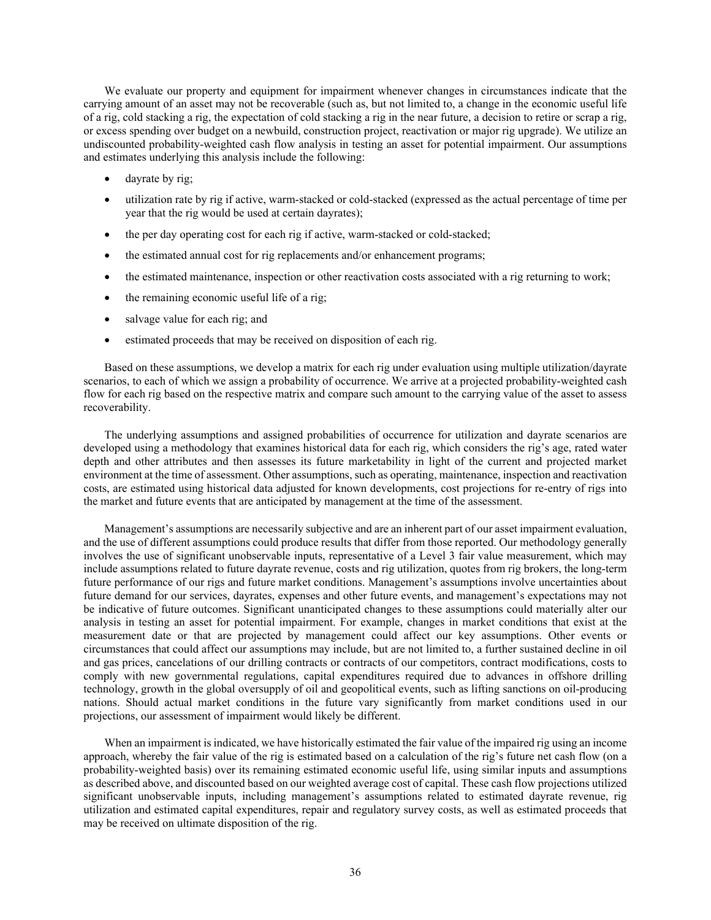We evaluate our property and equipment for impairment whenever changes in circumstances indicate that the carrying amount of an asset may not be recoverable (such as, but not limited to, a change in the economic useful life of a rig, cold stacking a rig, the expectation of cold stacking a rig in the near future, a decision to retire or scrap a rig, or excess spending over budget on a newbuild, construction project, reactivation or major rig upgrade). We utilize an undiscounted probability-weighted cash flow analysis in testing an asset for potential impairment. Our assumptions and estimates underlying this analysis include the following:

- dayrate by rig;
- utilization rate by rig if active, warm-stacked or cold-stacked (expressed as the actual percentage of time per year that the rig would be used at certain dayrates);
- the per day operating cost for each rig if active, warm-stacked or cold-stacked;
- the estimated annual cost for rig replacements and/or enhancement programs;
- the estimated maintenance, inspection or other reactivation costs associated with a rig returning to work;
- the remaining economic useful life of a rig;
- salvage value for each rig; and
- estimated proceeds that may be received on disposition of each rig.

Based on these assumptions, we develop a matrix for each rig under evaluation using multiple utilization/dayrate scenarios, to each of which we assign a probability of occurrence. We arrive at a projected probability-weighted cash flow for each rig based on the respective matrix and compare such amount to the carrying value of the asset to assess recoverability.

The underlying assumptions and assigned probabilities of occurrence for utilization and dayrate scenarios are developed using a methodology that examines historical data for each rig, which considers the rig's age, rated water depth and other attributes and then assesses its future marketability in light of the current and projected market environment at the time of assessment. Other assumptions, such as operating, maintenance, inspection and reactivation costs, are estimated using historical data adjusted for known developments, cost projections for re-entry of rigs into the market and future events that are anticipated by management at the time of the assessment.

Management's assumptions are necessarily subjective and are an inherent part of our asset impairment evaluation, and the use of different assumptions could produce results that differ from those reported. Our methodology generally involves the use of significant unobservable inputs, representative of a Level 3 fair value measurement, which may include assumptions related to future dayrate revenue, costs and rig utilization, quotes from rig brokers, the long-term future performance of our rigs and future market conditions. Management's assumptions involve uncertainties about future demand for our services, dayrates, expenses and other future events, and management's expectations may not be indicative of future outcomes. Significant unanticipated changes to these assumptions could materially alter our analysis in testing an asset for potential impairment. For example, changes in market conditions that exist at the measurement date or that are projected by management could affect our key assumptions. Other events or circumstances that could affect our assumptions may include, but are not limited to, a further sustained decline in oil and gas prices, cancelations of our drilling contracts or contracts of our competitors, contract modifications, costs to comply with new governmental regulations, capital expenditures required due to advances in offshore drilling technology, growth in the global oversupply of oil and geopolitical events, such as lifting sanctions on oil-producing nations. Should actual market conditions in the future vary significantly from market conditions used in our projections, our assessment of impairment would likely be different.

When an impairment is indicated, we have historically estimated the fair value of the impaired rig using an income approach, whereby the fair value of the rig is estimated based on a calculation of the rig's future net cash flow (on a probability-weighted basis) over its remaining estimated economic useful life, using similar inputs and assumptions as described above, and discounted based on our weighted average cost of capital. These cash flow projections utilized significant unobservable inputs, including management's assumptions related to estimated dayrate revenue, rig utilization and estimated capital expenditures, repair and regulatory survey costs, as well as estimated proceeds that may be received on ultimate disposition of the rig.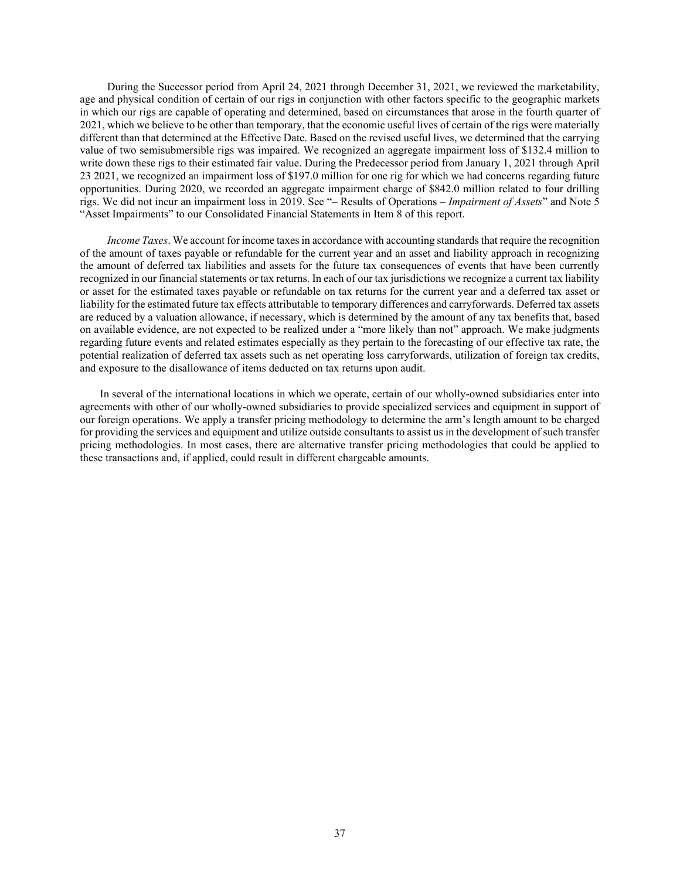During the Successor period from April 24, 2021 through December 31, 2021, we reviewed the marketability, age and physical condition of certain of our rigs in conjunction with other factors specific to the geographic markets in which our rigs are capable of operating and determined, based on circumstances that arose in the fourth quarter of 2021, which we believe to be other than temporary, that the economic useful lives of certain of the rigs were materially different than that determined at the Effective Date. Based on the revised useful lives, we determined that the carrying value of two semisubmersible rigs was impaired. We recognized an aggregate impairment loss of $132.4 million to write down these rigs to their estimated fair value. During the Predecessor period from January 1, 2021 through April 23 2021, we recognized an impairment loss of $197.0 million for one rig for which we had concerns regarding future opportunities. During 2020, we recorded an aggregate impairment charge of $842.0 million related to four drilling rigs. We did not incur an impairment loss in 2019. See "– Results of Operations – *Impairment of Assets*" and Note 5 "Asset Impairments" to our Consolidated Financial Statements in Item 8 of this report.

*Income Taxes*. We account for income taxes in accordance with accounting standards that require the recognition of the amount of taxes payable or refundable for the current year and an asset and liability approach in recognizing the amount of deferred tax liabilities and assets for the future tax consequences of events that have been currently recognized in our financial statements or tax returns. In each of our tax jurisdictions we recognize a current tax liability or asset for the estimated taxes payable or refundable on tax returns for the current year and a deferred tax asset or liability for the estimated future tax effects attributable to temporary differences and carryforwards. Deferred tax assets are reduced by a valuation allowance, if necessary, which is determined by the amount of any tax benefits that, based on available evidence, are not expected to be realized under a "more likely than not" approach. We make judgments regarding future events and related estimates especially as they pertain to the forecasting of our effective tax rate, the potential realization of deferred tax assets such as net operating loss carryforwards, utilization of foreign tax credits, and exposure to the disallowance of items deducted on tax returns upon audit.

In several of the international locations in which we operate, certain of our wholly-owned subsidiaries enter into agreements with other of our wholly-owned subsidiaries to provide specialized services and equipment in support of our foreign operations. We apply a transfer pricing methodology to determine the arm's length amount to be charged for providing the services and equipment and utilize outside consultants to assist us in the development of such transfer pricing methodologies. In most cases, there are alternative transfer pricing methodologies that could be applied to these transactions and, if applied, could result in different chargeable amounts.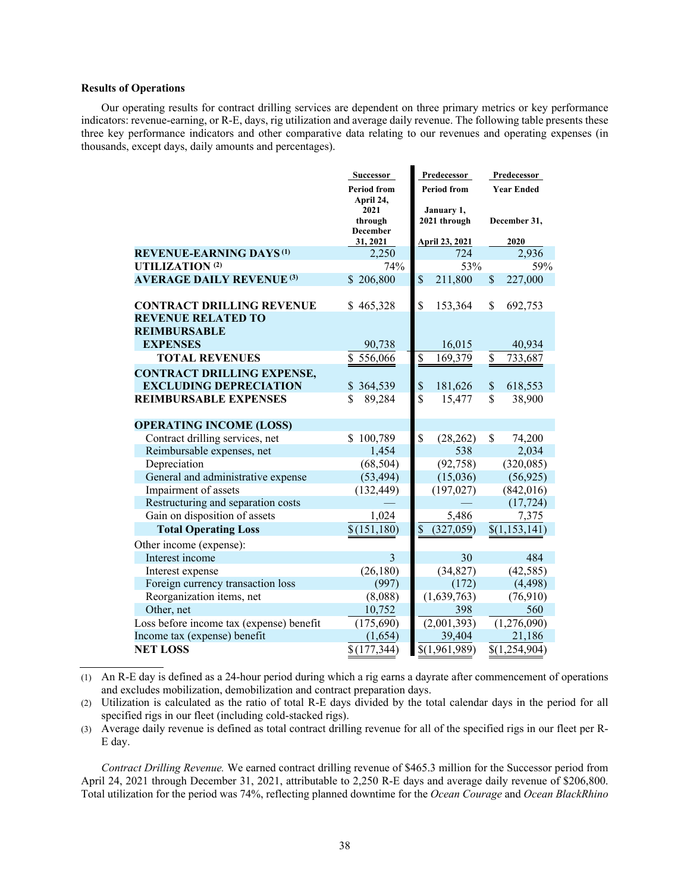**Results of Operations**

Our operating results for contract drilling services are dependent on three primary metrics or key performance indicators: revenue-earning, or R-E, days, rig utilization and average daily revenue. The following table presents these three key performance indicators and other comparative data relating to our revenues and operating expenses (in thousands, except days, daily amounts and percentages).

| | Successor | Predecessor | Predecessor |
|---|---|---|---|
| | Period from April 24, 2021 through December 31, 2021 | Period from January 1, 2021 through April 23, 2021 | Year Ended December 31, 2020 |
| **REVENUE-EARNING DAYS** [1] | 2,250 | 724 | 2,936 |
| **UTILIZATION** [2] | 74% | 53% | 59% |
| **AVERAGE DAILY REVENUE** [3] | $ 206,800 | $ 211,800 | $ 227,000 |
| | | | |
| **CONTRACT DRILLING REVENUE** | $ 465,328 | $ 153,364 | $ 692,753 |
| **REVENUE RELATED TO REIMBURSABLE EXPENSES** | 90,738 | 16,015 | 40,934 |
| **TOTAL REVENUES** | $ 556,066 | $ 169,379 | $ 733,687 |
| **CONTRACT DRILLING EXPENSE, EXCLUDING DEPRECIATION** | $ 364,539 | $ 181,626 | $ 618,553 |
| **REIMBURSABLE EXPENSES** | $ 89,284 | $ 15,477 | $ 38,900 |
| | | | |
| **OPERATING INCOME (LOSS)** | | | |
| Contract drilling services, net | $ 100,789 | $ (28,262) | $ 74,200 |
| Reimbursable expenses, net | 1,454 | 538 | 2,034 |
| Depreciation | (68,504) | (92,758) | (320,085) |
| General and administrative expense | (53,494) | (15,036) | (56,925) |
| Impairment of assets | (132,449) | (197,027) | (842,016) |
| Restructuring and separation costs | — | — | (17,724) |
| Gain on disposition of assets | 1,024 | 5,486 | 7,375 |
| **Total Operating Loss** | $ (151,180) | $ (327,059) | $ (1,153,141) |
| Other income (expense): | | | |
| Interest income | 3 | 30 | 484 |
| Interest expense | (26,180) | (34,827) | (42,585) |
| Foreign currency transaction loss | (997) | (172) | (4,498) |
| Reorganization items, net | (8,088) | (1,639,763) | (76,910) |
| Other, net | 10,752 | 398 | 560 |
| Loss before income tax (expense) benefit | (175,690) | (2,001,393) | (1,276,090) |
| Income tax (expense) benefit | (1,654) | 39,404 | 21,186 |
| **NET LOSS** | $ (177,344) | $ (1,961,989) | $ (1,254,904) |

(1) An R-E day is defined as a 24-hour period during which a rig earns a dayrate after commencement of operations and excludes mobilization, demobilization and contract preparation days.

(2) Utilization is calculated as the ratio of total R-E days divided by the total calendar days in the period for all specified rigs in our fleet (including cold-stacked rigs).

(3) Average daily revenue is defined as total contract drilling revenue for all of the specified rigs in our fleet per R-E day.

*Contract Drilling Revenue.* We earned contract drilling revenue of $465.3 million for the Successor period from April 24, 2021 through December 31, 2021, attributable to 2,250 R-E days and average daily revenue of $206,800. Total utilization for the period was 74%, reflecting planned downtime for the *Ocean Courage* and *Ocean BlackRhino*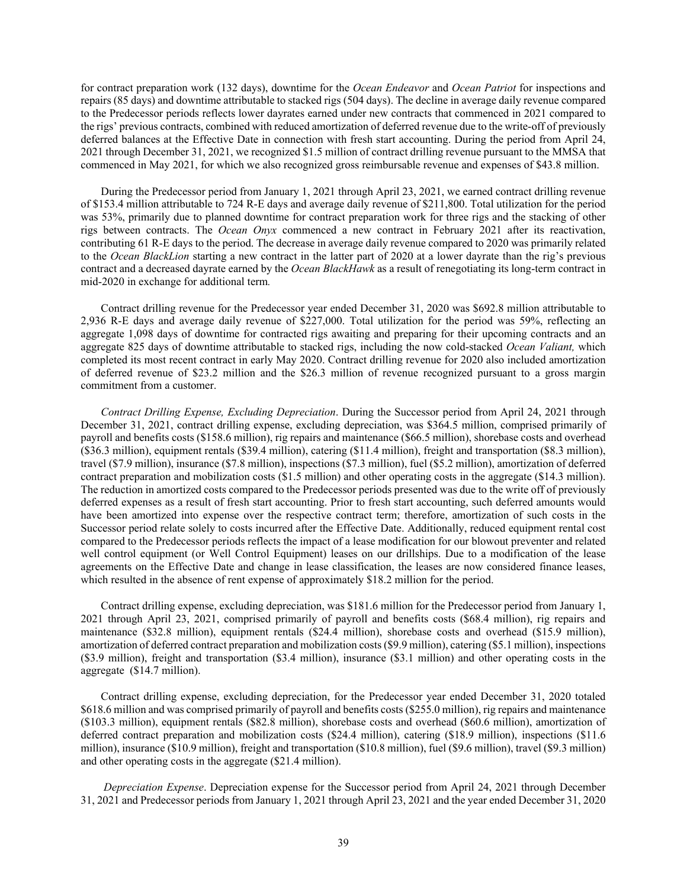for contract preparation work (132 days), downtime for the *Ocean Endeavor* and *Ocean Patriot* for inspections and repairs (85 days) and downtime attributable to stacked rigs (504 days). The decline in average daily revenue compared to the Predecessor periods reflects lower dayrates earned under new contracts that commenced in 2021 compared to the rigs' previous contracts, combined with reduced amortization of deferred revenue due to the write-off of previously deferred balances at the Effective Date in connection with fresh start accounting. During the period from April 24, 2021 through December 31, 2021, we recognized $1.5 million of contract drilling revenue pursuant to the MMSA that commenced in May 2021, for which we also recognized gross reimbursable revenue and expenses of $43.8 million.

During the Predecessor period from January 1, 2021 through April 23, 2021, we earned contract drilling revenue of $153.4 million attributable to 724 R-E days and average daily revenue of $211,800. Total utilization for the period was 53%, primarily due to planned downtime for contract preparation work for three rigs and the stacking of other rigs between contracts. The *Ocean Onyx* commenced a new contract in February 2021 after its reactivation, contributing 61 R-E days to the period. The decrease in average daily revenue compared to 2020 was primarily related to the *Ocean BlackLion* starting a new contract in the latter part of 2020 at a lower dayrate than the rig's previous contract and a decreased dayrate earned by the *Ocean BlackHawk* as a result of renegotiating its long-term contract in mid-2020 in exchange for additional term.

Contract drilling revenue for the Predecessor year ended December 31, 2020 was $692.8 million attributable to 2,936 R-E days and average daily revenue of $227,000. Total utilization for the period was 59%, reflecting an aggregate 1,098 days of downtime for contracted rigs awaiting and preparing for their upcoming contracts and an aggregate 825 days of downtime attributable to stacked rigs, including the now cold-stacked *Ocean Valiant,* which completed its most recent contract in early May 2020. Contract drilling revenue for 2020 also included amortization of deferred revenue of $23.2 million and the $26.3 million of revenue recognized pursuant to a gross margin commitment from a customer.

*Contract Drilling Expense, Excluding Depreciation*. During the Successor period from April 24, 2021 through December 31, 2021, contract drilling expense, excluding depreciation, was $364.5 million, comprised primarily of payroll and benefits costs ($158.6 million), rig repairs and maintenance ($66.5 million), shorebase costs and overhead ($36.3 million), equipment rentals ($39.4 million), catering ($11.4 million), freight and transportation ($8.3 million), travel ($7.9 million), insurance ($7.8 million), inspections ($7.3 million), fuel ($5.2 million), amortization of deferred contract preparation and mobilization costs ($1.5 million) and other operating costs in the aggregate ($14.3 million). The reduction in amortized costs compared to the Predecessor periods presented was due to the write off of previously deferred expenses as a result of fresh start accounting. Prior to fresh start accounting, such deferred amounts would have been amortized into expense over the respective contract term; therefore, amortization of such costs in the Successor period relate solely to costs incurred after the Effective Date. Additionally, reduced equipment rental cost compared to the Predecessor periods reflects the impact of a lease modification for our blowout preventer and related well control equipment (or Well Control Equipment) leases on our drillships. Due to a modification of the lease agreements on the Effective Date and change in lease classification, the leases are now considered finance leases, which resulted in the absence of rent expense of approximately $18.2 million for the period.

Contract drilling expense, excluding depreciation, was $181.6 million for the Predecessor period from January 1, 2021 through April 23, 2021, comprised primarily of payroll and benefits costs ($68.4 million), rig repairs and maintenance ($32.8 million), equipment rentals ($24.4 million), shorebase costs and overhead ($15.9 million), amortization of deferred contract preparation and mobilization costs ($9.9 million), catering ($5.1 million), inspections ($3.9 million), freight and transportation ($3.4 million), insurance ($3.1 million) and other operating costs in the aggregate ($14.7 million).

Contract drilling expense, excluding depreciation, for the Predecessor year ended December 31, 2020 totaled $618.6 million and was comprised primarily of payroll and benefits costs ($255.0 million), rig repairs and maintenance ($103.3 million), equipment rentals ($82.8 million), shorebase costs and overhead ($60.6 million), amortization of deferred contract preparation and mobilization costs ($24.4 million), catering ($18.9 million), inspections ($11.6 million), insurance ($10.9 million), freight and transportation ($10.8 million), fuel ($9.6 million), travel ($9.3 million) and other operating costs in the aggregate ($21.4 million).

*Depreciation Expense*. Depreciation expense for the Successor period from April 24, 2021 through December 31, 2021 and Predecessor periods from January 1, 2021 through April 23, 2021 and the year ended December 31, 2020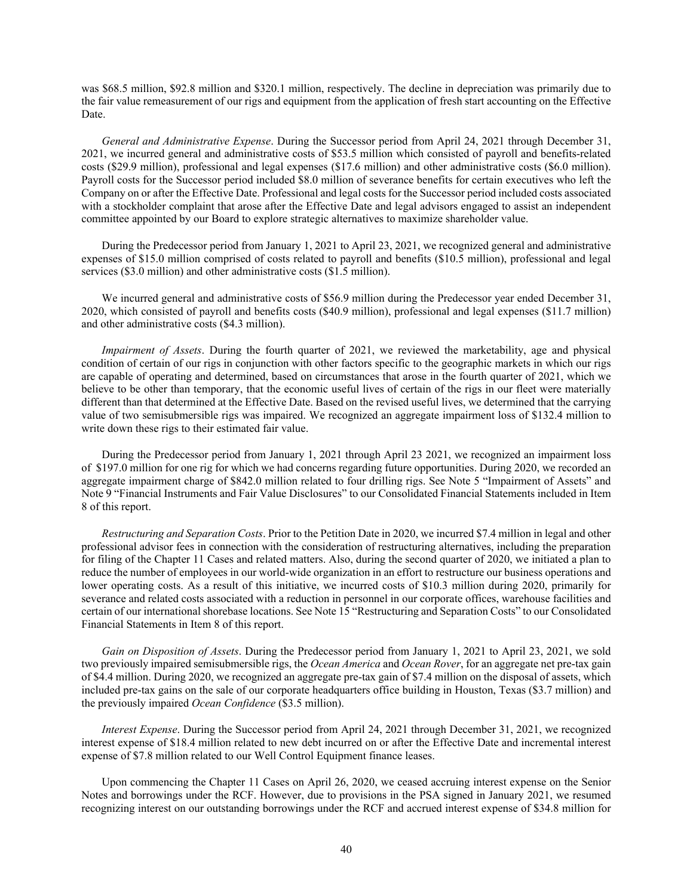was $68.5 million, $92.8 million and $320.1 million, respectively. The decline in depreciation was primarily due to the fair value remeasurement of our rigs and equipment from the application of fresh start accounting on the Effective Date.

*General and Administrative Expense*. During the Successor period from April 24, 2021 through December 31, 2021, we incurred general and administrative costs of $53.5 million which consisted of payroll and benefits-related costs ($29.9 million), professional and legal expenses ($17.6 million) and other administrative costs ($6.0 million). Payroll costs for the Successor period included $8.0 million of severance benefits for certain executives who left the Company on or after the Effective Date. Professional and legal costs for the Successor period included costs associated with a stockholder complaint that arose after the Effective Date and legal advisors engaged to assist an independent committee appointed by our Board to explore strategic alternatives to maximize shareholder value.

During the Predecessor period from January 1, 2021 to April 23, 2021, we recognized general and administrative expenses of $15.0 million comprised of costs related to payroll and benefits ($10.5 million), professional and legal services ($3.0 million) and other administrative costs ($1.5 million).

We incurred general and administrative costs of $56.9 million during the Predecessor year ended December 31, 2020, which consisted of payroll and benefits costs ($40.9 million), professional and legal expenses ($11.7 million) and other administrative costs ($4.3 million).

*Impairment of Assets*. During the fourth quarter of 2021, we reviewed the marketability, age and physical condition of certain of our rigs in conjunction with other factors specific to the geographic markets in which our rigs are capable of operating and determined, based on circumstances that arose in the fourth quarter of 2021, which we believe to be other than temporary, that the economic useful lives of certain of the rigs in our fleet were materially different than that determined at the Effective Date. Based on the revised useful lives, we determined that the carrying value of two semisubmersible rigs was impaired. We recognized an aggregate impairment loss of $132.4 million to write down these rigs to their estimated fair value.

During the Predecessor period from January 1, 2021 through April 23 2021, we recognized an impairment loss of $197.0 million for one rig for which we had concerns regarding future opportunities. During 2020, we recorded an aggregate impairment charge of $842.0 million related to four drilling rigs. See Note 5 "Impairment of Assets" and Note 9 "Financial Instruments and Fair Value Disclosures" to our Consolidated Financial Statements included in Item 8 of this report.

*Restructuring and Separation Costs*. Prior to the Petition Date in 2020, we incurred $7.4 million in legal and other professional advisor fees in connection with the consideration of restructuring alternatives, including the preparation for filing of the Chapter 11 Cases and related matters. Also, during the second quarter of 2020, we initiated a plan to reduce the number of employees in our world-wide organization in an effort to restructure our business operations and lower operating costs. As a result of this initiative, we incurred costs of $10.3 million during 2020, primarily for severance and related costs associated with a reduction in personnel in our corporate offices, warehouse facilities and certain of our international shorebase locations. See Note 15 "Restructuring and Separation Costs" to our Consolidated Financial Statements in Item 8 of this report.

*Gain on Disposition of Assets*. During the Predecessor period from January 1, 2021 to April 23, 2021, we sold two previously impaired semisubmersible rigs, the *Ocean America* and *Ocean Rover*, for an aggregate net pre-tax gain of $4.4 million. During 2020, we recognized an aggregate pre-tax gain of $7.4 million on the disposal of assets, which included pre-tax gains on the sale of our corporate headquarters office building in Houston, Texas ($3.7 million) and the previously impaired *Ocean Confidence* ($3.5 million).

*Interest Expense*. During the Successor period from April 24, 2021 through December 31, 2021, we recognized interest expense of $18.4 million related to new debt incurred on or after the Effective Date and incremental interest expense of $7.8 million related to our Well Control Equipment finance leases.

Upon commencing the Chapter 11 Cases on April 26, 2020, we ceased accruing interest expense on the Senior Notes and borrowings under the RCF. However, due to provisions in the PSA signed in January 2021, we resumed recognizing interest on our outstanding borrowings under the RCF and accrued interest expense of $34.8 million for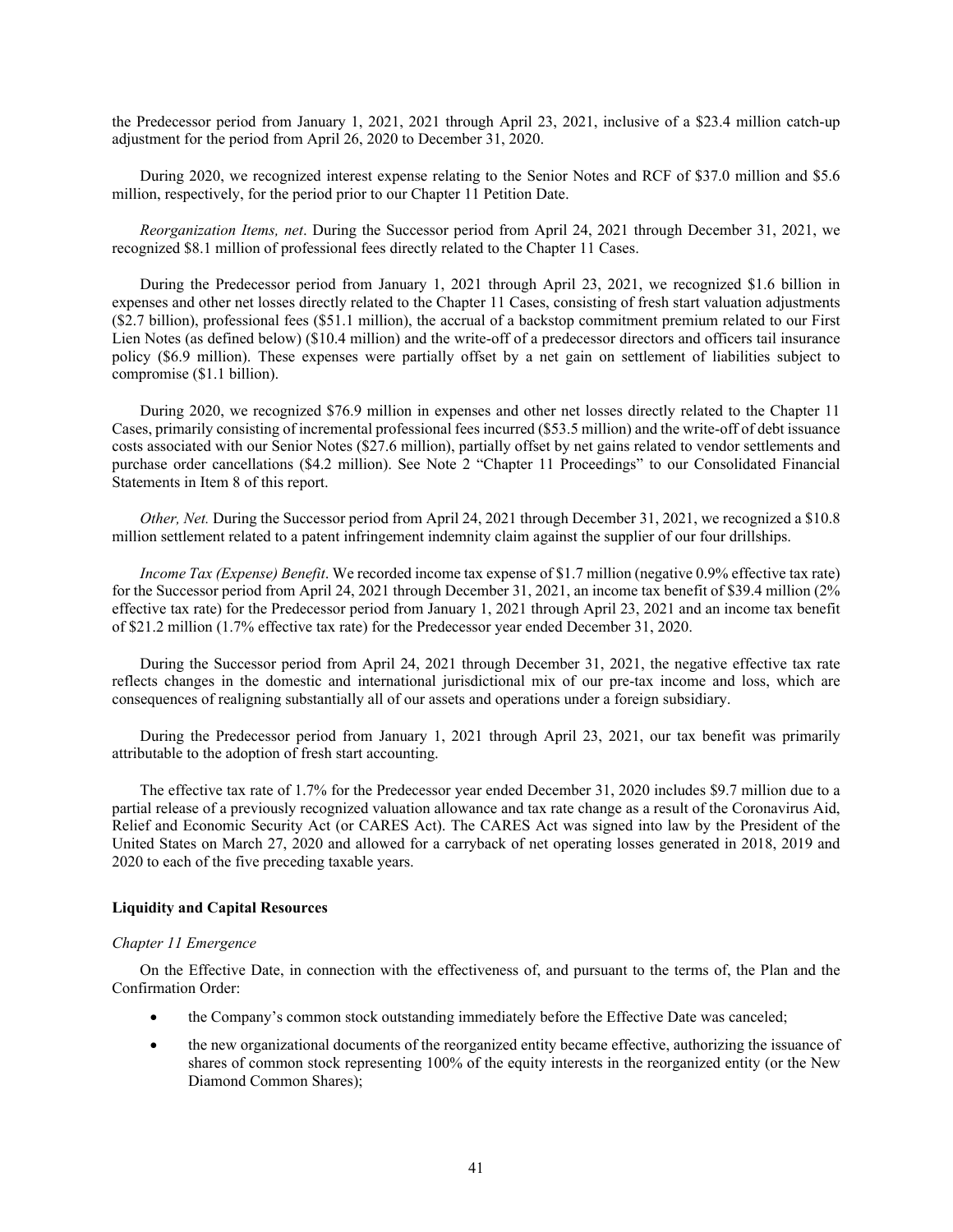the Predecessor period from January 1, 2021, 2021 through April 23, 2021, inclusive of a $23.4 million catch-up adjustment for the period from April 26, 2020 to December 31, 2020.

During 2020, we recognized interest expense relating to the Senior Notes and RCF of $37.0 million and $5.6 million, respectively, for the period prior to our Chapter 11 Petition Date.

*Reorganization Items, net*. During the Successor period from April 24, 2021 through December 31, 2021, we recognized $8.1 million of professional fees directly related to the Chapter 11 Cases.

During the Predecessor period from January 1, 2021 through April 23, 2021, we recognized $1.6 billion in expenses and other net losses directly related to the Chapter 11 Cases, consisting of fresh start valuation adjustments ($2.7 billion), professional fees ($51.1 million), the accrual of a backstop commitment premium related to our First Lien Notes (as defined below) ($10.4 million) and the write-off of a predecessor directors and officers tail insurance policy ($6.9 million). These expenses were partially offset by a net gain on settlement of liabilities subject to compromise ($1.1 billion).

During 2020, we recognized $76.9 million in expenses and other net losses directly related to the Chapter 11 Cases, primarily consisting of incremental professional fees incurred ($53.5 million) and the write-off of debt issuance costs associated with our Senior Notes ($27.6 million), partially offset by net gains related to vendor settlements and purchase order cancellations ($4.2 million). See Note 2 "Chapter 11 Proceedings" to our Consolidated Financial Statements in Item 8 of this report.

*Other, Net.* During the Successor period from April 24, 2021 through December 31, 2021, we recognized a $10.8 million settlement related to a patent infringement indemnity claim against the supplier of our four drillships.

*Income Tax (Expense) Benefit*. We recorded income tax expense of $1.7 million (negative 0.9% effective tax rate) for the Successor period from April 24, 2021 through December 31, 2021, an income tax benefit of $39.4 million (2% effective tax rate) for the Predecessor period from January 1, 2021 through April 23, 2021 and an income tax benefit of $21.2 million (1.7% effective tax rate) for the Predecessor year ended December 31, 2020.

During the Successor period from April 24, 2021 through December 31, 2021, the negative effective tax rate reflects changes in the domestic and international jurisdictional mix of our pre-tax income and loss, which are consequences of realigning substantially all of our assets and operations under a foreign subsidiary.

During the Predecessor period from January 1, 2021 through April 23, 2021, our tax benefit was primarily attributable to the adoption of fresh start accounting.

The effective tax rate of 1.7% for the Predecessor year ended December 31, 2020 includes $9.7 million due to a partial release of a previously recognized valuation allowance and tax rate change as a result of the Coronavirus Aid, Relief and Economic Security Act (or CARES Act). The CARES Act was signed into law by the President of the United States on March 27, 2020 and allowed for a carryback of net operating losses generated in 2018, 2019 and 2020 to each of the five preceding taxable years.

**Liquidity and Capital Resources**

*Chapter 11 Emergence*

On the Effective Date, in connection with the effectiveness of, and pursuant to the terms of, the Plan and the Confirmation Order:

- the Company's common stock outstanding immediately before the Effective Date was canceled;
- the new organizational documents of the reorganized entity became effective, authorizing the issuance of shares of common stock representing 100% of the equity interests in the reorganized entity (or the New Diamond Common Shares);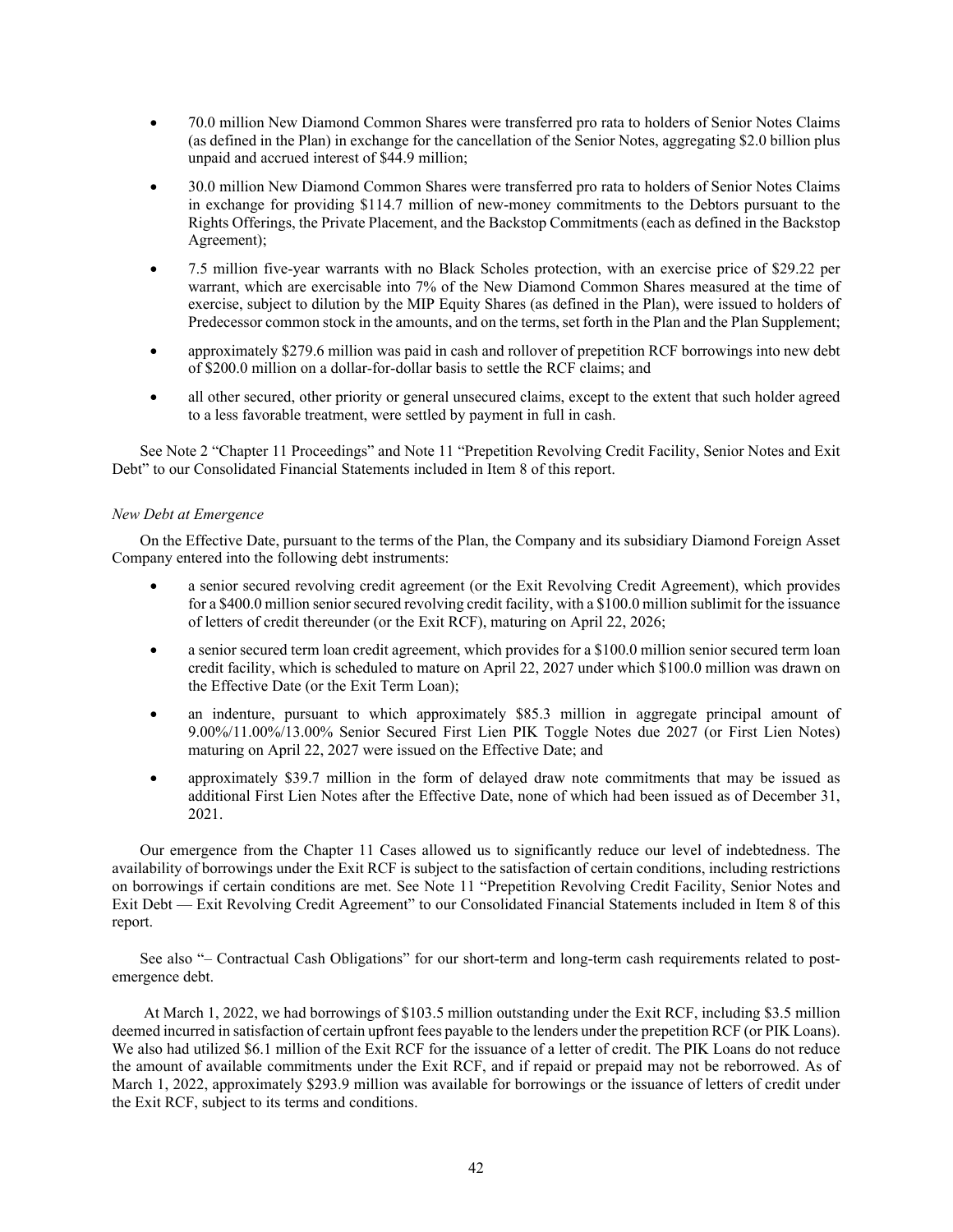- 70.0 million New Diamond Common Shares were transferred pro rata to holders of Senior Notes Claims (as defined in the Plan) in exchange for the cancellation of the Senior Notes, aggregating $2.0 billion plus unpaid and accrued interest of $44.9 million;
- 30.0 million New Diamond Common Shares were transferred pro rata to holders of Senior Notes Claims in exchange for providing $114.7 million of new-money commitments to the Debtors pursuant to the Rights Offerings, the Private Placement, and the Backstop Commitments (each as defined in the Backstop Agreement);
- 7.5 million five-year warrants with no Black Scholes protection, with an exercise price of $29.22 per warrant, which are exercisable into 7% of the New Diamond Common Shares measured at the time of exercise, subject to dilution by the MIP Equity Shares (as defined in the Plan), were issued to holders of Predecessor common stock in the amounts, and on the terms, set forth in the Plan and the Plan Supplement;
- approximately $279.6 million was paid in cash and rollover of prepetition RCF borrowings into new debt of $200.0 million on a dollar-for-dollar basis to settle the RCF claims; and
- all other secured, other priority or general unsecured claims, except to the extent that such holder agreed to a less favorable treatment, were settled by payment in full in cash.

See Note 2 "Chapter 11 Proceedings" and Note 11 "Prepetition Revolving Credit Facility, Senior Notes and Exit Debt" to our Consolidated Financial Statements included in Item 8 of this report.

*New Debt at Emergence*

On the Effective Date, pursuant to the terms of the Plan, the Company and its subsidiary Diamond Foreign Asset Company entered into the following debt instruments:

- a senior secured revolving credit agreement (or the Exit Revolving Credit Agreement), which provides for a $400.0 million senior secured revolving credit facility, with a $100.0 million sublimit for the issuance of letters of credit thereunder (or the Exit RCF), maturing on April 22, 2026;
- a senior secured term loan credit agreement, which provides for a $100.0 million senior secured term loan credit facility, which is scheduled to mature on April 22, 2027 under which $100.0 million was drawn on the Effective Date (or the Exit Term Loan);
- an indenture, pursuant to which approximately $85.3 million in aggregate principal amount of 9.00%/11.00%/13.00% Senior Secured First Lien PIK Toggle Notes due 2027 (or First Lien Notes) maturing on April 22, 2027 were issued on the Effective Date; and
- approximately $39.7 million in the form of delayed draw note commitments that may be issued as additional First Lien Notes after the Effective Date, none of which had been issued as of December 31, 2021.

Our emergence from the Chapter 11 Cases allowed us to significantly reduce our level of indebtedness. The availability of borrowings under the Exit RCF is subject to the satisfaction of certain conditions, including restrictions on borrowings if certain conditions are met. See Note 11 "Prepetition Revolving Credit Facility, Senior Notes and Exit Debt — Exit Revolving Credit Agreement" to our Consolidated Financial Statements included in Item 8 of this report.

See also "– Contractual Cash Obligations" for our short-term and long-term cash requirements related to post-emergence debt.

At March 1, 2022, we had borrowings of $103.5 million outstanding under the Exit RCF, including $3.5 million deemed incurred in satisfaction of certain upfront fees payable to the lenders under the prepetition RCF (or PIK Loans). We also had utilized $6.1 million of the Exit RCF for the issuance of a letter of credit. The PIK Loans do not reduce the amount of available commitments under the Exit RCF, and if repaid or prepaid may not be reborrowed. As of March 1, 2022, approximately $293.9 million was available for borrowings or the issuance of letters of credit under the Exit RCF, subject to its terms and conditions.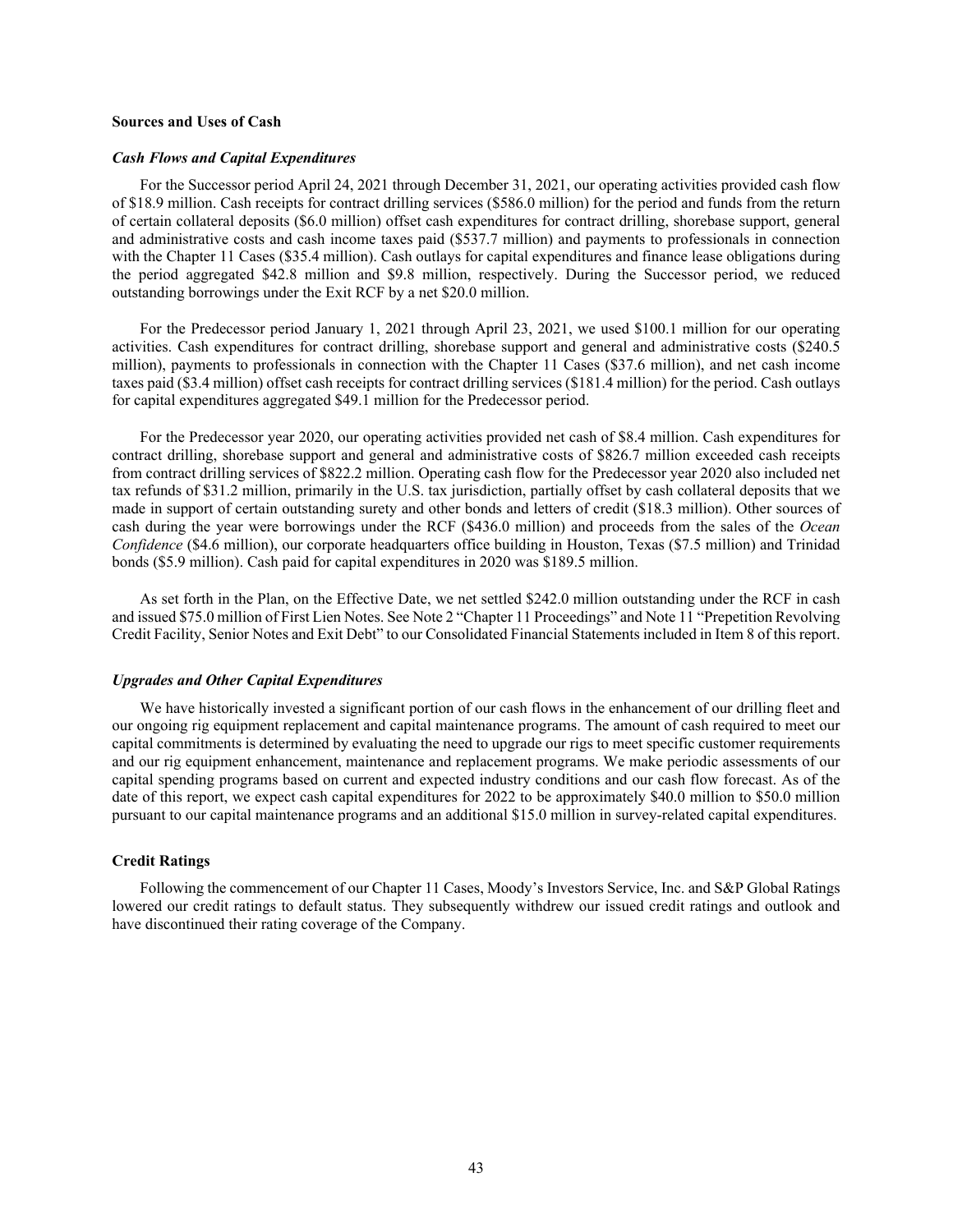## Sources and Uses of Cash

### *Cash Flows and Capital Expenditures*

For the Successor period April 24, 2021 through December 31, 2021, our operating activities provided cash flow of $18.9 million. Cash receipts for contract drilling services ($586.0 million) for the period and funds from the return of certain collateral deposits ($6.0 million) offset cash expenditures for contract drilling, shorebase support, general and administrative costs and cash income taxes paid ($537.7 million) and payments to professionals in connection with the Chapter 11 Cases ($35.4 million). Cash outlays for capital expenditures and finance lease obligations during the period aggregated $42.8 million and $9.8 million, respectively. During the Successor period, we reduced outstanding borrowings under the Exit RCF by a net $20.0 million.

For the Predecessor period January 1, 2021 through April 23, 2021, we used $100.1 million for our operating activities. Cash expenditures for contract drilling, shorebase support and general and administrative costs ($240.5 million), payments to professionals in connection with the Chapter 11 Cases ($37.6 million), and net cash income taxes paid ($3.4 million) offset cash receipts for contract drilling services ($181.4 million) for the period. Cash outlays for capital expenditures aggregated $49.1 million for the Predecessor period.

For the Predecessor year 2020, our operating activities provided net cash of $8.4 million. Cash expenditures for contract drilling, shorebase support and general and administrative costs of $826.7 million exceeded cash receipts from contract drilling services of $822.2 million. Operating cash flow for the Predecessor year 2020 also included net tax refunds of $31.2 million, primarily in the U.S. tax jurisdiction, partially offset by cash collateral deposits that we made in support of certain outstanding surety and other bonds and letters of credit ($18.3 million). Other sources of cash during the year were borrowings under the RCF ($436.0 million) and proceeds from the sales of the *Ocean Confidence* ($4.6 million), our corporate headquarters office building in Houston, Texas ($7.5 million) and Trinidad bonds ($5.9 million). Cash paid for capital expenditures in 2020 was $189.5 million.

As set forth in the Plan, on the Effective Date, we net settled $242.0 million outstanding under the RCF in cash and issued $75.0 million of First Lien Notes. See Note 2 "Chapter 11 Proceedings" and Note 11 "Prepetition Revolving Credit Facility, Senior Notes and Exit Debt" to our Consolidated Financial Statements included in Item 8 of this report.

### *Upgrades and Other Capital Expenditures*

We have historically invested a significant portion of our cash flows in the enhancement of our drilling fleet and our ongoing rig equipment replacement and capital maintenance programs. The amount of cash required to meet our capital commitments is determined by evaluating the need to upgrade our rigs to meet specific customer requirements and our rig equipment enhancement, maintenance and replacement programs. We make periodic assessments of our capital spending programs based on current and expected industry conditions and our cash flow forecast. As of the date of this report, we expect cash capital expenditures for 2022 to be approximately $40.0 million to $50.0 million pursuant to our capital maintenance programs and an additional $15.0 million in survey-related capital expenditures.

## Credit Ratings

Following the commencement of our Chapter 11 Cases, Moody's Investors Service, Inc. and S&P Global Ratings lowered our credit ratings to default status. They subsequently withdrew our issued credit ratings and outlook and have discontinued their rating coverage of the Company.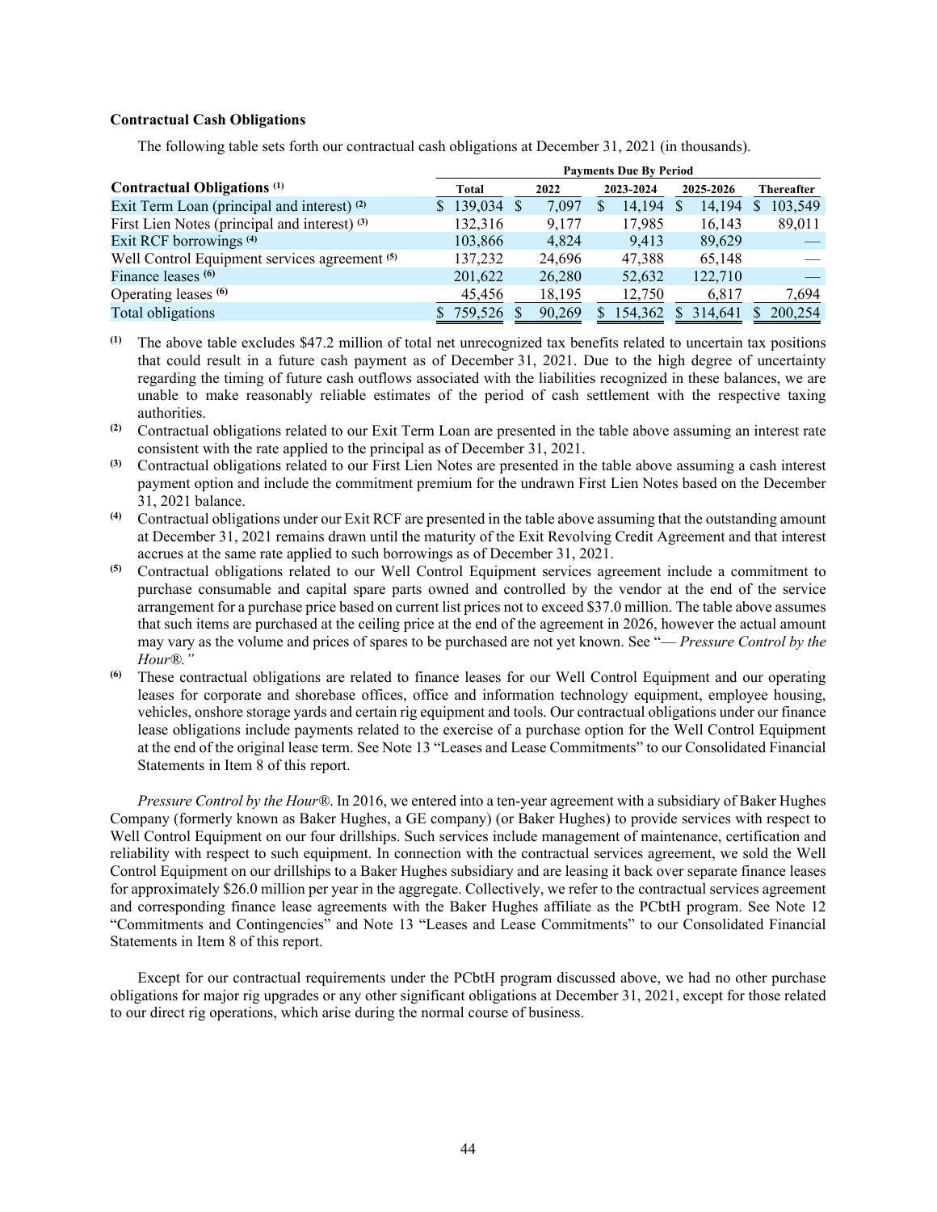**Contractual Cash Obligations**

The following table sets forth our contractual cash obligations at December 31, 2021 (in thousands).

| Contractual Obligations [(1)] | Payments Due By Period | | | | |
|---|---|---|---|---|---|
| | Total | 2022 | 2023-2024 | 2025-2026 | Thereafter |
| Exit Term Loan (principal and interest) [(2)] | $ 139,034 | $ 7,097 | $ 14,194 | $ 14,194 | $ 103,549 |
| First Lien Notes (principal and interest) [(3)] | 132,316 | 9,177 | 17,985 | 16,143 | 89,011 |
| Exit RCF borrowings [(4)] | 103,866 | 4,824 | 9,413 | 89,629 | — |
| Well Control Equipment services agreement [(5)] | 137,232 | 24,696 | 47,388 | 65,148 | — |
| Finance leases [(6)] | 201,622 | 26,280 | 52,632 | 122,710 | — |
| Operating leases [(6)] | 45,456 | 18,195 | 12,750 | 6,817 | 7,694 |
| Total obligations | $ 759,526 | $ 90,269 | $ 154,362 | $ 314,641 | $ 200,254 |

(1) The above table excludes $47.2 million of total net unrecognized tax benefits related to uncertain tax positions that could result in a future cash payment as of December 31, 2021. Due to the high degree of uncertainty regarding the timing of future cash outflows associated with the liabilities recognized in these balances, we are unable to make reasonably reliable estimates of the period of cash settlement with the respective taxing authorities.

(2) Contractual obligations related to our Exit Term Loan are presented in the table above assuming an interest rate consistent with the rate applied to the principal as of December 31, 2021.

(3) Contractual obligations related to our First Lien Notes are presented in the table above assuming a cash interest payment option and include the commitment premium for the undrawn First Lien Notes based on the December 31, 2021 balance.

(4) Contractual obligations under our Exit RCF are presented in the table above assuming that the outstanding amount at December 31, 2021 remains drawn until the maturity of the Exit Revolving Credit Agreement and that interest accrues at the same rate applied to such borrowings as of December 31, 2021.

(5) Contractual obligations related to our Well Control Equipment services agreement include a commitment to purchase consumable and capital spare parts owned and controlled by the vendor at the end of the service arrangement for a purchase price based on current list prices not to exceed $37.0 million. The table above assumes that such items are purchased at the ceiling price at the end of the agreement in 2026, however the actual amount may vary as the volume and prices of spares to be purchased are not yet known. See "— *Pressure Control by the Hour®.*"

(6) These contractual obligations are related to finance leases for our Well Control Equipment and our operating leases for corporate and shorebase offices, office and information technology equipment, employee housing, vehicles, onshore storage yards and certain rig equipment and tools. Our contractual obligations under our finance lease obligations include payments related to the exercise of a purchase option for the Well Control Equipment at the end of the original lease term. See Note 13 "Leases and Lease Commitments" to our Consolidated Financial Statements in Item 8 of this report.

*Pressure Control by the Hour®*. In 2016, we entered into a ten-year agreement with a subsidiary of Baker Hughes Company (formerly known as Baker Hughes, a GE company) (or Baker Hughes) to provide services with respect to Well Control Equipment on our four drillships. Such services include management of maintenance, certification and reliability with respect to such equipment. In connection with the contractual services agreement, we sold the Well Control Equipment on our drillships to a Baker Hughes subsidiary and are leasing it back over separate finance leases for approximately $26.0 million per year in the aggregate. Collectively, we refer to the contractual services agreement and corresponding finance lease agreements with the Baker Hughes affiliate as the PCbtH program. See Note 12 "Commitments and Contingencies" and Note 13 "Leases and Lease Commitments" to our Consolidated Financial Statements in Item 8 of this report.

Except for our contractual requirements under the PCbtH program discussed above, we had no other purchase obligations for major rig upgrades or any other significant obligations at December 31, 2021, except for those related to our direct rig operations, which arise during the normal course of business.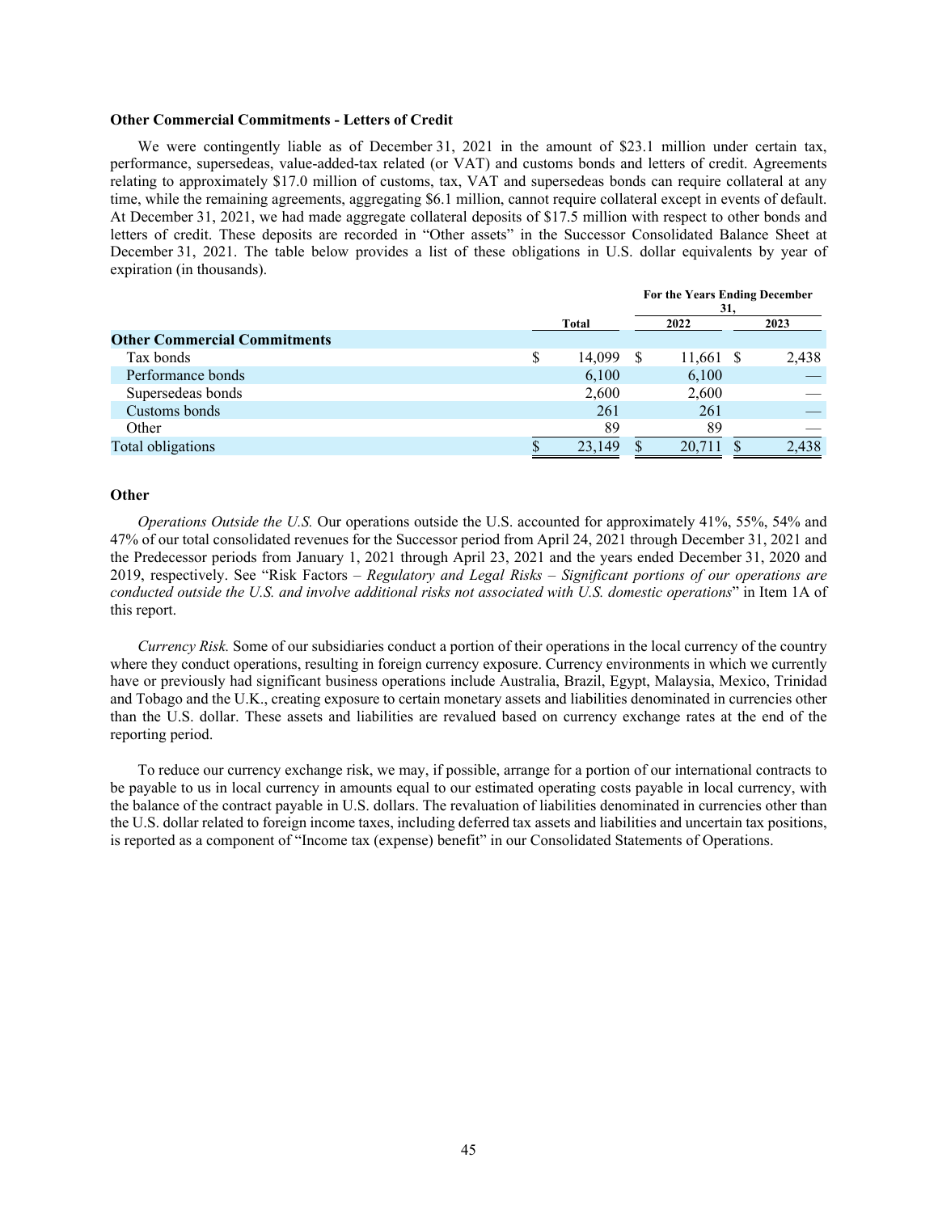### Other Commercial Commitments - Letters of Credit

We were contingently liable as of December 31, 2021 in the amount of $23.1 million under certain tax, performance, supersedeas, value-added-tax related (or VAT) and customs bonds and letters of credit. Agreements relating to approximately $17.0 million of customs, tax, VAT and supersedeas bonds can require collateral at any time, while the remaining agreements, aggregating $6.1 million, cannot require collateral except in events of default. At December 31, 2021, we had made aggregate collateral deposits of $17.5 million with respect to other bonds and letters of credit. These deposits are recorded in "Other assets" in the Successor Consolidated Balance Sheet at December 31, 2021. The table below provides a list of these obligations in U.S. dollar equivalents by year of expiration (in thousands).

| | | For the Years Ending December 31, | |
|---|---|---|---|
| | Total | 2022 | 2023 |
| **Other Commercial Commitments** | | | |
| Tax bonds | $ 14,099 | $ 11,661 | $ 2,438 |
| Performance bonds | 6,100 | 6,100 | — |
| Supersedeas bonds | 2,600 | 2,600 | — |
| Customs bonds | 261 | 261 | — |
| Other | 89 | 89 | — |
| Total obligations | $ 23,149 | $ 20,711 | $ 2,438 |

### Other

*Operations Outside the U.S.* Our operations outside the U.S. accounted for approximately 41%, 55%, 54% and 47% of our total consolidated revenues for the Successor period from April 24, 2021 through December 31, 2021 and the Predecessor periods from January 1, 2021 through April 23, 2021 and the years ended December 31, 2020 and 2019, respectively. See "Risk Factors – *Regulatory and Legal Risks – Significant portions of our operations are conducted outside the U.S. and involve additional risks not associated with U.S. domestic operations*" in Item 1A of this report.

*Currency Risk.* Some of our subsidiaries conduct a portion of their operations in the local currency of the country where they conduct operations, resulting in foreign currency exposure. Currency environments in which we currently have or previously had significant business operations include Australia, Brazil, Egypt, Malaysia, Mexico, Trinidad and Tobago and the U.K., creating exposure to certain monetary assets and liabilities denominated in currencies other than the U.S. dollar. These assets and liabilities are revalued based on currency exchange rates at the end of the reporting period.

To reduce our currency exchange risk, we may, if possible, arrange for a portion of our international contracts to be payable to us in local currency in amounts equal to our estimated operating costs payable in local currency, with the balance of the contract payable in U.S. dollars. The revaluation of liabilities denominated in currencies other than the U.S. dollar related to foreign income taxes, including deferred tax assets and liabilities and uncertain tax positions, is reported as a component of "Income tax (expense) benefit" in our Consolidated Statements of Operations.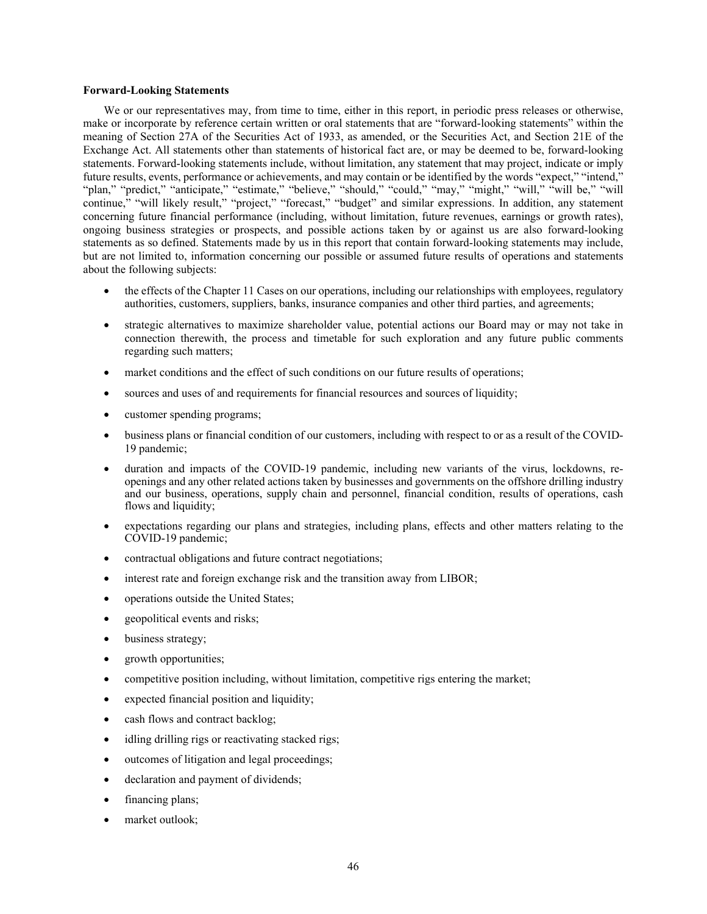**Forward-Looking Statements**

We or our representatives may, from time to time, either in this report, in periodic press releases or otherwise, make or incorporate by reference certain written or oral statements that are "forward-looking statements" within the meaning of Section 27A of the Securities Act of 1933, as amended, or the Securities Act, and Section 21E of the Exchange Act. All statements other than statements of historical fact are, or may be deemed to be, forward-looking statements. Forward-looking statements include, without limitation, any statement that may project, indicate or imply future results, events, performance or achievements, and may contain or be identified by the words "expect," "intend," "plan," "predict," "anticipate," "estimate," "believe," "should," "could," "may," "might," "will," "will be," "will continue," "will likely result," "project," "forecast," "budget" and similar expressions. In addition, any statement concerning future financial performance (including, without limitation, future revenues, earnings or growth rates), ongoing business strategies or prospects, and possible actions taken by or against us are also forward-looking statements as so defined. Statements made by us in this report that contain forward-looking statements may include, but are not limited to, information concerning our possible or assumed future results of operations and statements about the following subjects:

- the effects of the Chapter 11 Cases on our operations, including our relationships with employees, regulatory authorities, customers, suppliers, banks, insurance companies and other third parties, and agreements;
- strategic alternatives to maximize shareholder value, potential actions our Board may or may not take in connection therewith, the process and timetable for such exploration and any future public comments regarding such matters;
- market conditions and the effect of such conditions on our future results of operations;
- sources and uses of and requirements for financial resources and sources of liquidity;
- customer spending programs;
- business plans or financial condition of our customers, including with respect to or as a result of the COVID-19 pandemic;
- duration and impacts of the COVID-19 pandemic, including new variants of the virus, lockdowns, re-openings and any other related actions taken by businesses and governments on the offshore drilling industry and our business, operations, supply chain and personnel, financial condition, results of operations, cash flows and liquidity;
- expectations regarding our plans and strategies, including plans, effects and other matters relating to the COVID-19 pandemic;
- contractual obligations and future contract negotiations;
- interest rate and foreign exchange risk and the transition away from LIBOR;
- operations outside the United States;
- geopolitical events and risks;
- business strategy;
- growth opportunities;
- competitive position including, without limitation, competitive rigs entering the market;
- expected financial position and liquidity;
- cash flows and contract backlog;
- idling drilling rigs or reactivating stacked rigs;
- outcomes of litigation and legal proceedings;
- declaration and payment of dividends;
- financing plans;
- market outlook;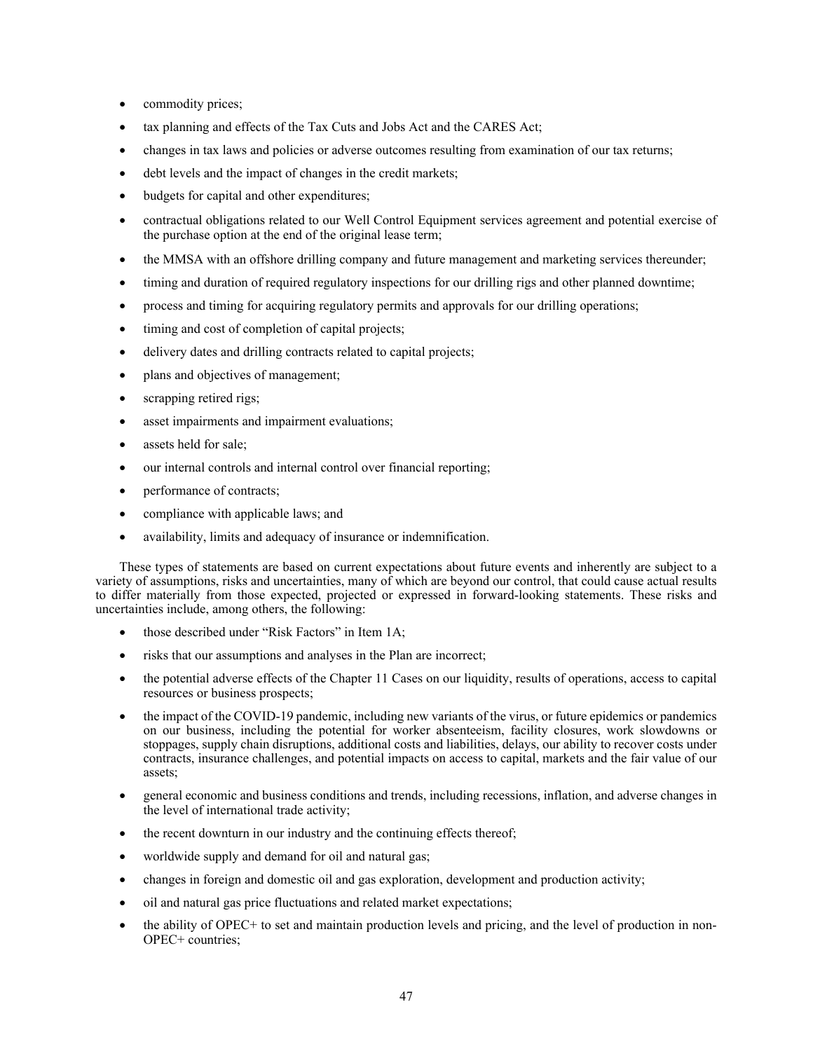- commodity prices;
- tax planning and effects of the Tax Cuts and Jobs Act and the CARES Act;
- changes in tax laws and policies or adverse outcomes resulting from examination of our tax returns;
- debt levels and the impact of changes in the credit markets;
- budgets for capital and other expenditures;
- contractual obligations related to our Well Control Equipment services agreement and potential exercise of the purchase option at the end of the original lease term;
- the MMSA with an offshore drilling company and future management and marketing services thereunder;
- timing and duration of required regulatory inspections for our drilling rigs and other planned downtime;
- process and timing for acquiring regulatory permits and approvals for our drilling operations;
- timing and cost of completion of capital projects;
- delivery dates and drilling contracts related to capital projects;
- plans and objectives of management;
- scrapping retired rigs;
- asset impairments and impairment evaluations;
- assets held for sale;
- our internal controls and internal control over financial reporting;
- performance of contracts;
- compliance with applicable laws; and
- availability, limits and adequacy of insurance or indemnification.

These types of statements are based on current expectations about future events and inherently are subject to a variety of assumptions, risks and uncertainties, many of which are beyond our control, that could cause actual results to differ materially from those expected, projected or expressed in forward-looking statements. These risks and uncertainties include, among others, the following:

- those described under "Risk Factors" in Item 1A;
- risks that our assumptions and analyses in the Plan are incorrect;
- the potential adverse effects of the Chapter 11 Cases on our liquidity, results of operations, access to capital resources or business prospects;
- the impact of the COVID-19 pandemic, including new variants of the virus, or future epidemics or pandemics on our business, including the potential for worker absenteeism, facility closures, work slowdowns or stoppages, supply chain disruptions, additional costs and liabilities, delays, our ability to recover costs under contracts, insurance challenges, and potential impacts on access to capital, markets and the fair value of our assets;
- general economic and business conditions and trends, including recessions, inflation, and adverse changes in the level of international trade activity;
- the recent downturn in our industry and the continuing effects thereof;
- worldwide supply and demand for oil and natural gas;
- changes in foreign and domestic oil and gas exploration, development and production activity;
- oil and natural gas price fluctuations and related market expectations;
- the ability of OPEC+ to set and maintain production levels and pricing, and the level of production in non-OPEC+ countries;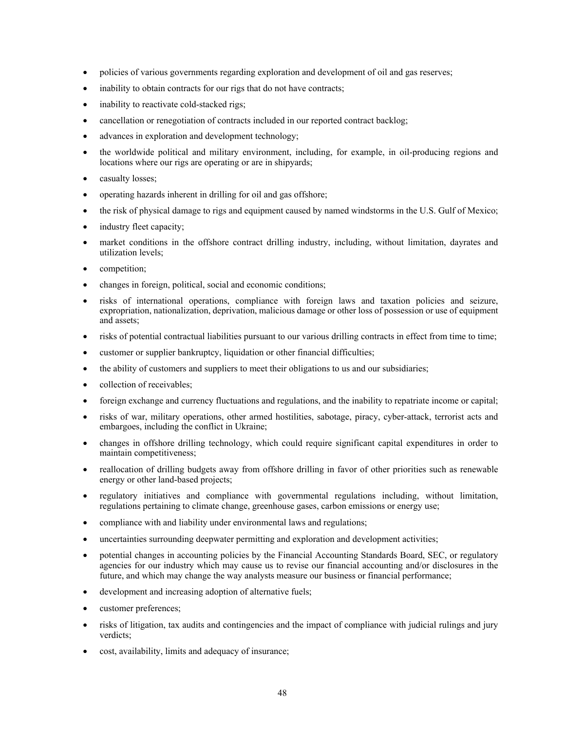- policies of various governments regarding exploration and development of oil and gas reserves;
- inability to obtain contracts for our rigs that do not have contracts;
- inability to reactivate cold-stacked rigs;
- cancellation or renegotiation of contracts included in our reported contract backlog;
- advances in exploration and development technology;
- the worldwide political and military environment, including, for example, in oil-producing regions and locations where our rigs are operating or are in shipyards;
- casualty losses;
- operating hazards inherent in drilling for oil and gas offshore;
- the risk of physical damage to rigs and equipment caused by named windstorms in the U.S. Gulf of Mexico;
- industry fleet capacity;
- market conditions in the offshore contract drilling industry, including, without limitation, dayrates and utilization levels;
- competition;
- changes in foreign, political, social and economic conditions;
- risks of international operations, compliance with foreign laws and taxation policies and seizure, expropriation, nationalization, deprivation, malicious damage or other loss of possession or use of equipment and assets;
- risks of potential contractual liabilities pursuant to our various drilling contracts in effect from time to time;
- customer or supplier bankruptcy, liquidation or other financial difficulties;
- the ability of customers and suppliers to meet their obligations to us and our subsidiaries;
- collection of receivables;
- foreign exchange and currency fluctuations and regulations, and the inability to repatriate income or capital;
- risks of war, military operations, other armed hostilities, sabotage, piracy, cyber-attack, terrorist acts and embargoes, including the conflict in Ukraine;
- changes in offshore drilling technology, which could require significant capital expenditures in order to maintain competitiveness;
- reallocation of drilling budgets away from offshore drilling in favor of other priorities such as renewable energy or other land-based projects;
- regulatory initiatives and compliance with governmental regulations including, without limitation, regulations pertaining to climate change, greenhouse gases, carbon emissions or energy use;
- compliance with and liability under environmental laws and regulations;
- uncertainties surrounding deepwater permitting and exploration and development activities;
- potential changes in accounting policies by the Financial Accounting Standards Board, SEC, or regulatory agencies for our industry which may cause us to revise our financial accounting and/or disclosures in the future, and which may change the way analysts measure our business or financial performance;
- development and increasing adoption of alternative fuels;
- customer preferences;
- risks of litigation, tax audits and contingencies and the impact of compliance with judicial rulings and jury verdicts;
- cost, availability, limits and adequacy of insurance;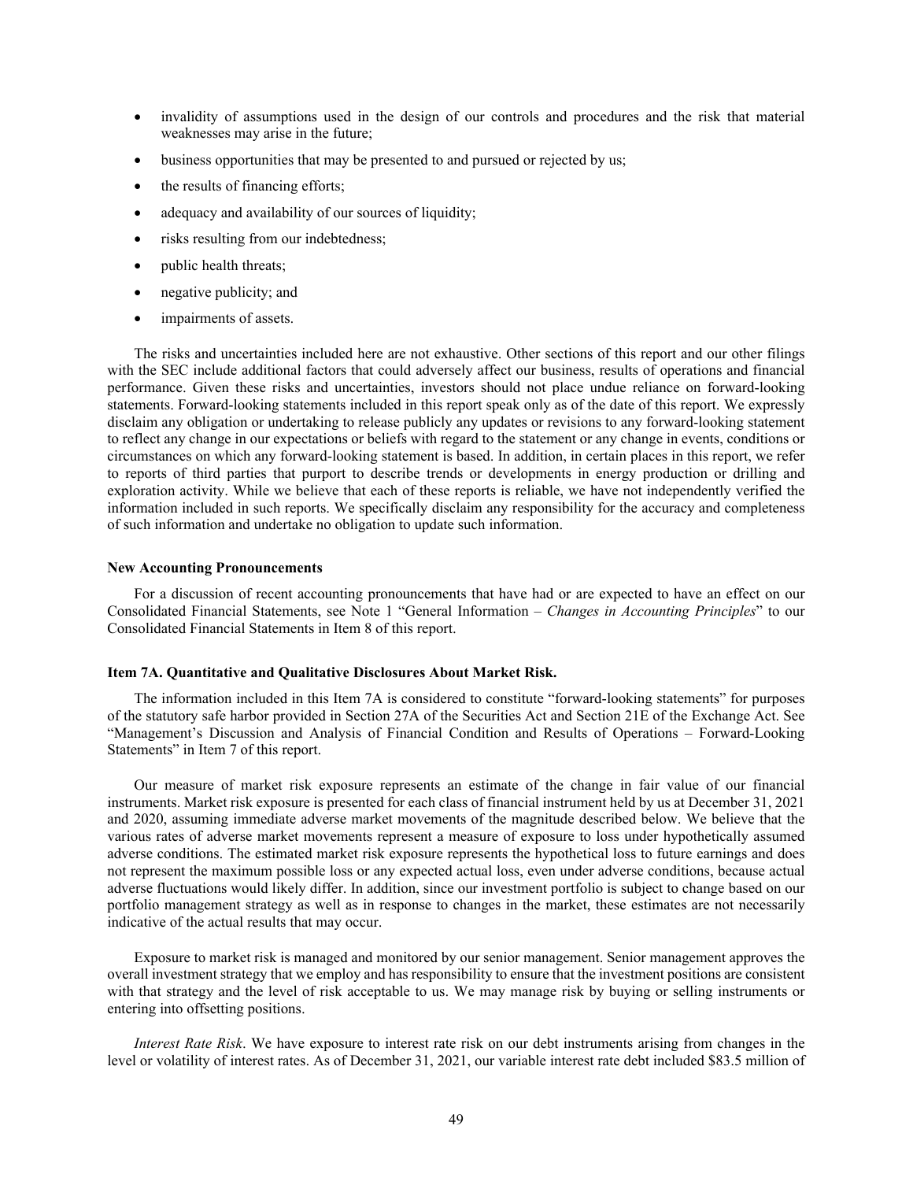- invalidity of assumptions used in the design of our controls and procedures and the risk that material weaknesses may arise in the future;
- business opportunities that may be presented to and pursued or rejected by us;
- the results of financing efforts;
- adequacy and availability of our sources of liquidity;
- risks resulting from our indebtedness;
- public health threats;
- negative publicity; and
- impairments of assets.

The risks and uncertainties included here are not exhaustive. Other sections of this report and our other filings with the SEC include additional factors that could adversely affect our business, results of operations and financial performance. Given these risks and uncertainties, investors should not place undue reliance on forward-looking statements. Forward-looking statements included in this report speak only as of the date of this report. We expressly disclaim any obligation or undertaking to release publicly any updates or revisions to any forward-looking statement to reflect any change in our expectations or beliefs with regard to the statement or any change in events, conditions or circumstances on which any forward-looking statement is based. In addition, in certain places in this report, we refer to reports of third parties that purport to describe trends or developments in energy production or drilling and exploration activity. While we believe that each of these reports is reliable, we have not independently verified the information included in such reports. We specifically disclaim any responsibility for the accuracy and completeness of such information and undertake no obligation to update such information.

**New Accounting Pronouncements**

For a discussion of recent accounting pronouncements that have had or are expected to have an effect on our Consolidated Financial Statements, see Note 1 "General Information – *Changes in Accounting Principles*" to our Consolidated Financial Statements in Item 8 of this report.

### Item 7A. Quantitative and Qualitative Disclosures About Market Risk.

The information included in this Item 7A is considered to constitute "forward-looking statements" for purposes of the statutory safe harbor provided in Section 27A of the Securities Act and Section 21E of the Exchange Act. See "Management's Discussion and Analysis of Financial Condition and Results of Operations – Forward-Looking Statements" in Item 7 of this report.

Our measure of market risk exposure represents an estimate of the change in fair value of our financial instruments. Market risk exposure is presented for each class of financial instrument held by us at December 31, 2021 and 2020, assuming immediate adverse market movements of the magnitude described below. We believe that the various rates of adverse market movements represent a measure of exposure to loss under hypothetically assumed adverse conditions. The estimated market risk exposure represents the hypothetical loss to future earnings and does not represent the maximum possible loss or any expected actual loss, even under adverse conditions, because actual adverse fluctuations would likely differ. In addition, since our investment portfolio is subject to change based on our portfolio management strategy as well as in response to changes in the market, these estimates are not necessarily indicative of the actual results that may occur.

Exposure to market risk is managed and monitored by our senior management. Senior management approves the overall investment strategy that we employ and has responsibility to ensure that the investment positions are consistent with that strategy and the level of risk acceptable to us. We may manage risk by buying or selling instruments or entering into offsetting positions.

*Interest Rate Risk*. We have exposure to interest rate risk on our debt instruments arising from changes in the level or volatility of interest rates. As of December 31, 2021, our variable interest rate debt included $83.5 million of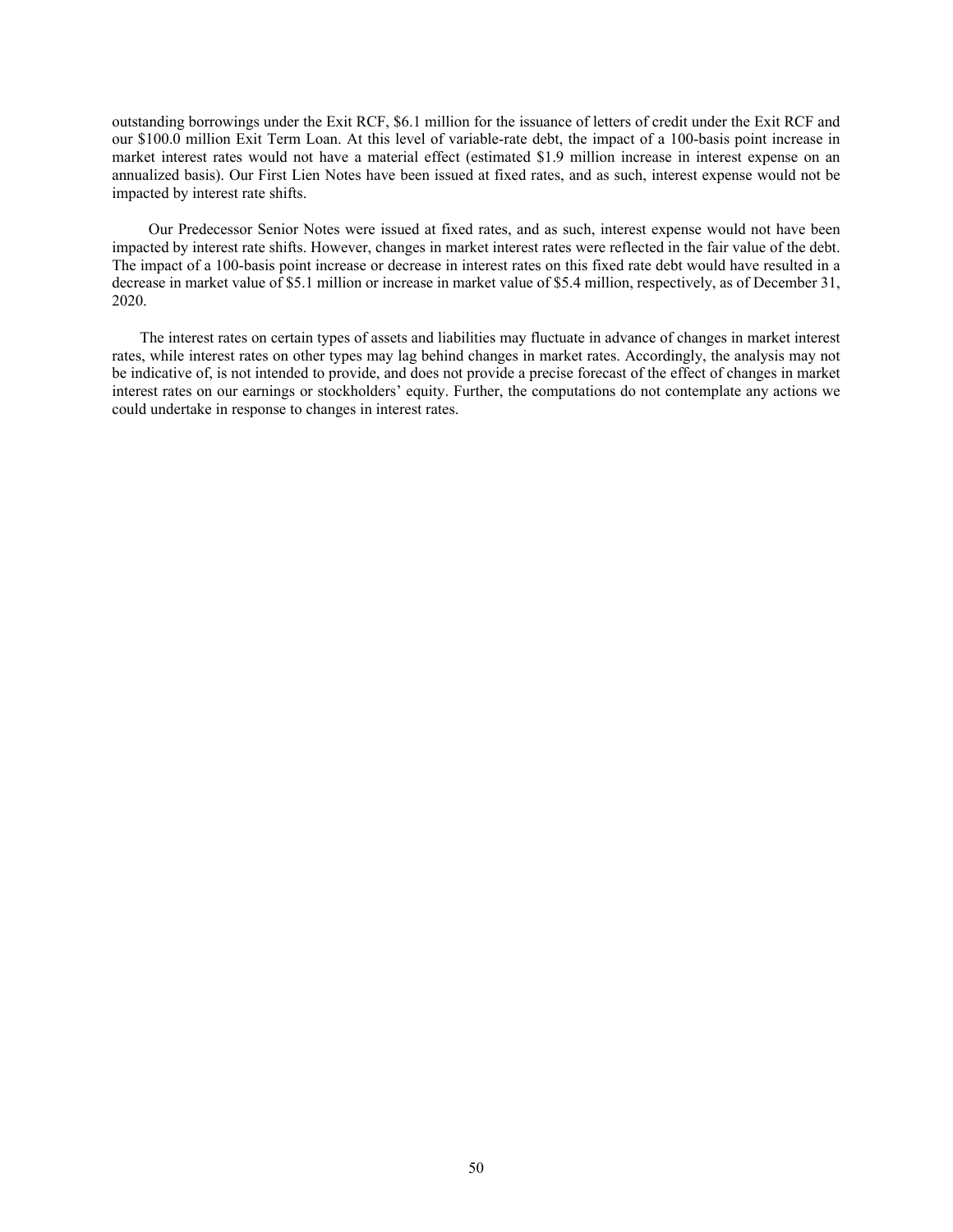outstanding borrowings under the Exit RCF, $6.1 million for the issuance of letters of credit under the Exit RCF and our $100.0 million Exit Term Loan. At this level of variable-rate debt, the impact of a 100-basis point increase in market interest rates would not have a material effect (estimated $1.9 million increase in interest expense on an annualized basis). Our First Lien Notes have been issued at fixed rates, and as such, interest expense would not be impacted by interest rate shifts.

Our Predecessor Senior Notes were issued at fixed rates, and as such, interest expense would not have been impacted by interest rate shifts. However, changes in market interest rates were reflected in the fair value of the debt. The impact of a 100-basis point increase or decrease in interest rates on this fixed rate debt would have resulted in a decrease in market value of $5.1 million or increase in market value of $5.4 million, respectively, as of December 31, 2020.

The interest rates on certain types of assets and liabilities may fluctuate in advance of changes in market interest rates, while interest rates on other types may lag behind changes in market rates. Accordingly, the analysis may not be indicative of, is not intended to provide, and does not provide a precise forecast of the effect of changes in market interest rates on our earnings or stockholders' equity. Further, the computations do not contemplate any actions we could undertake in response to changes in interest rates.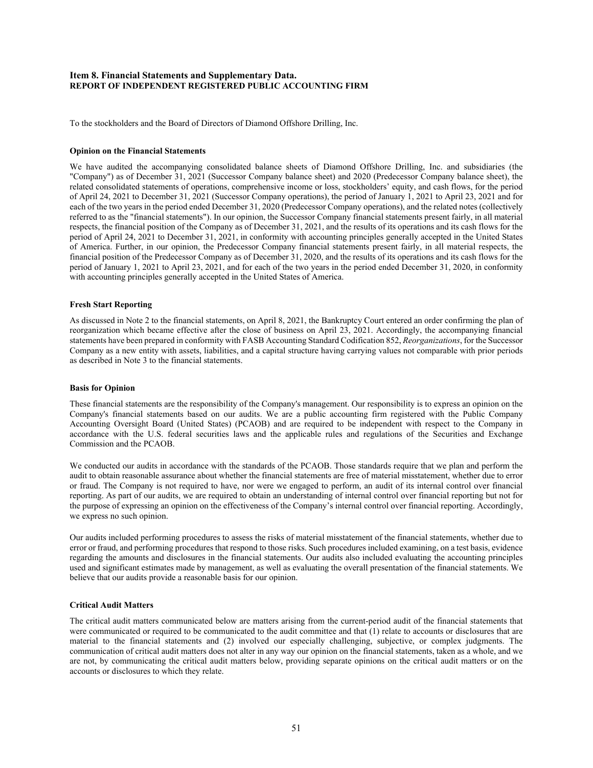## Item 8. Financial Statements and Supplementary Data.

**REPORT OF INDEPENDENT REGISTERED PUBLIC ACCOUNTING FIRM**

To the stockholders and the Board of Directors of Diamond Offshore Drilling, Inc.

**Opinion on the Financial Statements**

We have audited the accompanying consolidated balance sheets of Diamond Offshore Drilling, Inc. and subsidiaries (the "Company") as of December 31, 2021 (Successor Company balance sheet) and 2020 (Predecessor Company balance sheet), the related consolidated statements of operations, comprehensive income or loss, stockholders' equity, and cash flows, for the period of April 24, 2021 to December 31, 2021 (Successor Company operations), the period of January 1, 2021 to April 23, 2021 and for each of the two years in the period ended December 31, 2020 (Predecessor Company operations), and the related notes (collectively referred to as the "financial statements"). In our opinion, the Successor Company financial statements present fairly, in all material respects, the financial position of the Company as of December 31, 2021, and the results of its operations and its cash flows for the period of April 24, 2021 to December 31, 2021, in conformity with accounting principles generally accepted in the United States of America. Further, in our opinion, the Predecessor Company financial statements present fairly, in all material respects, the financial position of the Predecessor Company as of December 31, 2020, and the results of its operations and its cash flows for the period of January 1, 2021 to April 23, 2021, and for each of the two years in the period ended December 31, 2020, in conformity with accounting principles generally accepted in the United States of America.

**Fresh Start Reporting**

As discussed in Note 2 to the financial statements, on April 8, 2021, the Bankruptcy Court entered an order confirming the plan of reorganization which became effective after the close of business on April 23, 2021. Accordingly, the accompanying financial statements have been prepared in conformity with FASB Accounting Standard Codification 852, *Reorganizations*, for the Successor Company as a new entity with assets, liabilities, and a capital structure having carrying values not comparable with prior periods as described in Note 3 to the financial statements.

**Basis for Opinion**

These financial statements are the responsibility of the Company's management. Our responsibility is to express an opinion on the Company's financial statements based on our audits. We are a public accounting firm registered with the Public Company Accounting Oversight Board (United States) (PCAOB) and are required to be independent with respect to the Company in accordance with the U.S. federal securities laws and the applicable rules and regulations of the Securities and Exchange Commission and the PCAOB.

We conducted our audits in accordance with the standards of the PCAOB. Those standards require that we plan and perform the audit to obtain reasonable assurance about whether the financial statements are free of material misstatement, whether due to error or fraud. The Company is not required to have, nor were we engaged to perform, an audit of its internal control over financial reporting. As part of our audits, we are required to obtain an understanding of internal control over financial reporting but not for the purpose of expressing an opinion on the effectiveness of the Company's internal control over financial reporting. Accordingly, we express no such opinion.

Our audits included performing procedures to assess the risks of material misstatement of the financial statements, whether due to error or fraud, and performing procedures that respond to those risks. Such procedures included examining, on a test basis, evidence regarding the amounts and disclosures in the financial statements. Our audits also included evaluating the accounting principles used and significant estimates made by management, as well as evaluating the overall presentation of the financial statements. We believe that our audits provide a reasonable basis for our opinion.

**Critical Audit Matters**

The critical audit matters communicated below are matters arising from the current-period audit of the financial statements that were communicated or required to be communicated to the audit committee and that (1) relate to accounts or disclosures that are material to the financial statements and (2) involved our especially challenging, subjective, or complex judgments. The communication of critical audit matters does not alter in any way our opinion on the financial statements, taken as a whole, and we are not, by communicating the critical audit matters below, providing separate opinions on the critical audit matters or on the accounts or disclosures to which they relate.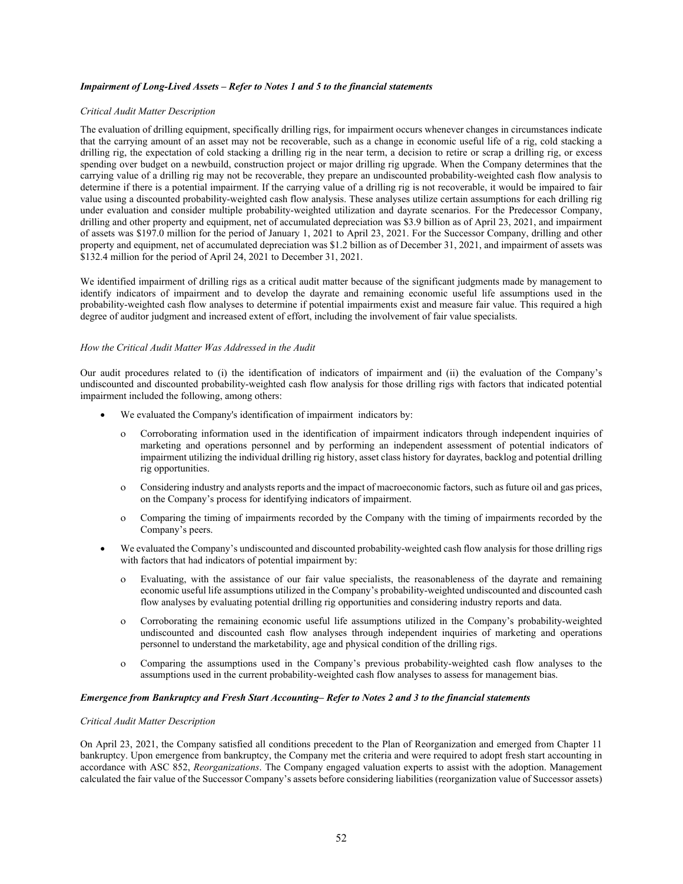***Impairment of Long-Lived Assets – Refer to Notes 1 and 5 to the financial statements***

*Critical Audit Matter Description*

The evaluation of drilling equipment, specifically drilling rigs, for impairment occurs whenever changes in circumstances indicate that the carrying amount of an asset may not be recoverable, such as a change in economic useful life of a rig, cold stacking a drilling rig, the expectation of cold stacking a drilling rig in the near term, a decision to retire or scrap a drilling rig, or excess spending over budget on a newbuild, construction project or major drilling rig upgrade. When the Company determines that the carrying value of a drilling rig may not be recoverable, they prepare an undiscounted probability-weighted cash flow analysis to determine if there is a potential impairment. If the carrying value of a drilling rig is not recoverable, it would be impaired to fair value using a discounted probability-weighted cash flow analysis. These analyses utilize certain assumptions for each drilling rig under evaluation and consider multiple probability-weighted utilization and dayrate scenarios. For the Predecessor Company, drilling and other property and equipment, net of accumulated depreciation was $3.9 billion as of April 23, 2021, and impairment of assets was $197.0 million for the period of January 1, 2021 to April 23, 2021. For the Successor Company, drilling and other property and equipment, net of accumulated depreciation was $1.2 billion as of December 31, 2021, and impairment of assets was $132.4 million for the period of April 24, 2021 to December 31, 2021.

We identified impairment of drilling rigs as a critical audit matter because of the significant judgments made by management to identify indicators of impairment and to develop the dayrate and remaining economic useful life assumptions used in the probability-weighted cash flow analyses to determine if potential impairments exist and measure fair value. This required a high degree of auditor judgment and increased extent of effort, including the involvement of fair value specialists.

*How the Critical Audit Matter Was Addressed in the Audit*

Our audit procedures related to (i) the identification of indicators of impairment and (ii) the evaluation of the Company's undiscounted and discounted probability-weighted cash flow analysis for those drilling rigs with factors that indicated potential impairment included the following, among others:

- We evaluated the Company's identification of impairment indicators by:
  - Corroborating information used in the identification of impairment indicators through independent inquiries of marketing and operations personnel and by performing an independent assessment of potential indicators of impairment utilizing the individual drilling rig history, asset class history for dayrates, backlog and potential drilling rig opportunities.
  - Considering industry and analysts reports and the impact of macroeconomic factors, such as future oil and gas prices, on the Company's process for identifying indicators of impairment.
  - Comparing the timing of impairments recorded by the Company with the timing of impairments recorded by the Company's peers.
- We evaluated the Company's undiscounted and discounted probability-weighted cash flow analysis for those drilling rigs with factors that had indicators of potential impairment by:
  - Evaluating, with the assistance of our fair value specialists, the reasonableness of the dayrate and remaining economic useful life assumptions utilized in the Company's probability-weighted undiscounted and discounted cash flow analyses by evaluating potential drilling rig opportunities and considering industry reports and data.
  - Corroborating the remaining economic useful life assumptions utilized in the Company's probability-weighted undiscounted and discounted cash flow analyses through independent inquiries of marketing and operations personnel to understand the marketability, age and physical condition of the drilling rigs.
  - Comparing the assumptions used in the Company's previous probability-weighted cash flow analyses to the assumptions used in the current probability-weighted cash flow analyses to assess for management bias.

***Emergence from Bankruptcy and Fresh Start Accounting– Refer to Notes 2 and 3 to the financial statements***

*Critical Audit Matter Description*

On April 23, 2021, the Company satisfied all conditions precedent to the Plan of Reorganization and emerged from Chapter 11 bankruptcy. Upon emergence from bankruptcy, the Company met the criteria and were required to adopt fresh start accounting in accordance with ASC 852, *Reorganizations*. The Company engaged valuation experts to assist with the adoption. Management calculated the fair value of the Successor Company's assets before considering liabilities (reorganization value of Successor assets)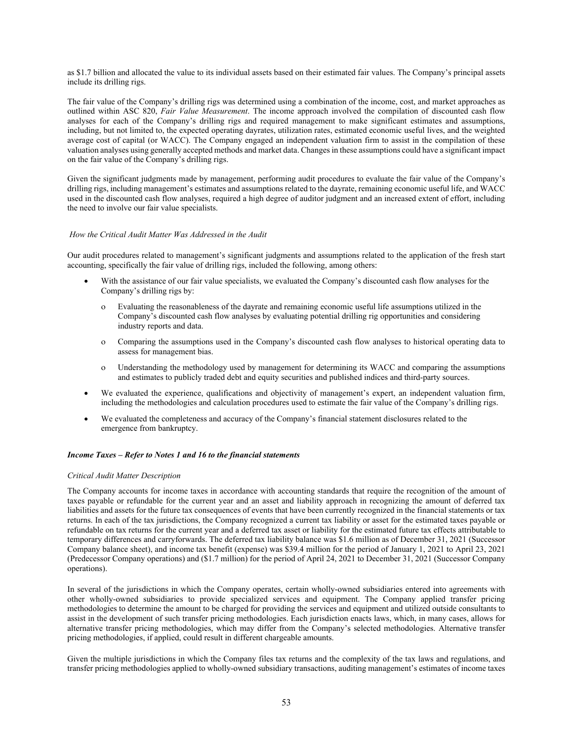as $1.7 billion and allocated the value to its individual assets based on their estimated fair values. The Company's principal assets include its drilling rigs.

The fair value of the Company's drilling rigs was determined using a combination of the income, cost, and market approaches as outlined within ASC 820, *Fair Value Measurement*. The income approach involved the compilation of discounted cash flow analyses for each of the Company's drilling rigs and required management to make significant estimates and assumptions, including, but not limited to, the expected operating dayrates, utilization rates, estimated economic useful lives, and the weighted average cost of capital (or WACC). The Company engaged an independent valuation firm to assist in the compilation of these valuation analyses using generally accepted methods and market data. Changes in these assumptions could have a significant impact on the fair value of the Company's drilling rigs.

Given the significant judgments made by management, performing audit procedures to evaluate the fair value of the Company's drilling rigs, including management's estimates and assumptions related to the dayrate, remaining economic useful life, and WACC used in the discounted cash flow analyses, required a high degree of auditor judgment and an increased extent of effort, including the need to involve our fair value specialists.

*How the Critical Audit Matter Was Addressed in the Audit*

Our audit procedures related to management's significant judgments and assumptions related to the application of the fresh start accounting, specifically the fair value of drilling rigs, included the following, among others:

- With the assistance of our fair value specialists, we evaluated the Company's discounted cash flow analyses for the Company's drilling rigs by:
  - Evaluating the reasonableness of the dayrate and remaining economic useful life assumptions utilized in the Company's discounted cash flow analyses by evaluating potential drilling rig opportunities and considering industry reports and data.
  - Comparing the assumptions used in the Company's discounted cash flow analyses to historical operating data to assess for management bias.
  - Understanding the methodology used by management for determining its WACC and comparing the assumptions and estimates to publicly traded debt and equity securities and published indices and third-party sources.
- We evaluated the experience, qualifications and objectivity of management's expert, an independent valuation firm, including the methodologies and calculation procedures used to estimate the fair value of the Company's drilling rigs.
- We evaluated the completeness and accuracy of the Company's financial statement disclosures related to the emergence from bankruptcy.

***Income Taxes – Refer to Notes 1 and 16 to the financial statements***

*Critical Audit Matter Description*

The Company accounts for income taxes in accordance with accounting standards that require the recognition of the amount of taxes payable or refundable for the current year and an asset and liability approach in recognizing the amount of deferred tax liabilities and assets for the future tax consequences of events that have been currently recognized in the financial statements or tax returns. In each of the tax jurisdictions, the Company recognized a current tax liability or asset for the estimated taxes payable or refundable on tax returns for the current year and a deferred tax asset or liability for the estimated future tax effects attributable to temporary differences and carryforwards. The deferred tax liability balance was $1.6 million as of December 31, 2021 (Successor Company balance sheet), and income tax benefit (expense) was $39.4 million for the period of January 1, 2021 to April 23, 2021 (Predecessor Company operations) and ($1.7 million) for the period of April 24, 2021 to December 31, 2021 (Successor Company operations).

In several of the jurisdictions in which the Company operates, certain wholly-owned subsidiaries entered into agreements with other wholly-owned subsidiaries to provide specialized services and equipment. The Company applied transfer pricing methodologies to determine the amount to be charged for providing the services and equipment and utilized outside consultants to assist in the development of such transfer pricing methodologies. Each jurisdiction enacts laws, which, in many cases, allows for alternative transfer pricing methodologies, which may differ from the Company's selected methodologies. Alternative transfer pricing methodologies, if applied, could result in different chargeable amounts.

Given the multiple jurisdictions in which the Company files tax returns and the complexity of the tax laws and regulations, and transfer pricing methodologies applied to wholly-owned subsidiary transactions, auditing management's estimates of income taxes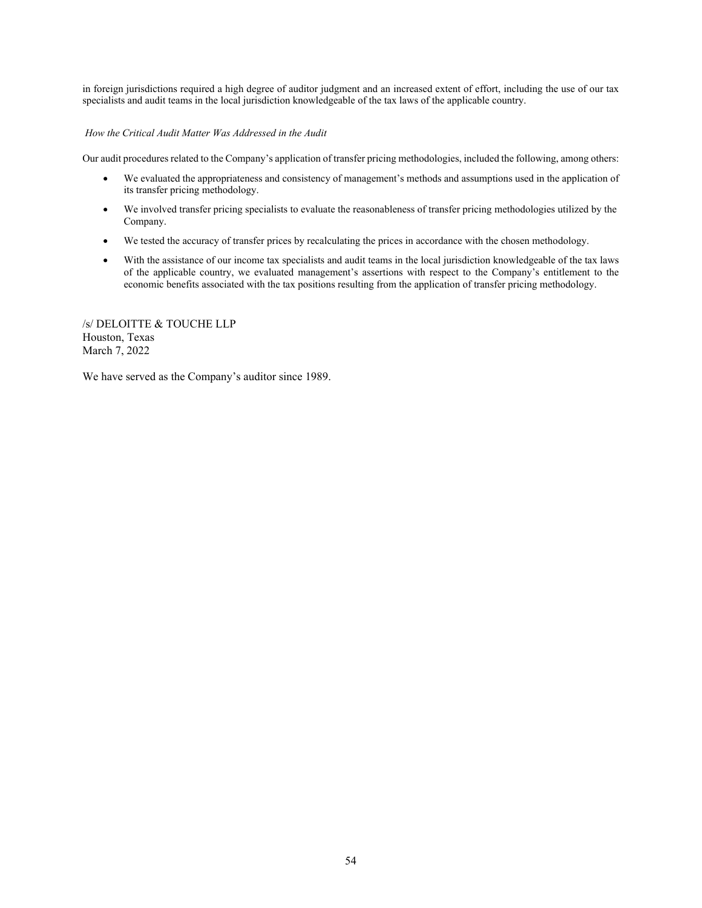in foreign jurisdictions required a high degree of auditor judgment and an increased extent of effort, including the use of our tax specialists and audit teams in the local jurisdiction knowledgeable of the tax laws of the applicable country.

*How the Critical Audit Matter Was Addressed in the Audit*

Our audit procedures related to the Company's application of transfer pricing methodologies, included the following, among others:

- We evaluated the appropriateness and consistency of management's methods and assumptions used in the application of its transfer pricing methodology.
- We involved transfer pricing specialists to evaluate the reasonableness of transfer pricing methodologies utilized by the Company.
- We tested the accuracy of transfer prices by recalculating the prices in accordance with the chosen methodology.
- With the assistance of our income tax specialists and audit teams in the local jurisdiction knowledgeable of the tax laws of the applicable country, we evaluated management's assertions with respect to the Company's entitlement to the economic benefits associated with the tax positions resulting from the application of transfer pricing methodology.

/s/ DELOITTE & TOUCHE LLP
Houston, Texas
March 7, 2022

We have served as the Company's auditor since 1989.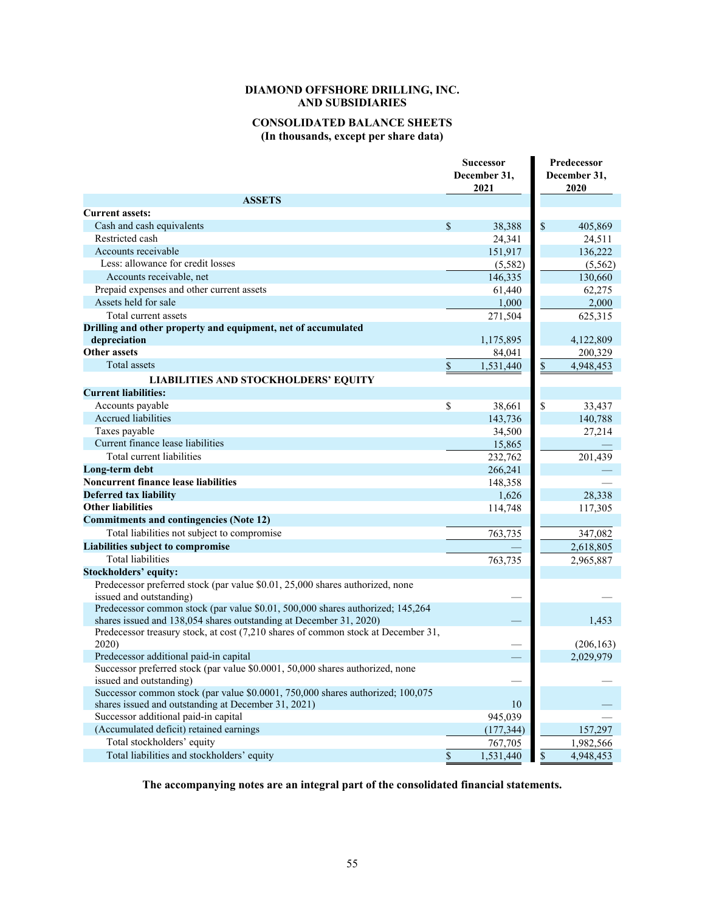**DIAMOND OFFSHORE DRILLING, INC.**
**AND SUBSIDIARIES**

**CONSOLIDATED BALANCE SHEETS**
**(In thousands, except per share data)**

| | Successor December 31, 2021 | Predecessor December 31, 2020 |
|---|---|---|
| **ASSETS** | | |
| **Current assets:** | | |
| Cash and cash equivalents | $ 38,388 | $ 405,869 |
| Restricted cash | 24,341 | 24,511 |
| Accounts receivable | 151,917 | 136,222 |
| Less: allowance for credit losses | (5,582) | (5,562) |
| Accounts receivable, net | 146,335 | 130,660 |
| Prepaid expenses and other current assets | 61,440 | 62,275 |
| Assets held for sale | 1,000 | 2,000 |
| Total current assets | 271,504 | 625,315 |
| **Drilling and other property and equipment, net of accumulated depreciation** | 1,175,895 | 4,122,809 |
| **Other assets** | 84,041 | 200,329 |
| Total assets | $ 1,531,440 | $ 4,948,453 |
| **LIABILITIES AND STOCKHOLDERS' EQUITY** | | |
| **Current liabilities:** | | |
| Accounts payable | $ 38,661 | $ 33,437 |
| Accrued liabilities | 143,736 | 140,788 |
| Taxes payable | 34,500 | 27,214 |
| Current finance lease liabilities | 15,865 | — |
| Total current liabilities | 232,762 | 201,439 |
| **Long-term debt** | 266,241 | — |
| **Noncurrent finance lease liabilities** | 148,358 | — |
| **Deferred tax liability** | 1,626 | 28,338 |
| **Other liabilities** | 114,748 | 117,305 |
| **Commitments and contingencies (Note 12)** | | |
| Total liabilities not subject to compromise | 763,735 | 347,082 |
| **Liabilities subject to compromise** | — | 2,618,805 |
| Total liabilities | 763,735 | 2,965,887 |
| **Stockholders' equity:** | | |
| Predecessor preferred stock (par value $0.01, 25,000 shares authorized, none issued and outstanding) | — | — |
| Predecessor common stock (par value $0.01, 500,000 shares authorized; 145,264 shares issued and 138,054 shares outstanding at December 31, 2020) | — | 1,453 |
| Predecessor treasury stock, at cost (7,210 shares of common stock at December 31, 2020) | — | (206,163) |
| Predecessor additional paid-in capital | — | 2,029,979 |
| Successor preferred stock (par value $0.0001, 50,000 shares authorized, none issued and outstanding) | — | — |
| Successor common stock (par value $0.0001, 750,000 shares authorized; 100,075 shares issued and outstanding at December 31, 2021) | 10 | — |
| Successor additional paid-in capital | 945,039 | — |
| (Accumulated deficit) retained earnings | (177,344) | 157,297 |
| Total stockholders' equity | 767,705 | 1,982,566 |
| Total liabilities and stockholders' equity | $ 1,531,440 | $ 4,948,453 |

**The accompanying notes are an integral part of the consolidated financial statements.**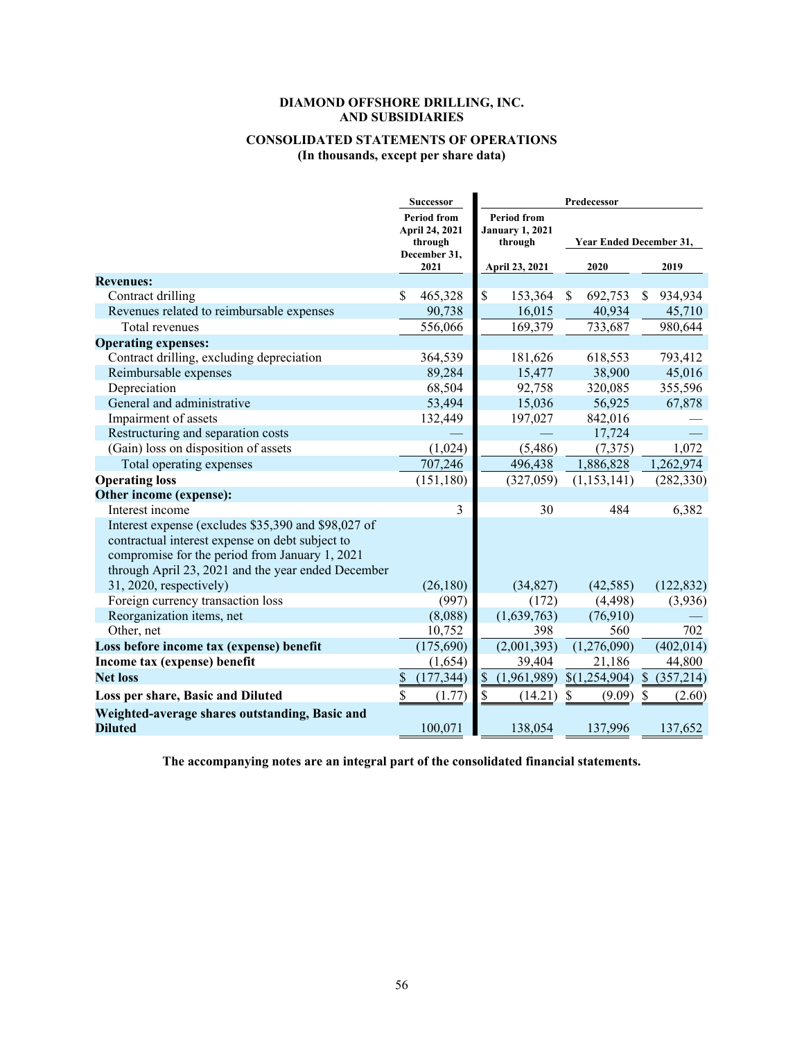**DIAMOND OFFSHORE DRILLING, INC.**
**AND SUBSIDIARIES**

**CONSOLIDATED STATEMENTS OF OPERATIONS**
**(In thousands, except per share data)**

| | Successor | Predecessor | | |
|---|---|---|---|---|
| | Period from April 24, 2021 through December 31, 2021 | Period from January 1, 2021 through April 23, 2021 | Year Ended December 31, 2020 | Year Ended December 31, 2019 |
| **Revenues:** | | | | |
| Contract drilling | $ 465,328 | $ 153,364 | $ 692,753 | $ 934,934 |
| Revenues related to reimbursable expenses | 90,738 | 16,015 | 40,934 | 45,710 |
| Total revenues | 556,066 | 169,379 | 733,687 | 980,644 |
| **Operating expenses:** | | | | |
| Contract drilling, excluding depreciation | 364,539 | 181,626 | 618,553 | 793,412 |
| Reimbursable expenses | 89,284 | 15,477 | 38,900 | 45,016 |
| Depreciation | 68,504 | 92,758 | 320,085 | 355,596 |
| General and administrative | 53,494 | 15,036 | 56,925 | 67,878 |
| Impairment of assets | 132,449 | 197,027 | 842,016 | — |
| Restructuring and separation costs | — | — | 17,724 | — |
| (Gain) loss on disposition of assets | (1,024) | (5,486) | (7,375) | 1,072 |
| Total operating expenses | 707,246 | 496,438 | 1,886,828 | 1,262,974 |
| **Operating loss** | (151,180) | (327,059) | (1,153,141) | (282,330) |
| **Other income (expense):** | | | | |
| Interest income | 3 | 30 | 484 | 6,382 |
| Interest expense (excludes $35,390 and $98,027 of contractual interest expense on debt subject to compromise for the period from January 1, 2021 through April 23, 2021 and the year ended December 31, 2020, respectively) | (26,180) | (34,827) | (42,585) | (122,832) |
| Foreign currency transaction loss | (997) | (172) | (4,498) | (3,936) |
| Reorganization items, net | (8,088) | (1,639,763) | (76,910) | — |
| Other, net | 10,752 | 398 | 560 | 702 |
| **Loss before income tax (expense) benefit** | (175,690) | (2,001,393) | (1,276,090) | (402,014) |
| **Income tax (expense) benefit** | (1,654) | 39,404 | 21,186 | 44,800 |
| **Net loss** | $ (177,344) | $ (1,961,989) | $(1,254,904) | $ (357,214) |
| **Loss per share, Basic and Diluted** | $ (1.77) | $ (14.21) | $ (9.09) | $ (2.60) |
| **Weighted-average shares outstanding, Basic and Diluted** | 100,071 | 138,054 | 137,996 | 137,652 |

**The accompanying notes are an integral part of the consolidated financial statements.**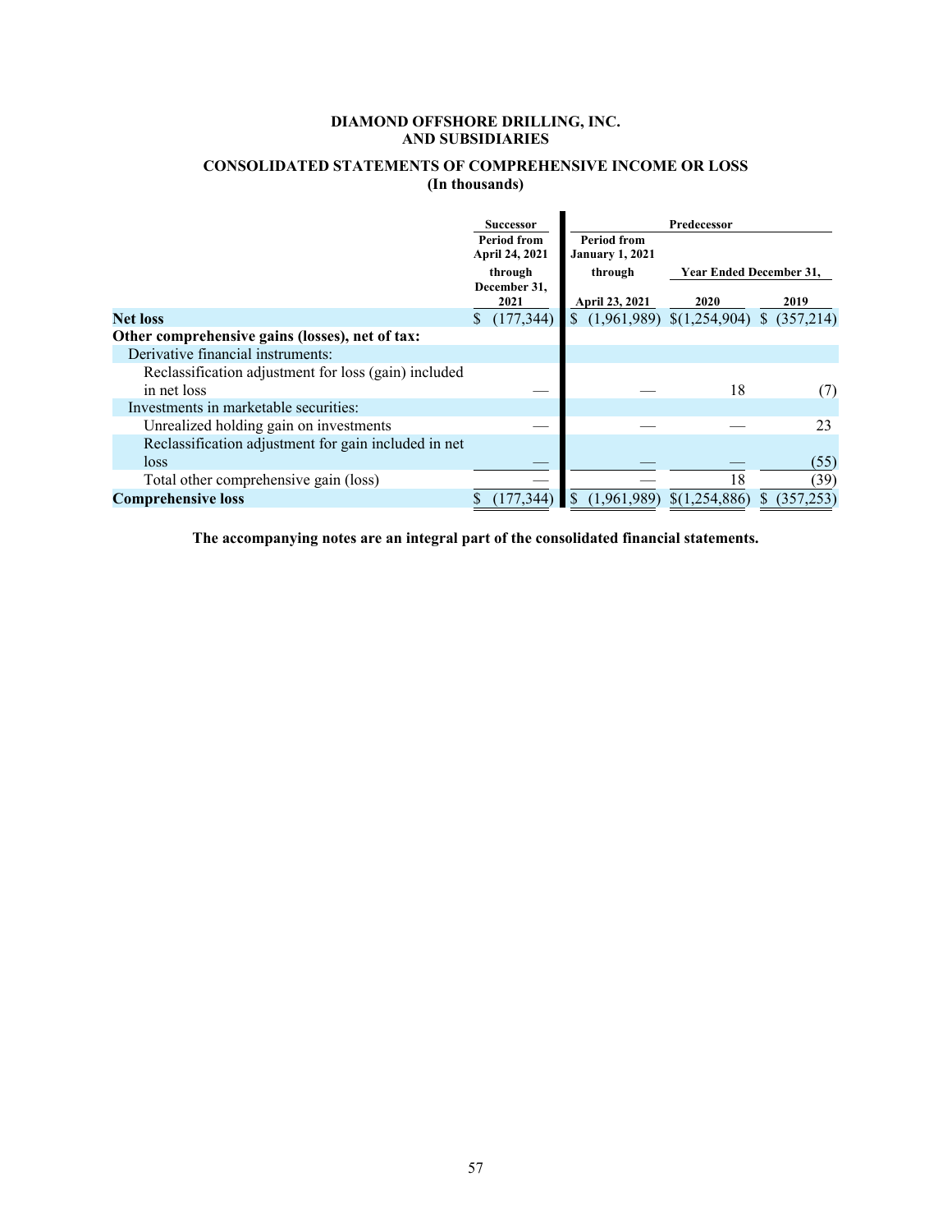**DIAMOND OFFSHORE DRILLING, INC.**
**AND SUBSIDIARIES**

**CONSOLIDATED STATEMENTS OF COMPREHENSIVE INCOME OR LOSS**
**(In thousands)**

| | Successor | Predecessor | | |
|---|---|---|---|---|
| | Period from April 24, 2021 through December 31, 2021 | Period from January 1, 2021 through April 23, 2021 | Year Ended December 31, 2020 | Year Ended December 31, 2019 |
| **Net loss** | $ (177,344) | $ (1,961,989) | $(1,254,904) | $ (357,214) |
| **Other comprehensive gains (losses), net of tax:** | | | | |
| Derivative financial instruments: | | | | |
| Reclassification adjustment for loss (gain) included in net loss | — | — | 18 | (7) |
| Investments in marketable securities: | | | | |
| Unrealized holding gain on investments | — | — | — | 23 |
| Reclassification adjustment for gain included in net loss | — | — | — | (55) |
| Total other comprehensive gain (loss) | — | — | 18 | (39) |
| **Comprehensive loss** | $ (177,344) | $ (1,961,989) | $(1,254,886) | $ (357,253) |

**The accompanying notes are an integral part of the consolidated financial statements.**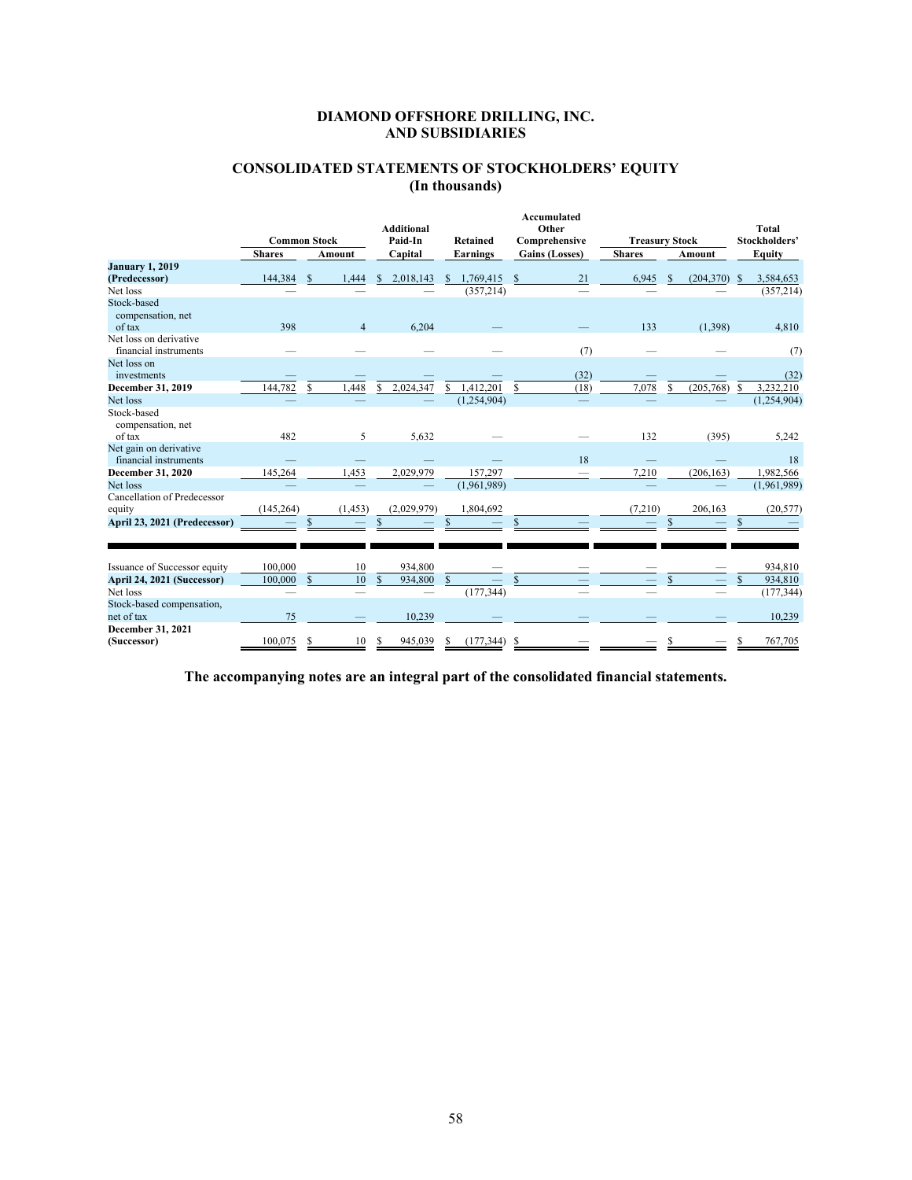# DIAMOND OFFSHORE DRILLING, INC. AND SUBSIDIARIES

## CONSOLIDATED STATEMENTS OF STOCKHOLDERS' EQUITY (In thousands)

| | Common Stock | | Additional Paid-In | Retained | Accumulated Other Comprehensive | Treasury Stock | | Total Stockholders' |
|---|---|---|---|---|---|---|---|---|
| | Shares | Amount | Capital | Earnings | Gains (Losses) | Shares | Amount | Equity |
| **January 1, 2019 (Predecessor)** | 144,384 | $ 1,444 | $ 2,018,143 | $ 1,769,415 | $ 21 | 6,945 | $ (204,370) | $ 3,584,653 |
| Net loss | — | — | — | (357,214) | — | — | — | (357,214) |
| Stock-based compensation, net of tax | 398 | 4 | 6,204 | — | — | 133 | (1,398) | 4,810 |
| Net loss on derivative financial instruments | — | — | — | — | (7) | — | — | (7) |
| Net loss on investments | — | — | — | — | (32) | — | — | (32) |
| **December 31, 2019** | 144,782 | $ 1,448 | $ 2,024,347 | $ 1,412,201 | $ (18) | 7,078 | $ (205,768) | $ 3,232,210 |
| Net loss | — | — | — | (1,254,904) | — | — | — | (1,254,904) |
| Stock-based compensation, net of tax | 482 | 5 | 5,632 | — | — | 132 | (395) | 5,242 |
| Net gain on derivative financial instruments | — | — | — | — | 18 | — | — | 18 |
| **December 31, 2020** | 145,264 | 1,453 | 2,029,979 | 157,297 | — | 7,210 | (206,163) | 1,982,566 |
| Net loss | — | — | — | (1,961,989) | — | — | — | (1,961,989) |
| Cancellation of Predecessor equity | (145,264) | (1,453) | (2,029,979) | 1,804,692 | | (7,210) | 206,163 | (20,577) |
| **April 23, 2021 (Predecessor)** | — | $ — | $ — | $ — | $ — | — | $ — | $ — |
| | | | | | | | | |
| Issuance of Successor equity | 100,000 | 10 | 934,800 | — | — | — | — | 934,810 |
| **April 24, 2021 (Successor)** | 100,000 | $ 10 | $ 934,800 | $ — | $ — | — | $ — | $ 934,810 |
| Net loss | — | — | — | (177,344) | — | — | — | (177,344) |
| Stock-based compensation, net of tax | 75 | — | 10,239 | — | — | — | — | 10,239 |
| **December 31, 2021 (Successor)** | 100,075 | $ 10 | $ 945,039 | $ (177,344) | $ — | — | $ — | $ 767,705 |

**The accompanying notes are an integral part of the consolidated financial statements.**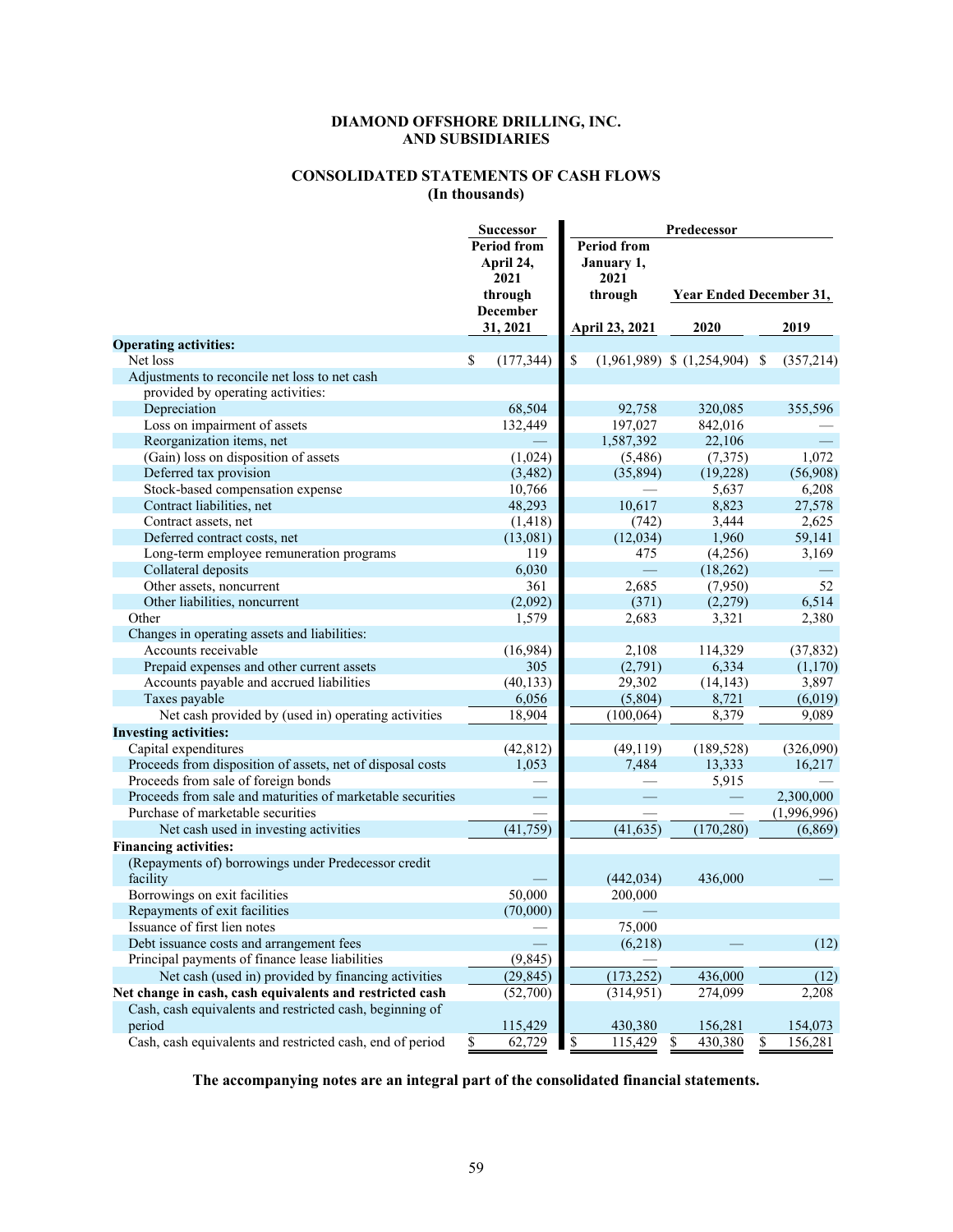# DIAMOND OFFSHORE DRILLING, INC.
# AND SUBSIDIARIES

## CONSOLIDATED STATEMENTS OF CASH FLOWS
### (In thousands)

| | Successor | Predecessor | | |
|---|---|---|---|---|
| | Period from April 24, 2021 through December 31, 2021 | Period from January 1, 2021 through April 23, 2021 | Year Ended December 31, 2020 | Year Ended December 31, 2019 |
| **Operating activities:** | | | | |
| Net loss | $ (177,344) | $ (1,961,989) | $ (1,254,904) | $ (357,214) |
| Adjustments to reconcile net loss to net cash provided by operating activities: | | | | |
| Depreciation | 68,504 | 92,758 | 320,085 | 355,596 |
| Loss on impairment of assets | 132,449 | 197,027 | 842,016 | — |
| Reorganization items, net | — | 1,587,392 | 22,106 | — |
| (Gain) loss on disposition of assets | (1,024) | (5,486) | (7,375) | 1,072 |
| Deferred tax provision | (3,482) | (35,894) | (19,228) | (56,908) |
| Stock-based compensation expense | 10,766 | — | 5,637 | 6,208 |
| Contract liabilities, net | 48,293 | 10,617 | 8,823 | 27,578 |
| Contract assets, net | (1,418) | (742) | 3,444 | 2,625 |
| Deferred contract costs, net | (13,081) | (12,034) | 1,960 | 59,141 |
| Long-term employee remuneration programs | 119 | 475 | (4,256) | 3,169 |
| Collateral deposits | 6,030 | — | (18,262) | — |
| Other assets, noncurrent | 361 | 2,685 | (7,950) | 52 |
| Other liabilities, noncurrent | (2,092) | (371) | (2,279) | 6,514 |
| Other | 1,579 | 2,683 | 3,321 | 2,380 |
| Changes in operating assets and liabilities: | | | | |
| Accounts receivable | (16,984) | 2,108 | 114,329 | (37,832) |
| Prepaid expenses and other current assets | 305 | (2,791) | 6,334 | (1,170) |
| Accounts payable and accrued liabilities | (40,133) | 29,302 | (14,143) | 3,897 |
| Taxes payable | 6,056 | (5,804) | 8,721 | (6,019) |
| Net cash provided by (used in) operating activities | 18,904 | (100,064) | 8,379 | 9,089 |
| **Investing activities:** | | | | |
| Capital expenditures | (42,812) | (49,119) | (189,528) | (326,090) |
| Proceeds from disposition of assets, net of disposal costs | 1,053 | 7,484 | 13,333 | 16,217 |
| Proceeds from sale of foreign bonds | — | — | 5,915 | — |
| Proceeds from sale and maturities of marketable securities | — | — | — | 2,300,000 |
| Purchase of marketable securities | — | — | — | (1,996,996) |
| Net cash used in investing activities | (41,759) | (41,635) | (170,280) | (6,869) |
| **Financing activities:** | | | | |
| (Repayments of) borrowings under Predecessor credit facility | — | (442,034) | 436,000 | — |
| Borrowings on exit facilities | 50,000 | 200,000 | | |
| Repayments of exit facilities | (70,000) | — | | |
| Issuance of first lien notes | — | 75,000 | | |
| Debt issuance costs and arrangement fees | — | (6,218) | — | (12) |
| Principal payments of finance lease liabilities | (9,845) | — | | |
| Net cash (used in) provided by financing activities | (29,845) | (173,252) | 436,000 | (12) |
| **Net change in cash, cash equivalents and restricted cash** | (52,700) | (314,951) | 274,099 | 2,208 |
| Cash, cash equivalents and restricted cash, beginning of period | 115,429 | 430,380 | 156,281 | 154,073 |
| Cash, cash equivalents and restricted cash, end of period | $ 62,729 | $ 115,429 | $ 430,380 | $ 156,281 |

**The accompanying notes are an integral part of the consolidated financial statements.**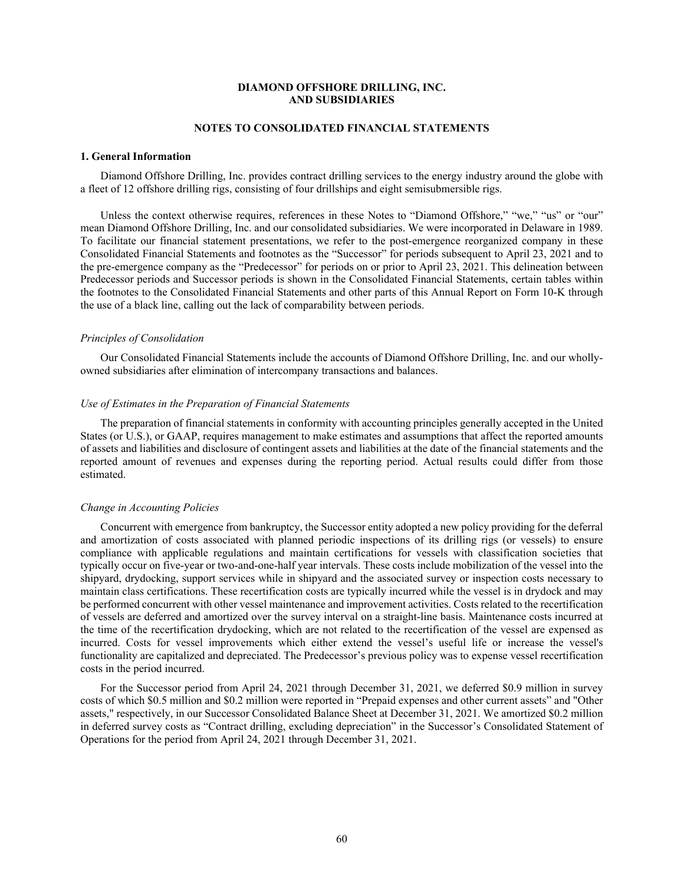**DIAMOND OFFSHORE DRILLING, INC.
AND SUBSIDIARIES**

**NOTES TO CONSOLIDATED FINANCIAL STATEMENTS**

## 1. General Information

Diamond Offshore Drilling, Inc. provides contract drilling services to the energy industry around the globe with a fleet of 12 offshore drilling rigs, consisting of four drillships and eight semisubmersible rigs.

Unless the context otherwise requires, references in these Notes to "Diamond Offshore," "we," "us" or "our" mean Diamond Offshore Drilling, Inc. and our consolidated subsidiaries. We were incorporated in Delaware in 1989. To facilitate our financial statement presentations, we refer to the post-emergence reorganized company in these Consolidated Financial Statements and footnotes as the "Successor" for periods subsequent to April 23, 2021 and to the pre-emergence company as the "Predecessor" for periods on or prior to April 23, 2021. This delineation between Predecessor periods and Successor periods is shown in the Consolidated Financial Statements, certain tables within the footnotes to the Consolidated Financial Statements and other parts of this Annual Report on Form 10-K through the use of a black line, calling out the lack of comparability between periods.

*Principles of Consolidation*

Our Consolidated Financial Statements include the accounts of Diamond Offshore Drilling, Inc. and our wholly-owned subsidiaries after elimination of intercompany transactions and balances.

*Use of Estimates in the Preparation of Financial Statements*

The preparation of financial statements in conformity with accounting principles generally accepted in the United States (or U.S.), or GAAP, requires management to make estimates and assumptions that affect the reported amounts of assets and liabilities and disclosure of contingent assets and liabilities at the date of the financial statements and the reported amount of revenues and expenses during the reporting period. Actual results could differ from those estimated.

*Change in Accounting Policies*

Concurrent with emergence from bankruptcy, the Successor entity adopted a new policy providing for the deferral and amortization of costs associated with planned periodic inspections of its drilling rigs (or vessels) to ensure compliance with applicable regulations and maintain certifications for vessels with classification societies that typically occur on five-year or two-and-one-half year intervals. These costs include mobilization of the vessel into the shipyard, drydocking, support services while in shipyard and the associated survey or inspection costs necessary to maintain class certifications. These recertification costs are typically incurred while the vessel is in drydock and may be performed concurrent with other vessel maintenance and improvement activities. Costs related to the recertification of vessels are deferred and amortized over the survey interval on a straight-line basis. Maintenance costs incurred at the time of the recertification drydocking, which are not related to the recertification of the vessel are expensed as incurred. Costs for vessel improvements which either extend the vessel's useful life or increase the vessel's functionality are capitalized and depreciated. The Predecessor's previous policy was to expense vessel recertification costs in the period incurred.

For the Successor period from April 24, 2021 through December 31, 2021, we deferred $0.9 million in survey costs of which $0.5 million and $0.2 million were reported in "Prepaid expenses and other current assets" and "Other assets," respectively, in our Successor Consolidated Balance Sheet at December 31, 2021. We amortized $0.2 million in deferred survey costs as "Contract drilling, excluding depreciation" in the Successor's Consolidated Statement of Operations for the period from April 24, 2021 through December 31, 2021.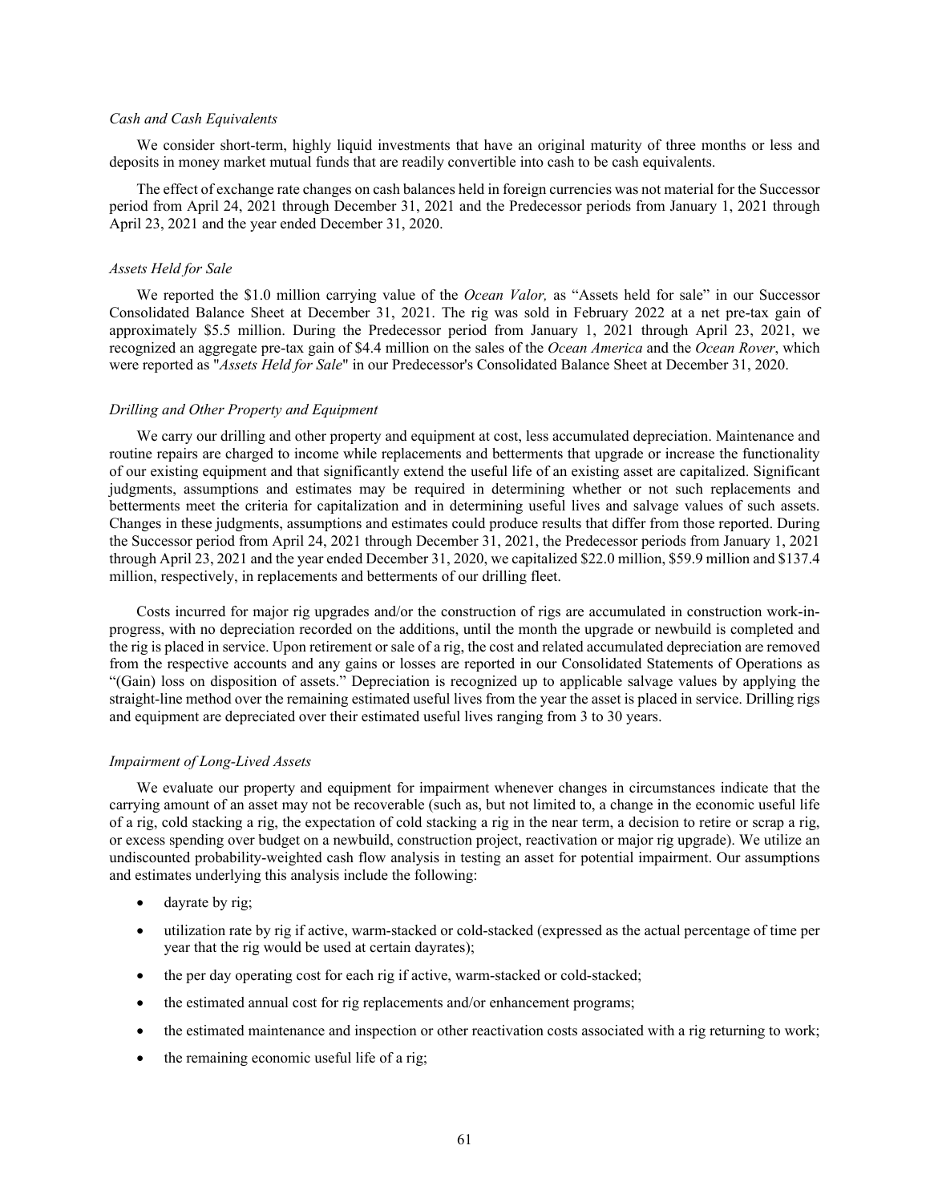*Cash and Cash Equivalents*

We consider short-term, highly liquid investments that have an original maturity of three months or less and deposits in money market mutual funds that are readily convertible into cash to be cash equivalents.

The effect of exchange rate changes on cash balances held in foreign currencies was not material for the Successor period from April 24, 2021 through December 31, 2021 and the Predecessor periods from January 1, 2021 through April 23, 2021 and the year ended December 31, 2020.

*Assets Held for Sale*

We reported the $1.0 million carrying value of the *Ocean Valor,* as "Assets held for sale" in our Successor Consolidated Balance Sheet at December 31, 2021. The rig was sold in February 2022 at a net pre-tax gain of approximately $5.5 million. During the Predecessor period from January 1, 2021 through April 23, 2021, we recognized an aggregate pre-tax gain of $4.4 million on the sales of the *Ocean America* and the *Ocean Rover*, which were reported as "*Assets Held for Sale*" in our Predecessor's Consolidated Balance Sheet at December 31, 2020.

*Drilling and Other Property and Equipment*

We carry our drilling and other property and equipment at cost, less accumulated depreciation. Maintenance and routine repairs are charged to income while replacements and betterments that upgrade or increase the functionality of our existing equipment and that significantly extend the useful life of an existing asset are capitalized. Significant judgments, assumptions and estimates may be required in determining whether or not such replacements and betterments meet the criteria for capitalization and in determining useful lives and salvage values of such assets. Changes in these judgments, assumptions and estimates could produce results that differ from those reported. During the Successor period from April 24, 2021 through December 31, 2021, the Predecessor periods from January 1, 2021 through April 23, 2021 and the year ended December 31, 2020, we capitalized $22.0 million, $59.9 million and $137.4 million, respectively, in replacements and betterments of our drilling fleet.

Costs incurred for major rig upgrades and/or the construction of rigs are accumulated in construction work-in-progress, with no depreciation recorded on the additions, until the month the upgrade or newbuild is completed and the rig is placed in service. Upon retirement or sale of a rig, the cost and related accumulated depreciation are removed from the respective accounts and any gains or losses are reported in our Consolidated Statements of Operations as "(Gain) loss on disposition of assets." Depreciation is recognized up to applicable salvage values by applying the straight-line method over the remaining estimated useful lives from the year the asset is placed in service. Drilling rigs and equipment are depreciated over their estimated useful lives ranging from 3 to 30 years.

*Impairment of Long-Lived Assets*

We evaluate our property and equipment for impairment whenever changes in circumstances indicate that the carrying amount of an asset may not be recoverable (such as, but not limited to, a change in the economic useful life of a rig, cold stacking a rig, the expectation of cold stacking a rig in the near term, a decision to retire or scrap a rig, or excess spending over budget on a newbuild, construction project, reactivation or major rig upgrade). We utilize an undiscounted probability-weighted cash flow analysis in testing an asset for potential impairment. Our assumptions and estimates underlying this analysis include the following:

- dayrate by rig;
- utilization rate by rig if active, warm-stacked or cold-stacked (expressed as the actual percentage of time per year that the rig would be used at certain dayrates);
- the per day operating cost for each rig if active, warm-stacked or cold-stacked;
- the estimated annual cost for rig replacements and/or enhancement programs;
- the estimated maintenance and inspection or other reactivation costs associated with a rig returning to work;
- the remaining economic useful life of a rig;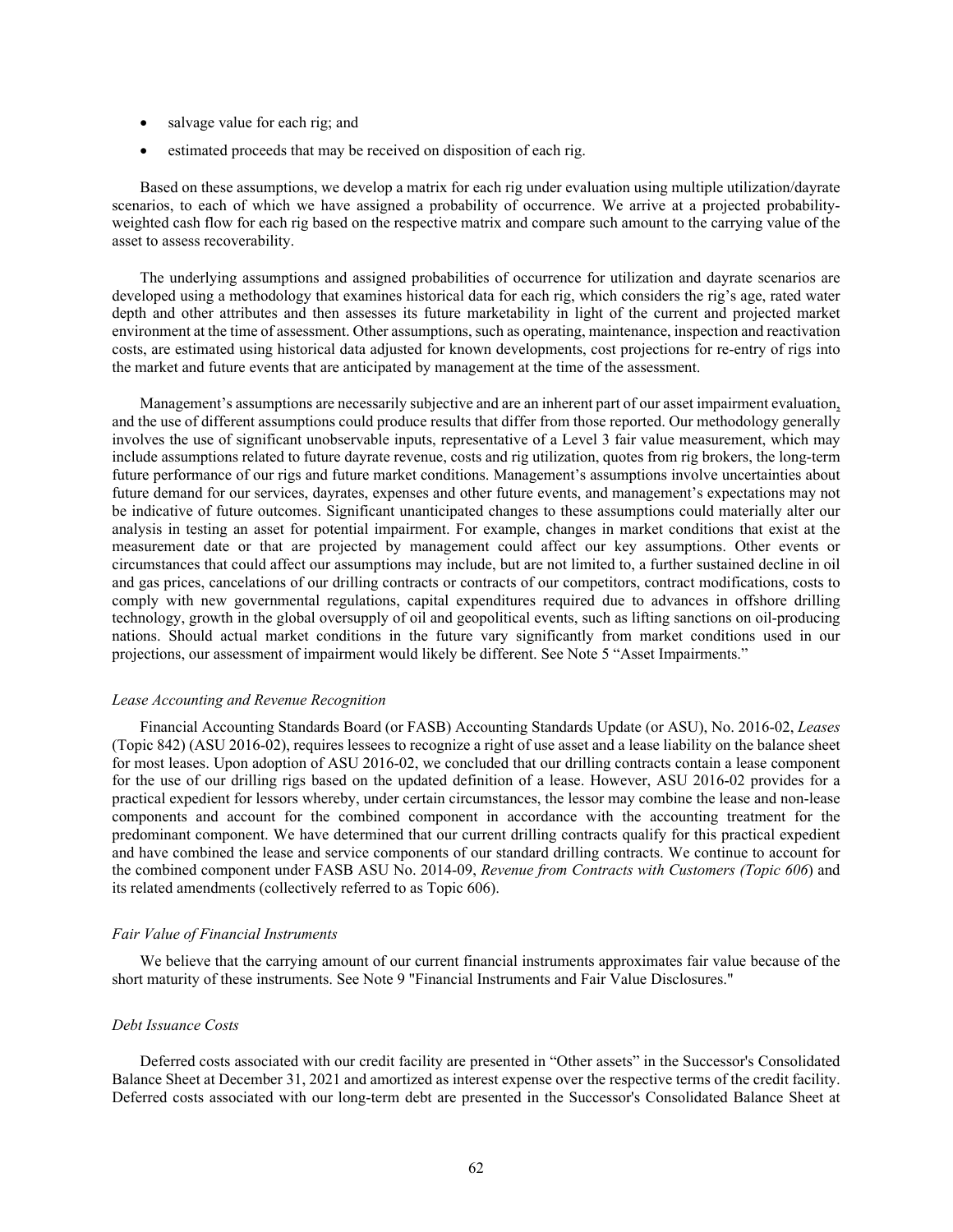- salvage value for each rig; and
- estimated proceeds that may be received on disposition of each rig.

Based on these assumptions, we develop a matrix for each rig under evaluation using multiple utilization/dayrate scenarios, to each of which we have assigned a probability of occurrence. We arrive at a projected probability-weighted cash flow for each rig based on the respective matrix and compare such amount to the carrying value of the asset to assess recoverability.

The underlying assumptions and assigned probabilities of occurrence for utilization and dayrate scenarios are developed using a methodology that examines historical data for each rig, which considers the rig's age, rated water depth and other attributes and then assesses its future marketability in light of the current and projected market environment at the time of assessment. Other assumptions, such as operating, maintenance, inspection and reactivation costs, are estimated using historical data adjusted for known developments, cost projections for re-entry of rigs into the market and future events that are anticipated by management at the time of the assessment.

Management's assumptions are necessarily subjective and are an inherent part of our asset impairment evaluation, and the use of different assumptions could produce results that differ from those reported. Our methodology generally involves the use of significant unobservable inputs, representative of a Level 3 fair value measurement, which may include assumptions related to future dayrate revenue, costs and rig utilization, quotes from rig brokers, the long-term future performance of our rigs and future market conditions. Management's assumptions involve uncertainties about future demand for our services, dayrates, expenses and other future events, and management's expectations may not be indicative of future outcomes. Significant unanticipated changes to these assumptions could materially alter our analysis in testing an asset for potential impairment. For example, changes in market conditions that exist at the measurement date or that are projected by management could affect our key assumptions. Other events or circumstances that could affect our assumptions may include, but are not limited to, a further sustained decline in oil and gas prices, cancelations of our drilling contracts or contracts of our competitors, contract modifications, costs to comply with new governmental regulations, capital expenditures required due to advances in offshore drilling technology, growth in the global oversupply of oil and geopolitical events, such as lifting sanctions on oil-producing nations. Should actual market conditions in the future vary significantly from market conditions used in our projections, our assessment of impairment would likely be different. See Note 5 "Asset Impairments."

*Lease Accounting and Revenue Recognition*

Financial Accounting Standards Board (or FASB) Accounting Standards Update (or ASU), No. 2016-02, *Leases* (Topic 842) (ASU 2016-02), requires lessees to recognize a right of use asset and a lease liability on the balance sheet for most leases. Upon adoption of ASU 2016-02, we concluded that our drilling contracts contain a lease component for the use of our drilling rigs based on the updated definition of a lease. However, ASU 2016-02 provides for a practical expedient for lessors whereby, under certain circumstances, the lessor may combine the lease and non-lease components and account for the combined component in accordance with the accounting treatment for the predominant component. We have determined that our current drilling contracts qualify for this practical expedient and have combined the lease and service components of our standard drilling contracts. We continue to account for the combined component under FASB ASU No. 2014-09, *Revenue from Contracts with Customers (Topic 606*) and its related amendments (collectively referred to as Topic 606).

*Fair Value of Financial Instruments*

We believe that the carrying amount of our current financial instruments approximates fair value because of the short maturity of these instruments. See Note 9 "Financial Instruments and Fair Value Disclosures."

*Debt Issuance Costs*

Deferred costs associated with our credit facility are presented in "Other assets" in the Successor's Consolidated Balance Sheet at December 31, 2021 and amortized as interest expense over the respective terms of the credit facility. Deferred costs associated with our long-term debt are presented in the Successor's Consolidated Balance Sheet at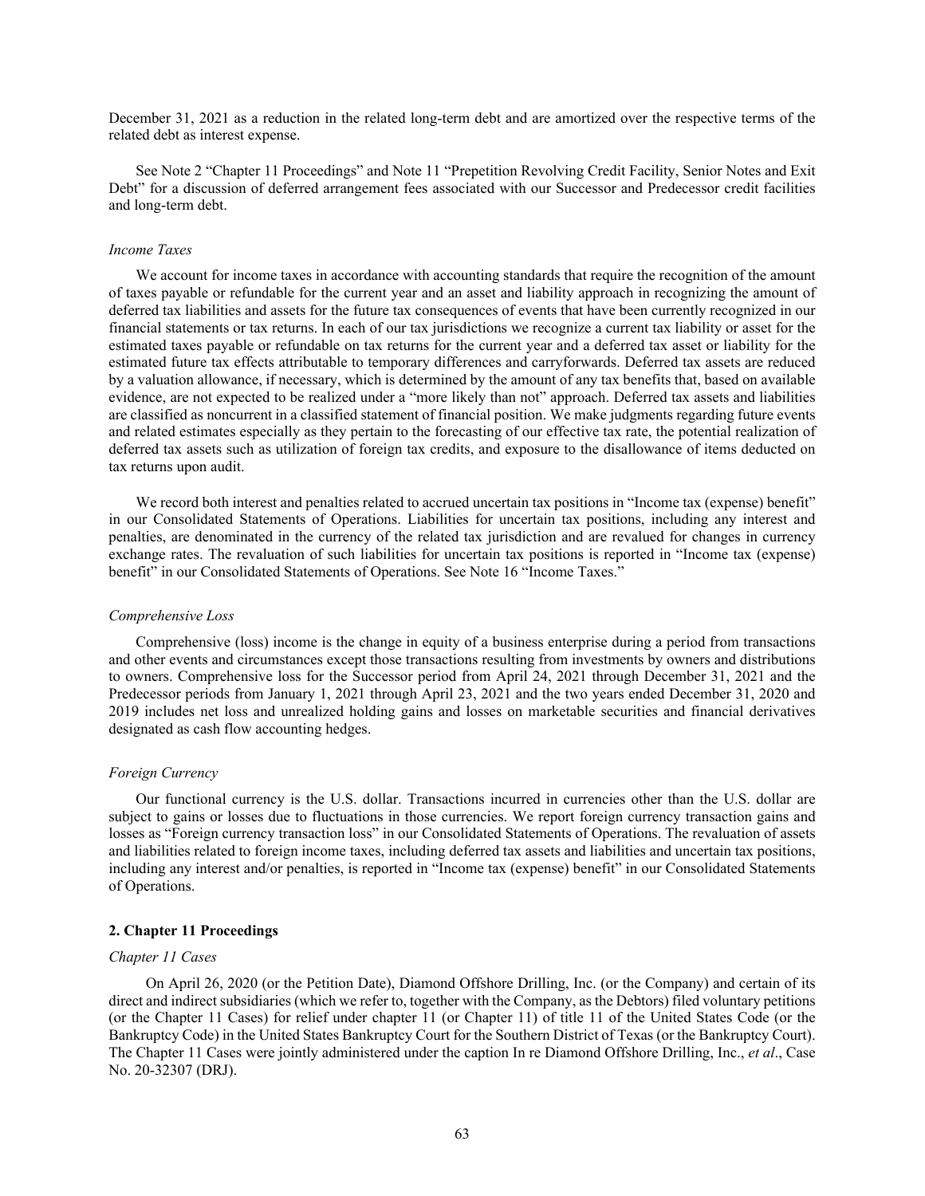December 31, 2021 as a reduction in the related long-term debt and are amortized over the respective terms of the related debt as interest expense.

See Note 2 "Chapter 11 Proceedings" and Note 11 "Prepetition Revolving Credit Facility, Senior Notes and Exit Debt" for a discussion of deferred arrangement fees associated with our Successor and Predecessor credit facilities and long-term debt.

*Income Taxes*

We account for income taxes in accordance with accounting standards that require the recognition of the amount of taxes payable or refundable for the current year and an asset and liability approach in recognizing the amount of deferred tax liabilities and assets for the future tax consequences of events that have been currently recognized in our financial statements or tax returns. In each of our tax jurisdictions we recognize a current tax liability or asset for the estimated taxes payable or refundable on tax returns for the current year and a deferred tax asset or liability for the estimated future tax effects attributable to temporary differences and carryforwards. Deferred tax assets are reduced by a valuation allowance, if necessary, which is determined by the amount of any tax benefits that, based on available evidence, are not expected to be realized under a "more likely than not" approach. Deferred tax assets and liabilities are classified as noncurrent in a classified statement of financial position. We make judgments regarding future events and related estimates especially as they pertain to the forecasting of our effective tax rate, the potential realization of deferred tax assets such as utilization of foreign tax credits, and exposure to the disallowance of items deducted on tax returns upon audit.

We record both interest and penalties related to accrued uncertain tax positions in "Income tax (expense) benefit" in our Consolidated Statements of Operations. Liabilities for uncertain tax positions, including any interest and penalties, are denominated in the currency of the related tax jurisdiction and are revalued for changes in currency exchange rates. The revaluation of such liabilities for uncertain tax positions is reported in "Income tax (expense) benefit" in our Consolidated Statements of Operations. See Note 16 "Income Taxes."

*Comprehensive Loss*

Comprehensive (loss) income is the change in equity of a business enterprise during a period from transactions and other events and circumstances except those transactions resulting from investments by owners and distributions to owners. Comprehensive loss for the Successor period from April 24, 2021 through December 31, 2021 and the Predecessor periods from January 1, 2021 through April 23, 2021 and the two years ended December 31, 2020 and 2019 includes net loss and unrealized holding gains and losses on marketable securities and financial derivatives designated as cash flow accounting hedges.

*Foreign Currency*

Our functional currency is the U.S. dollar. Transactions incurred in currencies other than the U.S. dollar are subject to gains or losses due to fluctuations in those currencies. We report foreign currency transaction gains and losses as "Foreign currency transaction loss" in our Consolidated Statements of Operations. The revaluation of assets and liabilities related to foreign income taxes, including deferred tax assets and liabilities and uncertain tax positions, including any interest and/or penalties, is reported in "Income tax (expense) benefit" in our Consolidated Statements of Operations.

## 2. Chapter 11 Proceedings

*Chapter 11 Cases*

On April 26, 2020 (or the Petition Date), Diamond Offshore Drilling, Inc. (or the Company) and certain of its direct and indirect subsidiaries (which we refer to, together with the Company, as the Debtors) filed voluntary petitions (or the Chapter 11 Cases) for relief under chapter 11 (or Chapter 11) of title 11 of the United States Code (or the Bankruptcy Code) in the United States Bankruptcy Court for the Southern District of Texas (or the Bankruptcy Court). The Chapter 11 Cases were jointly administered under the caption In re Diamond Offshore Drilling, Inc., *et al*., Case No. 20-32307 (DRJ).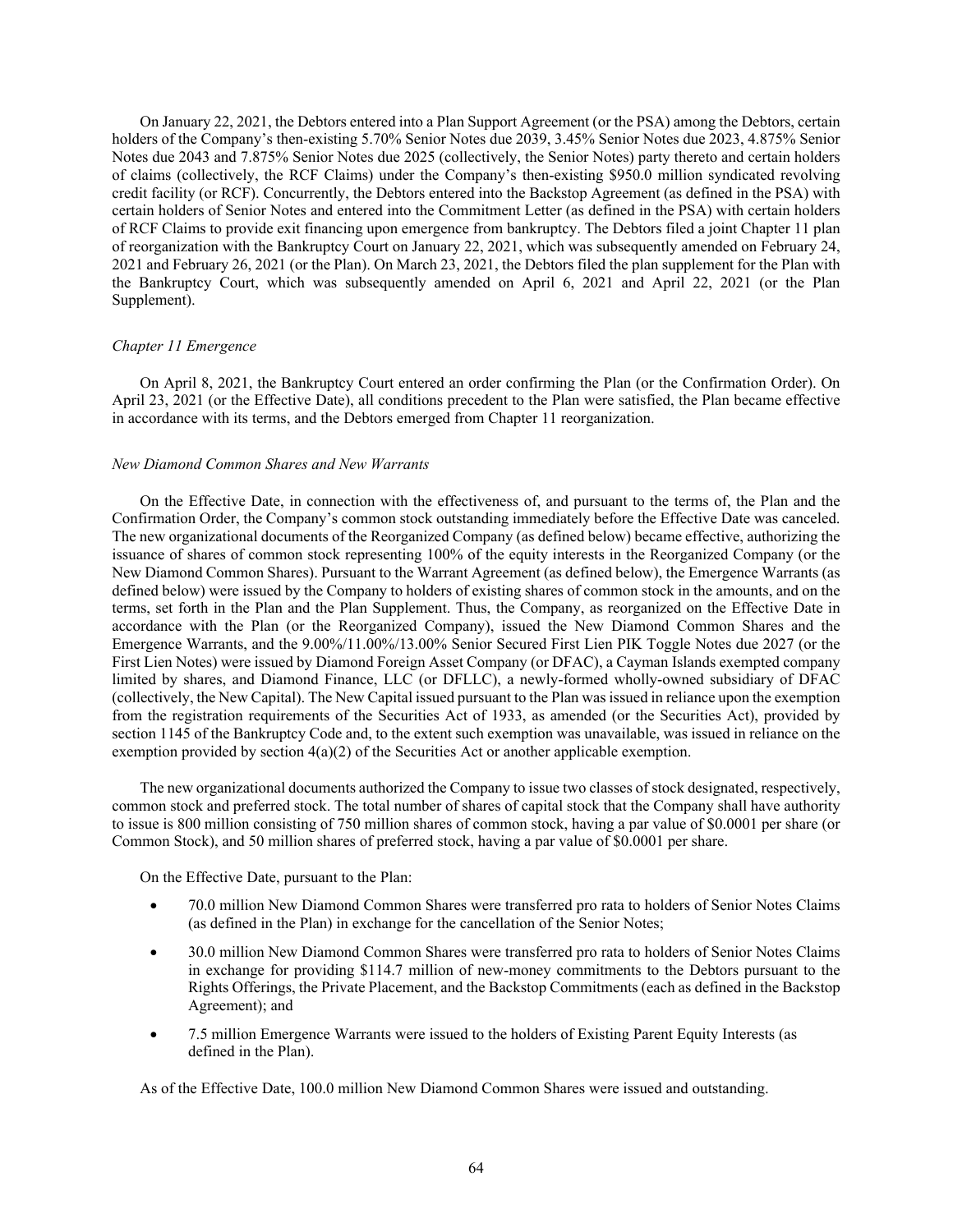On January 22, 2021, the Debtors entered into a Plan Support Agreement (or the PSA) among the Debtors, certain holders of the Company's then-existing 5.70% Senior Notes due 2039, 3.45% Senior Notes due 2023, 4.875% Senior Notes due 2043 and 7.875% Senior Notes due 2025 (collectively, the Senior Notes) party thereto and certain holders of claims (collectively, the RCF Claims) under the Company's then-existing $950.0 million syndicated revolving credit facility (or RCF). Concurrently, the Debtors entered into the Backstop Agreement (as defined in the PSA) with certain holders of Senior Notes and entered into the Commitment Letter (as defined in the PSA) with certain holders of RCF Claims to provide exit financing upon emergence from bankruptcy. The Debtors filed a joint Chapter 11 plan of reorganization with the Bankruptcy Court on January 22, 2021, which was subsequently amended on February 24, 2021 and February 26, 2021 (or the Plan). On March 23, 2021, the Debtors filed the plan supplement for the Plan with the Bankruptcy Court, which was subsequently amended on April 6, 2021 and April 22, 2021 (or the Plan Supplement).

*Chapter 11 Emergence*

On April 8, 2021, the Bankruptcy Court entered an order confirming the Plan (or the Confirmation Order). On April 23, 2021 (or the Effective Date), all conditions precedent to the Plan were satisfied, the Plan became effective in accordance with its terms, and the Debtors emerged from Chapter 11 reorganization.

*New Diamond Common Shares and New Warrants*

On the Effective Date, in connection with the effectiveness of, and pursuant to the terms of, the Plan and the Confirmation Order, the Company's common stock outstanding immediately before the Effective Date was canceled. The new organizational documents of the Reorganized Company (as defined below) became effective, authorizing the issuance of shares of common stock representing 100% of the equity interests in the Reorganized Company (or the New Diamond Common Shares). Pursuant to the Warrant Agreement (as defined below), the Emergence Warrants (as defined below) were issued by the Company to holders of existing shares of common stock in the amounts, and on the terms, set forth in the Plan and the Plan Supplement. Thus, the Company, as reorganized on the Effective Date in accordance with the Plan (or the Reorganized Company), issued the New Diamond Common Shares and the Emergence Warrants, and the 9.00%/11.00%/13.00% Senior Secured First Lien PIK Toggle Notes due 2027 (or the First Lien Notes) were issued by Diamond Foreign Asset Company (or DFAC), a Cayman Islands exempted company limited by shares, and Diamond Finance, LLC (or DFLLC), a newly-formed wholly-owned subsidiary of DFAC (collectively, the New Capital). The New Capital issued pursuant to the Plan was issued in reliance upon the exemption from the registration requirements of the Securities Act of 1933, as amended (or the Securities Act), provided by section 1145 of the Bankruptcy Code and, to the extent such exemption was unavailable, was issued in reliance on the exemption provided by section 4(a)(2) of the Securities Act or another applicable exemption.

The new organizational documents authorized the Company to issue two classes of stock designated, respectively, common stock and preferred stock. The total number of shares of capital stock that the Company shall have authority to issue is 800 million consisting of 750 million shares of common stock, having a par value of $0.0001 per share (or Common Stock), and 50 million shares of preferred stock, having a par value of $0.0001 per share.

On the Effective Date, pursuant to the Plan:

- 70.0 million New Diamond Common Shares were transferred pro rata to holders of Senior Notes Claims (as defined in the Plan) in exchange for the cancellation of the Senior Notes;
- 30.0 million New Diamond Common Shares were transferred pro rata to holders of Senior Notes Claims in exchange for providing $114.7 million of new-money commitments to the Debtors pursuant to the Rights Offerings, the Private Placement, and the Backstop Commitments (each as defined in the Backstop Agreement); and
- 7.5 million Emergence Warrants were issued to the holders of Existing Parent Equity Interests (as defined in the Plan).

As of the Effective Date, 100.0 million New Diamond Common Shares were issued and outstanding.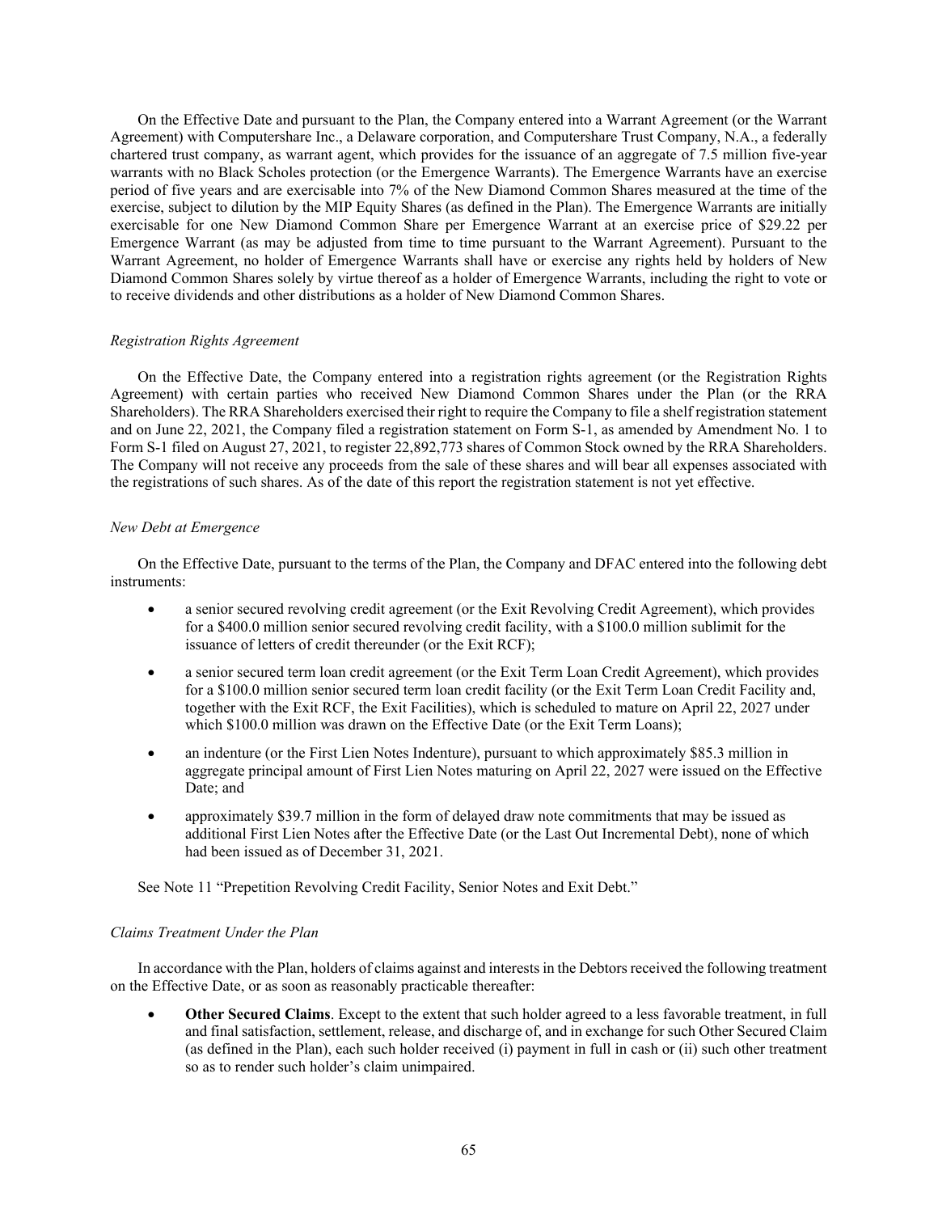On the Effective Date and pursuant to the Plan, the Company entered into a Warrant Agreement (or the Warrant Agreement) with Computershare Inc., a Delaware corporation, and Computershare Trust Company, N.A., a federally chartered trust company, as warrant agent, which provides for the issuance of an aggregate of 7.5 million five-year warrants with no Black Scholes protection (or the Emergence Warrants). The Emergence Warrants have an exercise period of five years and are exercisable into 7% of the New Diamond Common Shares measured at the time of the exercise, subject to dilution by the MIP Equity Shares (as defined in the Plan). The Emergence Warrants are initially exercisable for one New Diamond Common Share per Emergence Warrant at an exercise price of $29.22 per Emergence Warrant (as may be adjusted from time to time pursuant to the Warrant Agreement). Pursuant to the Warrant Agreement, no holder of Emergence Warrants shall have or exercise any rights held by holders of New Diamond Common Shares solely by virtue thereof as a holder of Emergence Warrants, including the right to vote or to receive dividends and other distributions as a holder of New Diamond Common Shares.

*Registration Rights Agreement*

On the Effective Date, the Company entered into a registration rights agreement (or the Registration Rights Agreement) with certain parties who received New Diamond Common Shares under the Plan (or the RRA Shareholders). The RRA Shareholders exercised their right to require the Company to file a shelf registration statement and on June 22, 2021, the Company filed a registration statement on Form S-1, as amended by Amendment No. 1 to Form S-1 filed on August 27, 2021, to register 22,892,773 shares of Common Stock owned by the RRA Shareholders. The Company will not receive any proceeds from the sale of these shares and will bear all expenses associated with the registrations of such shares. As of the date of this report the registration statement is not yet effective.

*New Debt at Emergence*

On the Effective Date, pursuant to the terms of the Plan, the Company and DFAC entered into the following debt instruments:

- a senior secured revolving credit agreement (or the Exit Revolving Credit Agreement), which provides for a $400.0 million senior secured revolving credit facility, with a $100.0 million sublimit for the issuance of letters of credit thereunder (or the Exit RCF);
- a senior secured term loan credit agreement (or the Exit Term Loan Credit Agreement), which provides for a $100.0 million senior secured term loan credit facility (or the Exit Term Loan Credit Facility and, together with the Exit RCF, the Exit Facilities), which is scheduled to mature on April 22, 2027 under which $100.0 million was drawn on the Effective Date (or the Exit Term Loans);
- an indenture (or the First Lien Notes Indenture), pursuant to which approximately $85.3 million in aggregate principal amount of First Lien Notes maturing on April 22, 2027 were issued on the Effective Date; and
- approximately $39.7 million in the form of delayed draw note commitments that may be issued as additional First Lien Notes after the Effective Date (or the Last Out Incremental Debt), none of which had been issued as of December 31, 2021.

See Note 11 "Prepetition Revolving Credit Facility, Senior Notes and Exit Debt."

*Claims Treatment Under the Plan*

In accordance with the Plan, holders of claims against and interests in the Debtors received the following treatment on the Effective Date, or as soon as reasonably practicable thereafter:

- **Other Secured Claims**. Except to the extent that such holder agreed to a less favorable treatment, in full and final satisfaction, settlement, release, and discharge of, and in exchange for such Other Secured Claim (as defined in the Plan), each such holder received (i) payment in full in cash or (ii) such other treatment so as to render such holder's claim unimpaired.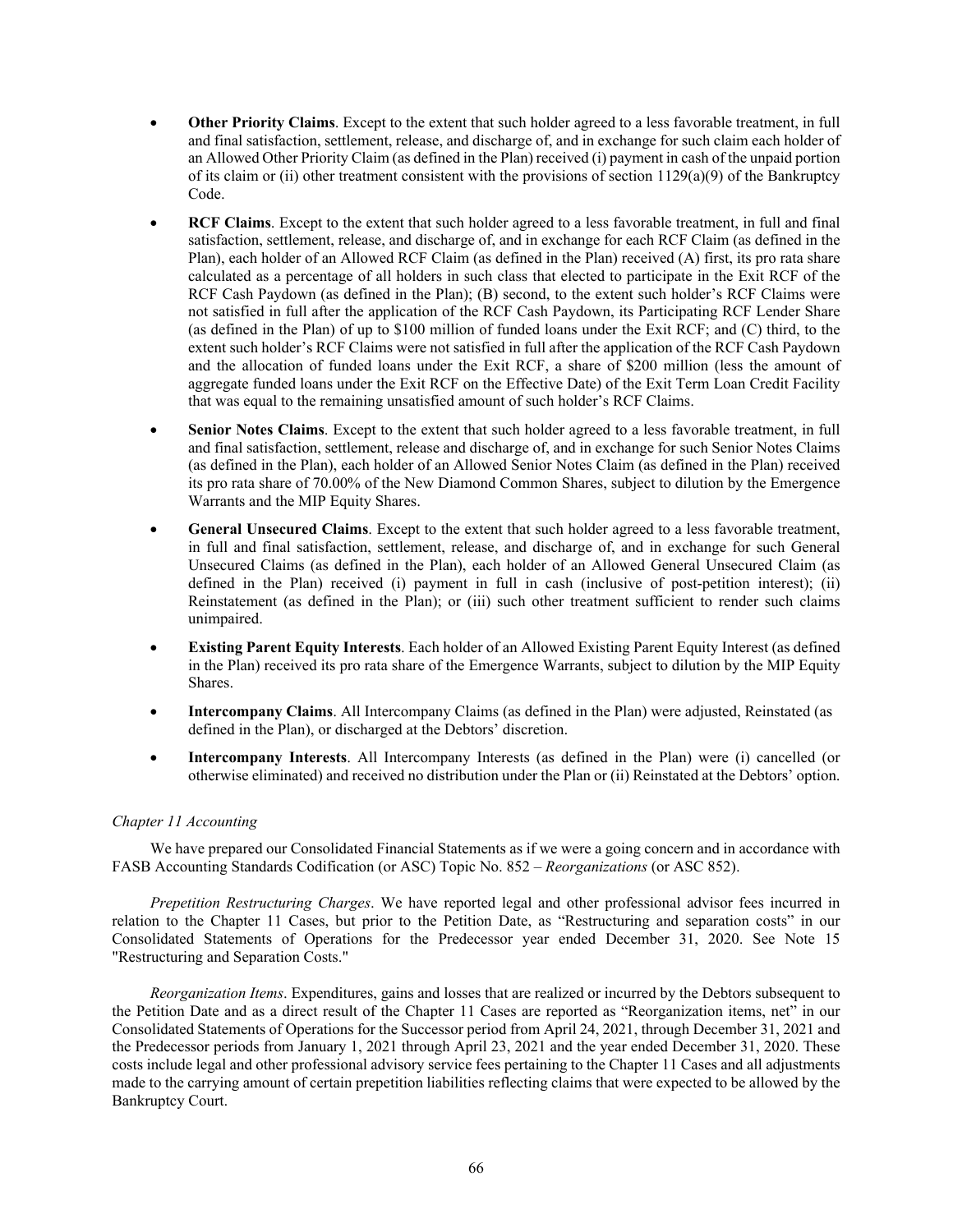- **Other Priority Claims**. Except to the extent that such holder agreed to a less favorable treatment, in full and final satisfaction, settlement, release, and discharge of, and in exchange for such claim each holder of an Allowed Other Priority Claim (as defined in the Plan) received (i) payment in cash of the unpaid portion of its claim or (ii) other treatment consistent with the provisions of section 1129(a)(9) of the Bankruptcy Code.

- **RCF Claims**. Except to the extent that such holder agreed to a less favorable treatment, in full and final satisfaction, settlement, release, and discharge of, and in exchange for each RCF Claim (as defined in the Plan), each holder of an Allowed RCF Claim (as defined in the Plan) received (A) first, its pro rata share calculated as a percentage of all holders in such class that elected to participate in the Exit RCF of the RCF Cash Paydown (as defined in the Plan); (B) second, to the extent such holder's RCF Claims were not satisfied in full after the application of the RCF Cash Paydown, its Participating RCF Lender Share (as defined in the Plan) of up to $100 million of funded loans under the Exit RCF; and (C) third, to the extent such holder's RCF Claims were not satisfied in full after the application of the RCF Cash Paydown and the allocation of funded loans under the Exit RCF, a share of $200 million (less the amount of aggregate funded loans under the Exit RCF on the Effective Date) of the Exit Term Loan Credit Facility that was equal to the remaining unsatisfied amount of such holder's RCF Claims.

- **Senior Notes Claims**. Except to the extent that such holder agreed to a less favorable treatment, in full and final satisfaction, settlement, release and discharge of, and in exchange for such Senior Notes Claims (as defined in the Plan), each holder of an Allowed Senior Notes Claim (as defined in the Plan) received its pro rata share of 70.00% of the New Diamond Common Shares, subject to dilution by the Emergence Warrants and the MIP Equity Shares.

- **General Unsecured Claims**. Except to the extent that such holder agreed to a less favorable treatment, in full and final satisfaction, settlement, release, and discharge of, and in exchange for such General Unsecured Claims (as defined in the Plan), each holder of an Allowed General Unsecured Claim (as defined in the Plan) received (i) payment in full in cash (inclusive of post-petition interest); (ii) Reinstatement (as defined in the Plan); or (iii) such other treatment sufficient to render such claims unimpaired.

- **Existing Parent Equity Interests**. Each holder of an Allowed Existing Parent Equity Interest (as defined in the Plan) received its pro rata share of the Emergence Warrants, subject to dilution by the MIP Equity Shares.

- **Intercompany Claims**. All Intercompany Claims (as defined in the Plan) were adjusted, Reinstated (as defined in the Plan), or discharged at the Debtors' discretion.

- **Intercompany Interests**. All Intercompany Interests (as defined in the Plan) were (i) cancelled (or otherwise eliminated) and received no distribution under the Plan or (ii) Reinstated at the Debtors' option.

*Chapter 11 Accounting*

We have prepared our Consolidated Financial Statements as if we were a going concern and in accordance with FASB Accounting Standards Codification (or ASC) Topic No. 852 – *Reorganizations* (or ASC 852).

*Prepetition Restructuring Charges*. We have reported legal and other professional advisor fees incurred in relation to the Chapter 11 Cases, but prior to the Petition Date, as "Restructuring and separation costs" in our Consolidated Statements of Operations for the Predecessor year ended December 31, 2020. See Note 15 "Restructuring and Separation Costs."

*Reorganization Items*. Expenditures, gains and losses that are realized or incurred by the Debtors subsequent to the Petition Date and as a direct result of the Chapter 11 Cases are reported as "Reorganization items, net" in our Consolidated Statements of Operations for the Successor period from April 24, 2021, through December 31, 2021 and the Predecessor periods from January 1, 2021 through April 23, 2021 and the year ended December 31, 2020. These costs include legal and other professional advisory service fees pertaining to the Chapter 11 Cases and all adjustments made to the carrying amount of certain prepetition liabilities reflecting claims that were expected to be allowed by the Bankruptcy Court.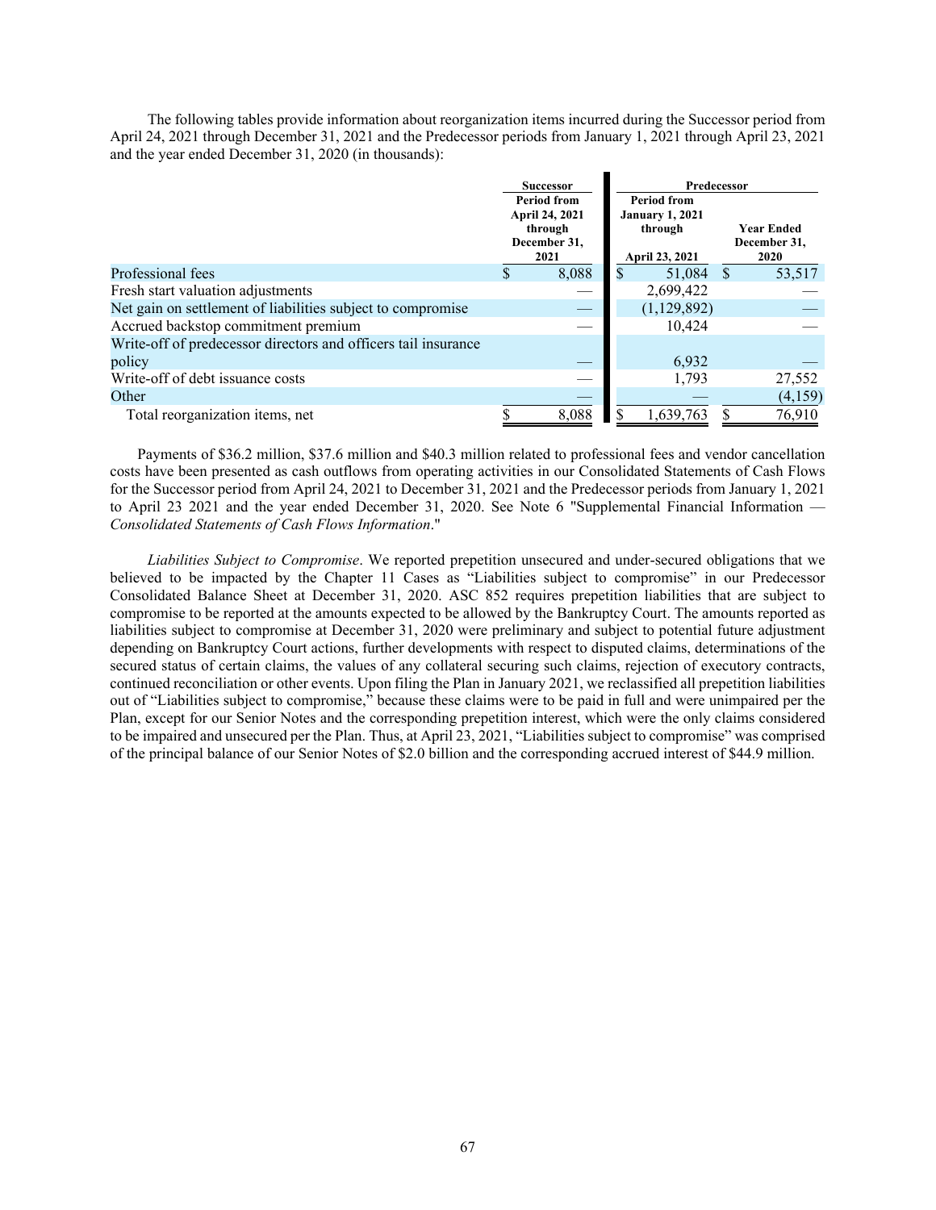The following tables provide information about reorganization items incurred during the Successor period from April 24, 2021 through December 31, 2021 and the Predecessor periods from January 1, 2021 through April 23, 2021 and the year ended December 31, 2020 (in thousands):

| | Successor | Predecessor | |
|---|---|---|---|
| | Period from April 24, 2021 through December 31, 2021 | Period from January 1, 2021 through April 23, 2021 | Year Ended December 31, 2020 |
| Professional fees | $ 8,088 | $ 51,084 | $ 53,517 |
| Fresh start valuation adjustments | — | 2,699,422 | — |
| Net gain on settlement of liabilities subject to compromise | — | (1,129,892) | — |
| Accrued backstop commitment premium | — | 10,424 | — |
| Write-off of predecessor directors and officers tail insurance policy | — | 6,932 | — |
| Write-off of debt issuance costs | — | 1,793 | 27,552 |
| Other | — | — | (4,159) |
| Total reorganization items, net | $ 8,088 | $ 1,639,763 | $ 76,910 |

Payments of \$36.2 million, \$37.6 million and \$40.3 million related to professional fees and vendor cancellation costs have been presented as cash outflows from operating activities in our Consolidated Statements of Cash Flows for the Successor period from April 24, 2021 to December 31, 2021 and the Predecessor periods from January 1, 2021 to April 23 2021 and the year ended December 31, 2020. See Note 6 "Supplemental Financial Information — *Consolidated Statements of Cash Flows Information*."

*Liabilities Subject to Compromise*. We reported prepetition unsecured and under-secured obligations that we believed to be impacted by the Chapter 11 Cases as "Liabilities subject to compromise" in our Predecessor Consolidated Balance Sheet at December 31, 2020. ASC 852 requires prepetition liabilities that are subject to compromise to be reported at the amounts expected to be allowed by the Bankruptcy Court. The amounts reported as liabilities subject to compromise at December 31, 2020 were preliminary and subject to potential future adjustment depending on Bankruptcy Court actions, further developments with respect to disputed claims, determinations of the secured status of certain claims, the values of any collateral securing such claims, rejection of executory contracts, continued reconciliation or other events. Upon filing the Plan in January 2021, we reclassified all prepetition liabilities out of "Liabilities subject to compromise," because these claims were to be paid in full and were unimpaired per the Plan, except for our Senior Notes and the corresponding prepetition interest, which were the only claims considered to be impaired and unsecured per the Plan. Thus, at April 23, 2021, "Liabilities subject to compromise" was comprised of the principal balance of our Senior Notes of \$2.0 billion and the corresponding accrued interest of \$44.9 million.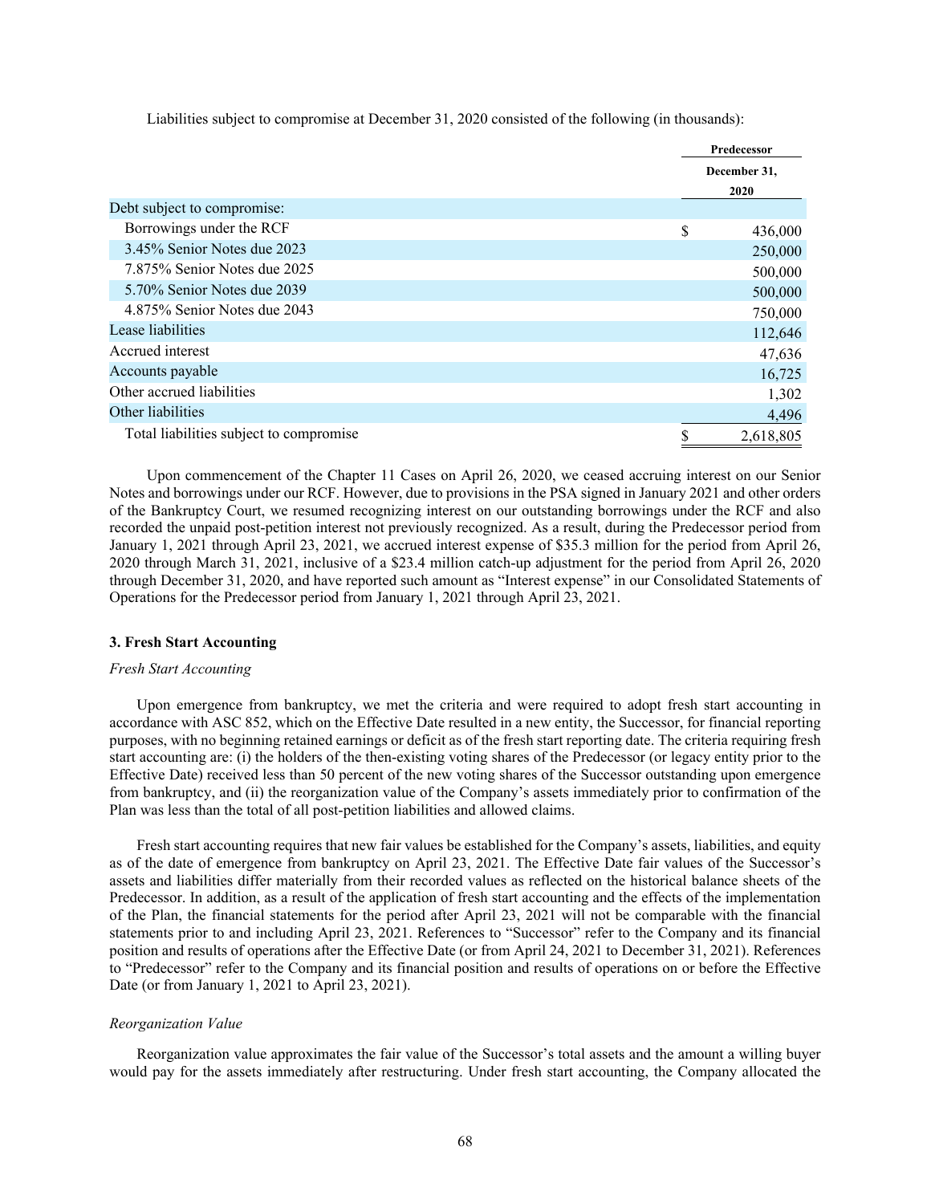Liabilities subject to compromise at December 31, 2020 consisted of the following (in thousands):

| | Predecessor |
|---|---|
| | December 31, 2020 |
| Debt subject to compromise: | |
| Borrowings under the RCF | $ 436,000 |
| 3.45% Senior Notes due 2023 | 250,000 |
| 7.875% Senior Notes due 2025 | 500,000 |
| 5.70% Senior Notes due 2039 | 500,000 |
| 4.875% Senior Notes due 2043 | 750,000 |
| Lease liabilities | 112,646 |
| Accrued interest | 47,636 |
| Accounts payable | 16,725 |
| Other accrued liabilities | 1,302 |
| Other liabilities | 4,496 |
| Total liabilities subject to compromise | $ 2,618,805 |

Upon commencement of the Chapter 11 Cases on April 26, 2020, we ceased accruing interest on our Senior Notes and borrowings under our RCF. However, due to provisions in the PSA signed in January 2021 and other orders of the Bankruptcy Court, we resumed recognizing interest on our outstanding borrowings under the RCF and also recorded the unpaid post-petition interest not previously recognized. As a result, during the Predecessor period from January 1, 2021 through April 23, 2021, we accrued interest expense of $35.3 million for the period from April 26, 2020 through March 31, 2021, inclusive of a $23.4 million catch-up adjustment for the period from April 26, 2020 through December 31, 2020, and have reported such amount as "Interest expense" in our Consolidated Statements of Operations for the Predecessor period from January 1, 2021 through April 23, 2021.

### 3. Fresh Start Accounting

*Fresh Start Accounting*

Upon emergence from bankruptcy, we met the criteria and were required to adopt fresh start accounting in accordance with ASC 852, which on the Effective Date resulted in a new entity, the Successor, for financial reporting purposes, with no beginning retained earnings or deficit as of the fresh start reporting date. The criteria requiring fresh start accounting are: (i) the holders of the then-existing voting shares of the Predecessor (or legacy entity prior to the Effective Date) received less than 50 percent of the new voting shares of the Successor outstanding upon emergence from bankruptcy, and (ii) the reorganization value of the Company's assets immediately prior to confirmation of the Plan was less than the total of all post-petition liabilities and allowed claims.

Fresh start accounting requires that new fair values be established for the Company's assets, liabilities, and equity as of the date of emergence from bankruptcy on April 23, 2021. The Effective Date fair values of the Successor's assets and liabilities differ materially from their recorded values as reflected on the historical balance sheets of the Predecessor. In addition, as a result of the application of fresh start accounting and the effects of the implementation of the Plan, the financial statements for the period after April 23, 2021 will not be comparable with the financial statements prior to and including April 23, 2021. References to "Successor" refer to the Company and its financial position and results of operations after the Effective Date (or from April 24, 2021 to December 31, 2021). References to "Predecessor" refer to the Company and its financial position and results of operations on or before the Effective Date (or from January 1, 2021 to April 23, 2021).

*Reorganization Value*

Reorganization value approximates the fair value of the Successor's total assets and the amount a willing buyer would pay for the assets immediately after restructuring. Under fresh start accounting, the Company allocated the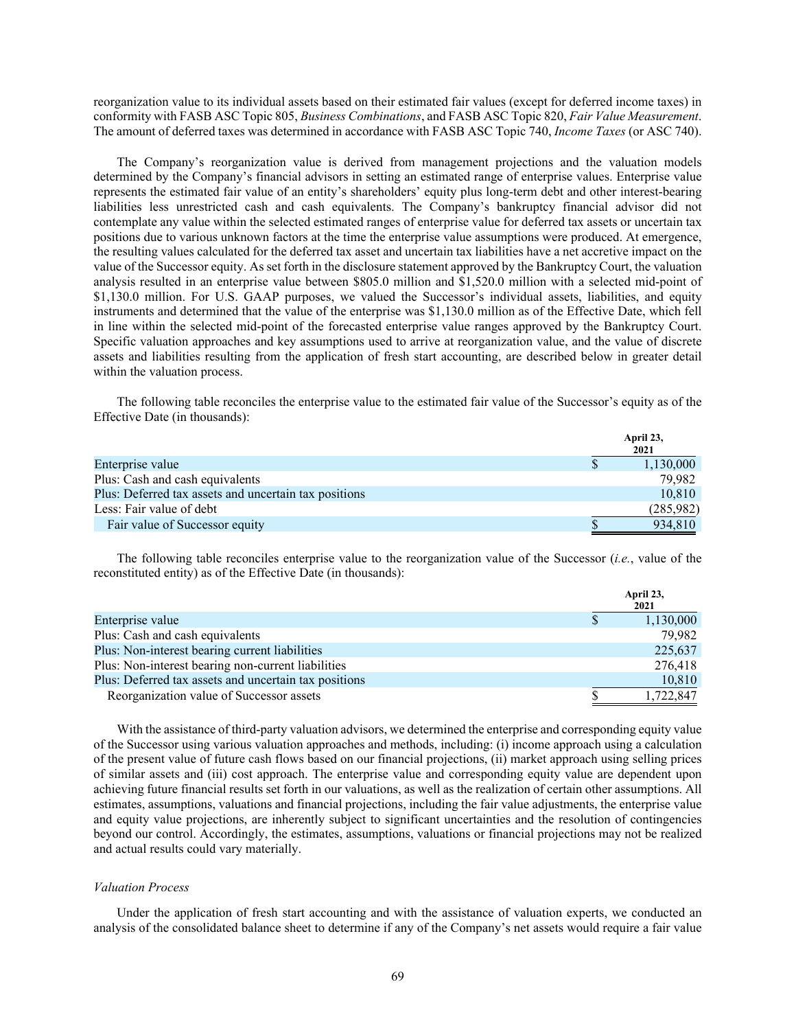reorganization value to its individual assets based on their estimated fair values (except for deferred income taxes) in conformity with FASB ASC Topic 805, *Business Combinations*, and FASB ASC Topic 820, *Fair Value Measurement*. The amount of deferred taxes was determined in accordance with FASB ASC Topic 740, *Income Taxes* (or ASC 740).

The Company's reorganization value is derived from management projections and the valuation models determined by the Company's financial advisors in setting an estimated range of enterprise values. Enterprise value represents the estimated fair value of an entity's shareholders' equity plus long-term debt and other interest-bearing liabilities less unrestricted cash and cash equivalents. The Company's bankruptcy financial advisor did not contemplate any value within the selected estimated ranges of enterprise value for deferred tax assets or uncertain tax positions due to various unknown factors at the time the enterprise value assumptions were produced. At emergence, the resulting values calculated for the deferred tax asset and uncertain tax liabilities have a net accretive impact on the value of the Successor equity. As set forth in the disclosure statement approved by the Bankruptcy Court, the valuation analysis resulted in an enterprise value between $805.0 million and $1,520.0 million with a selected mid-point of $1,130.0 million. For U.S. GAAP purposes, we valued the Successor's individual assets, liabilities, and equity instruments and determined that the value of the enterprise was $1,130.0 million as of the Effective Date, which fell in line within the selected mid-point of the forecasted enterprise value ranges approved by the Bankruptcy Court. Specific valuation approaches and key assumptions used to arrive at reorganization value, and the value of discrete assets and liabilities resulting from the application of fresh start accounting, are described below in greater detail within the valuation process.

The following table reconciles the enterprise value to the estimated fair value of the Successor's equity as of the Effective Date (in thousands):

| | April 23, 2021 |
|---|---|
| Enterprise value | $ 1,130,000 |
| Plus: Cash and cash equivalents | 79,982 |
| Plus: Deferred tax assets and uncertain tax positions | 10,810 |
| Less: Fair value of debt | (285,982) |
| Fair value of Successor equity | $ 934,810 |

The following table reconciles enterprise value to the reorganization value of the Successor (*i.e.*, value of the reconstituted entity) as of the Effective Date (in thousands):

| | April 23, 2021 |
|---|---|
| Enterprise value | $ 1,130,000 |
| Plus: Cash and cash equivalents | 79,982 |
| Plus: Non-interest bearing current liabilities | 225,637 |
| Plus: Non-interest bearing non-current liabilities | 276,418 |
| Plus: Deferred tax assets and uncertain tax positions | 10,810 |
| Reorganization value of Successor assets | $ 1,722,847 |

With the assistance of third-party valuation advisors, we determined the enterprise and corresponding equity value of the Successor using various valuation approaches and methods, including: (i) income approach using a calculation of the present value of future cash flows based on our financial projections, (ii) market approach using selling prices of similar assets and (iii) cost approach. The enterprise value and corresponding equity value are dependent upon achieving future financial results set forth in our valuations, as well as the realization of certain other assumptions. All estimates, assumptions, valuations and financial projections, including the fair value adjustments, the enterprise value and equity value projections, are inherently subject to significant uncertainties and the resolution of contingencies beyond our control. Accordingly, the estimates, assumptions, valuations or financial projections may not be realized and actual results could vary materially.

*Valuation Process*

Under the application of fresh start accounting and with the assistance of valuation experts, we conducted an analysis of the consolidated balance sheet to determine if any of the Company's net assets would require a fair value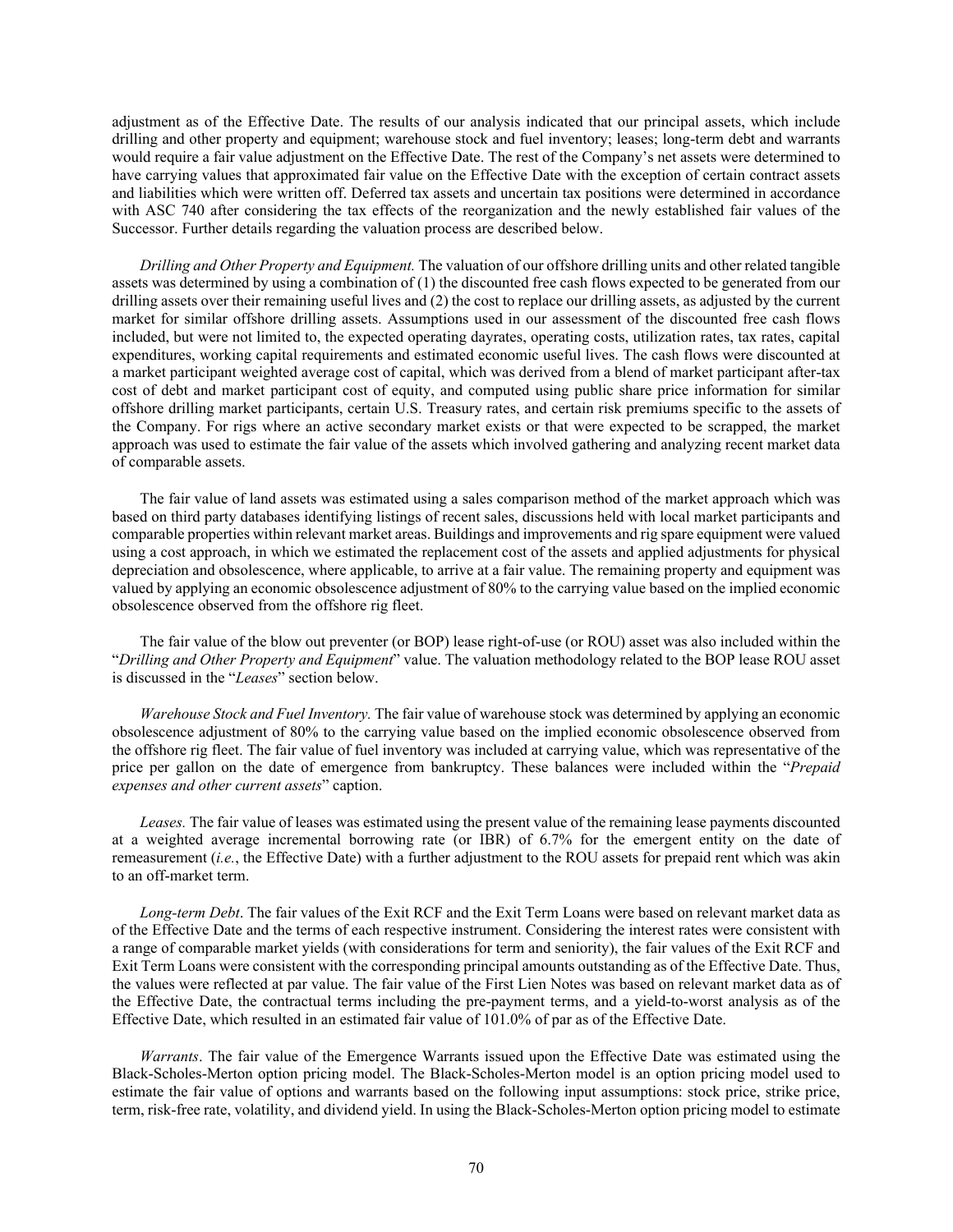adjustment as of the Effective Date. The results of our analysis indicated that our principal assets, which include drilling and other property and equipment; warehouse stock and fuel inventory; leases; long-term debt and warrants would require a fair value adjustment on the Effective Date. The rest of the Company's net assets were determined to have carrying values that approximated fair value on the Effective Date with the exception of certain contract assets and liabilities which were written off. Deferred tax assets and uncertain tax positions were determined in accordance with ASC 740 after considering the tax effects of the reorganization and the newly established fair values of the Successor. Further details regarding the valuation process are described below.

*Drilling and Other Property and Equipment.* The valuation of our offshore drilling units and other related tangible assets was determined by using a combination of (1) the discounted free cash flows expected to be generated from our drilling assets over their remaining useful lives and (2) the cost to replace our drilling assets, as adjusted by the current market for similar offshore drilling assets. Assumptions used in our assessment of the discounted free cash flows included, but were not limited to, the expected operating dayrates, operating costs, utilization rates, tax rates, capital expenditures, working capital requirements and estimated economic useful lives. The cash flows were discounted at a market participant weighted average cost of capital, which was derived from a blend of market participant after-tax cost of debt and market participant cost of equity, and computed using public share price information for similar offshore drilling market participants, certain U.S. Treasury rates, and certain risk premiums specific to the assets of the Company. For rigs where an active secondary market exists or that were expected to be scrapped, the market approach was used to estimate the fair value of the assets which involved gathering and analyzing recent market data of comparable assets.

The fair value of land assets was estimated using a sales comparison method of the market approach which was based on third party databases identifying listings of recent sales, discussions held with local market participants and comparable properties within relevant market areas. Buildings and improvements and rig spare equipment were valued using a cost approach, in which we estimated the replacement cost of the assets and applied adjustments for physical depreciation and obsolescence, where applicable, to arrive at a fair value. The remaining property and equipment was valued by applying an economic obsolescence adjustment of 80% to the carrying value based on the implied economic obsolescence observed from the offshore rig fleet.

The fair value of the blow out preventer (or BOP) lease right-of-use (or ROU) asset was also included within the "*Drilling and Other Property and Equipment*" value. The valuation methodology related to the BOP lease ROU asset is discussed in the "*Leases*" section below.

*Warehouse Stock and Fuel Inventory.* The fair value of warehouse stock was determined by applying an economic obsolescence adjustment of 80% to the carrying value based on the implied economic obsolescence observed from the offshore rig fleet. The fair value of fuel inventory was included at carrying value, which was representative of the price per gallon on the date of emergence from bankruptcy. These balances were included within the "*Prepaid expenses and other current assets*" caption.

*Leases.* The fair value of leases was estimated using the present value of the remaining lease payments discounted at a weighted average incremental borrowing rate (or IBR) of 6.7% for the emergent entity on the date of remeasurement (*i.e.*, the Effective Date) with a further adjustment to the ROU assets for prepaid rent which was akin to an off-market term.

*Long-term Debt*. The fair values of the Exit RCF and the Exit Term Loans were based on relevant market data as of the Effective Date and the terms of each respective instrument. Considering the interest rates were consistent with a range of comparable market yields (with considerations for term and seniority), the fair values of the Exit RCF and Exit Term Loans were consistent with the corresponding principal amounts outstanding as of the Effective Date. Thus, the values were reflected at par value. The fair value of the First Lien Notes was based on relevant market data as of the Effective Date, the contractual terms including the pre-payment terms, and a yield-to-worst analysis as of the Effective Date, which resulted in an estimated fair value of 101.0% of par as of the Effective Date.

*Warrants*. The fair value of the Emergence Warrants issued upon the Effective Date was estimated using the Black-Scholes-Merton option pricing model. The Black-Scholes-Merton model is an option pricing model used to estimate the fair value of options and warrants based on the following input assumptions: stock price, strike price, term, risk-free rate, volatility, and dividend yield. In using the Black-Scholes-Merton option pricing model to estimate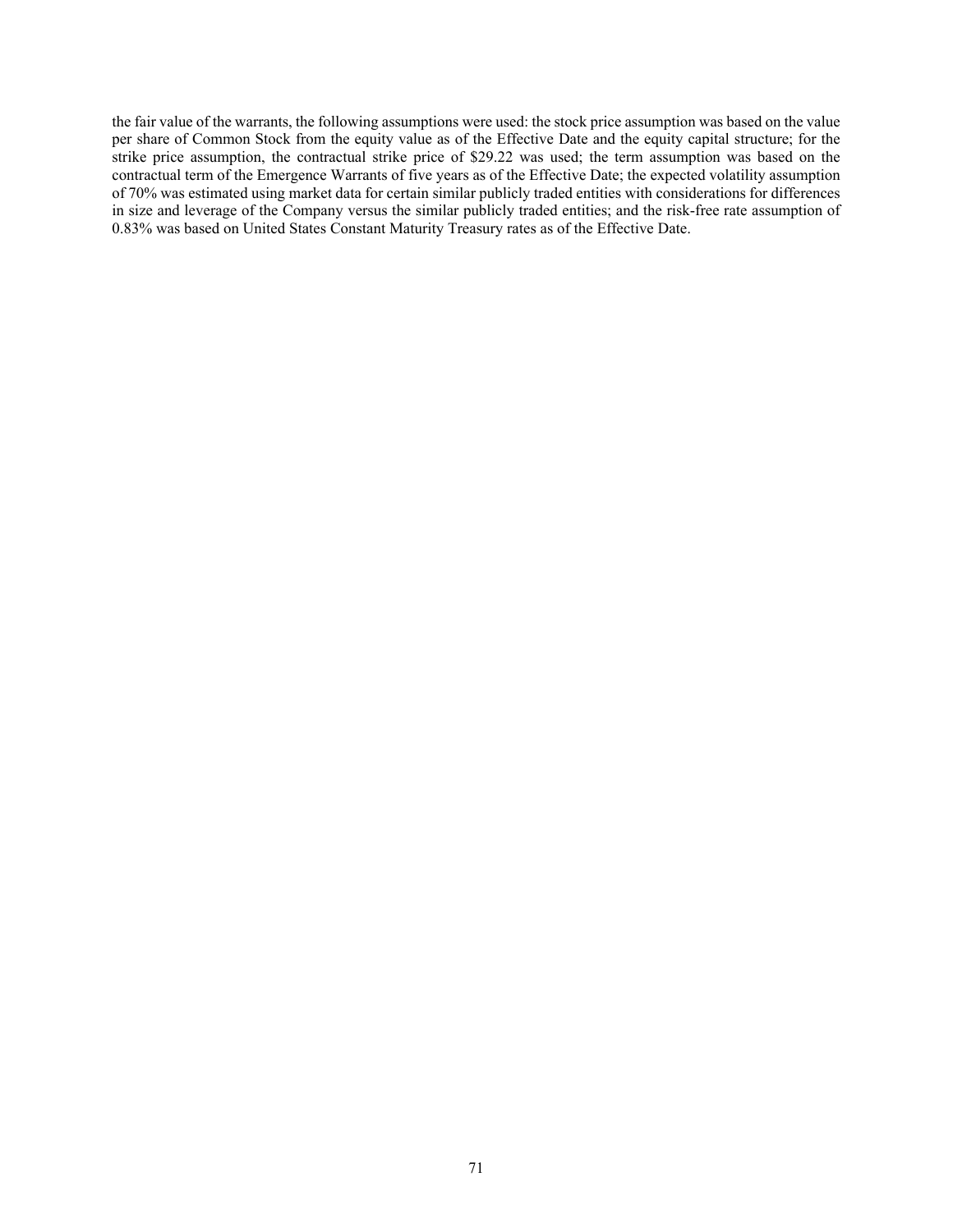the fair value of the warrants, the following assumptions were used: the stock price assumption was based on the value per share of Common Stock from the equity value as of the Effective Date and the equity capital structure; for the strike price assumption, the contractual strike price of $29.22 was used; the term assumption was based on the contractual term of the Emergence Warrants of five years as of the Effective Date; the expected volatility assumption of 70% was estimated using market data for certain similar publicly traded entities with considerations for differences in size and leverage of the Company versus the similar publicly traded entities; and the risk-free rate assumption of 0.83% was based on United States Constant Maturity Treasury rates as of the Effective Date.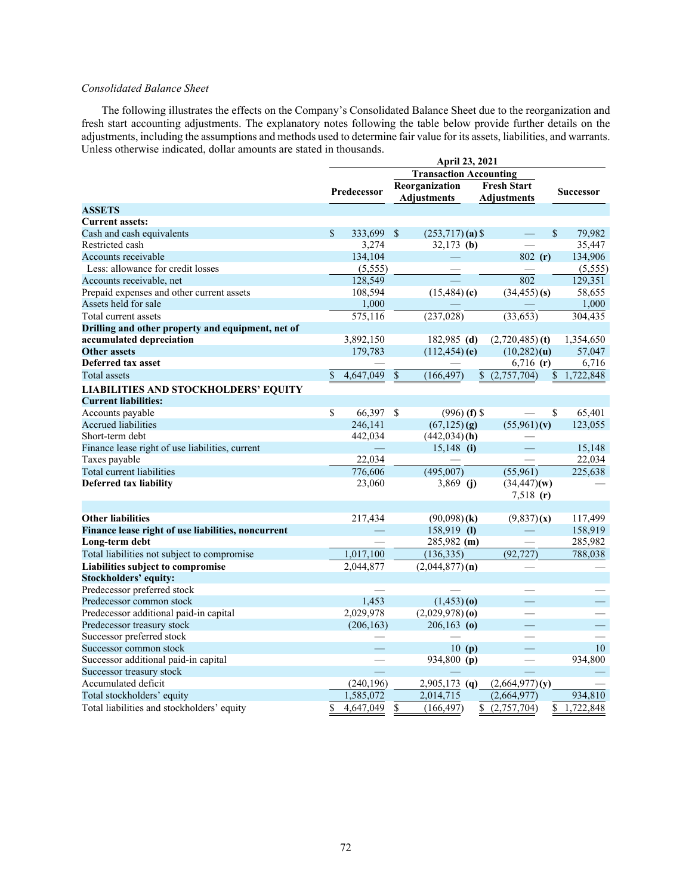*Consolidated Balance Sheet*

The following illustrates the effects on the Company's Consolidated Balance Sheet due to the reorganization and fresh start accounting adjustments. The explanatory notes following the table below provide further details on the adjustments, including the assumptions and methods used to determine fair value for its assets, liabilities, and warrants. Unless otherwise indicated, dollar amounts are stated in thousands.

| | April 23, 2021 | | | |
|---|---|---|---|---|
| | | Transaction Accounting | | |
| | Predecessor | Reorganization Adjustments | Fresh Start Adjustments | Successor |
| **ASSETS** | | | | |
| **Current assets:** | | | | |
| Cash and cash equivalents | $ 333,699 | $ (253,717) **(a)** | $ — | $ 79,982 |
| Restricted cash | 3,274 | 32,173 **(b)** | — | 35,447 |
| Accounts receivable | 134,104 | — | 802 **(r)** | 134,906 |
| Less: allowance for credit losses | (5,555) | — | — | (5,555) |
| Accounts receivable, net | 128,549 | — | 802 | 129,351 |
| Prepaid expenses and other current assets | 108,594 | (15,484) **(c)** | (34,455) **(s)** | 58,655 |
| Assets held for sale | 1,000 | — | — | 1,000 |
| Total current assets | 575,116 | (237,028) | (33,653) | 304,435 |
| **Drilling and other property and equipment, net of accumulated depreciation** | 3,892,150 | 182,985 **(d)** | (2,720,485) **(t)** | 1,354,650 |
| **Other assets** | 179,783 | (112,454) **(e)** | (10,282) **(u)** | 57,047 |
| **Deferred tax asset** | — | — | 6,716 **(r)** | 6,716 |
| Total assets | $ 4,647,049 | $ (166,497) | $ (2,757,704) | $ 1,722,848 |
| **LIABILITIES AND STOCKHOLDERS' EQUITY** | | | | |
| **Current liabilities:** | | | | |
| Accounts payable | $ 66,397 | $ (996) **(f)** | $ — | $ 65,401 |
| Accrued liabilities | 246,141 | (67,125) **(g)** | (55,961) **(v)** | 123,055 |
| Short-term debt | 442,034 | (442,034) **(h)** | — | |
| Finance lease right of use liabilities, current | — | 15,148 **(i)** | — | 15,148 |
| Taxes payable | 22,034 | — | — | 22,034 |
| Total current liabilities | 776,606 | (495,007) | (55,961) | 225,638 |
| **Deferred tax liability** | 23,060 | 3,869 **(j)** | (34,447) **(w)** 7,518 **(r)** | — |
| **Other liabilities** | 217,434 | (90,098) **(k)** | (9,837) **(x)** | 117,499 |
| **Finance lease right of use liabilities, noncurrent** | — | 158,919 **(l)** | — | 158,919 |
| **Long-term debt** | — | 285,982 **(m)** | — | 285,982 |
| Total liabilities not subject to compromise | 1,017,100 | (136,335) | (92,727) | 788,038 |
| **Liabilities subject to compromise** | 2,044,877 | (2,044,877) **(n)** | — | — |
| **Stockholders' equity:** | | | | |
| Predecessor preferred stock | — | — | — | — |
| Predecessor common stock | 1,453 | (1,453) **(o)** | — | — |
| Predecessor additional paid-in capital | 2,029,978 | (2,029,978) **(o)** | — | — |
| Predecessor treasury stock | (206,163) | 206,163 **(o)** | — | — |
| Successor preferred stock | — | — | — | — |
| Successor common stock | — | 10 **(p)** | — | 10 |
| Successor additional paid-in capital | — | 934,800 **(p)** | — | 934,800 |
| Successor treasury stock | — | — | — | — |
| Accumulated deficit | (240,196) | 2,905,173 **(q)** | (2,664,977) **(y)** | — |
| Total stockholders' equity | 1,585,072 | 2,014,715 | (2,664,977) | 934,810 |
| Total liabilities and stockholders' equity | $ 4,647,049 | $ (166,497) | $ (2,757,704) | $ 1,722,848 |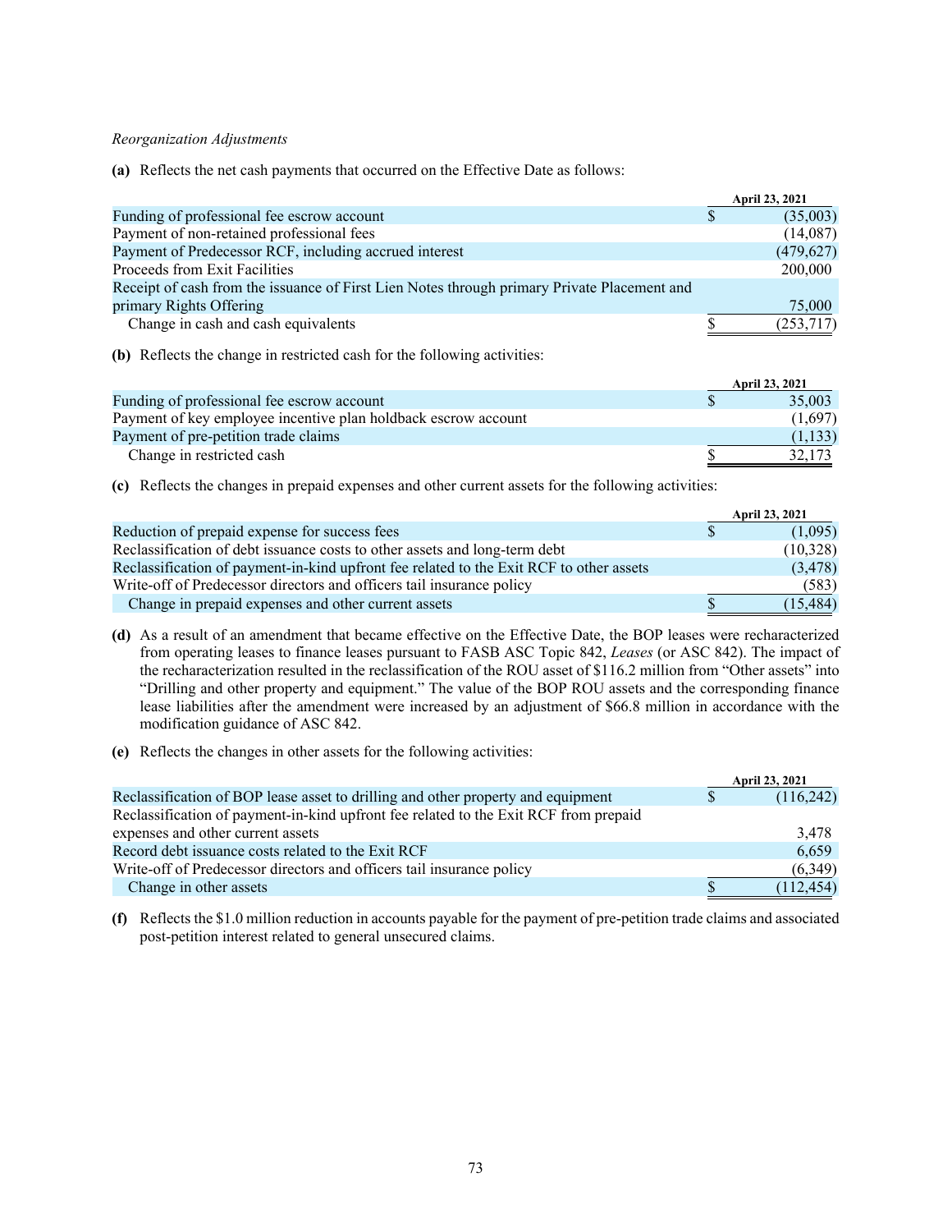*Reorganization Adjustments*

**(a)** Reflects the net cash payments that occurred on the Effective Date as follows:

| | April 23, 2021 |
|---|---|
| Funding of professional fee escrow account | $ (35,003) |
| Payment of non-retained professional fees | (14,087) |
| Payment of Predecessor RCF, including accrued interest | (479,627) |
| Proceeds from Exit Facilities | 200,000 |
| Receipt of cash from the issuance of First Lien Notes through primary Private Placement and primary Rights Offering | 75,000 |
| Change in cash and cash equivalents | $ (253,717) |

**(b)** Reflects the change in restricted cash for the following activities:

| | April 23, 2021 |
|---|---|
| Funding of professional fee escrow account | $ 35,003 |
| Payment of key employee incentive plan holdback escrow account | (1,697) |
| Payment of pre-petition trade claims | (1,133) |
| Change in restricted cash | $ 32,173 |

**(c)** Reflects the changes in prepaid expenses and other current assets for the following activities:

| | April 23, 2021 |
|---|---|
| Reduction of prepaid expense for success fees | $ (1,095) |
| Reclassification of debt issuance costs to other assets and long-term debt | (10,328) |
| Reclassification of payment-in-kind upfront fee related to the Exit RCF to other assets | (3,478) |
| Write-off of Predecessor directors and officers tail insurance policy | (583) |
| Change in prepaid expenses and other current assets | $ (15,484) |

**(d)** As a result of an amendment that became effective on the Effective Date, the BOP leases were recharacterized from operating leases to finance leases pursuant to FASB ASC Topic 842, *Leases* (or ASC 842). The impact of the recharacterization resulted in the reclassification of the ROU asset of $116.2 million from "Other assets" into "Drilling and other property and equipment." The value of the BOP ROU assets and the corresponding finance lease liabilities after the amendment were increased by an adjustment of $66.8 million in accordance with the modification guidance of ASC 842.

**(e)** Reflects the changes in other assets for the following activities:

| | April 23, 2021 |
|---|---|
| Reclassification of BOP lease asset to drilling and other property and equipment | $ (116,242) |
| Reclassification of payment-in-kind upfront fee related to the Exit RCF from prepaid expenses and other current assets | 3,478 |
| Record debt issuance costs related to the Exit RCF | 6,659 |
| Write-off of Predecessor directors and officers tail insurance policy | (6,349) |
| Change in other assets | $ (112,454) |

**(f)** Reflects the $1.0 million reduction in accounts payable for the payment of pre-petition trade claims and associated post-petition interest related to general unsecured claims.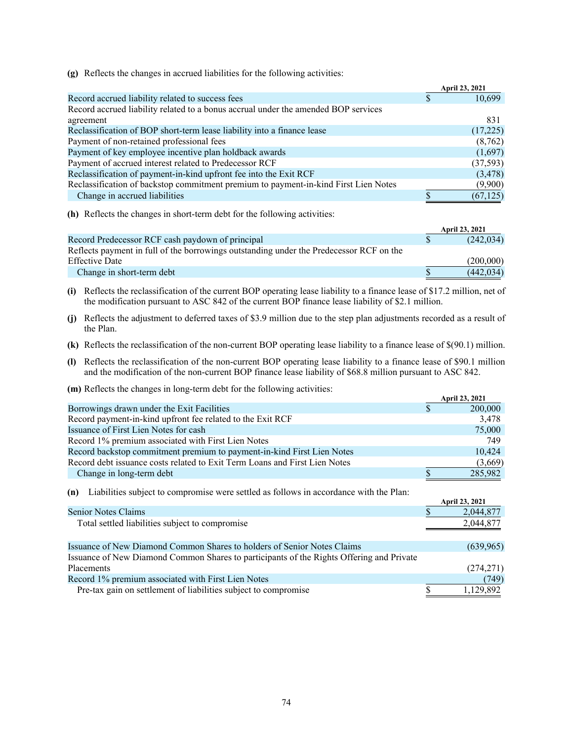**(g)** Reflects the changes in accrued liabilities for the following activities:

| | April 23, 2021 |
|---|---|
| Record accrued liability related to success fees | $ 10,699 |
| Record accrued liability related to a bonus accrual under the amended BOP services agreement | 831 |
| Reclassification of BOP short-term lease liability into a finance lease | (17,225) |
| Payment of non-retained professional fees | (8,762) |
| Payment of key employee incentive plan holdback awards | (1,697) |
| Payment of accrued interest related to Predecessor RCF | (37,593) |
| Reclassification of payment-in-kind upfront fee into the Exit RCF | (3,478) |
| Reclassification of backstop commitment premium to payment-in-kind First Lien Notes | (9,900) |
| Change in accrued liabilities | $ (67,125) |

**(h)** Reflects the changes in short-term debt for the following activities:

| | April 23, 2021 |
|---|---|
| Record Predecessor RCF cash paydown of principal | $ (242,034) |
| Reflects payment in full of the borrowings outstanding under the Predecessor RCF on the Effective Date | (200,000) |
| Change in short-term debt | $ (442,034) |

**(i)** Reflects the reclassification of the current BOP operating lease liability to a finance lease of $17.2 million, net of the modification pursuant to ASC 842 of the current BOP finance lease liability of $2.1 million.

**(j)** Reflects the adjustment to deferred taxes of $3.9 million due to the step plan adjustments recorded as a result of the Plan.

**(k)** Reflects the reclassification of the non-current BOP operating lease liability to a finance lease of $(90.1) million.

**(l)** Reflects the reclassification of the non-current BOP operating lease liability to a finance lease of $90.1 million and the modification of the non-current BOP finance lease liability of $68.8 million pursuant to ASC 842.

**(m)** Reflects the changes in long-term debt for the following activities:

| | April 23, 2021 |
|---|---|
| Borrowings drawn under the Exit Facilities | $ 200,000 |
| Record payment-in-kind upfront fee related to the Exit RCF | 3,478 |
| Issuance of First Lien Notes for cash | 75,000 |
| Record 1% premium associated with First Lien Notes | 749 |
| Record backstop commitment premium to payment-in-kind First Lien Notes | 10,424 |
| Record debt issuance costs related to Exit Term Loans and First Lien Notes | (3,669) |
| Change in long-term debt | $ 285,982 |

**(n)** Liabilities subject to compromise were settled as follows in accordance with the Plan:

| | April 23, 2021 |
|---|---|
| Senior Notes Claims | $ 2,044,877 |
| Total settled liabilities subject to compromise | 2,044,877 |
| | |
| Issuance of New Diamond Common Shares to holders of Senior Notes Claims | (639,965) |
| Issuance of New Diamond Common Shares to participants of the Rights Offering and Private Placements | (274,271) |
| Record 1% premium associated with First Lien Notes | (749) |
| Pre-tax gain on settlement of liabilities subject to compromise | $ 1,129,892 |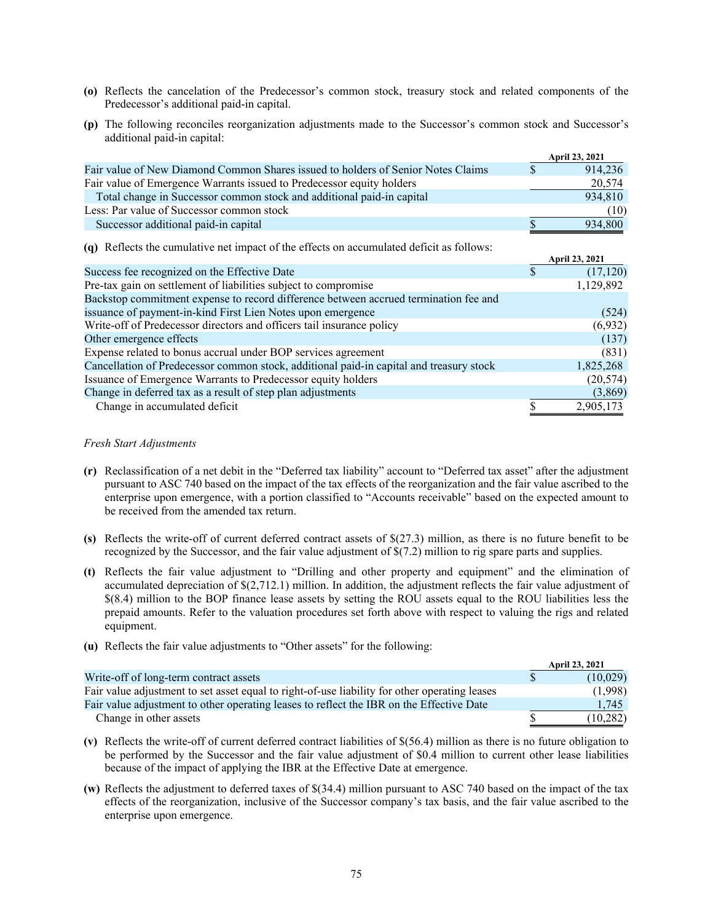**(o)** Reflects the cancelation of the Predecessor's common stock, treasury stock and related components of the Predecessor's additional paid-in capital.

**(p)** The following reconciles reorganization adjustments made to the Successor's common stock and Successor's additional paid-in capital:

| | April 23, 2021 |
|---|---|
| Fair value of New Diamond Common Shares issued to holders of Senior Notes Claims | $ 914,236 |
| Fair value of Emergence Warrants issued to Predecessor equity holders | 20,574 |
| Total change in Successor common stock and additional paid-in capital | 934,810 |
| Less: Par value of Successor common stock | (10) |
| Successor additional paid-in capital | $ 934,800 |

**(q)** Reflects the cumulative net impact of the effects on accumulated deficit as follows:

| | April 23, 2021 |
|---|---|
| Success fee recognized on the Effective Date | $ (17,120) |
| Pre-tax gain on settlement of liabilities subject to compromise | 1,129,892 |
| Backstop commitment expense to record difference between accrued termination fee and issuance of payment-in-kind First Lien Notes upon emergence | (524) |
| Write-off of Predecessor directors and officers tail insurance policy | (6,932) |
| Other emergence effects | (137) |
| Expense related to bonus accrual under BOP services agreement | (831) |
| Cancellation of Predecessor common stock, additional paid-in capital and treasury stock | 1,825,268 |
| Issuance of Emergence Warrants to Predecessor equity holders | (20,574) |
| Change in deferred tax as a result of step plan adjustments | (3,869) |
| Change in accumulated deficit | $ 2,905,173 |

*Fresh Start Adjustments*

**(r)** Reclassification of a net debit in the "Deferred tax liability" account to "Deferred tax asset" after the adjustment pursuant to ASC 740 based on the impact of the tax effects of the reorganization and the fair value ascribed to the enterprise upon emergence, with a portion classified to "Accounts receivable" based on the expected amount to be received from the amended tax return.

**(s)** Reflects the write-off of current deferred contract assets of $(27.3) million, as there is no future benefit to be recognized by the Successor, and the fair value adjustment of $(7.2) million to rig spare parts and supplies.

**(t)** Reflects the fair value adjustment to "Drilling and other property and equipment" and the elimination of accumulated depreciation of $(2,712.1) million. In addition, the adjustment reflects the fair value adjustment of $(8.4) million to the BOP finance lease assets by setting the ROU assets equal to the ROU liabilities less the prepaid amounts. Refer to the valuation procedures set forth above with respect to valuing the rigs and related equipment.

**(u)** Reflects the fair value adjustments to "Other assets" for the following:

| | April 23, 2021 |
|---|---|
| Write-off of long-term contract assets | $ (10,029) |
| Fair value adjustment to set asset equal to right-of-use liability for other operating leases | (1,998) |
| Fair value adjustment to other operating leases to reflect the IBR on the Effective Date | 1,745 |
| Change in other assets | $ (10,282) |

**(v)** Reflects the write-off of current deferred contract liabilities of $(56.4) million as there is no future obligation to be performed by the Successor and the fair value adjustment of $0.4 million to current other lease liabilities because of the impact of applying the IBR at the Effective Date at emergence.

**(w)** Reflects the adjustment to deferred taxes of $(34.4) million pursuant to ASC 740 based on the impact of the tax effects of the reorganization, inclusive of the Successor company's tax basis, and the fair value ascribed to the enterprise upon emergence.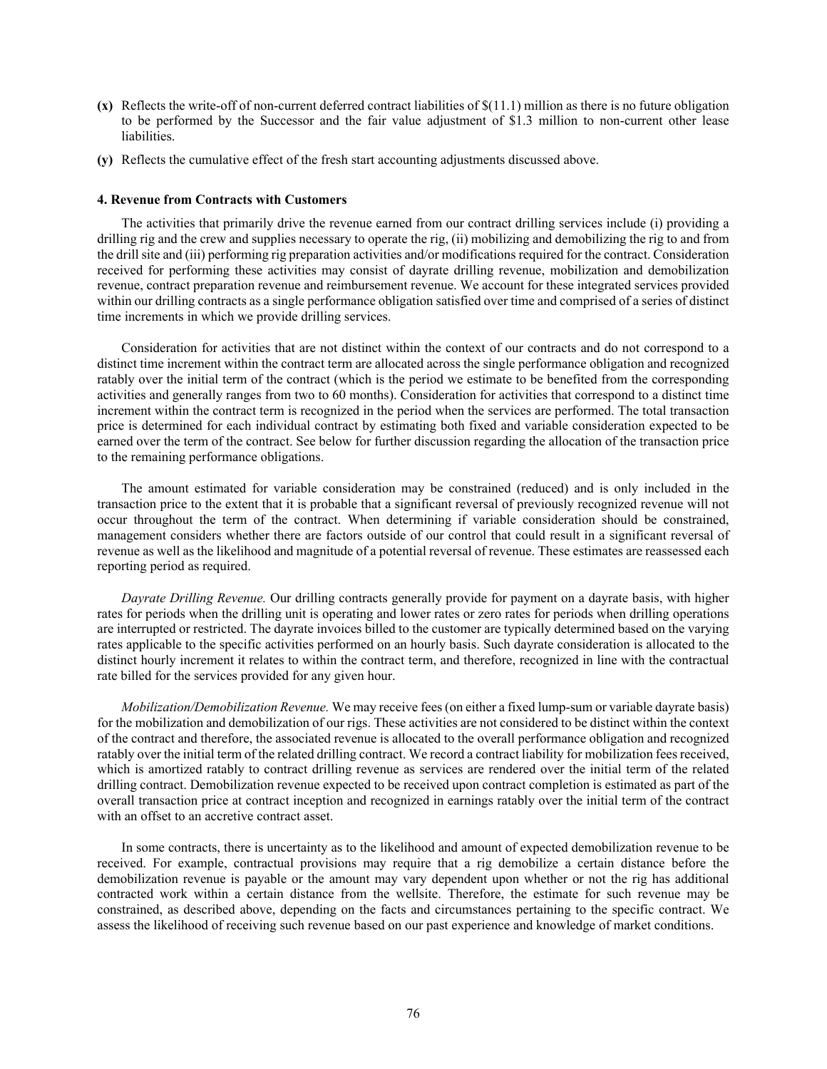**(x)** Reflects the write-off of non-current deferred contract liabilities of $(11.1) million as there is no future obligation to be performed by the Successor and the fair value adjustment of $1.3 million to non-current other lease liabilities.

**(y)** Reflects the cumulative effect of the fresh start accounting adjustments discussed above.

**4. Revenue from Contracts with Customers**

The activities that primarily drive the revenue earned from our contract drilling services include (i) providing a drilling rig and the crew and supplies necessary to operate the rig, (ii) mobilizing and demobilizing the rig to and from the drill site and (iii) performing rig preparation activities and/or modifications required for the contract. Consideration received for performing these activities may consist of dayrate drilling revenue, mobilization and demobilization revenue, contract preparation revenue and reimbursement revenue. We account for these integrated services provided within our drilling contracts as a single performance obligation satisfied over time and comprised of a series of distinct time increments in which we provide drilling services.

Consideration for activities that are not distinct within the context of our contracts and do not correspond to a distinct time increment within the contract term are allocated across the single performance obligation and recognized ratably over the initial term of the contract (which is the period we estimate to be benefited from the corresponding activities and generally ranges from two to 60 months). Consideration for activities that correspond to a distinct time increment within the contract term is recognized in the period when the services are performed. The total transaction price is determined for each individual contract by estimating both fixed and variable consideration expected to be earned over the term of the contract. See below for further discussion regarding the allocation of the transaction price to the remaining performance obligations.

The amount estimated for variable consideration may be constrained (reduced) and is only included in the transaction price to the extent that it is probable that a significant reversal of previously recognized revenue will not occur throughout the term of the contract. When determining if variable consideration should be constrained, management considers whether there are factors outside of our control that could result in a significant reversal of revenue as well as the likelihood and magnitude of a potential reversal of revenue. These estimates are reassessed each reporting period as required.

*Dayrate Drilling Revenue.* Our drilling contracts generally provide for payment on a dayrate basis, with higher rates for periods when the drilling unit is operating and lower rates or zero rates for periods when drilling operations are interrupted or restricted. The dayrate invoices billed to the customer are typically determined based on the varying rates applicable to the specific activities performed on an hourly basis. Such dayrate consideration is allocated to the distinct hourly increment it relates to within the contract term, and therefore, recognized in line with the contractual rate billed for the services provided for any given hour.

*Mobilization/Demobilization Revenue.* We may receive fees (on either a fixed lump-sum or variable dayrate basis) for the mobilization and demobilization of our rigs. These activities are not considered to be distinct within the context of the contract and therefore, the associated revenue is allocated to the overall performance obligation and recognized ratably over the initial term of the related drilling contract. We record a contract liability for mobilization fees received, which is amortized ratably to contract drilling revenue as services are rendered over the initial term of the related drilling contract. Demobilization revenue expected to be received upon contract completion is estimated as part of the overall transaction price at contract inception and recognized in earnings ratably over the initial term of the contract with an offset to an accretive contract asset.

In some contracts, there is uncertainty as to the likelihood and amount of expected demobilization revenue to be received. For example, contractual provisions may require that a rig demobilize a certain distance before the demobilization revenue is payable or the amount may vary dependent upon whether or not the rig has additional contracted work within a certain distance from the wellsite. Therefore, the estimate for such revenue may be constrained, as described above, depending on the facts and circumstances pertaining to the specific contract. We assess the likelihood of receiving such revenue based on our past experience and knowledge of market conditions.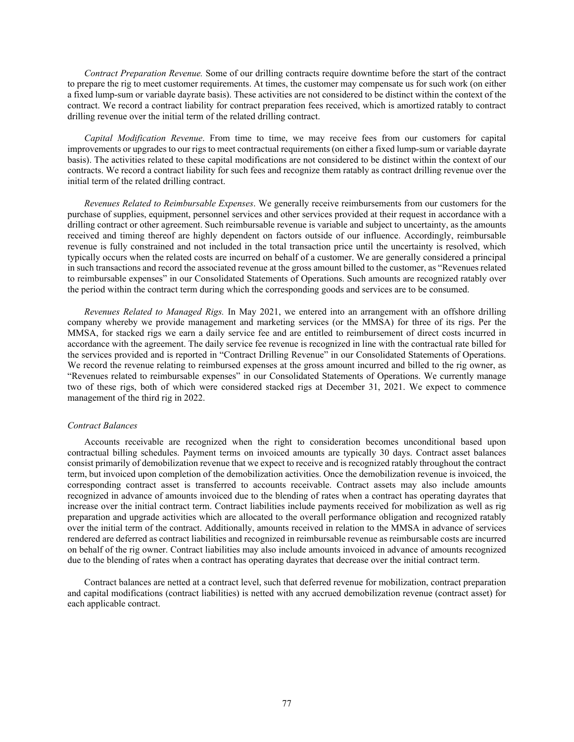*Contract Preparation Revenue.* Some of our drilling contracts require downtime before the start of the contract to prepare the rig to meet customer requirements. At times, the customer may compensate us for such work (on either a fixed lump-sum or variable dayrate basis). These activities are not considered to be distinct within the context of the contract. We record a contract liability for contract preparation fees received, which is amortized ratably to contract drilling revenue over the initial term of the related drilling contract.

*Capital Modification Revenue*. From time to time, we may receive fees from our customers for capital improvements or upgrades to our rigs to meet contractual requirements (on either a fixed lump-sum or variable dayrate basis). The activities related to these capital modifications are not considered to be distinct within the context of our contracts. We record a contract liability for such fees and recognize them ratably as contract drilling revenue over the initial term of the related drilling contract.

*Revenues Related to Reimbursable Expenses*. We generally receive reimbursements from our customers for the purchase of supplies, equipment, personnel services and other services provided at their request in accordance with a drilling contract or other agreement. Such reimbursable revenue is variable and subject to uncertainty, as the amounts received and timing thereof are highly dependent on factors outside of our influence. Accordingly, reimbursable revenue is fully constrained and not included in the total transaction price until the uncertainty is resolved, which typically occurs when the related costs are incurred on behalf of a customer. We are generally considered a principal in such transactions and record the associated revenue at the gross amount billed to the customer, as "Revenues related to reimbursable expenses" in our Consolidated Statements of Operations. Such amounts are recognized ratably over the period within the contract term during which the corresponding goods and services are to be consumed.

*Revenues Related to Managed Rigs.* In May 2021, we entered into an arrangement with an offshore drilling company whereby we provide management and marketing services (or the MMSA) for three of its rigs. Per the MMSA, for stacked rigs we earn a daily service fee and are entitled to reimbursement of direct costs incurred in accordance with the agreement. The daily service fee revenue is recognized in line with the contractual rate billed for the services provided and is reported in "Contract Drilling Revenue" in our Consolidated Statements of Operations. We record the revenue relating to reimbursed expenses at the gross amount incurred and billed to the rig owner, as "Revenues related to reimbursable expenses" in our Consolidated Statements of Operations. We currently manage two of these rigs, both of which were considered stacked rigs at December 31, 2021. We expect to commence management of the third rig in 2022.

*Contract Balances*

Accounts receivable are recognized when the right to consideration becomes unconditional based upon contractual billing schedules. Payment terms on invoiced amounts are typically 30 days. Contract asset balances consist primarily of demobilization revenue that we expect to receive and is recognized ratably throughout the contract term, but invoiced upon completion of the demobilization activities. Once the demobilization revenue is invoiced, the corresponding contract asset is transferred to accounts receivable. Contract assets may also include amounts recognized in advance of amounts invoiced due to the blending of rates when a contract has operating dayrates that increase over the initial contract term. Contract liabilities include payments received for mobilization as well as rig preparation and upgrade activities which are allocated to the overall performance obligation and recognized ratably over the initial term of the contract. Additionally, amounts received in relation to the MMSA in advance of services rendered are deferred as contract liabilities and recognized in reimbursable revenue as reimbursable costs are incurred on behalf of the rig owner. Contract liabilities may also include amounts invoiced in advance of amounts recognized due to the blending of rates when a contract has operating dayrates that decrease over the initial contract term.

Contract balances are netted at a contract level, such that deferred revenue for mobilization, contract preparation and capital modifications (contract liabilities) is netted with any accrued demobilization revenue (contract asset) for each applicable contract.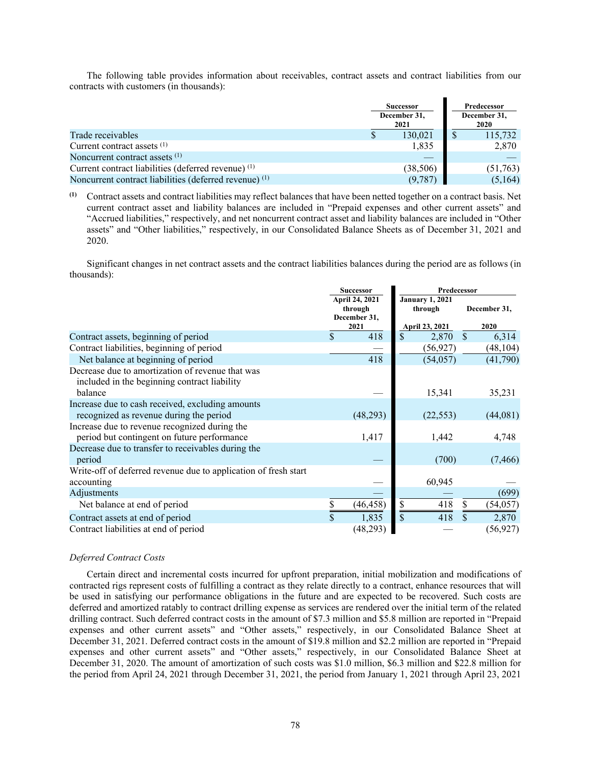The following table provides information about receivables, contract assets and contract liabilities from our contracts with customers (in thousands):

| | Successor | Predecessor |
|---|---|---|
| | December 31, 2021 | December 31, 2020 |
| Trade receivables | $ 130,021 | $ 115,732 |
| Current contract assets [(1)] | 1,835 | 2,870 |
| Noncurrent contract assets [(1)] | — | — |
| Current contract liabilities (deferred revenue) [(1)] | (38,506) | (51,763) |
| Noncurrent contract liabilities (deferred revenue) [(1)] | (9,787) | (5,164) |

**(1)** Contract assets and contract liabilities may reflect balances that have been netted together on a contract basis. Net current contract asset and liability balances are included in "Prepaid expenses and other current assets" and "Accrued liabilities," respectively, and net noncurrent contract asset and liability balances are included in "Other assets" and "Other liabilities," respectively, in our Consolidated Balance Sheets as of December 31, 2021 and 2020.

Significant changes in net contract assets and the contract liabilities balances during the period are as follows (in thousands):

| | Successor | Predecessor | |
|---|---|---|---|
| | April 24, 2021 through December 31, 2021 | January 1, 2021 through April 23, 2021 | December 31, 2020 |
| Contract assets, beginning of period | $ 418 | $ 2,870 | $ 6,314 |
| Contract liabilities, beginning of period | — | (56,927) | (48,104) |
| Net balance at beginning of period | 418 | (54,057) | (41,790) |
| Decrease due to amortization of revenue that was included in the beginning contract liability balance | — | 15,341 | 35,231 |
| Increase due to cash received, excluding amounts recognized as revenue during the period | (48,293) | (22,553) | (44,081) |
| Increase due to revenue recognized during the period but contingent on future performance | 1,417 | 1,442 | 4,748 |
| Decrease due to transfer to receivables during the period | — | (700) | (7,466) |
| Write-off of deferred revenue due to application of fresh start accounting | — | 60,945 | — |
| Adjustments | — | — | (699) |
| Net balance at end of period | $ (46,458) | $ 418 | $ (54,057) |
| Contract assets at end of period | $ 1,835 | $ 418 | $ 2,870 |
| Contract liabilities at end of period | (48,293) | — | (56,927) |

*Deferred Contract Costs*

Certain direct and incremental costs incurred for upfront preparation, initial mobilization and modifications of contracted rigs represent costs of fulfilling a contract as they relate directly to a contract, enhance resources that will be used in satisfying our performance obligations in the future and are expected to be recovered. Such costs are deferred and amortized ratably to contract drilling expense as services are rendered over the initial term of the related drilling contract. Such deferred contract costs in the amount of $7.3 million and $5.8 million are reported in "Prepaid expenses and other current assets" and "Other assets," respectively, in our Consolidated Balance Sheet at December 31, 2021. Deferred contract costs in the amount of $19.8 million and $2.2 million are reported in "Prepaid expenses and other current assets" and "Other assets," respectively, in our Consolidated Balance Sheet at December 31, 2020. The amount of amortization of such costs was $1.0 million, $6.3 million and $22.8 million for the period from April 24, 2021 through December 31, 2021, the period from January 1, 2021 through April 23, 2021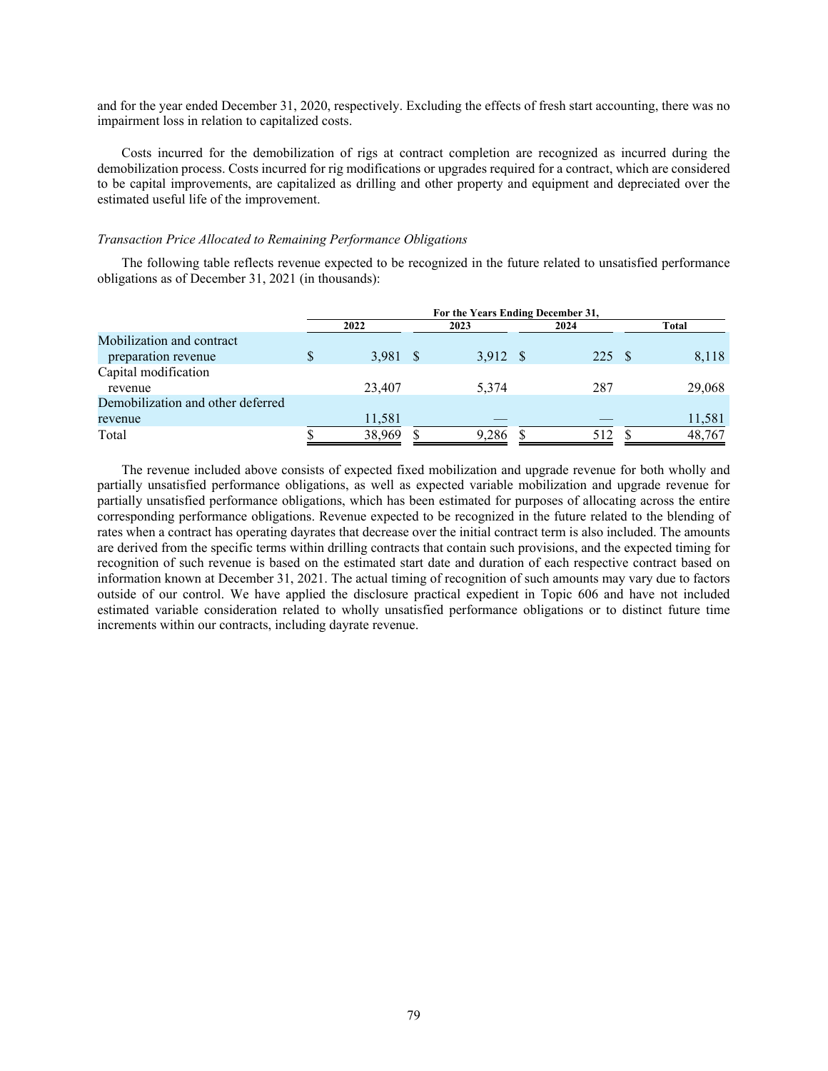and for the year ended December 31, 2020, respectively. Excluding the effects of fresh start accounting, there was no impairment loss in relation to capitalized costs.

Costs incurred for the demobilization of rigs at contract completion are recognized as incurred during the demobilization process. Costs incurred for rig modifications or upgrades required for a contract, which are considered to be capital improvements, are capitalized as drilling and other property and equipment and depreciated over the estimated useful life of the improvement.

*Transaction Price Allocated to Remaining Performance Obligations*

The following table reflects revenue expected to be recognized in the future related to unsatisfied performance obligations as of December 31, 2021 (in thousands):

| | For the Years Ending December 31, | | | |
|---|---|---|---|---|
| | 2022 | 2023 | 2024 | Total |
| Mobilization and contract preparation revenue | $ 3,981 | $ 3,912 | $ 225 | $ 8,118 |
| Capital modification revenue | 23,407 | 5,374 | 287 | 29,068 |
| Demobilization and other deferred revenue | 11,581 | — | — | 11,581 |
| Total | $ 38,969 | $ 9,286 | $ 512 | $ 48,767 |

The revenue included above consists of expected fixed mobilization and upgrade revenue for both wholly and partially unsatisfied performance obligations, as well as expected variable mobilization and upgrade revenue for partially unsatisfied performance obligations, which has been estimated for purposes of allocating across the entire corresponding performance obligations. Revenue expected to be recognized in the future related to the blending of rates when a contract has operating dayrates that decrease over the initial contract term is also included. The amounts are derived from the specific terms within drilling contracts that contain such provisions, and the expected timing for recognition of such revenue is based on the estimated start date and duration of each respective contract based on information known at December 31, 2021. The actual timing of recognition of such amounts may vary due to factors outside of our control. We have applied the disclosure practical expedient in Topic 606 and have not included estimated variable consideration related to wholly unsatisfied performance obligations or to distinct future time increments within our contracts, including dayrate revenue.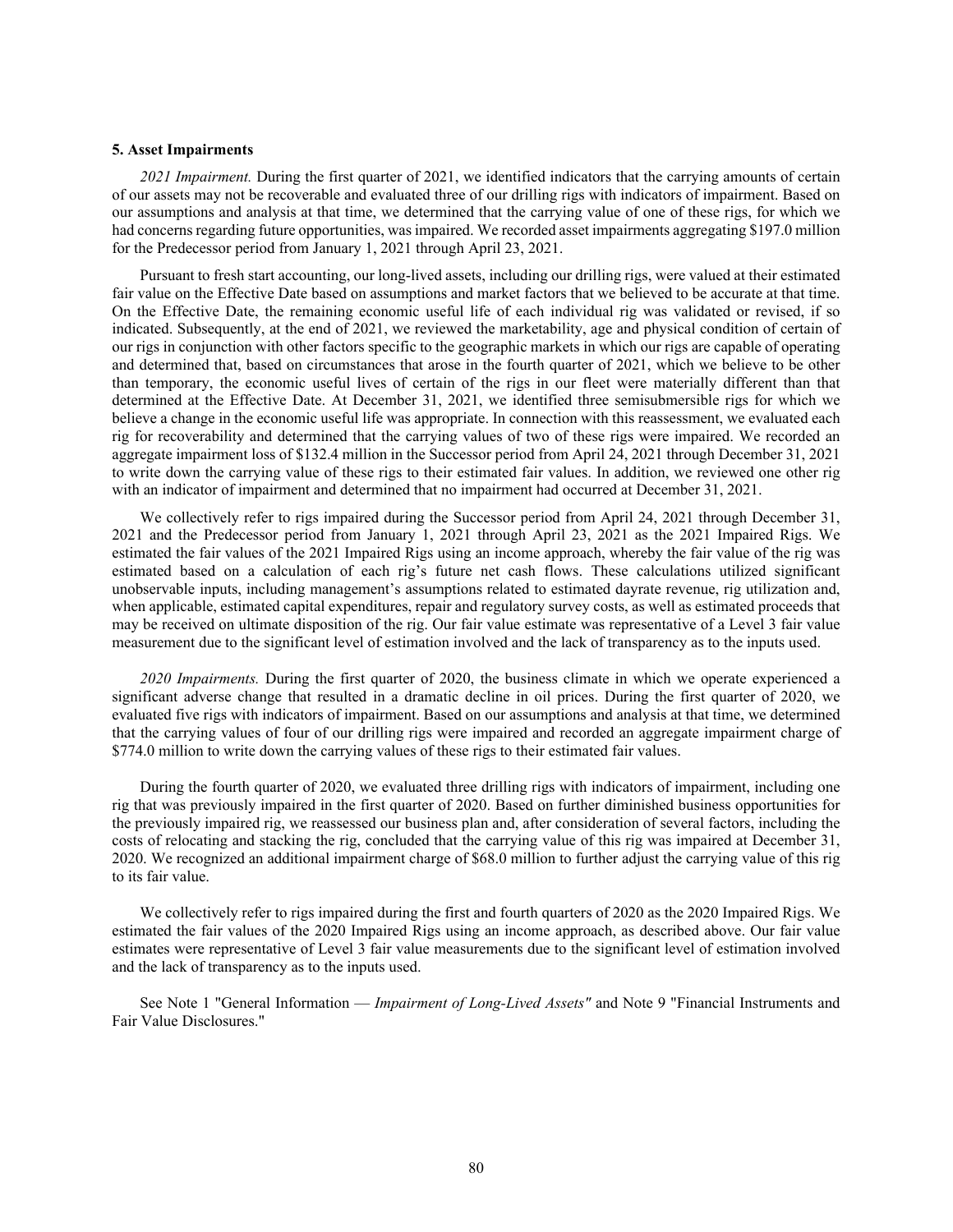### 5. Asset Impairments

*2021 Impairment.* During the first quarter of 2021, we identified indicators that the carrying amounts of certain of our assets may not be recoverable and evaluated three of our drilling rigs with indicators of impairment. Based on our assumptions and analysis at that time, we determined that the carrying value of one of these rigs, for which we had concerns regarding future opportunities, was impaired. We recorded asset impairments aggregating $197.0 million for the Predecessor period from January 1, 2021 through April 23, 2021.

Pursuant to fresh start accounting, our long-lived assets, including our drilling rigs, were valued at their estimated fair value on the Effective Date based on assumptions and market factors that we believed to be accurate at that time. On the Effective Date, the remaining economic useful life of each individual rig was validated or revised, if so indicated. Subsequently, at the end of 2021, we reviewed the marketability, age and physical condition of certain of our rigs in conjunction with other factors specific to the geographic markets in which our rigs are capable of operating and determined that, based on circumstances that arose in the fourth quarter of 2021, which we believe to be other than temporary, the economic useful lives of certain of the rigs in our fleet were materially different than that determined at the Effective Date. At December 31, 2021, we identified three semisubmersible rigs for which we believe a change in the economic useful life was appropriate. In connection with this reassessment, we evaluated each rig for recoverability and determined that the carrying values of two of these rigs were impaired. We recorded an aggregate impairment loss of $132.4 million in the Successor period from April 24, 2021 through December 31, 2021 to write down the carrying value of these rigs to their estimated fair values. In addition, we reviewed one other rig with an indicator of impairment and determined that no impairment had occurred at December 31, 2021.

We collectively refer to rigs impaired during the Successor period from April 24, 2021 through December 31, 2021 and the Predecessor period from January 1, 2021 through April 23, 2021 as the 2021 Impaired Rigs. We estimated the fair values of the 2021 Impaired Rigs using an income approach, whereby the fair value of the rig was estimated based on a calculation of each rig's future net cash flows. These calculations utilized significant unobservable inputs, including management's assumptions related to estimated dayrate revenue, rig utilization and, when applicable, estimated capital expenditures, repair and regulatory survey costs, as well as estimated proceeds that may be received on ultimate disposition of the rig. Our fair value estimate was representative of a Level 3 fair value measurement due to the significant level of estimation involved and the lack of transparency as to the inputs used.

*2020 Impairments.* During the first quarter of 2020, the business climate in which we operate experienced a significant adverse change that resulted in a dramatic decline in oil prices. During the first quarter of 2020, we evaluated five rigs with indicators of impairment. Based on our assumptions and analysis at that time, we determined that the carrying values of four of our drilling rigs were impaired and recorded an aggregate impairment charge of $774.0 million to write down the carrying values of these rigs to their estimated fair values.

During the fourth quarter of 2020, we evaluated three drilling rigs with indicators of impairment, including one rig that was previously impaired in the first quarter of 2020. Based on further diminished business opportunities for the previously impaired rig, we reassessed our business plan and, after consideration of several factors, including the costs of relocating and stacking the rig, concluded that the carrying value of this rig was impaired at December 31, 2020. We recognized an additional impairment charge of $68.0 million to further adjust the carrying value of this rig to its fair value.

We collectively refer to rigs impaired during the first and fourth quarters of 2020 as the 2020 Impaired Rigs. We estimated the fair values of the 2020 Impaired Rigs using an income approach, as described above. Our fair value estimates were representative of Level 3 fair value measurements due to the significant level of estimation involved and the lack of transparency as to the inputs used.

See Note 1 "General Information — *Impairment of Long-Lived Assets"* and Note 9 "Financial Instruments and Fair Value Disclosures."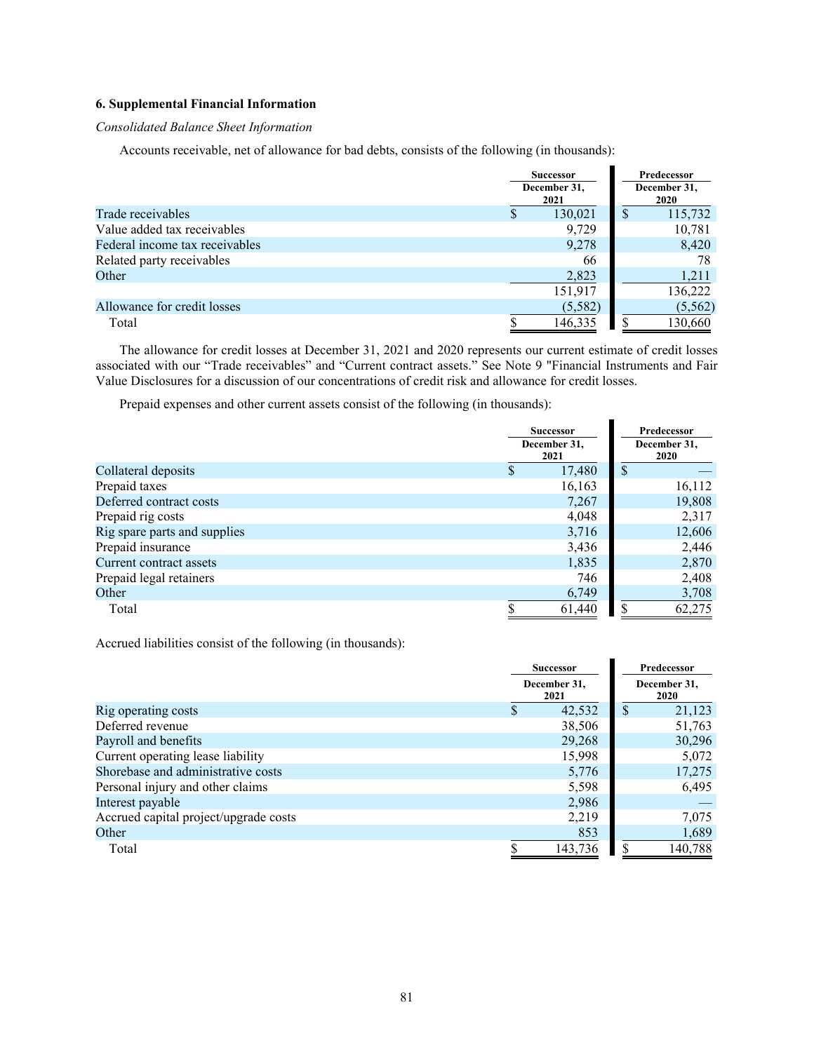### 6. Supplemental Financial Information

*Consolidated Balance Sheet Information*

Accounts receivable, net of allowance for bad debts, consists of the following (in thousands):

| | Successor | Predecessor |
|---|---|---|
| | December 31, 2021 | December 31, 2020 |
| Trade receivables | $ 130,021 | $ 115,732 |
| Value added tax receivables | 9,729 | 10,781 |
| Federal income tax receivables | 9,278 | 8,420 |
| Related party receivables | 66 | 78 |
| Other | 2,823 | 1,211 |
| | 151,917 | 136,222 |
| Allowance for credit losses | (5,582) | (5,562) |
| Total | $ 146,335 | $ 130,660 |

The allowance for credit losses at December 31, 2021 and 2020 represents our current estimate of credit losses associated with our "Trade receivables" and "Current contract assets." See Note 9 "Financial Instruments and Fair Value Disclosures for a discussion of our concentrations of credit risk and allowance for credit losses.

Prepaid expenses and other current assets consist of the following (in thousands):

| | Successor | Predecessor |
|---|---|---|
| | December 31, 2021 | December 31, 2020 |
| Collateral deposits | $ 17,480 | $ — |
| Prepaid taxes | 16,163 | 16,112 |
| Deferred contract costs | 7,267 | 19,808 |
| Prepaid rig costs | 4,048 | 2,317 |
| Rig spare parts and supplies | 3,716 | 12,606 |
| Prepaid insurance | 3,436 | 2,446 |
| Current contract assets | 1,835 | 2,870 |
| Prepaid legal retainers | 746 | 2,408 |
| Other | 6,749 | 3,708 |
| Total | $ 61,440 | $ 62,275 |

Accrued liabilities consist of the following (in thousands):

| | Successor | Predecessor |
|---|---|---|
| | December 31, 2021 | December 31, 2020 |
| Rig operating costs | $ 42,532 | $ 21,123 |
| Deferred revenue | 38,506 | 51,763 |
| Payroll and benefits | 29,268 | 30,296 |
| Current operating lease liability | 15,998 | 5,072 |
| Shorebase and administrative costs | 5,776 | 17,275 |
| Personal injury and other claims | 5,598 | 6,495 |
| Interest payable | 2,986 | — |
| Accrued capital project/upgrade costs | 2,219 | 7,075 |
| Other | 853 | 1,689 |
| Total | $ 143,736 | $ 140,788 |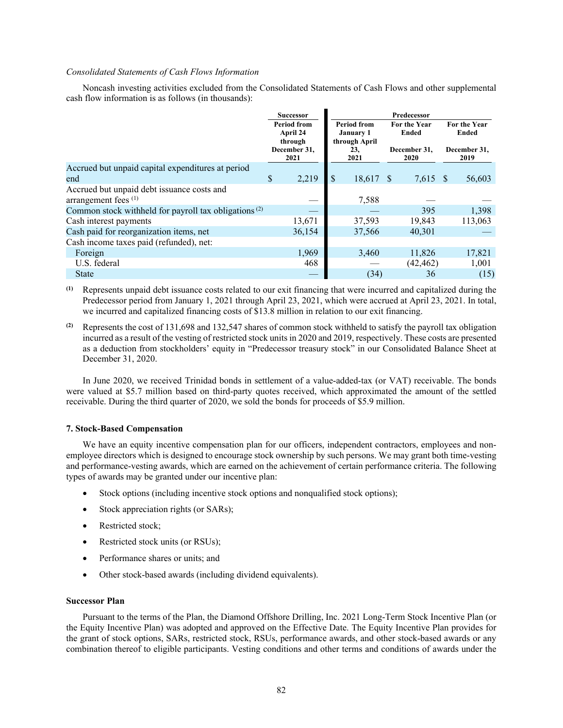*Consolidated Statements of Cash Flows Information*

Noncash investing activities excluded from the Consolidated Statements of Cash Flows and other supplemental cash flow information is as follows (in thousands):

| | Successor | Predecessor | | |
|---|---|---|---|---|
| | Period from April 24 through December 31, 2021 | Period from January 1 through April 23, 2021 | For the Year Ended December 31, 2020 | For the Year Ended December 31, 2019 |
| Accrued but unpaid capital expenditures at period end | $ 2,219 | $ 18,617 | $ 7,615 | $ 56,603 |
| Accrued but unpaid debt issuance costs and arrangement fees [(1)] | — | 7,588 | — | — |
| Common stock withheld for payroll tax obligations [(2)] | — | — | 395 | 1,398 |
| Cash interest payments | 13,671 | 37,593 | 19,843 | 113,063 |
| Cash paid for reorganization items, net | 36,154 | 37,566 | 40,301 | — |
| Cash income taxes paid (refunded), net: | | | | |
| Foreign | 1,969 | 3,460 | 11,826 | 17,821 |
| U.S. federal | 468 | — | (42,462) | 1,001 |
| State | — | (34) | 36 | (15) |

[(1)] Represents unpaid debt issuance costs related to our exit financing that were incurred and capitalized during the Predecessor period from January 1, 2021 through April 23, 2021, which were accrued at April 23, 2021. In total, we incurred and capitalized financing costs of $13.8 million in relation to our exit financing.

[(2)] Represents the cost of 131,698 and 132,547 shares of common stock withheld to satisfy the payroll tax obligation incurred as a result of the vesting of restricted stock units in 2020 and 2019, respectively. These costs are presented as a deduction from stockholders' equity in "Predecessor treasury stock" in our Consolidated Balance Sheet at December 31, 2020.

In June 2020, we received Trinidad bonds in settlement of a value-added-tax (or VAT) receivable. The bonds were valued at $5.7 million based on third-party quotes received, which approximated the amount of the settled receivable. During the third quarter of 2020, we sold the bonds for proceeds of $5.9 million.

## 7. Stock-Based Compensation

We have an equity incentive compensation plan for our officers, independent contractors, employees and non-employee directors which is designed to encourage stock ownership by such persons. We may grant both time-vesting and performance-vesting awards, which are earned on the achievement of certain performance criteria. The following types of awards may be granted under our incentive plan:

- Stock options (including incentive stock options and nonqualified stock options);
- Stock appreciation rights (or SARs);
- Restricted stock;
- Restricted stock units (or RSUs);
- Performance shares or units; and
- Other stock-based awards (including dividend equivalents).

### Successor Plan

Pursuant to the terms of the Plan, the Diamond Offshore Drilling, Inc. 2021 Long-Term Stock Incentive Plan (or the Equity Incentive Plan) was adopted and approved on the Effective Date. The Equity Incentive Plan provides for the grant of stock options, SARs, restricted stock, RSUs, performance awards, and other stock-based awards or any combination thereof to eligible participants. Vesting conditions and other terms and conditions of awards under the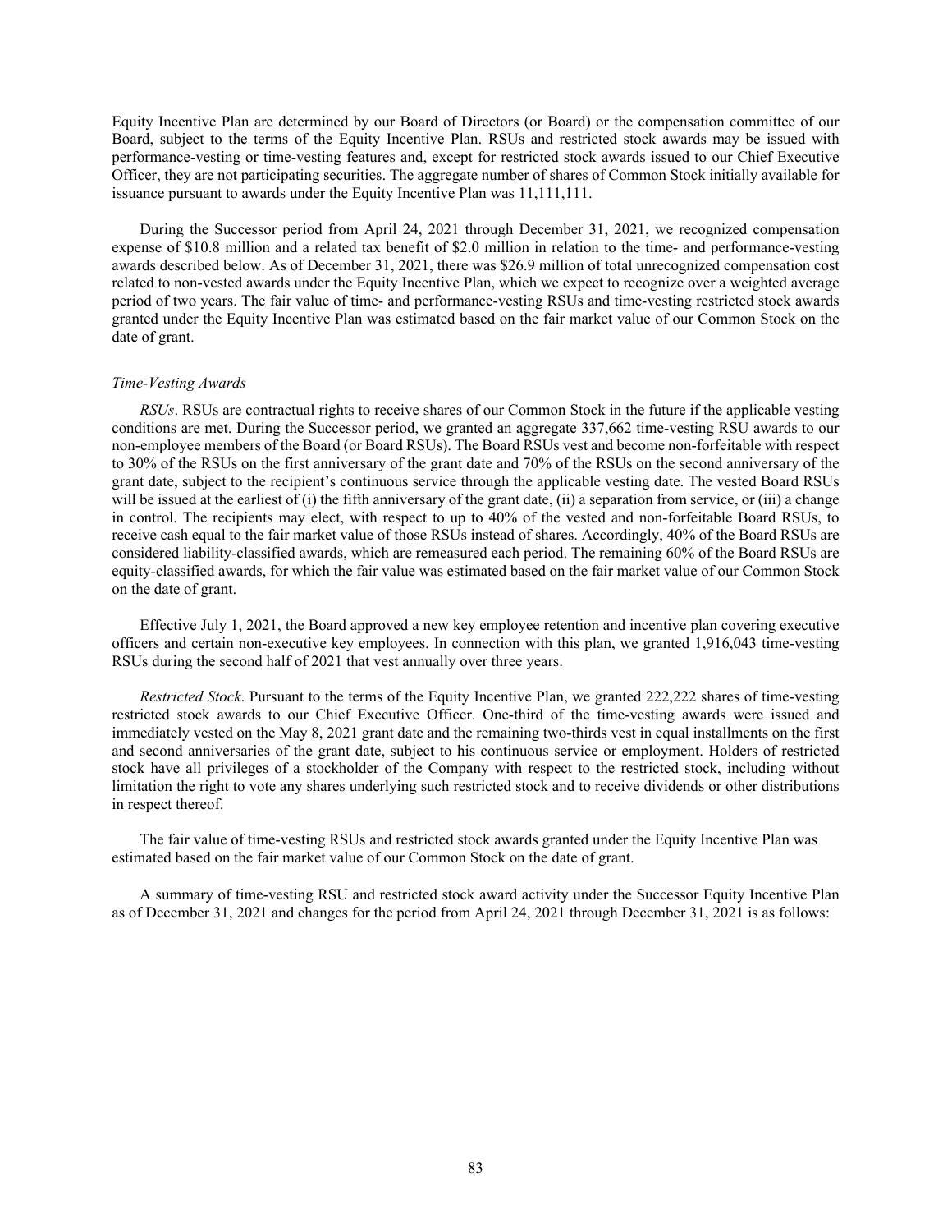Equity Incentive Plan are determined by our Board of Directors (or Board) or the compensation committee of our Board, subject to the terms of the Equity Incentive Plan. RSUs and restricted stock awards may be issued with performance-vesting or time-vesting features and, except for restricted stock awards issued to our Chief Executive Officer, they are not participating securities. The aggregate number of shares of Common Stock initially available for issuance pursuant to awards under the Equity Incentive Plan was 11,111,111.

During the Successor period from April 24, 2021 through December 31, 2021, we recognized compensation expense of $10.8 million and a related tax benefit of $2.0 million in relation to the time- and performance-vesting awards described below. As of December 31, 2021, there was $26.9 million of total unrecognized compensation cost related to non-vested awards under the Equity Incentive Plan, which we expect to recognize over a weighted average period of two years. The fair value of time- and performance-vesting RSUs and time-vesting restricted stock awards granted under the Equity Incentive Plan was estimated based on the fair market value of our Common Stock on the date of grant.

*Time-Vesting Awards*

*RSUs*. RSUs are contractual rights to receive shares of our Common Stock in the future if the applicable vesting conditions are met. During the Successor period, we granted an aggregate 337,662 time-vesting RSU awards to our non-employee members of the Board (or Board RSUs). The Board RSUs vest and become non-forfeitable with respect to 30% of the RSUs on the first anniversary of the grant date and 70% of the RSUs on the second anniversary of the grant date, subject to the recipient's continuous service through the applicable vesting date. The vested Board RSUs will be issued at the earliest of (i) the fifth anniversary of the grant date, (ii) a separation from service, or (iii) a change in control. The recipients may elect, with respect to up to 40% of the vested and non-forfeitable Board RSUs, to receive cash equal to the fair market value of those RSUs instead of shares. Accordingly, 40% of the Board RSUs are considered liability-classified awards, which are remeasured each period. The remaining 60% of the Board RSUs are equity-classified awards, for which the fair value was estimated based on the fair market value of our Common Stock on the date of grant.

Effective July 1, 2021, the Board approved a new key employee retention and incentive plan covering executive officers and certain non-executive key employees. In connection with this plan, we granted 1,916,043 time-vesting RSUs during the second half of 2021 that vest annually over three years.

*Restricted Stock*. Pursuant to the terms of the Equity Incentive Plan, we granted 222,222 shares of time-vesting restricted stock awards to our Chief Executive Officer. One-third of the time-vesting awards were issued and immediately vested on the May 8, 2021 grant date and the remaining two-thirds vest in equal installments on the first and second anniversaries of the grant date, subject to his continuous service or employment. Holders of restricted stock have all privileges of a stockholder of the Company with respect to the restricted stock, including without limitation the right to vote any shares underlying such restricted stock and to receive dividends or other distributions in respect thereof.

The fair value of time-vesting RSUs and restricted stock awards granted under the Equity Incentive Plan was estimated based on the fair market value of our Common Stock on the date of grant.

A summary of time-vesting RSU and restricted stock award activity under the Successor Equity Incentive Plan as of December 31, 2021 and changes for the period from April 24, 2021 through December 31, 2021 is as follows: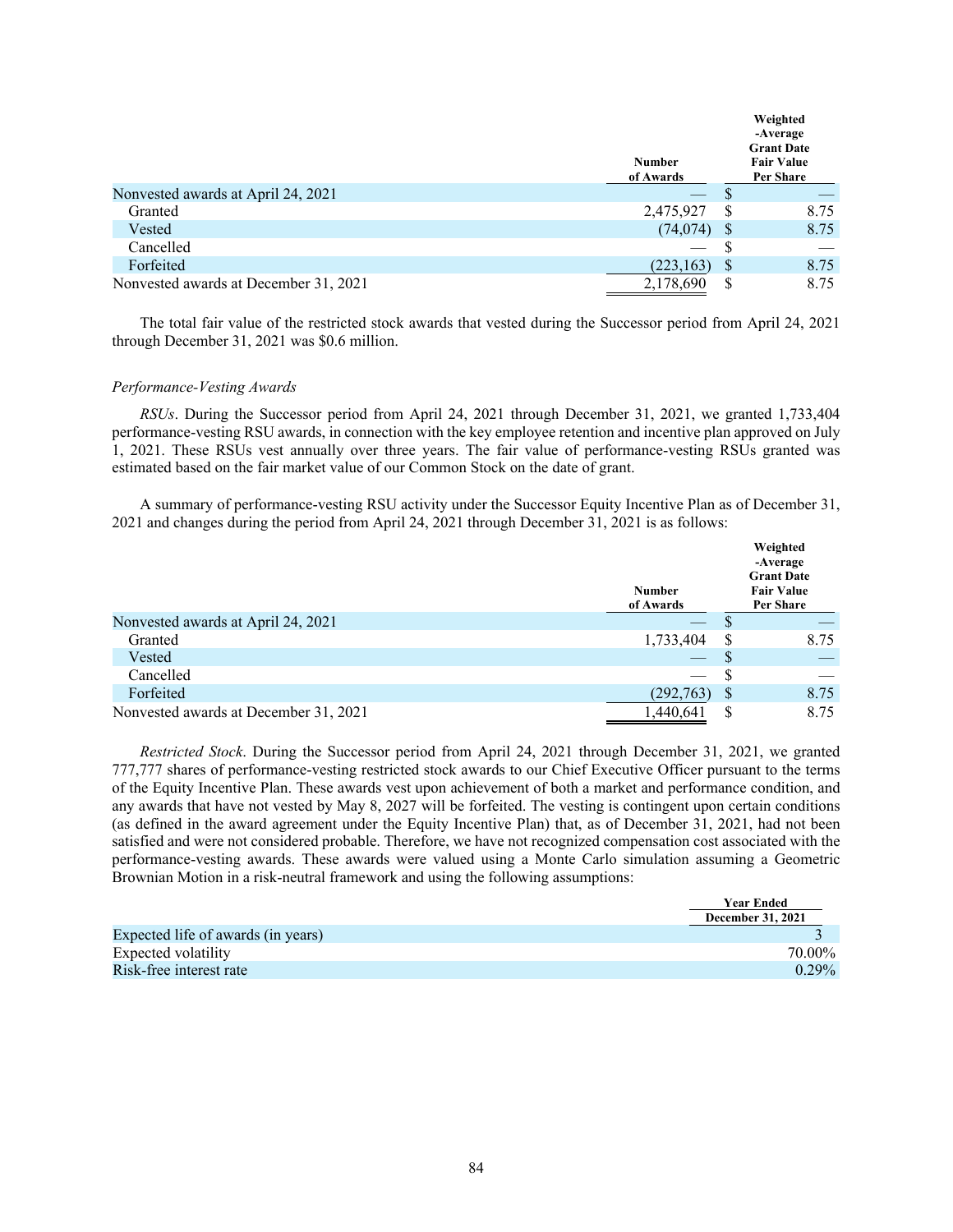| | Number of Awards | Weighted -Average Grant Date Fair Value Per Share |
|---|---|---|
| Nonvested awards at April 24, 2021 | — | $ — |
| Granted | 2,475,927 | $ 8.75 |
| Vested | (74,074) | $ 8.75 |
| Cancelled | — | $ — |
| Forfeited | (223,163) | $ 8.75 |
| Nonvested awards at December 31, 2021 | 2,178,690 | $ 8.75 |

The total fair value of the restricted stock awards that vested during the Successor period from April 24, 2021 through December 31, 2021 was $0.6 million.

*Performance-Vesting Awards*

*RSUs*. During the Successor period from April 24, 2021 through December 31, 2021, we granted 1,733,404 performance-vesting RSU awards, in connection with the key employee retention and incentive plan approved on July 1, 2021. These RSUs vest annually over three years. The fair value of performance-vesting RSUs granted was estimated based on the fair market value of our Common Stock on the date of grant.

A summary of performance-vesting RSU activity under the Successor Equity Incentive Plan as of December 31, 2021 and changes during the period from April 24, 2021 through December 31, 2021 is as follows:

| | Number of Awards | Weighted -Average Grant Date Fair Value Per Share |
|---|---|---|
| Nonvested awards at April 24, 2021 | — | $ — |
| Granted | 1,733,404 | $ 8.75 |
| Vested | — | $ — |
| Cancelled | — | $ — |
| Forfeited | (292,763) | $ 8.75 |
| Nonvested awards at December 31, 2021 | 1,440,641 | $ 8.75 |

*Restricted Stock*. During the Successor period from April 24, 2021 through December 31, 2021, we granted 777,777 shares of performance-vesting restricted stock awards to our Chief Executive Officer pursuant to the terms of the Equity Incentive Plan. These awards vest upon achievement of both a market and performance condition, and any awards that have not vested by May 8, 2027 will be forfeited. The vesting is contingent upon certain conditions (as defined in the award agreement under the Equity Incentive Plan) that, as of December 31, 2021, had not been satisfied and were not considered probable. Therefore, we have not recognized compensation cost associated with the performance-vesting awards. These awards were valued using a Monte Carlo simulation assuming a Geometric Brownian Motion in a risk-neutral framework and using the following assumptions:

| | Year Ended December 31, 2021 |
|---|---|
| Expected life of awards (in years) | 3 |
| Expected volatility | 70.00% |
| Risk-free interest rate | 0.29% |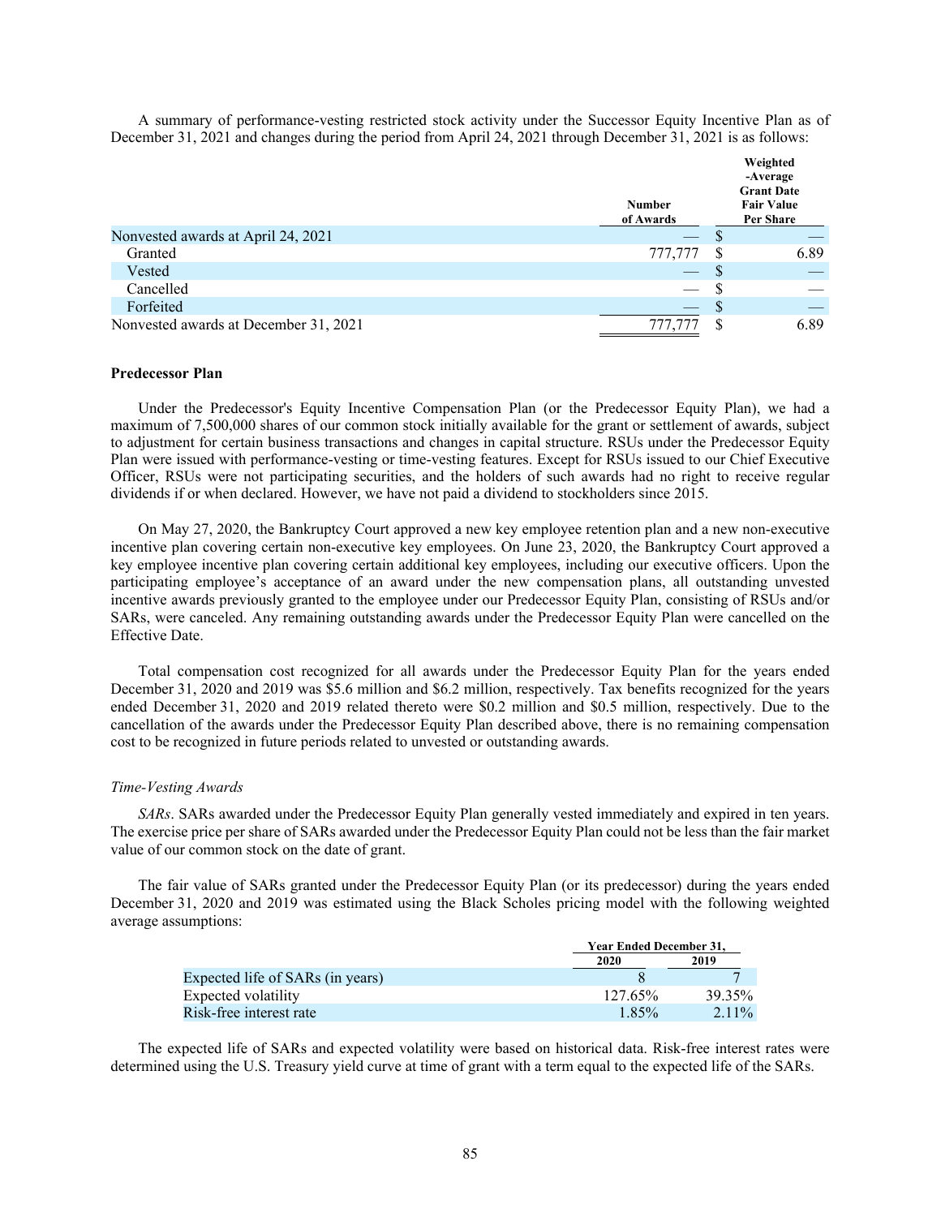A summary of performance-vesting restricted stock activity under the Successor Equity Incentive Plan as of December 31, 2021 and changes during the period from April 24, 2021 through December 31, 2021 is as follows:

| | Number of Awards | Weighted -Average Grant Date Fair Value Per Share |
|---|---|---|
| Nonvested awards at April 24, 2021 | — | $ — |
| Granted | 777,777 | $ 6.89 |
| Vested | — | $ — |
| Cancelled | — | $ — |
| Forfeited | — | $ — |
| Nonvested awards at December 31, 2021 | 777,777 | $ 6.89 |

**Predecessor Plan**

Under the Predecessor's Equity Incentive Compensation Plan (or the Predecessor Equity Plan), we had a maximum of 7,500,000 shares of our common stock initially available for the grant or settlement of awards, subject to adjustment for certain business transactions and changes in capital structure. RSUs under the Predecessor Equity Plan were issued with performance-vesting or time-vesting features. Except for RSUs issued to our Chief Executive Officer, RSUs were not participating securities, and the holders of such awards had no right to receive regular dividends if or when declared. However, we have not paid a dividend to stockholders since 2015.

On May 27, 2020, the Bankruptcy Court approved a new key employee retention plan and a new non-executive incentive plan covering certain non-executive key employees. On June 23, 2020, the Bankruptcy Court approved a key employee incentive plan covering certain additional key employees, including our executive officers. Upon the participating employee's acceptance of an award under the new compensation plans, all outstanding unvested incentive awards previously granted to the employee under our Predecessor Equity Plan, consisting of RSUs and/or SARs, were canceled. Any remaining outstanding awards under the Predecessor Equity Plan were cancelled on the Effective Date.

Total compensation cost recognized for all awards under the Predecessor Equity Plan for the years ended December 31, 2020 and 2019 was $5.6 million and $6.2 million, respectively. Tax benefits recognized for the years ended December 31, 2020 and 2019 related thereto were $0.2 million and $0.5 million, respectively. Due to the cancellation of the awards under the Predecessor Equity Plan described above, there is no remaining compensation cost to be recognized in future periods related to unvested or outstanding awards.

*Time-Vesting Awards*

*SARs*. SARs awarded under the Predecessor Equity Plan generally vested immediately and expired in ten years. The exercise price per share of SARs awarded under the Predecessor Equity Plan could not be less than the fair market value of our common stock on the date of grant.

The fair value of SARs granted under the Predecessor Equity Plan (or its predecessor) during the years ended December 31, 2020 and 2019 was estimated using the Black Scholes pricing model with the following weighted average assumptions:

| | Year Ended December 31, | |
|---|---|---|
| | 2020 | 2019 |
| Expected life of SARs (in years) | 8 | 7 |
| Expected volatility | 127.65% | 39.35% |
| Risk-free interest rate | 1.85% | 2.11% |

The expected life of SARs and expected volatility were based on historical data. Risk-free interest rates were determined using the U.S. Treasury yield curve at time of grant with a term equal to the expected life of the SARs.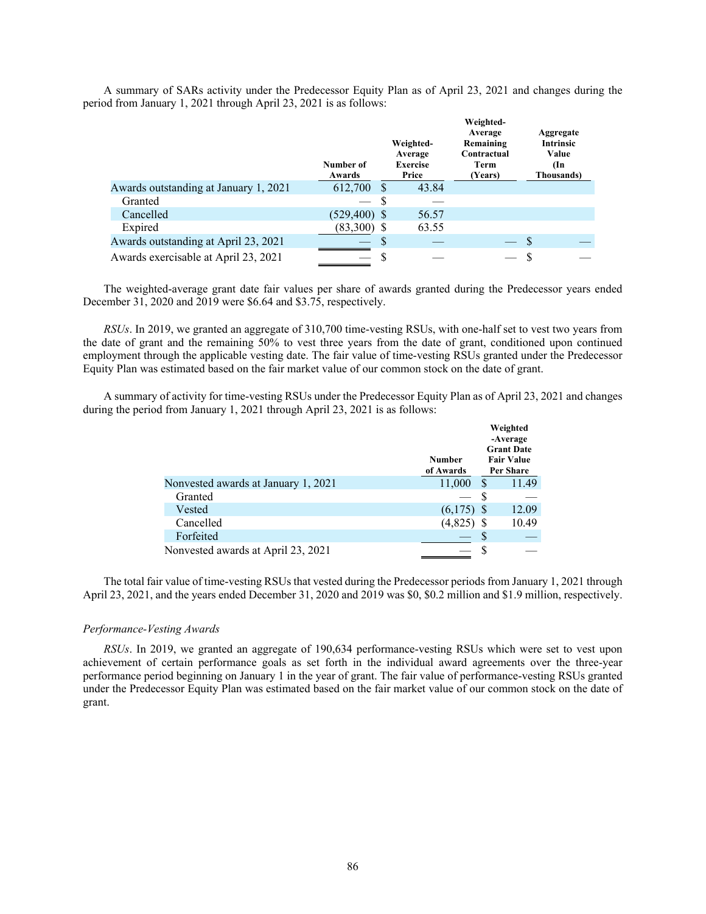A summary of SARs activity under the Predecessor Equity Plan as of April 23, 2021 and changes during the period from January 1, 2021 through April 23, 2021 is as follows:

| | Number of Awards | Weighted-Average Exercise Price | Weighted-Average Remaining Contractual Term (Years) | Aggregate Intrinsic Value (In Thousands) |
|---|---|---|---|---|
| Awards outstanding at January 1, 2021 | 612,700 | $ 43.84 | | |
| Granted | — | $ — | | |
| Cancelled | (529,400) | $ 56.57 | | |
| Expired | (83,300) | $ 63.55 | | |
| Awards outstanding at April 23, 2021 | — | $ — | — | $ — |
| Awards exercisable at April 23, 2021 | — | $ — | — | $ — |

The weighted-average grant date fair values per share of awards granted during the Predecessor years ended December 31, 2020 and 2019 were $6.64 and $3.75, respectively.

*RSUs*. In 2019, we granted an aggregate of 310,700 time-vesting RSUs, with one-half set to vest two years from the date of grant and the remaining 50% to vest three years from the date of grant, conditioned upon continued employment through the applicable vesting date. The fair value of time-vesting RSUs granted under the Predecessor Equity Plan was estimated based on the fair market value of our common stock on the date of grant.

A summary of activity for time-vesting RSUs under the Predecessor Equity Plan as of April 23, 2021 and changes during the period from January 1, 2021 through April 23, 2021 is as follows:

| | Number of Awards | Weighted-Average Grant Date Fair Value Per Share |
|---|---|---|
| Nonvested awards at January 1, 2021 | 11,000 | $ 11.49 |
| Granted | — | $ — |
| Vested | (6,175) | $ 12.09 |
| Cancelled | (4,825) | $ 10.49 |
| Forfeited | — | $ — |
| Nonvested awards at April 23, 2021 | — | $ — |

The total fair value of time-vesting RSUs that vested during the Predecessor periods from January 1, 2021 through April 23, 2021, and the years ended December 31, 2020 and 2019 was $0, $0.2 million and $1.9 million, respectively.

*Performance-Vesting Awards*

*RSUs*. In 2019, we granted an aggregate of 190,634 performance-vesting RSUs which were set to vest upon achievement of certain performance goals as set forth in the individual award agreements over the three-year performance period beginning on January 1 in the year of grant. The fair value of performance-vesting RSUs granted under the Predecessor Equity Plan was estimated based on the fair market value of our common stock on the date of grant.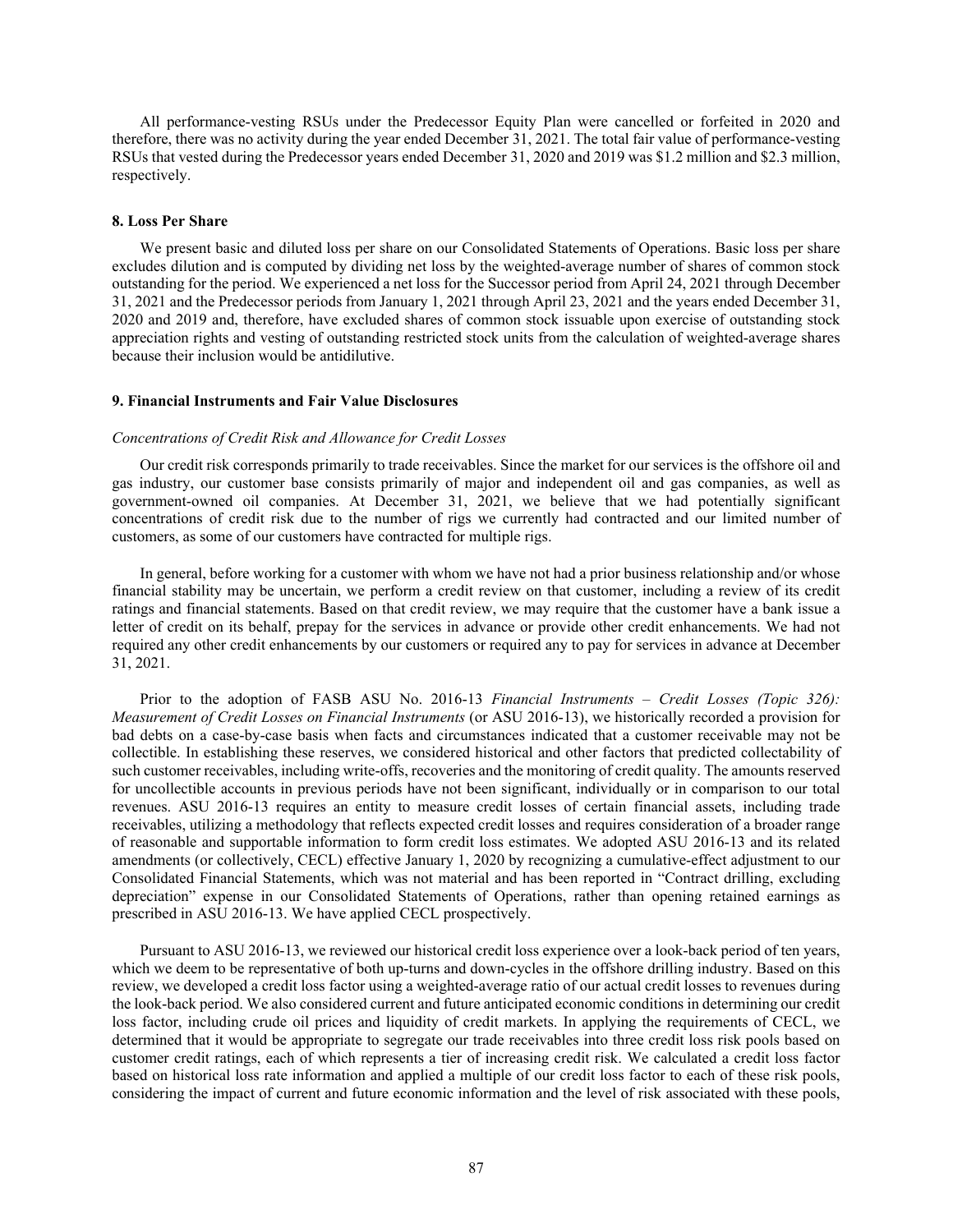All performance-vesting RSUs under the Predecessor Equity Plan were cancelled or forfeited in 2020 and therefore, there was no activity during the year ended December 31, 2021. The total fair value of performance-vesting RSUs that vested during the Predecessor years ended December 31, 2020 and 2019 was $1.2 million and $2.3 million, respectively.

## 8. Loss Per Share

We present basic and diluted loss per share on our Consolidated Statements of Operations. Basic loss per share excludes dilution and is computed by dividing net loss by the weighted-average number of shares of common stock outstanding for the period. We experienced a net loss for the Successor period from April 24, 2021 through December 31, 2021 and the Predecessor periods from January 1, 2021 through April 23, 2021 and the years ended December 31, 2020 and 2019 and, therefore, have excluded shares of common stock issuable upon exercise of outstanding stock appreciation rights and vesting of outstanding restricted stock units from the calculation of weighted-average shares because their inclusion would be antidilutive.

## 9. Financial Instruments and Fair Value Disclosures

*Concentrations of Credit Risk and Allowance for Credit Losses*

Our credit risk corresponds primarily to trade receivables. Since the market for our services is the offshore oil and gas industry, our customer base consists primarily of major and independent oil and gas companies, as well as government-owned oil companies. At December 31, 2021, we believe that we had potentially significant concentrations of credit risk due to the number of rigs we currently had contracted and our limited number of customers, as some of our customers have contracted for multiple rigs.

In general, before working for a customer with whom we have not had a prior business relationship and/or whose financial stability may be uncertain, we perform a credit review on that customer, including a review of its credit ratings and financial statements. Based on that credit review, we may require that the customer have a bank issue a letter of credit on its behalf, prepay for the services in advance or provide other credit enhancements. We had not required any other credit enhancements by our customers or required any to pay for services in advance at December 31, 2021.

Prior to the adoption of FASB ASU No. 2016-13 *Financial Instruments – Credit Losses (Topic 326): Measurement of Credit Losses on Financial Instruments* (or ASU 2016-13), we historically recorded a provision for bad debts on a case-by-case basis when facts and circumstances indicated that a customer receivable may not be collectible. In establishing these reserves, we considered historical and other factors that predicted collectability of such customer receivables, including write-offs, recoveries and the monitoring of credit quality. The amounts reserved for uncollectible accounts in previous periods have not been significant, individually or in comparison to our total revenues. ASU 2016-13 requires an entity to measure credit losses of certain financial assets, including trade receivables, utilizing a methodology that reflects expected credit losses and requires consideration of a broader range of reasonable and supportable information to form credit loss estimates. We adopted ASU 2016-13 and its related amendments (or collectively, CECL) effective January 1, 2020 by recognizing a cumulative-effect adjustment to our Consolidated Financial Statements, which was not material and has been reported in "Contract drilling, excluding depreciation" expense in our Consolidated Statements of Operations, rather than opening retained earnings as prescribed in ASU 2016-13. We have applied CECL prospectively.

Pursuant to ASU 2016-13, we reviewed our historical credit loss experience over a look-back period of ten years, which we deem to be representative of both up-turns and down-cycles in the offshore drilling industry. Based on this review, we developed a credit loss factor using a weighted-average ratio of our actual credit losses to revenues during the look-back period. We also considered current and future anticipated economic conditions in determining our credit loss factor, including crude oil prices and liquidity of credit markets. In applying the requirements of CECL, we determined that it would be appropriate to segregate our trade receivables into three credit loss risk pools based on customer credit ratings, each of which represents a tier of increasing credit risk. We calculated a credit loss factor based on historical loss rate information and applied a multiple of our credit loss factor to each of these risk pools, considering the impact of current and future economic information and the level of risk associated with these pools,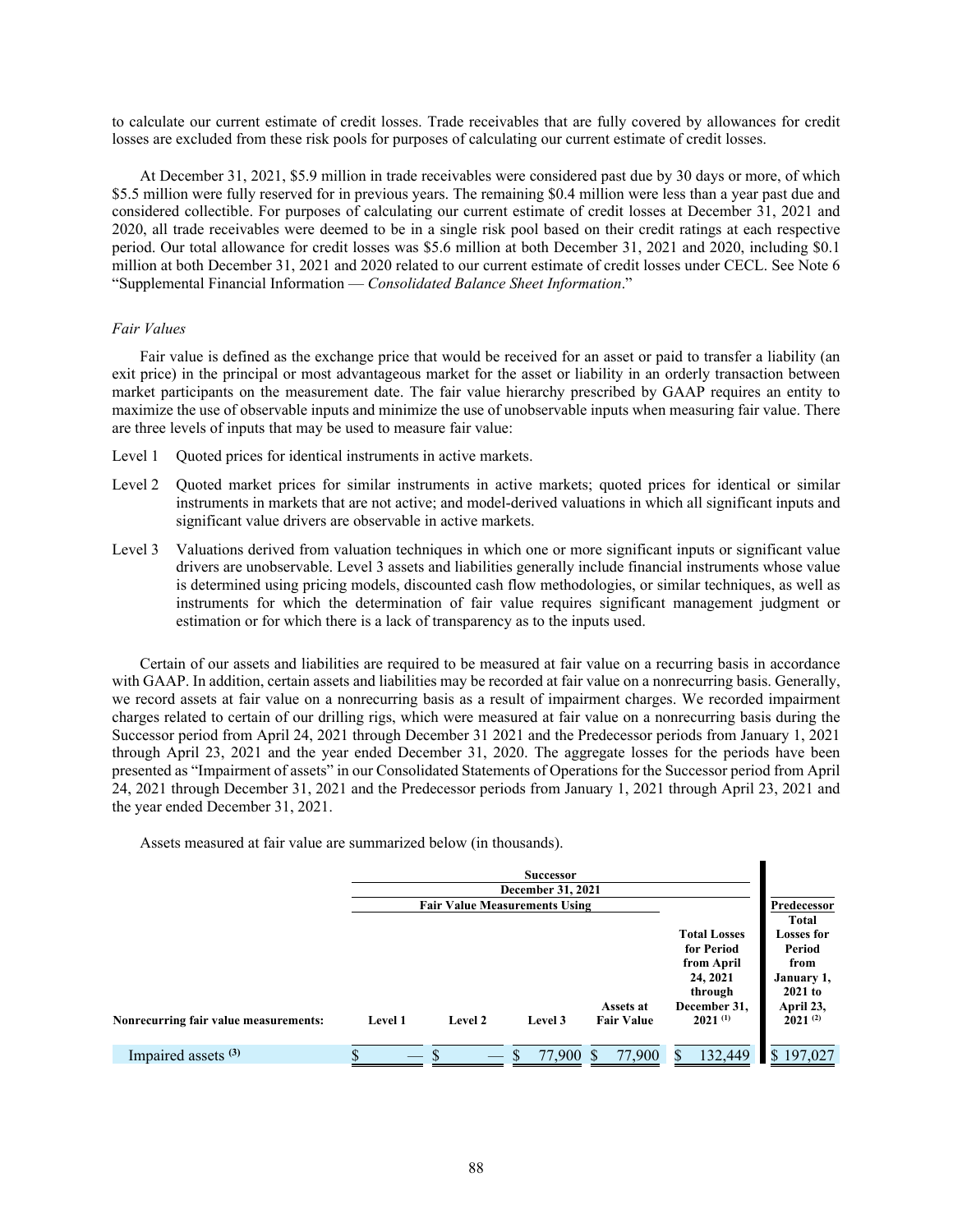to calculate our current estimate of credit losses. Trade receivables that are fully covered by allowances for credit losses are excluded from these risk pools for purposes of calculating our current estimate of credit losses.

At December 31, 2021, $5.9 million in trade receivables were considered past due by 30 days or more, of which $5.5 million were fully reserved for in previous years. The remaining $0.4 million were less than a year past due and considered collectible. For purposes of calculating our current estimate of credit losses at December 31, 2021 and 2020, all trade receivables were deemed to be in a single risk pool based on their credit ratings at each respective period. Our total allowance for credit losses was $5.6 million at both December 31, 2021 and 2020, including $0.1 million at both December 31, 2021 and 2020 related to our current estimate of credit losses under CECL. See Note 6 "Supplemental Financial Information — *Consolidated Balance Sheet Information*."

*Fair Values*

Fair value is defined as the exchange price that would be received for an asset or paid to transfer a liability (an exit price) in the principal or most advantageous market for the asset or liability in an orderly transaction between market participants on the measurement date. The fair value hierarchy prescribed by GAAP requires an entity to maximize the use of observable inputs and minimize the use of unobservable inputs when measuring fair value. There are three levels of inputs that may be used to measure fair value:

Level 1 Quoted prices for identical instruments in active markets.

Level 2 Quoted market prices for similar instruments in active markets; quoted prices for identical or similar instruments in markets that are not active; and model-derived valuations in which all significant inputs and significant value drivers are observable in active markets.

Level 3 Valuations derived from valuation techniques in which one or more significant inputs or significant value drivers are unobservable. Level 3 assets and liabilities generally include financial instruments whose value is determined using pricing models, discounted cash flow methodologies, or similar techniques, as well as instruments for which the determination of fair value requires significant management judgment or estimation or for which there is a lack of transparency as to the inputs used.

Certain of our assets and liabilities are required to be measured at fair value on a recurring basis in accordance with GAAP. In addition, certain assets and liabilities may be recorded at fair value on a nonrecurring basis. Generally, we record assets at fair value on a nonrecurring basis as a result of impairment charges. We recorded impairment charges related to certain of our drilling rigs, which were measured at fair value on a nonrecurring basis during the Successor period from April 24, 2021 through December 31 2021 and the Predecessor periods from January 1, 2021 through April 23, 2021 and the year ended December 31, 2020. The aggregate losses for the periods have been presented as "Impairment of assets" in our Consolidated Statements of Operations for the Successor period from April 24, 2021 through December 31, 2021 and the Predecessor periods from January 1, 2021 through April 23, 2021 and the year ended December 31, 2021.

Assets measured at fair value are summarized below (in thousands).

| | Successor | | | | | Predecessor |
|---|---|---|---|---|---|---|
| | December 31, 2021 | | | | | |
| | Fair Value Measurements Using | | | | | |
| **Nonrecurring fair value measurements:** | **Level 1** | **Level 2** | **Level 3** | **Assets at Fair Value** | **Total Losses for Period from April 24, 2021 through December 31, 2021 (1)** | **Total Losses for Period from January 1, 2021 to April 23, 2021 (2)** |
| Impaired assets (3) | $ — | $ — | $ 77,900 | $ 77,900 | $ 132,449 | $ 197,027 |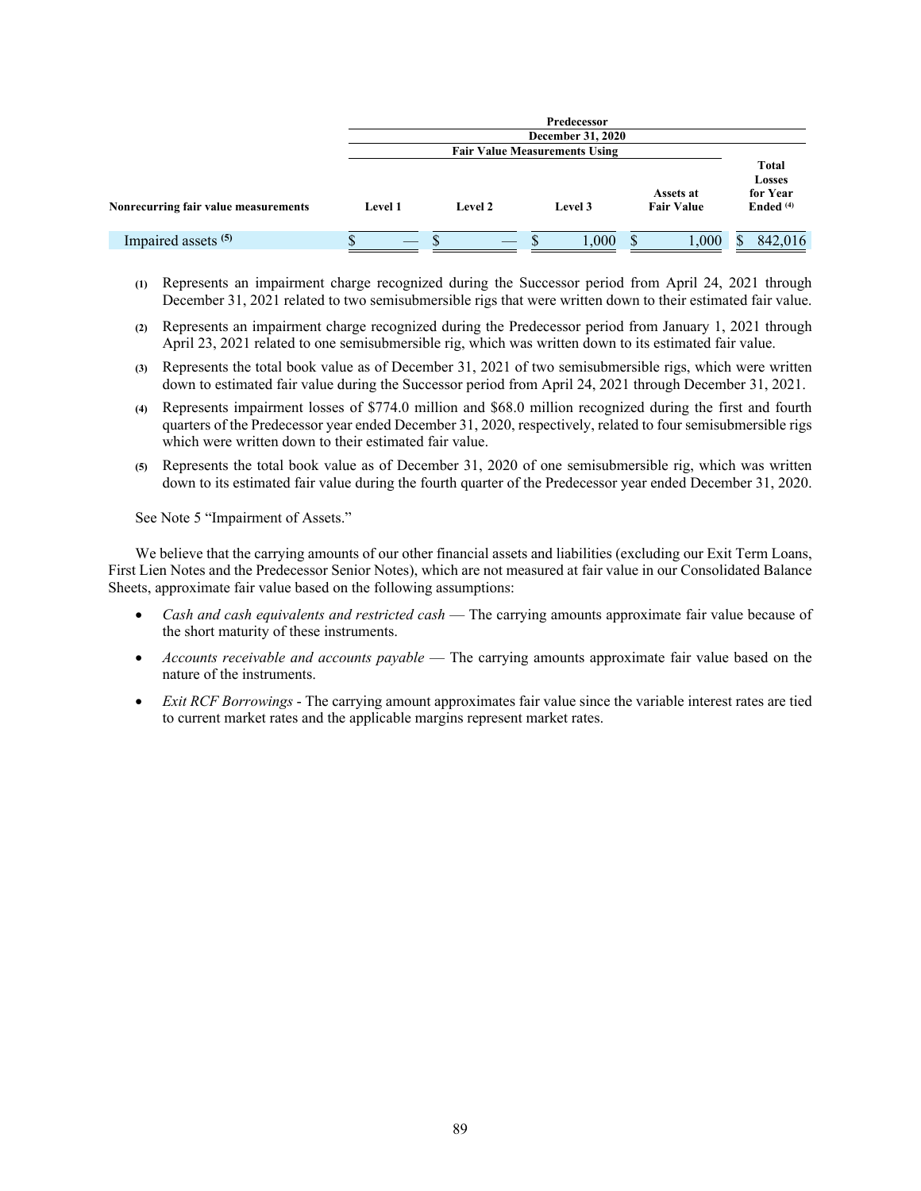| | Predecessor | | | | |
|---|---|---|---|---|---|
| | December 31, 2020 | | | | |
| | Fair Value Measurements Using | | | | |
| Nonrecurring fair value measurements | Level 1 | Level 2 | Level 3 | Assets at Fair Value | Total Losses for Year Ended (4) |
| Impaired assets (5) | $ — | $ — | $ 1,000 | $ 1,000 | $ 842,016 |

**(1)** Represents an impairment charge recognized during the Successor period from April 24, 2021 through December 31, 2021 related to two semisubmersible rigs that were written down to their estimated fair value.

**(2)** Represents an impairment charge recognized during the Predecessor period from January 1, 2021 through April 23, 2021 related to one semisubmersible rig, which was written down to its estimated fair value.

**(3)** Represents the total book value as of December 31, 2021 of two semisubmersible rigs, which were written down to estimated fair value during the Successor period from April 24, 2021 through December 31, 2021.

**(4)** Represents impairment losses of $774.0 million and $68.0 million recognized during the first and fourth quarters of the Predecessor year ended December 31, 2020, respectively, related to four semisubmersible rigs which were written down to their estimated fair value.

**(5)** Represents the total book value as of December 31, 2020 of one semisubmersible rig, which was written down to its estimated fair value during the fourth quarter of the Predecessor year ended December 31, 2020.

See Note 5 "Impairment of Assets."

We believe that the carrying amounts of our other financial assets and liabilities (excluding our Exit Term Loans, First Lien Notes and the Predecessor Senior Notes), which are not measured at fair value in our Consolidated Balance Sheets, approximate fair value based on the following assumptions:

- *Cash and cash equivalents and restricted cash* — The carrying amounts approximate fair value because of the short maturity of these instruments.
- *Accounts receivable and accounts payable* — The carrying amounts approximate fair value based on the nature of the instruments.
- *Exit RCF Borrowings* - The carrying amount approximates fair value since the variable interest rates are tied to current market rates and the applicable margins represent market rates.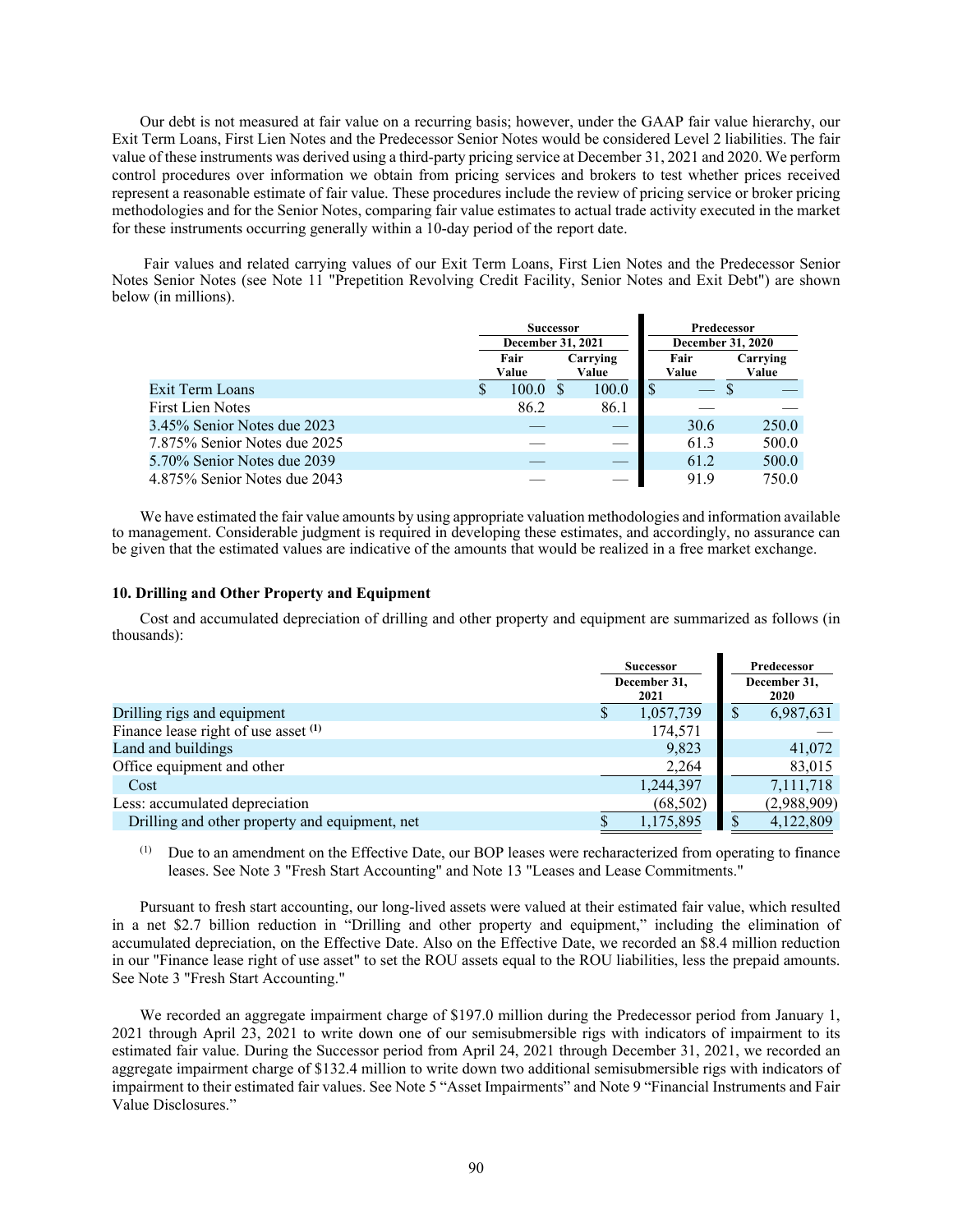Our debt is not measured at fair value on a recurring basis; however, under the GAAP fair value hierarchy, our Exit Term Loans, First Lien Notes and the Predecessor Senior Notes would be considered Level 2 liabilities. The fair value of these instruments was derived using a third-party pricing service at December 31, 2021 and 2020. We perform control procedures over information we obtain from pricing services and brokers to test whether prices received represent a reasonable estimate of fair value. These procedures include the review of pricing service or broker pricing methodologies and for the Senior Notes, comparing fair value estimates to actual trade activity executed in the market for these instruments occurring generally within a 10-day period of the report date.

Fair values and related carrying values of our Exit Term Loans, First Lien Notes and the Predecessor Senior Notes Senior Notes (see Note 11 "Prepetition Revolving Credit Facility, Senior Notes and Exit Debt") are shown below (in millions).

| | Successor | | Predecessor | |
|---|---|---|---|---|
| | December 31, 2021 | | December 31, 2020 | |
| | Fair Value | Carrying Value | Fair Value | Carrying Value |
| Exit Term Loans | $ 100.0 | $ 100.0 | $ — | $ — |
| First Lien Notes | 86.2 | 86.1 | — | — |
| 3.45% Senior Notes due 2023 | — | — | 30.6 | 250.0 |
| 7.875% Senior Notes due 2025 | — | — | 61.3 | 500.0 |
| 5.70% Senior Notes due 2039 | — | — | 61.2 | 500.0 |
| 4.875% Senior Notes due 2043 | — | — | 91.9 | 750.0 |

We have estimated the fair value amounts by using appropriate valuation methodologies and information available to management. Considerable judgment is required in developing these estimates, and accordingly, no assurance can be given that the estimated values are indicative of the amounts that would be realized in a free market exchange.

### 10. Drilling and Other Property and Equipment

Cost and accumulated depreciation of drilling and other property and equipment are summarized as follows (in thousands):

| | Successor | Predecessor |
|---|---|---|
| | December 31, 2021 | December 31, 2020 |
| Drilling rigs and equipment | $ 1,057,739 | $ 6,987,631 |
| Finance lease right of use asset [(1)] | 174,571 | — |
| Land and buildings | 9,823 | 41,072 |
| Office equipment and other | 2,264 | 83,015 |
| Cost | 1,244,397 | 7,111,718 |
| Less: accumulated depreciation | (68,502) | (2,988,909) |
| Drilling and other property and equipment, net | $ 1,175,895 | $ 4,122,809 |

(1) Due to an amendment on the Effective Date, our BOP leases were recharacterized from operating to finance leases. See Note 3 "Fresh Start Accounting" and Note 13 "Leases and Lease Commitments."

Pursuant to fresh start accounting, our long-lived assets were valued at their estimated fair value, which resulted in a net $2.7 billion reduction in "Drilling and other property and equipment," including the elimination of accumulated depreciation, on the Effective Date. Also on the Effective Date, we recorded an $8.4 million reduction in our "Finance lease right of use asset" to set the ROU assets equal to the ROU liabilities, less the prepaid amounts. See Note 3 "Fresh Start Accounting."

We recorded an aggregate impairment charge of $197.0 million during the Predecessor period from January 1, 2021 through April 23, 2021 to write down one of our semisubmersible rigs with indicators of impairment to its estimated fair value. During the Successor period from April 24, 2021 through December 31, 2021, we recorded an aggregate impairment charge of $132.4 million to write down two additional semisubmersible rigs with indicators of impairment to their estimated fair values. See Note 5 "Asset Impairments" and Note 9 "Financial Instruments and Fair Value Disclosures."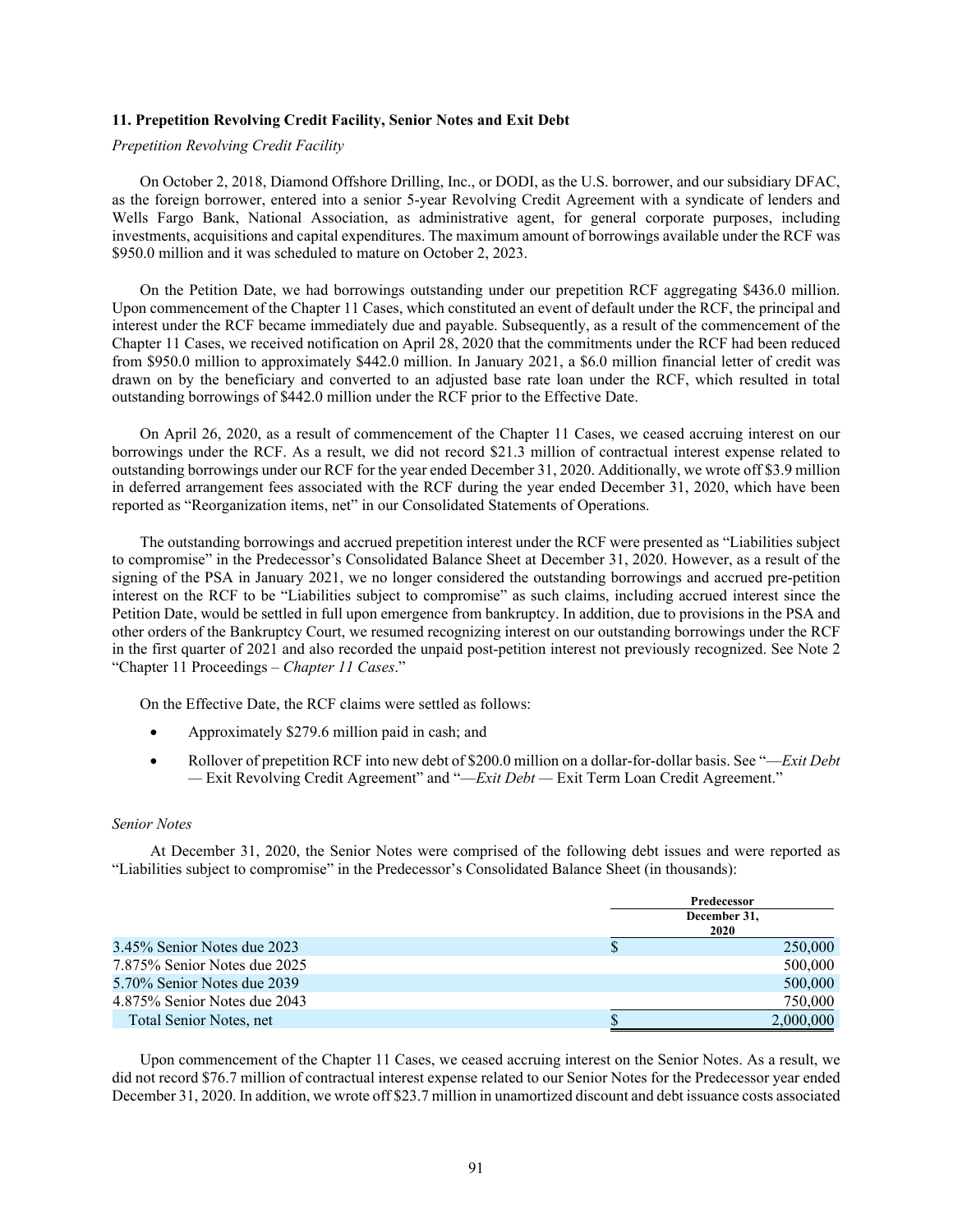## 11. Prepetition Revolving Credit Facility, Senior Notes and Exit Debt

*Prepetition Revolving Credit Facility*

On October 2, 2018, Diamond Offshore Drilling, Inc., or DODI, as the U.S. borrower, and our subsidiary DFAC, as the foreign borrower, entered into a senior 5-year Revolving Credit Agreement with a syndicate of lenders and Wells Fargo Bank, National Association, as administrative agent, for general corporate purposes, including investments, acquisitions and capital expenditures. The maximum amount of borrowings available under the RCF was $950.0 million and it was scheduled to mature on October 2, 2023.

On the Petition Date, we had borrowings outstanding under our prepetition RCF aggregating $436.0 million. Upon commencement of the Chapter 11 Cases, which constituted an event of default under the RCF, the principal and interest under the RCF became immediately due and payable. Subsequently, as a result of the commencement of the Chapter 11 Cases, we received notification on April 28, 2020 that the commitments under the RCF had been reduced from $950.0 million to approximately $442.0 million. In January 2021, a $6.0 million financial letter of credit was drawn on by the beneficiary and converted to an adjusted base rate loan under the RCF, which resulted in total outstanding borrowings of $442.0 million under the RCF prior to the Effective Date.

On April 26, 2020, as a result of commencement of the Chapter 11 Cases, we ceased accruing interest on our borrowings under the RCF. As a result, we did not record $21.3 million of contractual interest expense related to outstanding borrowings under our RCF for the year ended December 31, 2020. Additionally, we wrote off $3.9 million in deferred arrangement fees associated with the RCF during the year ended December 31, 2020, which have been reported as "Reorganization items, net" in our Consolidated Statements of Operations.

The outstanding borrowings and accrued prepetition interest under the RCF were presented as "Liabilities subject to compromise" in the Predecessor's Consolidated Balance Sheet at December 31, 2020. However, as a result of the signing of the PSA in January 2021, we no longer considered the outstanding borrowings and accrued pre-petition interest on the RCF to be "Liabilities subject to compromise" as such claims, including accrued interest since the Petition Date, would be settled in full upon emergence from bankruptcy. In addition, due to provisions in the PSA and other orders of the Bankruptcy Court, we resumed recognizing interest on our outstanding borrowings under the RCF in the first quarter of 2021 and also recorded the unpaid post-petition interest not previously recognized. See Note 2 "Chapter 11 Proceedings – *Chapter 11 Cases*."

On the Effective Date, the RCF claims were settled as follows:

- Approximately $279.6 million paid in cash; and
- Rollover of prepetition RCF into new debt of $200.0 million on a dollar-for-dollar basis. See "—*Exit Debt* — Exit Revolving Credit Agreement" and "—*Exit Debt* — Exit Term Loan Credit Agreement."

*Senior Notes*

At December 31, 2020, the Senior Notes were comprised of the following debt issues and were reported as "Liabilities subject to compromise" in the Predecessor's Consolidated Balance Sheet (in thousands):

| | Predecessor |
|---|---|
| | December 31, 2020 |
| 3.45% Senior Notes due 2023 | $ 250,000 |
| 7.875% Senior Notes due 2025 | 500,000 |
| 5.70% Senior Notes due 2039 | 500,000 |
| 4.875% Senior Notes due 2043 | 750,000 |
| Total Senior Notes, net | $ 2,000,000 |

Upon commencement of the Chapter 11 Cases, we ceased accruing interest on the Senior Notes. As a result, we did not record $76.7 million of contractual interest expense related to our Senior Notes for the Predecessor year ended December 31, 2020. In addition, we wrote off $23.7 million in unamortized discount and debt issuance costs associated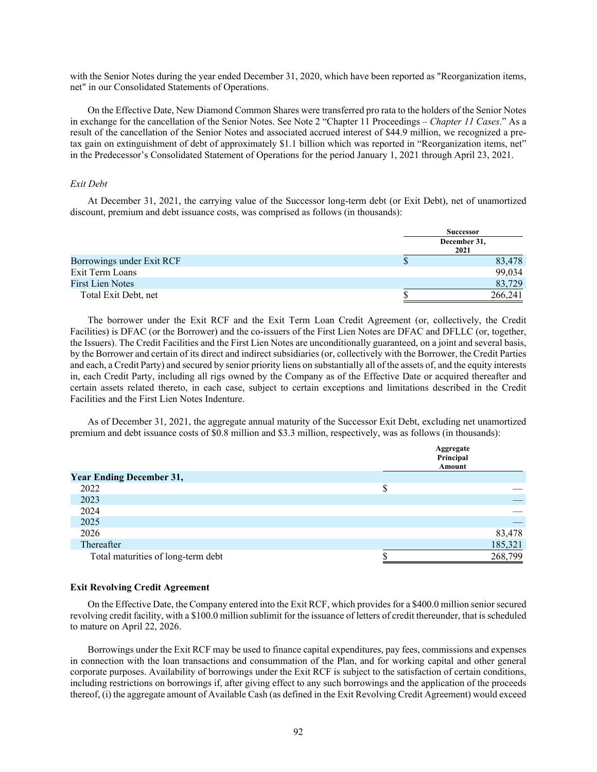with the Senior Notes during the year ended December 31, 2020, which have been reported as "Reorganization items, net" in our Consolidated Statements of Operations.

On the Effective Date, New Diamond Common Shares were transferred pro rata to the holders of the Senior Notes in exchange for the cancellation of the Senior Notes. See Note 2 "Chapter 11 Proceedings – *Chapter 11 Cases*." As a result of the cancellation of the Senior Notes and associated accrued interest of $44.9 million, we recognized a pre-tax gain on extinguishment of debt of approximately $1.1 billion which was reported in "Reorganization items, net" in the Predecessor's Consolidated Statement of Operations for the period January 1, 2021 through April 23, 2021.

*Exit Debt*

At December 31, 2021, the carrying value of the Successor long-term debt (or Exit Debt), net of unamortized discount, premium and debt issuance costs, was comprised as follows (in thousands):

| | Successor December 31, 2021 |
|---|---|
| Borrowings under Exit RCF | $ 83,478 |
| Exit Term Loans | 99,034 |
| First Lien Notes | 83,729 |
| Total Exit Debt, net | $ 266,241 |

The borrower under the Exit RCF and the Exit Term Loan Credit Agreement (or, collectively, the Credit Facilities) is DFAC (or the Borrower) and the co-issuers of the First Lien Notes are DFAC and DFLLC (or, together, the Issuers). The Credit Facilities and the First Lien Notes are unconditionally guaranteed, on a joint and several basis, by the Borrower and certain of its direct and indirect subsidiaries (or, collectively with the Borrower, the Credit Parties and each, a Credit Party) and secured by senior priority liens on substantially all of the assets of, and the equity interests in, each Credit Party, including all rigs owned by the Company as of the Effective Date or acquired thereafter and certain assets related thereto, in each case, subject to certain exceptions and limitations described in the Credit Facilities and the First Lien Notes Indenture.

As of December 31, 2021, the aggregate annual maturity of the Successor Exit Debt, excluding net unamortized premium and debt issuance costs of $0.8 million and $3.3 million, respectively, was as follows (in thousands):

| | Aggregate Principal Amount |
|---|---|
| **Year Ending December 31,** | |
| 2022 | $ — |
| 2023 | — |
| 2024 | — |
| 2025 | — |
| 2026 | 83,478 |
| Thereafter | 185,321 |
| Total maturities of long-term debt | $ 268,799 |

**Exit Revolving Credit Agreement**

On the Effective Date, the Company entered into the Exit RCF, which provides for a $400.0 million senior secured revolving credit facility, with a $100.0 million sublimit for the issuance of letters of credit thereunder, that is scheduled to mature on April 22, 2026.

Borrowings under the Exit RCF may be used to finance capital expenditures, pay fees, commissions and expenses in connection with the loan transactions and consummation of the Plan, and for working capital and other general corporate purposes. Availability of borrowings under the Exit RCF is subject to the satisfaction of certain conditions, including restrictions on borrowings if, after giving effect to any such borrowings and the application of the proceeds thereof, (i) the aggregate amount of Available Cash (as defined in the Exit Revolving Credit Agreement) would exceed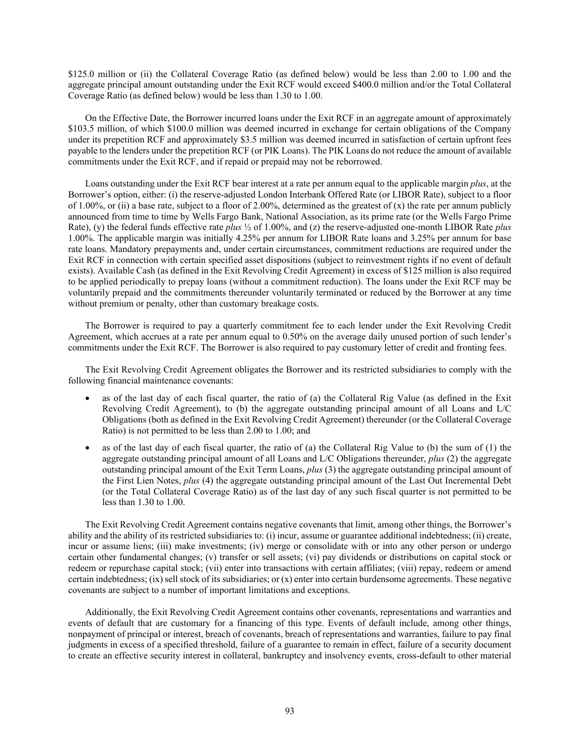$125.0 million or (ii) the Collateral Coverage Ratio (as defined below) would be less than 2.00 to 1.00 and the aggregate principal amount outstanding under the Exit RCF would exceed $400.0 million and/or the Total Collateral Coverage Ratio (as defined below) would be less than 1.30 to 1.00.

On the Effective Date, the Borrower incurred loans under the Exit RCF in an aggregate amount of approximately $103.5 million, of which $100.0 million was deemed incurred in exchange for certain obligations of the Company under its prepetition RCF and approximately $3.5 million was deemed incurred in satisfaction of certain upfront fees payable to the lenders under the prepetition RCF (or PIK Loans). The PIK Loans do not reduce the amount of available commitments under the Exit RCF, and if repaid or prepaid may not be reborrowed.

Loans outstanding under the Exit RCF bear interest at a rate per annum equal to the applicable margin *plus*, at the Borrower's option, either: (i) the reserve-adjusted London Interbank Offered Rate (or LIBOR Rate), subject to a floor of 1.00%, or (ii) a base rate, subject to a floor of 2.00%, determined as the greatest of (x) the rate per annum publicly announced from time to time by Wells Fargo Bank, National Association, as its prime rate (or the Wells Fargo Prime Rate), (y) the federal funds effective rate *plus* ½ of 1.00%, and (z) the reserve-adjusted one-month LIBOR Rate *plus* 1.00%. The applicable margin was initially 4.25% per annum for LIBOR Rate loans and 3.25% per annum for base rate loans. Mandatory prepayments and, under certain circumstances, commitment reductions are required under the Exit RCF in connection with certain specified asset dispositions (subject to reinvestment rights if no event of default exists). Available Cash (as defined in the Exit Revolving Credit Agreement) in excess of $125 million is also required to be applied periodically to prepay loans (without a commitment reduction). The loans under the Exit RCF may be voluntarily prepaid and the commitments thereunder voluntarily terminated or reduced by the Borrower at any time without premium or penalty, other than customary breakage costs.

The Borrower is required to pay a quarterly commitment fee to each lender under the Exit Revolving Credit Agreement, which accrues at a rate per annum equal to 0.50% on the average daily unused portion of such lender's commitments under the Exit RCF. The Borrower is also required to pay customary letter of credit and fronting fees.

The Exit Revolving Credit Agreement obligates the Borrower and its restricted subsidiaries to comply with the following financial maintenance covenants:

- as of the last day of each fiscal quarter, the ratio of (a) the Collateral Rig Value (as defined in the Exit Revolving Credit Agreement), to (b) the aggregate outstanding principal amount of all Loans and L/C Obligations (both as defined in the Exit Revolving Credit Agreement) thereunder (or the Collateral Coverage Ratio) is not permitted to be less than 2.00 to 1.00; and
- as of the last day of each fiscal quarter, the ratio of (a) the Collateral Rig Value to (b) the sum of (1) the aggregate outstanding principal amount of all Loans and L/C Obligations thereunder, *plus* (2) the aggregate outstanding principal amount of the Exit Term Loans, *plus* (3) the aggregate outstanding principal amount of the First Lien Notes, *plus* (4) the aggregate outstanding principal amount of the Last Out Incremental Debt (or the Total Collateral Coverage Ratio) as of the last day of any such fiscal quarter is not permitted to be less than 1.30 to 1.00.

The Exit Revolving Credit Agreement contains negative covenants that limit, among other things, the Borrower's ability and the ability of its restricted subsidiaries to: (i) incur, assume or guarantee additional indebtedness; (ii) create, incur or assume liens; (iii) make investments; (iv) merge or consolidate with or into any other person or undergo certain other fundamental changes; (v) transfer or sell assets; (vi) pay dividends or distributions on capital stock or redeem or repurchase capital stock; (vii) enter into transactions with certain affiliates; (viii) repay, redeem or amend certain indebtedness; (ix) sell stock of its subsidiaries; or (x) enter into certain burdensome agreements. These negative covenants are subject to a number of important limitations and exceptions.

Additionally, the Exit Revolving Credit Agreement contains other covenants, representations and warranties and events of default that are customary for a financing of this type. Events of default include, among other things, nonpayment of principal or interest, breach of covenants, breach of representations and warranties, failure to pay final judgments in excess of a specified threshold, failure of a guarantee to remain in effect, failure of a security document to create an effective security interest in collateral, bankruptcy and insolvency events, cross-default to other material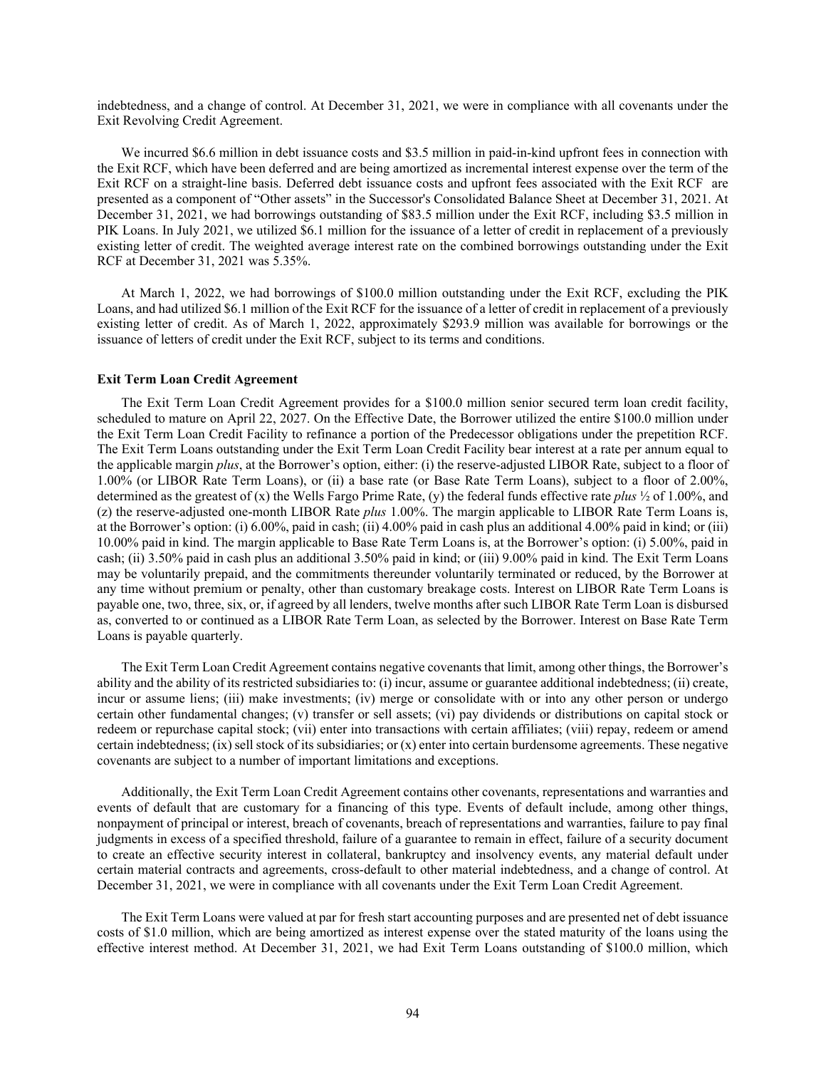indebtedness, and a change of control. At December 31, 2021, we were in compliance with all covenants under the Exit Revolving Credit Agreement.

We incurred $6.6 million in debt issuance costs and $3.5 million in paid-in-kind upfront fees in connection with the Exit RCF, which have been deferred and are being amortized as incremental interest expense over the term of the Exit RCF on a straight-line basis. Deferred debt issuance costs and upfront fees associated with the Exit RCF are presented as a component of "Other assets" in the Successor's Consolidated Balance Sheet at December 31, 2021. At December 31, 2021, we had borrowings outstanding of $83.5 million under the Exit RCF, including $3.5 million in PIK Loans. In July 2021, we utilized $6.1 million for the issuance of a letter of credit in replacement of a previously existing letter of credit. The weighted average interest rate on the combined borrowings outstanding under the Exit RCF at December 31, 2021 was 5.35%.

At March 1, 2022, we had borrowings of $100.0 million outstanding under the Exit RCF, excluding the PIK Loans, and had utilized $6.1 million of the Exit RCF for the issuance of a letter of credit in replacement of a previously existing letter of credit. As of March 1, 2022, approximately $293.9 million was available for borrowings or the issuance of letters of credit under the Exit RCF, subject to its terms and conditions.

**Exit Term Loan Credit Agreement**

The Exit Term Loan Credit Agreement provides for a $100.0 million senior secured term loan credit facility, scheduled to mature on April 22, 2027. On the Effective Date, the Borrower utilized the entire $100.0 million under the Exit Term Loan Credit Facility to refinance a portion of the Predecessor obligations under the prepetition RCF. The Exit Term Loans outstanding under the Exit Term Loan Credit Facility bear interest at a rate per annum equal to the applicable margin *plus*, at the Borrower's option, either: (i) the reserve-adjusted LIBOR Rate, subject to a floor of 1.00% (or LIBOR Rate Term Loans), or (ii) a base rate (or Base Rate Term Loans), subject to a floor of 2.00%, determined as the greatest of (x) the Wells Fargo Prime Rate, (y) the federal funds effective rate *plus* ½ of 1.00%, and (z) the reserve-adjusted one-month LIBOR Rate *plus* 1.00%. The margin applicable to LIBOR Rate Term Loans is, at the Borrower's option: (i) 6.00%, paid in cash; (ii) 4.00% paid in cash plus an additional 4.00% paid in kind; or (iii) 10.00% paid in kind. The margin applicable to Base Rate Term Loans is, at the Borrower's option: (i) 5.00%, paid in cash; (ii) 3.50% paid in cash plus an additional 3.50% paid in kind; or (iii) 9.00% paid in kind. The Exit Term Loans may be voluntarily prepaid, and the commitments thereunder voluntarily terminated or reduced, by the Borrower at any time without premium or penalty, other than customary breakage costs. Interest on LIBOR Rate Term Loans is payable one, two, three, six, or, if agreed by all lenders, twelve months after such LIBOR Rate Term Loan is disbursed as, converted to or continued as a LIBOR Rate Term Loan, as selected by the Borrower. Interest on Base Rate Term Loans is payable quarterly.

The Exit Term Loan Credit Agreement contains negative covenants that limit, among other things, the Borrower's ability and the ability of its restricted subsidiaries to: (i) incur, assume or guarantee additional indebtedness; (ii) create, incur or assume liens; (iii) make investments; (iv) merge or consolidate with or into any other person or undergo certain other fundamental changes; (v) transfer or sell assets; (vi) pay dividends or distributions on capital stock or redeem or repurchase capital stock; (vii) enter into transactions with certain affiliates; (viii) repay, redeem or amend certain indebtedness; (ix) sell stock of its subsidiaries; or (x) enter into certain burdensome agreements. These negative covenants are subject to a number of important limitations and exceptions.

Additionally, the Exit Term Loan Credit Agreement contains other covenants, representations and warranties and events of default that are customary for a financing of this type. Events of default include, among other things, nonpayment of principal or interest, breach of covenants, breach of representations and warranties, failure to pay final judgments in excess of a specified threshold, failure of a guarantee to remain in effect, failure of a security document to create an effective security interest in collateral, bankruptcy and insolvency events, any material default under certain material contracts and agreements, cross-default to other material indebtedness, and a change of control. At December 31, 2021, we were in compliance with all covenants under the Exit Term Loan Credit Agreement.

The Exit Term Loans were valued at par for fresh start accounting purposes and are presented net of debt issuance costs of $1.0 million, which are being amortized as interest expense over the stated maturity of the loans using the effective interest method. At December 31, 2021, we had Exit Term Loans outstanding of $100.0 million, which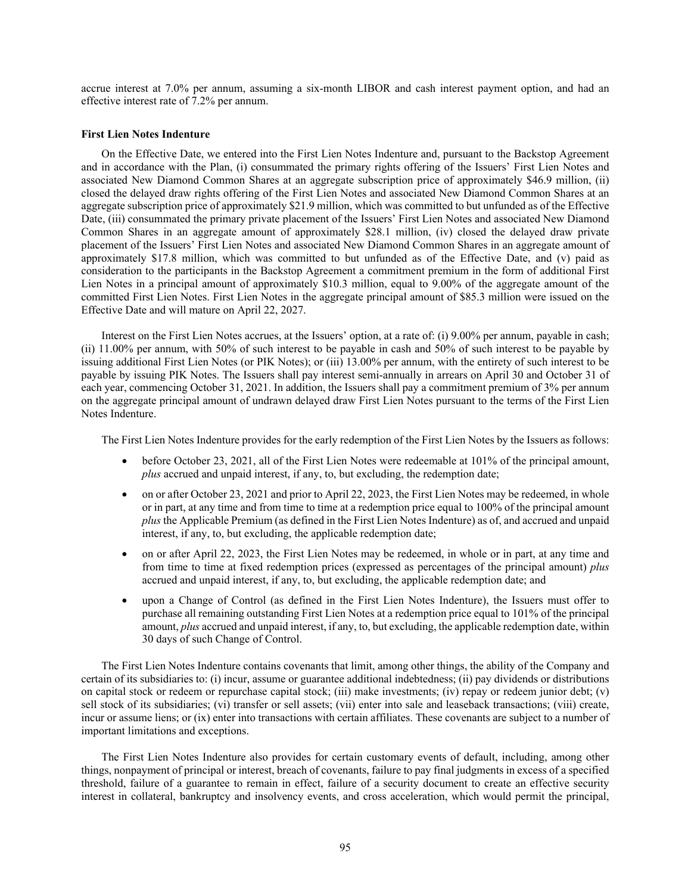accrue interest at 7.0% per annum, assuming a six-month LIBOR and cash interest payment option, and had an effective interest rate of 7.2% per annum.

**First Lien Notes Indenture**

On the Effective Date, we entered into the First Lien Notes Indenture and, pursuant to the Backstop Agreement and in accordance with the Plan, (i) consummated the primary rights offering of the Issuers' First Lien Notes and associated New Diamond Common Shares at an aggregate subscription price of approximately $46.9 million, (ii) closed the delayed draw rights offering of the First Lien Notes and associated New Diamond Common Shares at an aggregate subscription price of approximately $21.9 million, which was committed to but unfunded as of the Effective Date, (iii) consummated the primary private placement of the Issuers' First Lien Notes and associated New Diamond Common Shares in an aggregate amount of approximately $28.1 million, (iv) closed the delayed draw private placement of the Issuers' First Lien Notes and associated New Diamond Common Shares in an aggregate amount of approximately $17.8 million, which was committed to but unfunded as of the Effective Date, and (v) paid as consideration to the participants in the Backstop Agreement a commitment premium in the form of additional First Lien Notes in a principal amount of approximately $10.3 million, equal to 9.00% of the aggregate amount of the committed First Lien Notes. First Lien Notes in the aggregate principal amount of $85.3 million were issued on the Effective Date and will mature on April 22, 2027.

Interest on the First Lien Notes accrues, at the Issuers' option, at a rate of: (i) 9.00% per annum, payable in cash; (ii) 11.00% per annum, with 50% of such interest to be payable in cash and 50% of such interest to be payable by issuing additional First Lien Notes (or PIK Notes); or (iii) 13.00% per annum, with the entirety of such interest to be payable by issuing PIK Notes. The Issuers shall pay interest semi-annually in arrears on April 30 and October 31 of each year, commencing October 31, 2021. In addition, the Issuers shall pay a commitment premium of 3% per annum on the aggregate principal amount of undrawn delayed draw First Lien Notes pursuant to the terms of the First Lien Notes Indenture.

The First Lien Notes Indenture provides for the early redemption of the First Lien Notes by the Issuers as follows:

- before October 23, 2021, all of the First Lien Notes were redeemable at 101% of the principal amount, *plus* accrued and unpaid interest, if any, to, but excluding, the redemption date;
- on or after October 23, 2021 and prior to April 22, 2023, the First Lien Notes may be redeemed, in whole or in part, at any time and from time to time at a redemption price equal to 100% of the principal amount *plus* the Applicable Premium (as defined in the First Lien Notes Indenture) as of, and accrued and unpaid interest, if any, to, but excluding, the applicable redemption date;
- on or after April 22, 2023, the First Lien Notes may be redeemed, in whole or in part, at any time and from time to time at fixed redemption prices (expressed as percentages of the principal amount) *plus* accrued and unpaid interest, if any, to, but excluding, the applicable redemption date; and
- upon a Change of Control (as defined in the First Lien Notes Indenture), the Issuers must offer to purchase all remaining outstanding First Lien Notes at a redemption price equal to 101% of the principal amount, *plus* accrued and unpaid interest, if any, to, but excluding, the applicable redemption date, within 30 days of such Change of Control.

The First Lien Notes Indenture contains covenants that limit, among other things, the ability of the Company and certain of its subsidiaries to: (i) incur, assume or guarantee additional indebtedness; (ii) pay dividends or distributions on capital stock or redeem or repurchase capital stock; (iii) make investments; (iv) repay or redeem junior debt; (v) sell stock of its subsidiaries; (vi) transfer or sell assets; (vii) enter into sale and leaseback transactions; (viii) create, incur or assume liens; or (ix) enter into transactions with certain affiliates. These covenants are subject to a number of important limitations and exceptions.

The First Lien Notes Indenture also provides for certain customary events of default, including, among other things, nonpayment of principal or interest, breach of covenants, failure to pay final judgments in excess of a specified threshold, failure of a guarantee to remain in effect, failure of a security document to create an effective security interest in collateral, bankruptcy and insolvency events, and cross acceleration, which would permit the principal,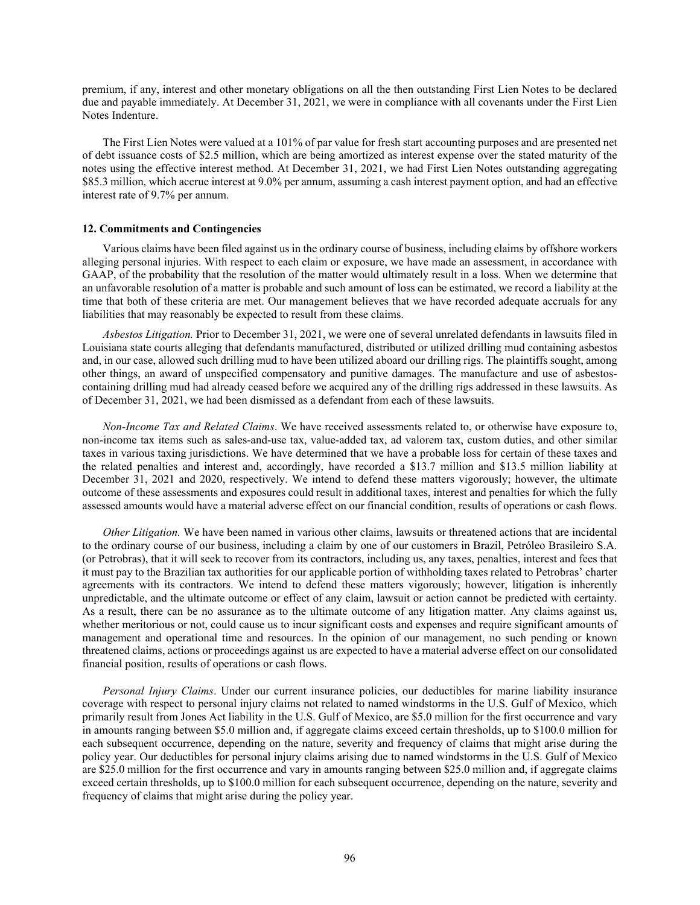premium, if any, interest and other monetary obligations on all the then outstanding First Lien Notes to be declared due and payable immediately. At December 31, 2021, we were in compliance with all covenants under the First Lien Notes Indenture.

The First Lien Notes were valued at a 101% of par value for fresh start accounting purposes and are presented net of debt issuance costs of $2.5 million, which are being amortized as interest expense over the stated maturity of the notes using the effective interest method. At December 31, 2021, we had First Lien Notes outstanding aggregating $85.3 million, which accrue interest at 9.0% per annum, assuming a cash interest payment option, and had an effective interest rate of 9.7% per annum.

**12. Commitments and Contingencies**

Various claims have been filed against us in the ordinary course of business, including claims by offshore workers alleging personal injuries. With respect to each claim or exposure, we have made an assessment, in accordance with GAAP, of the probability that the resolution of the matter would ultimately result in a loss. When we determine that an unfavorable resolution of a matter is probable and such amount of loss can be estimated, we record a liability at the time that both of these criteria are met. Our management believes that we have recorded adequate accruals for any liabilities that may reasonably be expected to result from these claims.

*Asbestos Litigation.* Prior to December 31, 2021, we were one of several unrelated defendants in lawsuits filed in Louisiana state courts alleging that defendants manufactured, distributed or utilized drilling mud containing asbestos and, in our case, allowed such drilling mud to have been utilized aboard our drilling rigs. The plaintiffs sought, among other things, an award of unspecified compensatory and punitive damages. The manufacture and use of asbestos-containing drilling mud had already ceased before we acquired any of the drilling rigs addressed in these lawsuits. As of December 31, 2021, we had been dismissed as a defendant from each of these lawsuits.

*Non-Income Tax and Related Claims*. We have received assessments related to, or otherwise have exposure to, non-income tax items such as sales-and-use tax, value-added tax, ad valorem tax, custom duties, and other similar taxes in various taxing jurisdictions. We have determined that we have a probable loss for certain of these taxes and the related penalties and interest and, accordingly, have recorded a $13.7 million and $13.5 million liability at December 31, 2021 and 2020, respectively. We intend to defend these matters vigorously; however, the ultimate outcome of these assessments and exposures could result in additional taxes, interest and penalties for which the fully assessed amounts would have a material adverse effect on our financial condition, results of operations or cash flows.

*Other Litigation.* We have been named in various other claims, lawsuits or threatened actions that are incidental to the ordinary course of our business, including a claim by one of our customers in Brazil, Petróleo Brasileiro S.A. (or Petrobras), that it will seek to recover from its contractors, including us, any taxes, penalties, interest and fees that it must pay to the Brazilian tax authorities for our applicable portion of withholding taxes related to Petrobras' charter agreements with its contractors. We intend to defend these matters vigorously; however, litigation is inherently unpredictable, and the ultimate outcome or effect of any claim, lawsuit or action cannot be predicted with certainty. As a result, there can be no assurance as to the ultimate outcome of any litigation matter. Any claims against us, whether meritorious or not, could cause us to incur significant costs and expenses and require significant amounts of management and operational time and resources. In the opinion of our management, no such pending or known threatened claims, actions or proceedings against us are expected to have a material adverse effect on our consolidated financial position, results of operations or cash flows.

*Personal Injury Claims*. Under our current insurance policies, our deductibles for marine liability insurance coverage with respect to personal injury claims not related to named windstorms in the U.S. Gulf of Mexico, which primarily result from Jones Act liability in the U.S. Gulf of Mexico, are $5.0 million for the first occurrence and vary in amounts ranging between $5.0 million and, if aggregate claims exceed certain thresholds, up to $100.0 million for each subsequent occurrence, depending on the nature, severity and frequency of claims that might arise during the policy year. Our deductibles for personal injury claims arising due to named windstorms in the U.S. Gulf of Mexico are $25.0 million for the first occurrence and vary in amounts ranging between $25.0 million and, if aggregate claims exceed certain thresholds, up to $100.0 million for each subsequent occurrence, depending on the nature, severity and frequency of claims that might arise during the policy year.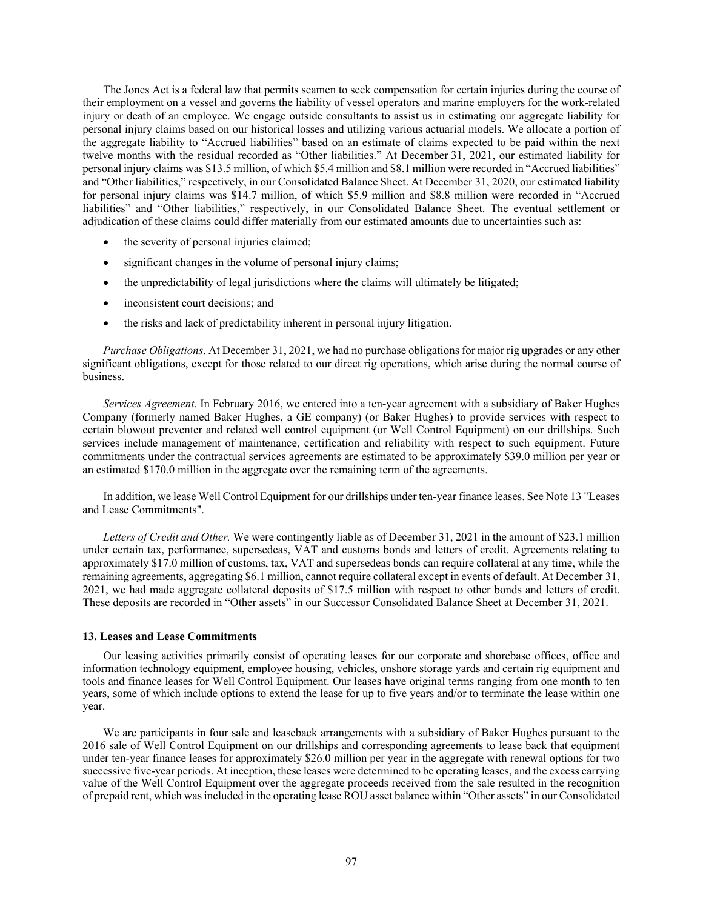The Jones Act is a federal law that permits seamen to seek compensation for certain injuries during the course of their employment on a vessel and governs the liability of vessel operators and marine employers for the work-related injury or death of an employee. We engage outside consultants to assist us in estimating our aggregate liability for personal injury claims based on our historical losses and utilizing various actuarial models. We allocate a portion of the aggregate liability to "Accrued liabilities" based on an estimate of claims expected to be paid within the next twelve months with the residual recorded as "Other liabilities." At December 31, 2021, our estimated liability for personal injury claims was $13.5 million, of which $5.4 million and $8.1 million were recorded in "Accrued liabilities" and "Other liabilities," respectively, in our Consolidated Balance Sheet. At December 31, 2020, our estimated liability for personal injury claims was $14.7 million, of which $5.9 million and $8.8 million were recorded in "Accrued liabilities" and "Other liabilities," respectively, in our Consolidated Balance Sheet. The eventual settlement or adjudication of these claims could differ materially from our estimated amounts due to uncertainties such as:

- the severity of personal injuries claimed;
- significant changes in the volume of personal injury claims;
- the unpredictability of legal jurisdictions where the claims will ultimately be litigated;
- inconsistent court decisions; and
- the risks and lack of predictability inherent in personal injury litigation.

*Purchase Obligations*. At December 31, 2021, we had no purchase obligations for major rig upgrades or any other significant obligations, except for those related to our direct rig operations, which arise during the normal course of business.

*Services Agreement*. In February 2016, we entered into a ten-year agreement with a subsidiary of Baker Hughes Company (formerly named Baker Hughes, a GE company) (or Baker Hughes) to provide services with respect to certain blowout preventer and related well control equipment (or Well Control Equipment) on our drillships. Such services include management of maintenance, certification and reliability with respect to such equipment. Future commitments under the contractual services agreements are estimated to be approximately $39.0 million per year or an estimated $170.0 million in the aggregate over the remaining term of the agreements.

In addition, we lease Well Control Equipment for our drillships under ten-year finance leases. See Note 13 "Leases and Lease Commitments".

*Letters of Credit and Other.* We were contingently liable as of December 31, 2021 in the amount of $23.1 million under certain tax, performance, supersedeas, VAT and customs bonds and letters of credit. Agreements relating to approximately $17.0 million of customs, tax, VAT and supersedeas bonds can require collateral at any time, while the remaining agreements, aggregating $6.1 million, cannot require collateral except in events of default. At December 31, 2021, we had made aggregate collateral deposits of $17.5 million with respect to other bonds and letters of credit. These deposits are recorded in "Other assets" in our Successor Consolidated Balance Sheet at December 31, 2021.

### 13. Leases and Lease Commitments

Our leasing activities primarily consist of operating leases for our corporate and shorebase offices, office and information technology equipment, employee housing, vehicles, onshore storage yards and certain rig equipment and tools and finance leases for Well Control Equipment. Our leases have original terms ranging from one month to ten years, some of which include options to extend the lease for up to five years and/or to terminate the lease within one year.

We are participants in four sale and leaseback arrangements with a subsidiary of Baker Hughes pursuant to the 2016 sale of Well Control Equipment on our drillships and corresponding agreements to lease back that equipment under ten-year finance leases for approximately $26.0 million per year in the aggregate with renewal options for two successive five-year periods. At inception, these leases were determined to be operating leases, and the excess carrying value of the Well Control Equipment over the aggregate proceeds received from the sale resulted in the recognition of prepaid rent, which was included in the operating lease ROU asset balance within "Other assets" in our Consolidated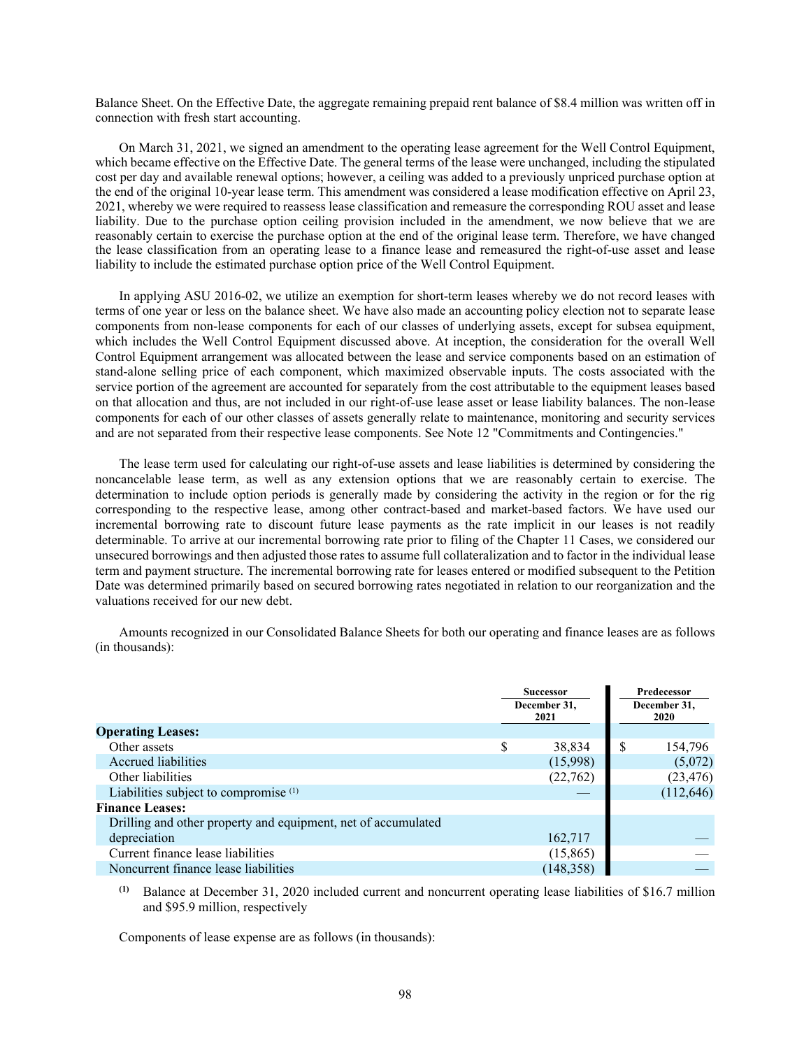Balance Sheet. On the Effective Date, the aggregate remaining prepaid rent balance of $8.4 million was written off in connection with fresh start accounting.

On March 31, 2021, we signed an amendment to the operating lease agreement for the Well Control Equipment, which became effective on the Effective Date. The general terms of the lease were unchanged, including the stipulated cost per day and available renewal options; however, a ceiling was added to a previously unpriced purchase option at the end of the original 10-year lease term. This amendment was considered a lease modification effective on April 23, 2021, whereby we were required to reassess lease classification and remeasure the corresponding ROU asset and lease liability. Due to the purchase option ceiling provision included in the amendment, we now believe that we are reasonably certain to exercise the purchase option at the end of the original lease term. Therefore, we have changed the lease classification from an operating lease to a finance lease and remeasured the right-of-use asset and lease liability to include the estimated purchase option price of the Well Control Equipment.

In applying ASU 2016-02, we utilize an exemption for short-term leases whereby we do not record leases with terms of one year or less on the balance sheet. We have also made an accounting policy election not to separate lease components from non-lease components for each of our classes of underlying assets, except for subsea equipment, which includes the Well Control Equipment discussed above. At inception, the consideration for the overall Well Control Equipment arrangement was allocated between the lease and service components based on an estimation of stand-alone selling price of each component, which maximized observable inputs. The costs associated with the service portion of the agreement are accounted for separately from the cost attributable to the equipment leases based on that allocation and thus, are not included in our right-of-use lease asset or lease liability balances. The non-lease components for each of our other classes of assets generally relate to maintenance, monitoring and security services and are not separated from their respective lease components. See Note 12 "Commitments and Contingencies."

The lease term used for calculating our right-of-use assets and lease liabilities is determined by considering the noncancelable lease term, as well as any extension options that we are reasonably certain to exercise. The determination to include option periods is generally made by considering the activity in the region or for the rig corresponding to the respective lease, among other contract-based and market-based factors. We have used our incremental borrowing rate to discount future lease payments as the rate implicit in our leases is not readily determinable. To arrive at our incremental borrowing rate prior to filing of the Chapter 11 Cases, we considered our unsecured borrowings and then adjusted those rates to assume full collateralization and to factor in the individual lease term and payment structure. The incremental borrowing rate for leases entered or modified subsequent to the Petition Date was determined primarily based on secured borrowing rates negotiated in relation to our reorganization and the valuations received for our new debt.

Amounts recognized in our Consolidated Balance Sheets for both our operating and finance leases are as follows (in thousands):

| | Successor | Predecessor |
|---|---|---|
| | December 31, 2021 | December 31, 2020 |
| **Operating Leases:** | | |
| Other assets | $ 38,834 | $ 154,796 |
| Accrued liabilities | (15,998) | (5,072) |
| Other liabilities | (22,762) | (23,476) |
| Liabilities subject to compromise [(1)] | — | (112,646) |
| **Finance Leases:** | | |
| Drilling and other property and equipment, net of accumulated depreciation | 162,717 | — |
| Current finance lease liabilities | (15,865) | — |
| Noncurrent finance lease liabilities | (148,358) | — |

[(1)] Balance at December 31, 2020 included current and noncurrent operating lease liabilities of $16.7 million and $95.9 million, respectively

Components of lease expense are as follows (in thousands):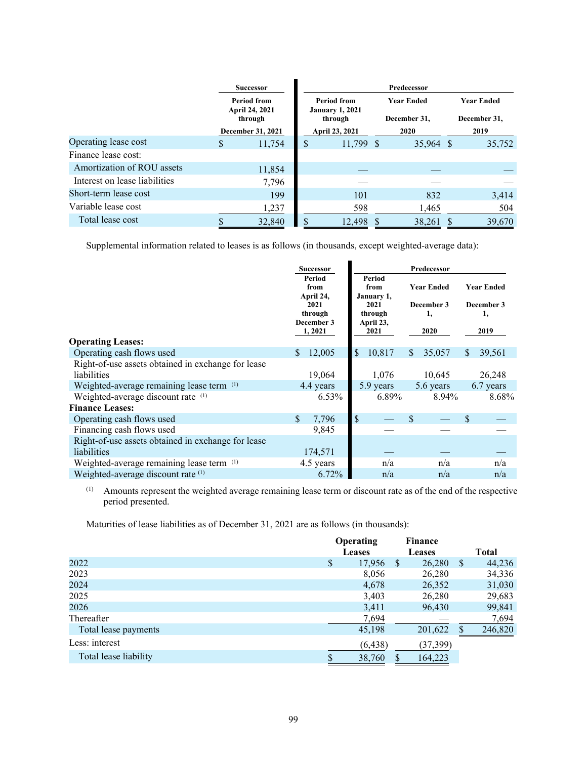| | Successor | Predecessor | | |
|---|---|---|---|---|
| | Period from April 24, 2021 through December 31, 2021 | Period from January 1, 2021 through April 23, 2021 | Year Ended December 31, 2020 | Year Ended December 31, 2019 |
| Operating lease cost | $ 11,754 | $ 11,799 | $ 35,964 | $ 35,752 |
| Finance lease cost: | | | | |
| Amortization of ROU assets | 11,854 | — | — | — |
| Interest on lease liabilities | 7,796 | — | — | — |
| Short-term lease cost | 199 | 101 | 832 | 3,414 |
| Variable lease cost | 1,237 | 598 | 1,465 | 504 |
| Total lease cost | $ 32,840 | $ 12,498 | $ 38,261 | $ 39,670 |

Supplemental information related to leases is as follows (in thousands, except weighted-average data):

| | Successor | Predecessor | | |
|---|---|---|---|---|
| | Period from April 24, 2021 through December 31, 2021 | Period from January 1, 2021 through April 23, 2021 | Year Ended December 31, 2020 | Year Ended December 31, 2019 |
| **Operating Leases:** | | | | |
| Operating cash flows used | $ 12,005 | $ 10,817 | $ 35,057 | $ 39,561 |
| Right-of-use assets obtained in exchange for lease liabilities | 19,064 | 1,076 | 10,645 | 26,248 |
| Weighted-average remaining lease term [(1)] | 4.4 years | 5.9 years | 5.6 years | 6.7 years |
| Weighted-average discount rate [(1)] | 6.53% | 6.89% | 8.94% | 8.68% |
| **Finance Leases:** | | | | |
| Operating cash flows used | $ 7,796 | $ — | $ — | $ — |
| Financing cash flows used | 9,845 | — | — | — |
| Right-of-use assets obtained in exchange for lease liabilities | 174,571 | — | — | — |
| Weighted-average remaining lease term [(1)] | 4.5 years | n/a | n/a | n/a |
| Weighted-average discount rate [(1)] | 6.72% | n/a | n/a | n/a |

(1) Amounts represent the weighted average remaining lease term or discount rate as of the end of the respective period presented.

Maturities of lease liabilities as of December 31, 2021 are as follows (in thousands):

| | Operating Leases | Finance Leases | Total |
|---|---|---|---|
| 2022 | $ 17,956 | $ 26,280 | $ 44,236 |
| 2023 | 8,056 | 26,280 | 34,336 |
| 2024 | 4,678 | 26,352 | 31,030 |
| 2025 | 3,403 | 26,280 | 29,683 |
| 2026 | 3,411 | 96,430 | 99,841 |
| Thereafter | 7,694 | — | 7,694 |
| Total lease payments | 45,198 | 201,622 | $ 246,820 |
| Less: interest | (6,438) | (37,399) | |
| Total lease liability | $ 38,760 | $ 164,223 | |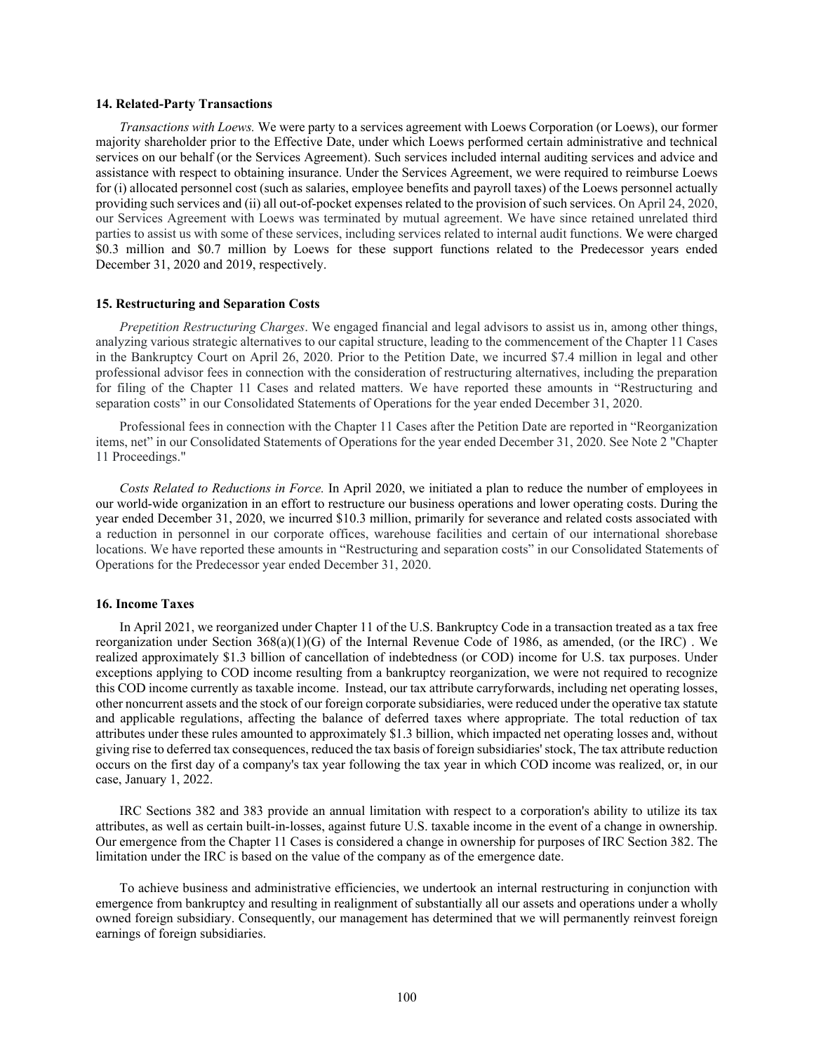### 14. Related-Party Transactions

*Transactions with Loews.* We were party to a services agreement with Loews Corporation (or Loews), our former majority shareholder prior to the Effective Date, under which Loews performed certain administrative and technical services on our behalf (or the Services Agreement). Such services included internal auditing services and advice and assistance with respect to obtaining insurance. Under the Services Agreement, we were required to reimburse Loews for (i) allocated personnel cost (such as salaries, employee benefits and payroll taxes) of the Loews personnel actually providing such services and (ii) all out-of-pocket expenses related to the provision of such services. On April 24, 2020, our Services Agreement with Loews was terminated by mutual agreement. We have since retained unrelated third parties to assist us with some of these services, including services related to internal audit functions. We were charged \$0.3 million and \$0.7 million by Loews for these support functions related to the Predecessor years ended December 31, 2020 and 2019, respectively.

### 15. Restructuring and Separation Costs

*Prepetition Restructuring Charges*. We engaged financial and legal advisors to assist us in, among other things, analyzing various strategic alternatives to our capital structure, leading to the commencement of the Chapter 11 Cases in the Bankruptcy Court on April 26, 2020. Prior to the Petition Date, we incurred \$7.4 million in legal and other professional advisor fees in connection with the consideration of restructuring alternatives, including the preparation for filing of the Chapter 11 Cases and related matters. We have reported these amounts in "Restructuring and separation costs" in our Consolidated Statements of Operations for the year ended December 31, 2020.

Professional fees in connection with the Chapter 11 Cases after the Petition Date are reported in "Reorganization items, net" in our Consolidated Statements of Operations for the year ended December 31, 2020. See Note 2 "Chapter 11 Proceedings."

*Costs Related to Reductions in Force.* In April 2020, we initiated a plan to reduce the number of employees in our world-wide organization in an effort to restructure our business operations and lower operating costs. During the year ended December 31, 2020, we incurred \$10.3 million, primarily for severance and related costs associated with a reduction in personnel in our corporate offices, warehouse facilities and certain of our international shorebase locations. We have reported these amounts in "Restructuring and separation costs" in our Consolidated Statements of Operations for the Predecessor year ended December 31, 2020.

### 16. Income Taxes

In April 2021, we reorganized under Chapter 11 of the U.S. Bankruptcy Code in a transaction treated as a tax free reorganization under Section 368(a)(1)(G) of the Internal Revenue Code of 1986, as amended, (or the IRC) . We realized approximately \$1.3 billion of cancellation of indebtedness (or COD) income for U.S. tax purposes. Under exceptions applying to COD income resulting from a bankruptcy reorganization, we were not required to recognize this COD income currently as taxable income. Instead, our tax attribute carryforwards, including net operating losses, other noncurrent assets and the stock of our foreign corporate subsidiaries, were reduced under the operative tax statute and applicable regulations, affecting the balance of deferred taxes where appropriate. The total reduction of tax attributes under these rules amounted to approximately \$1.3 billion, which impacted net operating losses and, without giving rise to deferred tax consequences, reduced the tax basis of foreign subsidiaries' stock, The tax attribute reduction occurs on the first day of a company's tax year following the tax year in which COD income was realized, or, in our case, January 1, 2022.

IRC Sections 382 and 383 provide an annual limitation with respect to a corporation's ability to utilize its tax attributes, as well as certain built-in-losses, against future U.S. taxable income in the event of a change in ownership. Our emergence from the Chapter 11 Cases is considered a change in ownership for purposes of IRC Section 382. The limitation under the IRC is based on the value of the company as of the emergence date.

To achieve business and administrative efficiencies, we undertook an internal restructuring in conjunction with emergence from bankruptcy and resulting in realignment of substantially all our assets and operations under a wholly owned foreign subsidiary. Consequently, our management has determined that we will permanently reinvest foreign earnings of foreign subsidiaries.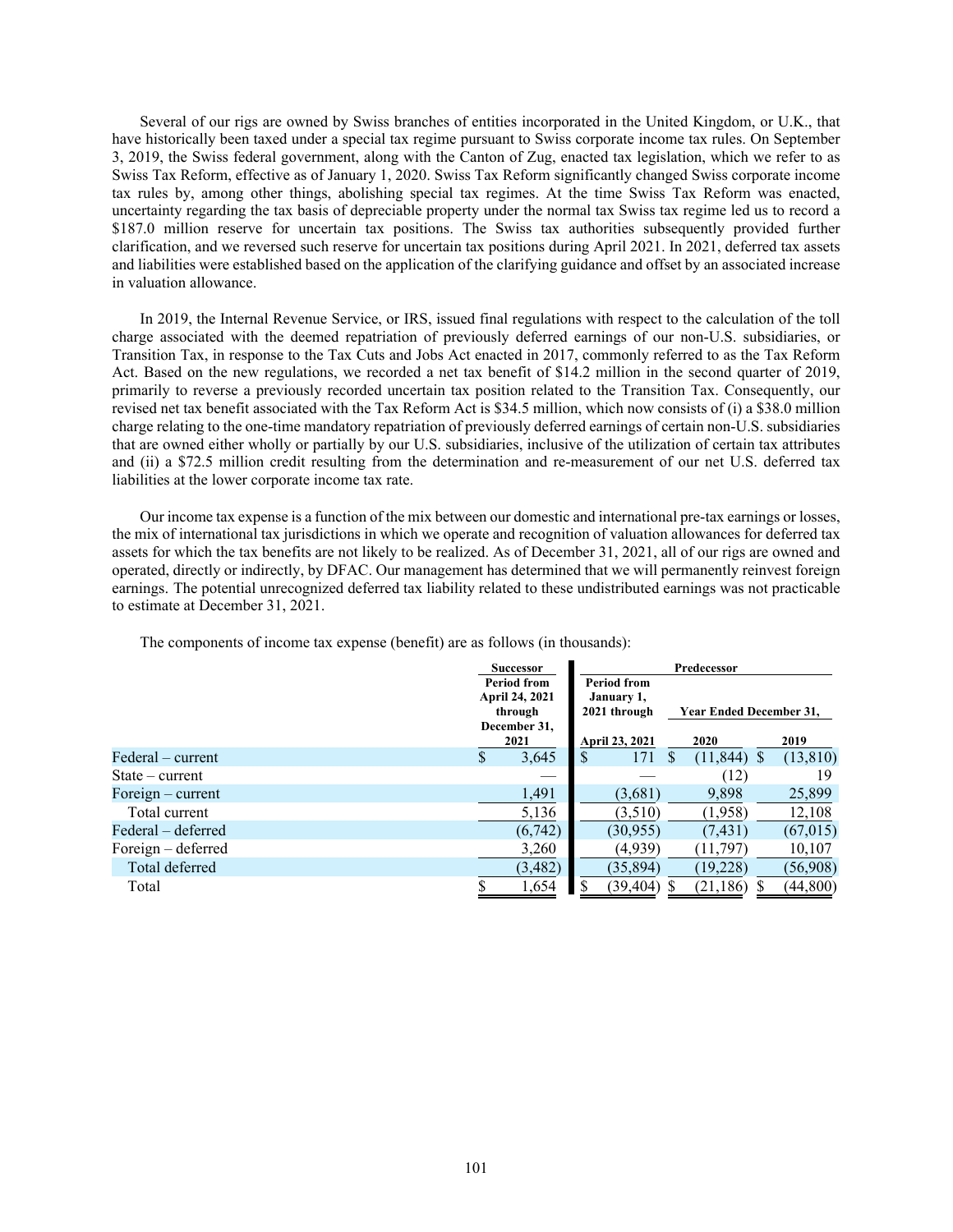Several of our rigs are owned by Swiss branches of entities incorporated in the United Kingdom, or U.K., that have historically been taxed under a special tax regime pursuant to Swiss corporate income tax rules. On September 3, 2019, the Swiss federal government, along with the Canton of Zug, enacted tax legislation, which we refer to as Swiss Tax Reform, effective as of January 1, 2020. Swiss Tax Reform significantly changed Swiss corporate income tax rules by, among other things, abolishing special tax regimes. At the time Swiss Tax Reform was enacted, uncertainty regarding the tax basis of depreciable property under the normal tax Swiss tax regime led us to record a $187.0 million reserve for uncertain tax positions. The Swiss tax authorities subsequently provided further clarification, and we reversed such reserve for uncertain tax positions during April 2021. In 2021, deferred tax assets and liabilities were established based on the application of the clarifying guidance and offset by an associated increase in valuation allowance.

In 2019, the Internal Revenue Service, or IRS, issued final regulations with respect to the calculation of the toll charge associated with the deemed repatriation of previously deferred earnings of our non-U.S. subsidiaries, or Transition Tax, in response to the Tax Cuts and Jobs Act enacted in 2017, commonly referred to as the Tax Reform Act. Based on the new regulations, we recorded a net tax benefit of $14.2 million in the second quarter of 2019, primarily to reverse a previously recorded uncertain tax position related to the Transition Tax. Consequently, our revised net tax benefit associated with the Tax Reform Act is $34.5 million, which now consists of (i) a $38.0 million charge relating to the one-time mandatory repatriation of previously deferred earnings of certain non-U.S. subsidiaries that are owned either wholly or partially by our U.S. subsidiaries, inclusive of the utilization of certain tax attributes and (ii) a $72.5 million credit resulting from the determination and re-measurement of our net U.S. deferred tax liabilities at the lower corporate income tax rate.

Our income tax expense is a function of the mix between our domestic and international pre-tax earnings or losses, the mix of international tax jurisdictions in which we operate and recognition of valuation allowances for deferred tax assets for which the tax benefits are not likely to be realized. As of December 31, 2021, all of our rigs are owned and operated, directly or indirectly, by DFAC. Our management has determined that we will permanently reinvest foreign earnings. The potential unrecognized deferred tax liability related to these undistributed earnings was not practicable to estimate at December 31, 2021.

The components of income tax expense (benefit) are as follows (in thousands):

| | Successor | Predecessor | | |
|---|---|---|---|---|
| | Period from April 24, 2021 through December 31, 2021 | Period from January 1, 2021 through April 23, 2021 | Year Ended December 31, 2020 | Year Ended December 31, 2019 |
| Federal – current | $ 3,645 | $ 171 | $ (11,844) | $ (13,810) |
| State – current | — | — | (12) | 19 |
| Foreign – current | 1,491 | (3,681) | 9,898 | 25,899 |
| Total current | 5,136 | (3,510) | (1,958) | 12,108 |
| Federal – deferred | (6,742) | (30,955) | (7,431) | (67,015) |
| Foreign – deferred | 3,260 | (4,939) | (11,797) | 10,107 |
| Total deferred | (3,482) | (35,894) | (19,228) | (56,908) |
| Total | $ 1,654 | $ (39,404) | $ (21,186) | $ (44,800) |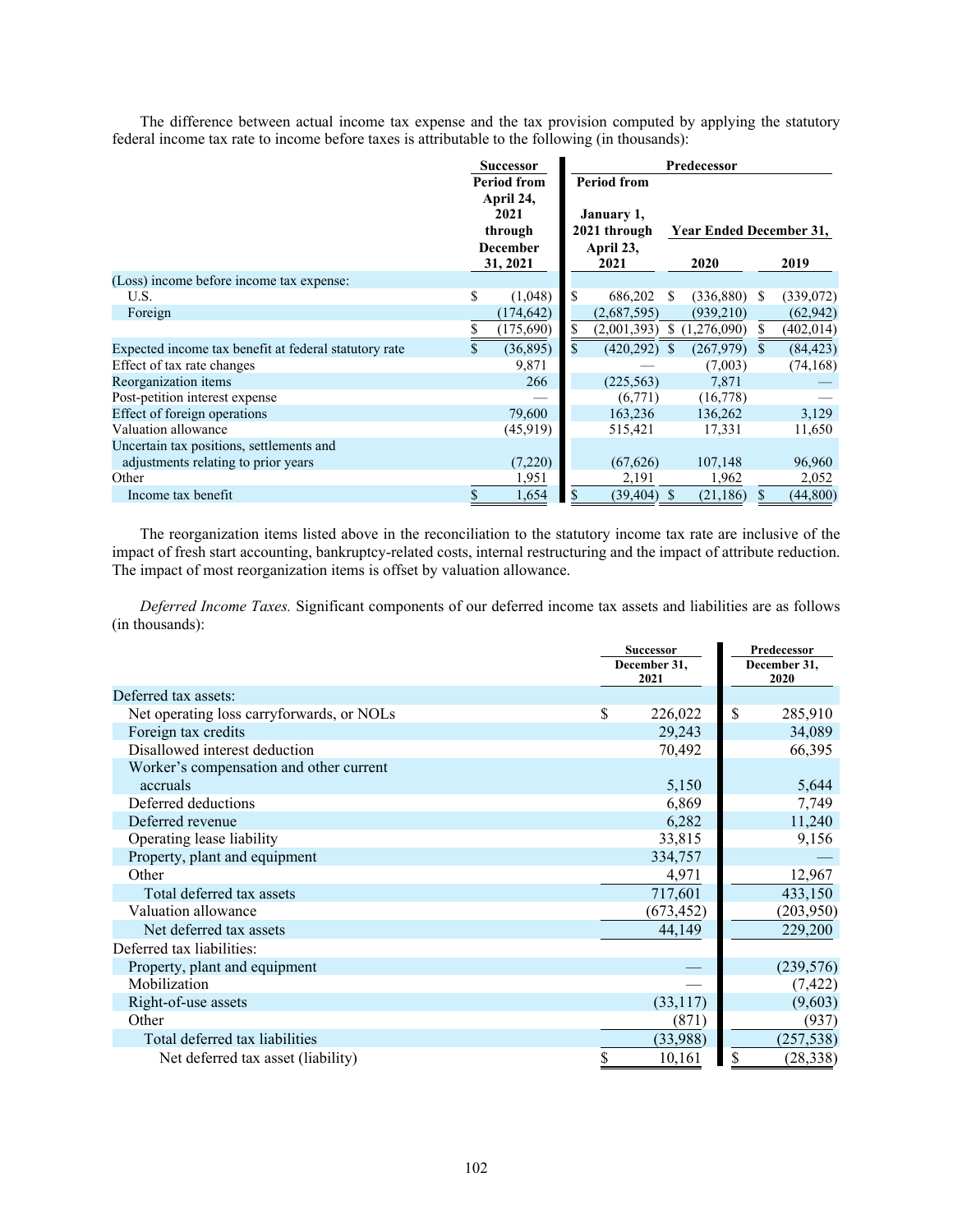The difference between actual income tax expense and the tax provision computed by applying the statutory federal income tax rate to income before taxes is attributable to the following (in thousands):

| | Successor | Predecessor | | |
|---|---|---|---|---|
| | Period from April 24, 2021 through December 31, 2021 | Period from January 1, 2021 through April 23, 2021 | Year Ended December 31, 2020 | Year Ended December 31, 2019 |
| (Loss) income before income tax expense: | | | | |
| U.S. | $ (1,048) | $ 686,202 | $ (336,880) | $ (339,072) |
| Foreign | (174,642) | (2,687,595) | (939,210) | (62,942) |
| | $ (175,690) | $ (2,001,393) | $ (1,276,090) | $ (402,014) |
| Expected income tax benefit at federal statutory rate | $ (36,895) | $ (420,292) | $ (267,979) | $ (84,423) |
| Effect of tax rate changes | 9,871 | — | (7,003) | (74,168) |
| Reorganization items | 266 | (225,563) | 7,871 | — |
| Post-petition interest expense | — | (6,771) | (16,778) | — |
| Effect of foreign operations | 79,600 | 163,236 | 136,262 | 3,129 |
| Valuation allowance | (45,919) | 515,421 | 17,331 | 11,650 |
| Uncertain tax positions, settlements and adjustments relating to prior years | (7,220) | (67,626) | 107,148 | 96,960 |
| Other | 1,951 | 2,191 | 1,962 | 2,052 |
| Income tax benefit | $ 1,654 | $ (39,404) | $ (21,186) | $ (44,800) |

The reorganization items listed above in the reconciliation to the statutory income tax rate are inclusive of the impact of fresh start accounting, bankruptcy-related costs, internal restructuring and the impact of attribute reduction. The impact of most reorganization items is offset by valuation allowance.

*Deferred Income Taxes.* Significant components of our deferred income tax assets and liabilities are as follows (in thousands):

| | Successor | Predecessor |
|---|---|---|
| | December 31, 2021 | December 31, 2020 |
| Deferred tax assets: | | |
| Net operating loss carryforwards, or NOLs | $ 226,022 | $ 285,910 |
| Foreign tax credits | 29,243 | 34,089 |
| Disallowed interest deduction | 70,492 | 66,395 |
| Worker's compensation and other current accruals | 5,150 | 5,644 |
| Deferred deductions | 6,869 | 7,749 |
| Deferred revenue | 6,282 | 11,240 |
| Operating lease liability | 33,815 | 9,156 |
| Property, plant and equipment | 334,757 | — |
| Other | 4,971 | 12,967 |
| Total deferred tax assets | 717,601 | 433,150 |
| Valuation allowance | (673,452) | (203,950) |
| Net deferred tax assets | 44,149 | 229,200 |
| Deferred tax liabilities: | | |
| Property, plant and equipment | — | (239,576) |
| Mobilization | — | (7,422) |
| Right-of-use assets | (33,117) | (9,603) |
| Other | (871) | (937) |
| Total deferred tax liabilities | (33,988) | (257,538) |
| Net deferred tax asset (liability) | $ 10,161 | $ (28,338) |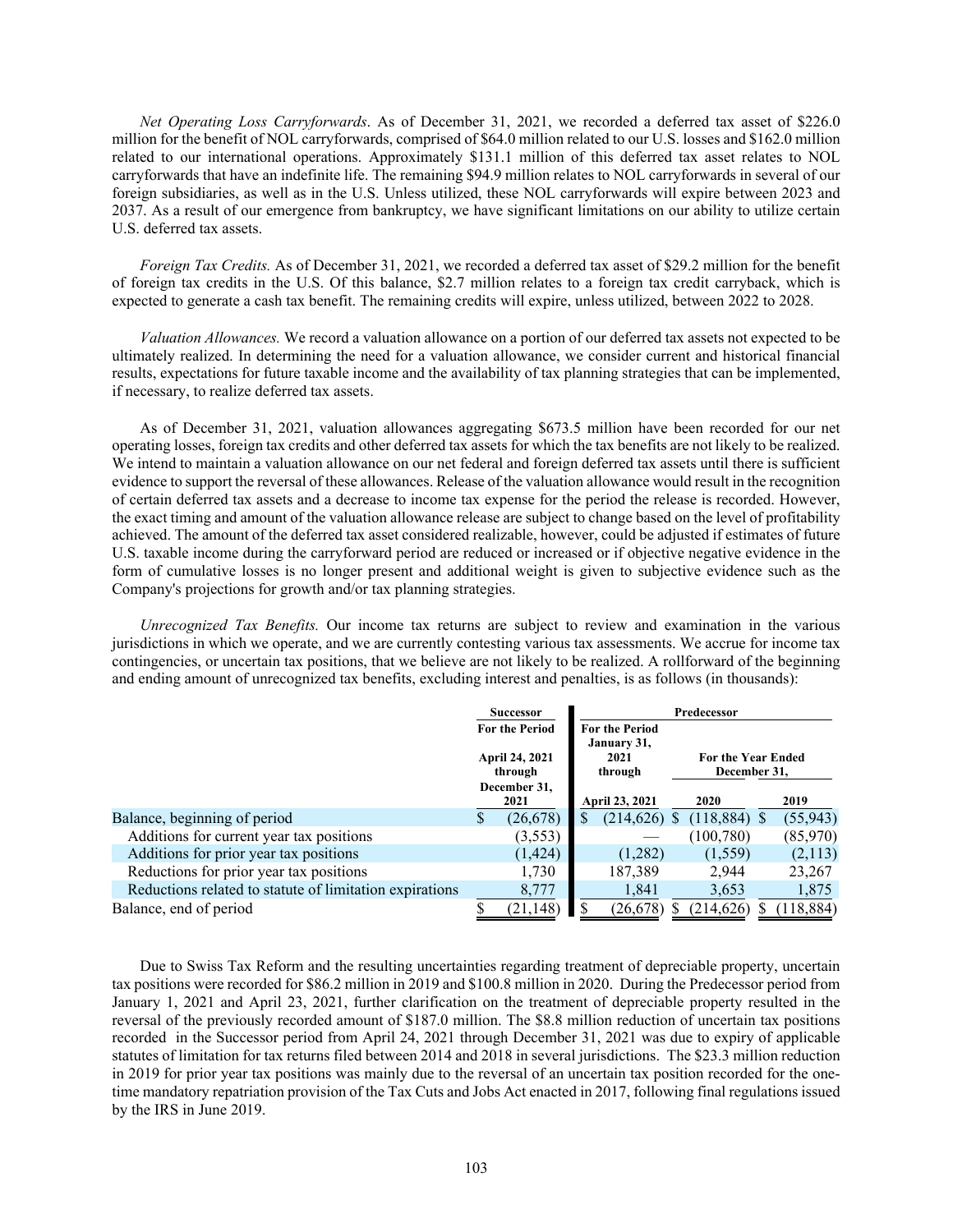*Net Operating Loss Carryforwards*. As of December 31, 2021, we recorded a deferred tax asset of $226.0 million for the benefit of NOL carryforwards, comprised of $64.0 million related to our U.S. losses and $162.0 million related to our international operations. Approximately $131.1 million of this deferred tax asset relates to NOL carryforwards that have an indefinite life. The remaining $94.9 million relates to NOL carryforwards in several of our foreign subsidiaries, as well as in the U.S. Unless utilized, these NOL carryforwards will expire between 2023 and 2037. As a result of our emergence from bankruptcy, we have significant limitations on our ability to utilize certain U.S. deferred tax assets.

*Foreign Tax Credits.* As of December 31, 2021, we recorded a deferred tax asset of $29.2 million for the benefit of foreign tax credits in the U.S. Of this balance, $2.7 million relates to a foreign tax credit carryback, which is expected to generate a cash tax benefit. The remaining credits will expire, unless utilized, between 2022 to 2028.

*Valuation Allowances.* We record a valuation allowance on a portion of our deferred tax assets not expected to be ultimately realized. In determining the need for a valuation allowance, we consider current and historical financial results, expectations for future taxable income and the availability of tax planning strategies that can be implemented, if necessary, to realize deferred tax assets.

As of December 31, 2021, valuation allowances aggregating $673.5 million have been recorded for our net operating losses, foreign tax credits and other deferred tax assets for which the tax benefits are not likely to be realized. We intend to maintain a valuation allowance on our net federal and foreign deferred tax assets until there is sufficient evidence to support the reversal of these allowances. Release of the valuation allowance would result in the recognition of certain deferred tax assets and a decrease to income tax expense for the period the release is recorded. However, the exact timing and amount of the valuation allowance release are subject to change based on the level of profitability achieved. The amount of the deferred tax asset considered realizable, however, could be adjusted if estimates of future U.S. taxable income during the carryforward period are reduced or increased or if objective negative evidence in the form of cumulative losses is no longer present and additional weight is given to subjective evidence such as the Company's projections for growth and/or tax planning strategies.

*Unrecognized Tax Benefits.* Our income tax returns are subject to review and examination in the various jurisdictions in which we operate, and we are currently contesting various tax assessments. We accrue for income tax contingencies, or uncertain tax positions, that we believe are not likely to be realized. A rollforward of the beginning and ending amount of unrecognized tax benefits, excluding interest and penalties, is as follows (in thousands):

| | Successor | Predecessor | | |
|---|---|---|---|---|
| | For the Period April 24, 2021 through December 31, 2021 | For the Period January 31, 2021 through April 23, 2021 | For the Year Ended December 31, 2020 | For the Year Ended December 31, 2019 |
| Balance, beginning of period | $ (26,678) | $ (214,626) | $ (118,884) | $ (55,943) |
| Additions for current year tax positions | (3,553) | — | (100,780) | (85,970) |
| Additions for prior year tax positions | (1,424) | (1,282) | (1,559) | (2,113) |
| Reductions for prior year tax positions | 1,730 | 187,389 | 2,944 | 23,267 |
| Reductions related to statute of limitation expirations | 8,777 | 1,841 | 3,653 | 1,875 |
| Balance, end of period | $ (21,148) | $ (26,678) | $ (214,626) | $ (118,884) |

Due to Swiss Tax Reform and the resulting uncertainties regarding treatment of depreciable property, uncertain tax positions were recorded for $86.2 million in 2019 and $100.8 million in 2020. During the Predecessor period from January 1, 2021 and April 23, 2021, further clarification on the treatment of depreciable property resulted in the reversal of the previously recorded amount of $187.0 million. The $8.8 million reduction of uncertain tax positions recorded in the Successor period from April 24, 2021 through December 31, 2021 was due to expiry of applicable statutes of limitation for tax returns filed between 2014 and 2018 in several jurisdictions. The $23.3 million reduction in 2019 for prior year tax positions was mainly due to the reversal of an uncertain tax position recorded for the one-time mandatory repatriation provision of the Tax Cuts and Jobs Act enacted in 2017, following final regulations issued by the IRS in June 2019.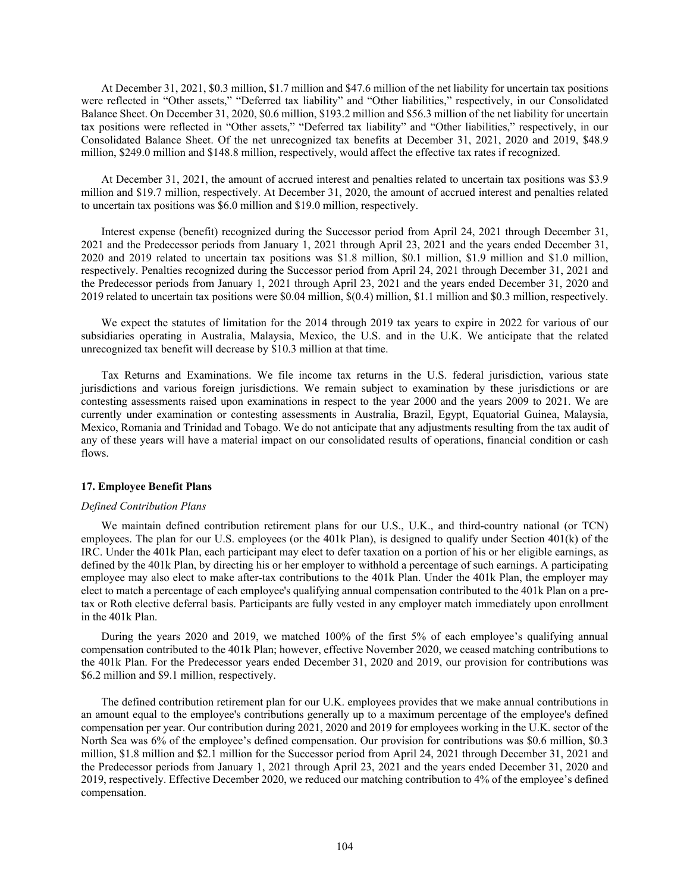At December 31, 2021, $0.3 million, $1.7 million and $47.6 million of the net liability for uncertain tax positions were reflected in "Other assets," "Deferred tax liability" and "Other liabilities," respectively, in our Consolidated Balance Sheet. On December 31, 2020, $0.6 million, $193.2 million and $56.3 million of the net liability for uncertain tax positions were reflected in "Other assets," "Deferred tax liability" and "Other liabilities," respectively, in our Consolidated Balance Sheet. Of the net unrecognized tax benefits at December 31, 2021, 2020 and 2019, $48.9 million, $249.0 million and $148.8 million, respectively, would affect the effective tax rates if recognized.

At December 31, 2021, the amount of accrued interest and penalties related to uncertain tax positions was $3.9 million and $19.7 million, respectively. At December 31, 2020, the amount of accrued interest and penalties related to uncertain tax positions was $6.0 million and $19.0 million, respectively.

Interest expense (benefit) recognized during the Successor period from April 24, 2021 through December 31, 2021 and the Predecessor periods from January 1, 2021 through April 23, 2021 and the years ended December 31, 2020 and 2019 related to uncertain tax positions was $1.8 million, $0.1 million, $1.9 million and $1.0 million, respectively. Penalties recognized during the Successor period from April 24, 2021 through December 31, 2021 and the Predecessor periods from January 1, 2021 through April 23, 2021 and the years ended December 31, 2020 and 2019 related to uncertain tax positions were $0.04 million, $(0.4) million, $1.1 million and $0.3 million, respectively.

We expect the statutes of limitation for the 2014 through 2019 tax years to expire in 2022 for various of our subsidiaries operating in Australia, Malaysia, Mexico, the U.S. and in the U.K. We anticipate that the related unrecognized tax benefit will decrease by $10.3 million at that time.

Tax Returns and Examinations. We file income tax returns in the U.S. federal jurisdiction, various state jurisdictions and various foreign jurisdictions. We remain subject to examination by these jurisdictions or are contesting assessments raised upon examinations in respect to the year 2000 and the years 2009 to 2021. We are currently under examination or contesting assessments in Australia, Brazil, Egypt, Equatorial Guinea, Malaysia, Mexico, Romania and Trinidad and Tobago. We do not anticipate that any adjustments resulting from the tax audit of any of these years will have a material impact on our consolidated results of operations, financial condition or cash flows.

## 17. Employee Benefit Plans

*Defined Contribution Plans*

We maintain defined contribution retirement plans for our U.S., U.K., and third-country national (or TCN) employees. The plan for our U.S. employees (or the 401k Plan), is designed to qualify under Section 401(k) of the IRC. Under the 401k Plan, each participant may elect to defer taxation on a portion of his or her eligible earnings, as defined by the 401k Plan, by directing his or her employer to withhold a percentage of such earnings. A participating employee may also elect to make after-tax contributions to the 401k Plan. Under the 401k Plan, the employer may elect to match a percentage of each employee's qualifying annual compensation contributed to the 401k Plan on a pre-tax or Roth elective deferral basis. Participants are fully vested in any employer match immediately upon enrollment in the 401k Plan.

During the years 2020 and 2019, we matched 100% of the first 5% of each employee's qualifying annual compensation contributed to the 401k Plan; however, effective November 2020, we ceased matching contributions to the 401k Plan. For the Predecessor years ended December 31, 2020 and 2019, our provision for contributions was $6.2 million and $9.1 million, respectively.

The defined contribution retirement plan for our U.K. employees provides that we make annual contributions in an amount equal to the employee's contributions generally up to a maximum percentage of the employee's defined compensation per year. Our contribution during 2021, 2020 and 2019 for employees working in the U.K. sector of the North Sea was 6% of the employee's defined compensation. Our provision for contributions was $0.6 million, $0.3 million, $1.8 million and $2.1 million for the Successor period from April 24, 2021 through December 31, 2021 and the Predecessor periods from January 1, 2021 through April 23, 2021 and the years ended December 31, 2020 and 2019, respectively. Effective December 2020, we reduced our matching contribution to 4% of the employee's defined compensation.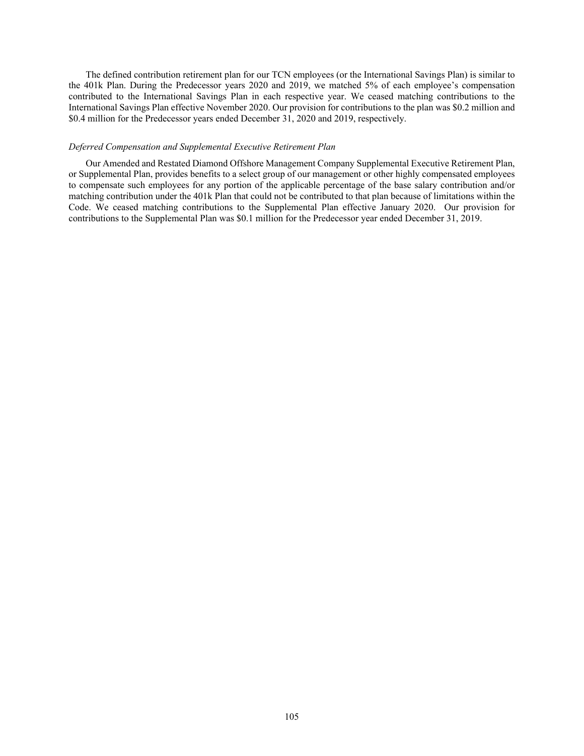The defined contribution retirement plan for our TCN employees (or the International Savings Plan) is similar to the 401k Plan. During the Predecessor years 2020 and 2019, we matched 5% of each employee's compensation contributed to the International Savings Plan in each respective year. We ceased matching contributions to the International Savings Plan effective November 2020. Our provision for contributions to the plan was $0.2 million and $0.4 million for the Predecessor years ended December 31, 2020 and 2019, respectively.

*Deferred Compensation and Supplemental Executive Retirement Plan*

Our Amended and Restated Diamond Offshore Management Company Supplemental Executive Retirement Plan, or Supplemental Plan, provides benefits to a select group of our management or other highly compensated employees to compensate such employees for any portion of the applicable percentage of the base salary contribution and/or matching contribution under the 401k Plan that could not be contributed to that plan because of limitations within the Code. We ceased matching contributions to the Supplemental Plan effective January 2020. Our provision for contributions to the Supplemental Plan was $0.1 million for the Predecessor year ended December 31, 2019.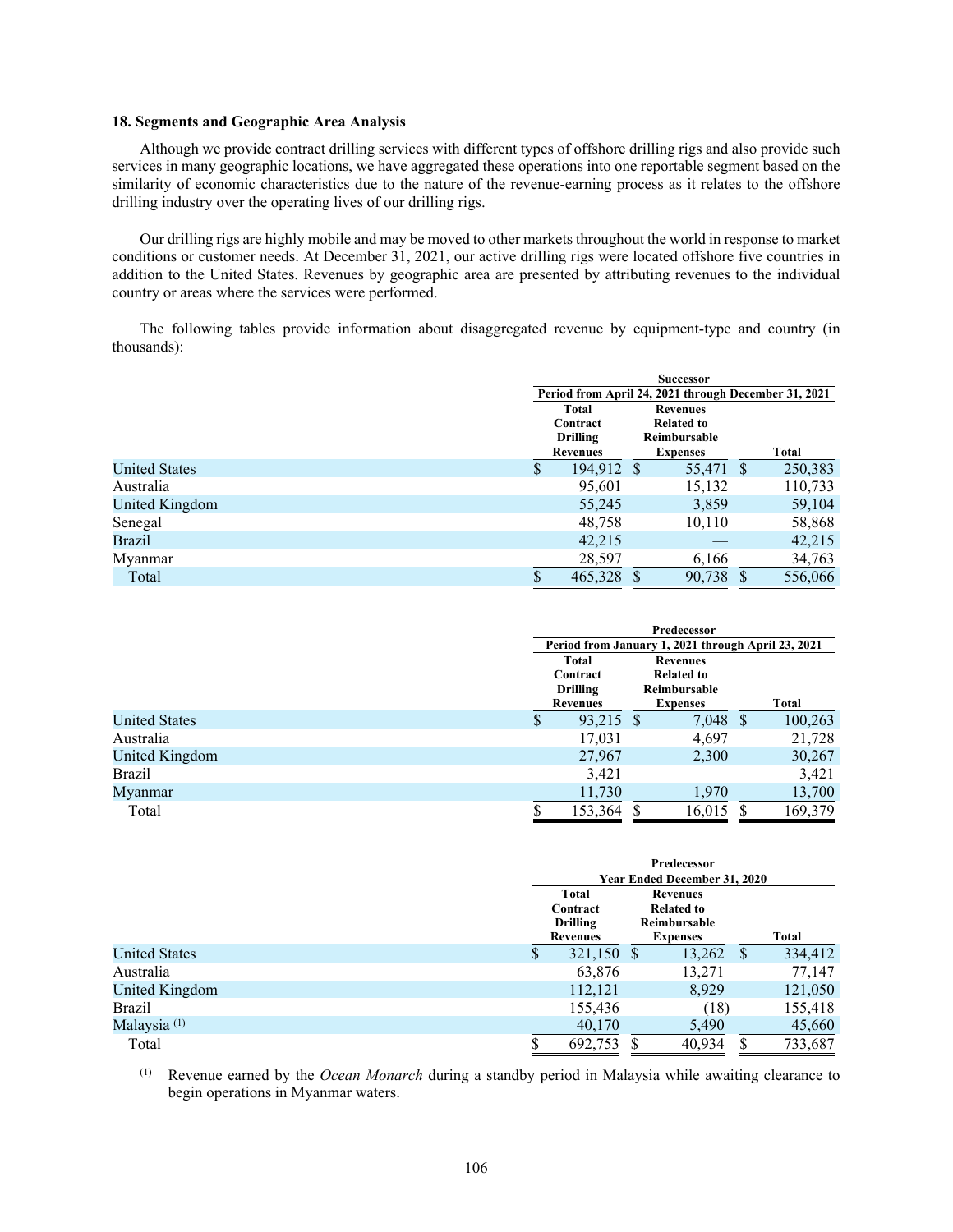### 18. Segments and Geographic Area Analysis

Although we provide contract drilling services with different types of offshore drilling rigs and also provide such services in many geographic locations, we have aggregated these operations into one reportable segment based on the similarity of economic characteristics due to the nature of the revenue-earning process as it relates to the offshore drilling industry over the operating lives of our drilling rigs.

Our drilling rigs are highly mobile and may be moved to other markets throughout the world in response to market conditions or customer needs. At December 31, 2021, our active drilling rigs were located offshore five countries in addition to the United States. Revenues by geographic area are presented by attributing revenues to the individual country or areas where the services were performed.

The following tables provide information about disaggregated revenue by equipment-type and country (in thousands):

| | Successor | | |
|---|---|---|---|
| | Period from April 24, 2021 through December 31, 2021 | | |
| | Total Contract Drilling Revenues | Revenues Related to Reimbursable Expenses | Total |
| United States | $ 194,912 | $ 55,471 | $ 250,383 |
| Australia | 95,601 | 15,132 | 110,733 |
| United Kingdom | 55,245 | 3,859 | 59,104 |
| Senegal | 48,758 | 10,110 | 58,868 |
| Brazil | 42,215 | — | 42,215 |
| Myanmar | 28,597 | 6,166 | 34,763 |
| Total | $ 465,328 | $ 90,738 | $ 556,066 |

| | Predecessor | | |
|---|---|---|---|
| | Period from January 1, 2021 through April 23, 2021 | | |
| | Total Contract Drilling Revenues | Revenues Related to Reimbursable Expenses | Total |
| United States | $ 93,215 | $ 7,048 | $ 100,263 |
| Australia | 17,031 | 4,697 | 21,728 |
| United Kingdom | 27,967 | 2,300 | 30,267 |
| Brazil | 3,421 | — | 3,421 |
| Myanmar | 11,730 | 1,970 | 13,700 |
| Total | $ 153,364 | $ 16,015 | $ 169,379 |

| | Predecessor | | |
|---|---|---|---|
| | Year Ended December 31, 2020 | | |
| | Total Contract Drilling Revenues | Revenues Related to Reimbursable Expenses | Total |
| United States | $ 321,150 | $ 13,262 | $ 334,412 |
| Australia | 63,876 | 13,271 | 77,147 |
| United Kingdom | 112,121 | 8,929 | 121,050 |
| Brazil | 155,436 | (18) | 155,418 |
| Malaysia (1) | 40,170 | 5,490 | 45,660 |
| Total | $ 692,753 | $ 40,934 | $ 733,687 |

(1) Revenue earned by the *Ocean Monarch* during a standby period in Malaysia while awaiting clearance to begin operations in Myanmar waters.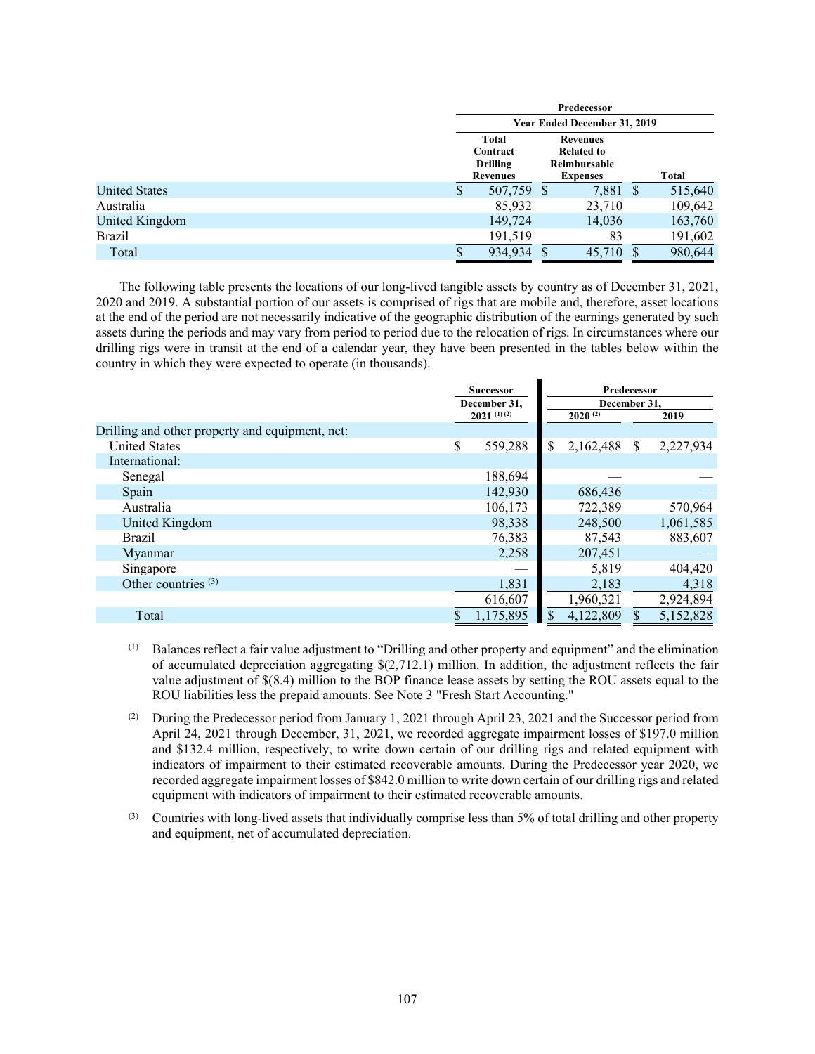| | Predecessor | | |
|---|---|---|---|
| | Year Ended December 31, 2019 | | |
| | Total Contract Drilling Revenues | Revenues Related to Reimbursable Expenses | Total |
| United States | $ 507,759 | $ 7,881 | $ 515,640 |
| Australia | 85,932 | 23,710 | 109,642 |
| United Kingdom | 149,724 | 14,036 | 163,760 |
| Brazil | 191,519 | 83 | 191,602 |
| Total | $ 934,934 | $ 45,710 | $ 980,644 |

The following table presents the locations of our long-lived tangible assets by country as of December 31, 2021, 2020 and 2019. A substantial portion of our assets is comprised of rigs that are mobile and, therefore, asset locations at the end of the period are not necessarily indicative of the geographic distribution of the earnings generated by such assets during the periods and may vary from period to period due to the relocation of rigs. In circumstances where our drilling rigs were in transit at the end of a calendar year, they have been presented in the tables below within the country in which they were expected to operate (in thousands).

| | Successor | Predecessor | |
|---|---|---|---|
| | December 31, 2021 (1) (2) | December 31, 2020 (2) | 2019 |
| Drilling and other property and equipment, net: | | | |
| United States | $ 559,288 | $ 2,162,488 | $ 2,227,934 |
| International: | | | |
| Senegal | 188,694 | — | — |
| Spain | 142,930 | 686,436 | — |
| Australia | 106,173 | 722,389 | 570,964 |
| United Kingdom | 98,338 | 248,500 | 1,061,585 |
| Brazil | 76,383 | 87,543 | 883,607 |
| Myanmar | 2,258 | 207,451 | — |
| Singapore | — | 5,819 | 404,420 |
| Other countries (3) | 1,831 | 2,183 | 4,318 |
| | 616,607 | 1,960,321 | 2,924,894 |
| Total | $ 1,175,895 | $ 4,122,809 | $ 5,152,828 |

(1) Balances reflect a fair value adjustment to "Drilling and other property and equipment" and the elimination of accumulated depreciation aggregating $(2,712.1) million. In addition, the adjustment reflects the fair value adjustment of $(8.4) million to the BOP finance lease assets by setting the ROU assets equal to the ROU liabilities less the prepaid amounts. See Note 3 "Fresh Start Accounting."

(2) During the Predecessor period from January 1, 2021 through April 23, 2021 and the Successor period from April 24, 2021 through December, 31, 2021, we recorded aggregate impairment losses of $197.0 million and $132.4 million, respectively, to write down certain of our drilling rigs and related equipment with indicators of impairment to their estimated recoverable amounts. During the Predecessor year 2020, we recorded aggregate impairment losses of $842.0 million to write down certain of our drilling rigs and related equipment with indicators of impairment to their estimated recoverable amounts.

(3) Countries with long-lived assets that individually comprise less than 5% of total drilling and other property and equipment, net of accumulated depreciation.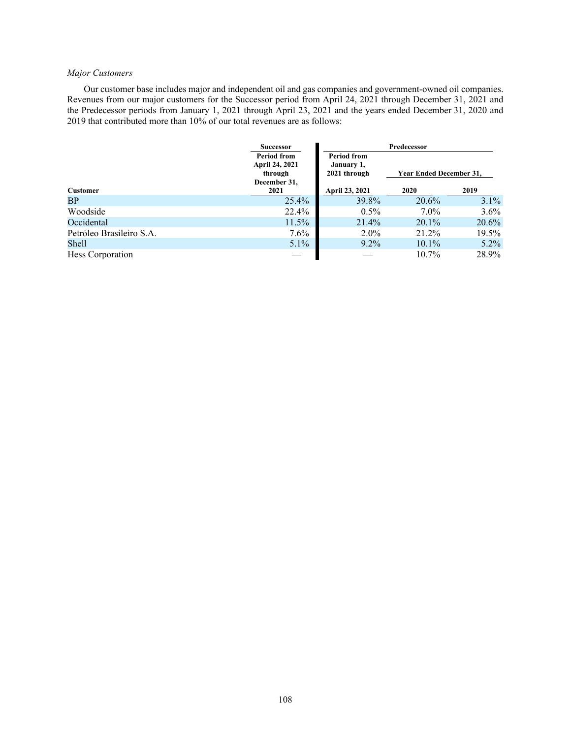*Major Customers*

Our customer base includes major and independent oil and gas companies and government-owned oil companies. Revenues from our major customers for the Successor period from April 24, 2021 through December 31, 2021 and the Predecessor periods from January 1, 2021 through April 23, 2021 and the years ended December 31, 2020 and 2019 that contributed more than 10% of our total revenues are as follows:

| | Successor | Predecessor | | |
|---|---|---|---|---|
| | Period from April 24, 2021 through December 31, | Period from January 1, 2021 through | Year Ended December 31, | |
| Customer | 2021 | April 23, 2021 | 2020 | 2019 |
| BP | 25.4% | 39.8% | 20.6% | 3.1% |
| Woodside | 22.4% | 0.5% | 7.0% | 3.6% |
| Occidental | 11.5% | 21.4% | 20.1% | 20.6% |
| Petróleo Brasileiro S.A. | 7.6% | 2.0% | 21.2% | 19.5% |
| Shell | 5.1% | 9.2% | 10.1% | 5.2% |
| Hess Corporation | — | — | 10.7% | 28.9% |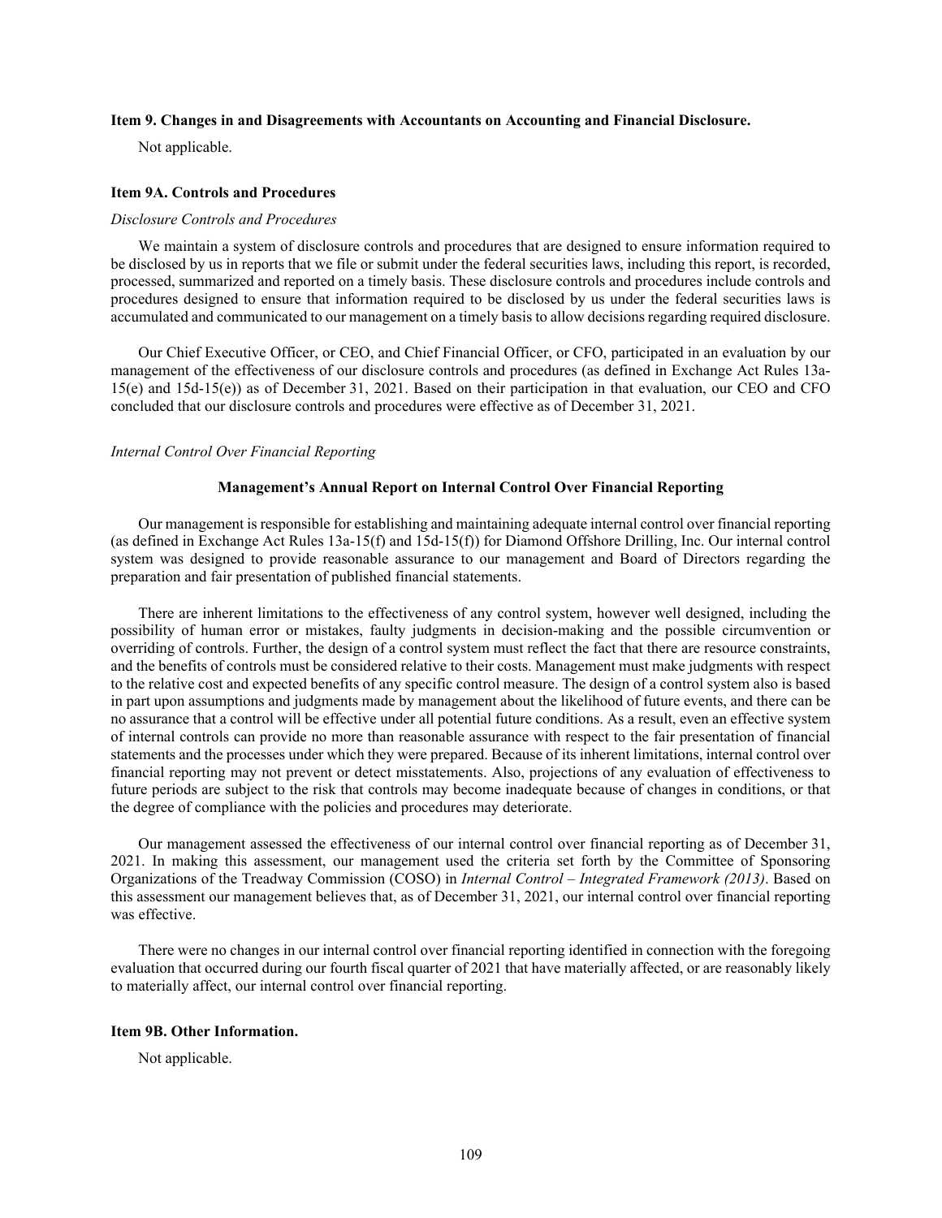### Item 9. Changes in and Disagreements with Accountants on Accounting and Financial Disclosure.

Not applicable.

### Item 9A. Controls and Procedures

*Disclosure Controls and Procedures*

We maintain a system of disclosure controls and procedures that are designed to ensure information required to be disclosed by us in reports that we file or submit under the federal securities laws, including this report, is recorded, processed, summarized and reported on a timely basis. These disclosure controls and procedures include controls and procedures designed to ensure that information required to be disclosed by us under the federal securities laws is accumulated and communicated to our management on a timely basis to allow decisions regarding required disclosure.

Our Chief Executive Officer, or CEO, and Chief Financial Officer, or CFO, participated in an evaluation by our management of the effectiveness of our disclosure controls and procedures (as defined in Exchange Act Rules 13a-15(e) and 15d-15(e)) as of December 31, 2021. Based on their participation in that evaluation, our CEO and CFO concluded that our disclosure controls and procedures were effective as of December 31, 2021.

*Internal Control Over Financial Reporting*

#### Management's Annual Report on Internal Control Over Financial Reporting

Our management is responsible for establishing and maintaining adequate internal control over financial reporting (as defined in Exchange Act Rules 13a-15(f) and 15d-15(f)) for Diamond Offshore Drilling, Inc. Our internal control system was designed to provide reasonable assurance to our management and Board of Directors regarding the preparation and fair presentation of published financial statements.

There are inherent limitations to the effectiveness of any control system, however well designed, including the possibility of human error or mistakes, faulty judgments in decision-making and the possible circumvention or overriding of controls. Further, the design of a control system must reflect the fact that there are resource constraints, and the benefits of controls must be considered relative to their costs. Management must make judgments with respect to the relative cost and expected benefits of any specific control measure. The design of a control system also is based in part upon assumptions and judgments made by management about the likelihood of future events, and there can be no assurance that a control will be effective under all potential future conditions. As a result, even an effective system of internal controls can provide no more than reasonable assurance with respect to the fair presentation of financial statements and the processes under which they were prepared. Because of its inherent limitations, internal control over financial reporting may not prevent or detect misstatements. Also, projections of any evaluation of effectiveness to future periods are subject to the risk that controls may become inadequate because of changes in conditions, or that the degree of compliance with the policies and procedures may deteriorate.

Our management assessed the effectiveness of our internal control over financial reporting as of December 31, 2021. In making this assessment, our management used the criteria set forth by the Committee of Sponsoring Organizations of the Treadway Commission (COSO) in *Internal Control – Integrated Framework (2013)*. Based on this assessment our management believes that, as of December 31, 2021, our internal control over financial reporting was effective.

There were no changes in our internal control over financial reporting identified in connection with the foregoing evaluation that occurred during our fourth fiscal quarter of 2021 that have materially affected, or are reasonably likely to materially affect, our internal control over financial reporting.

### Item 9B. Other Information.

Not applicable.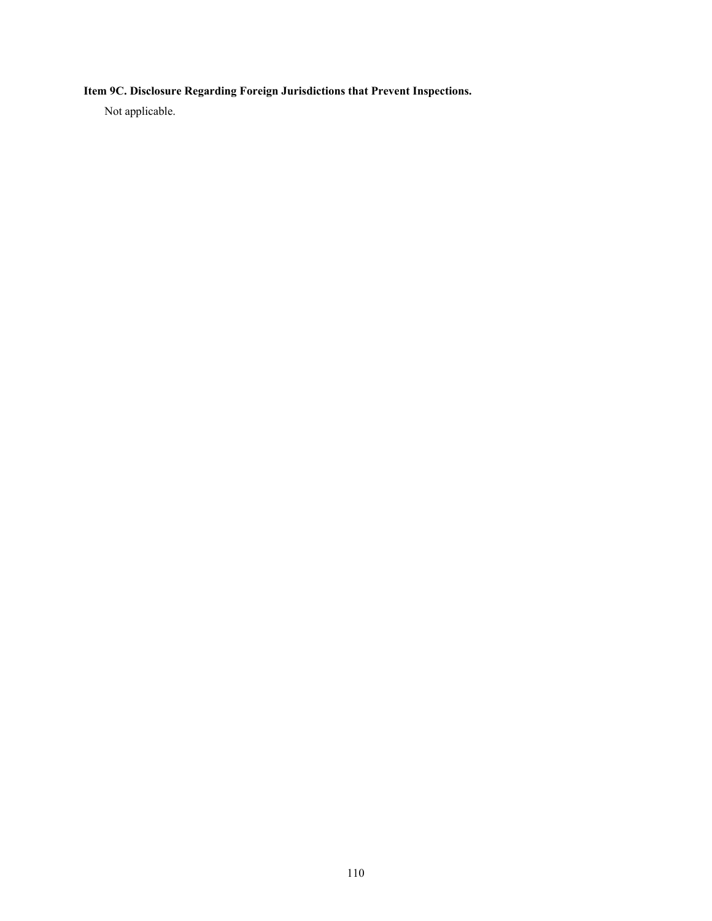**Item 9C. Disclosure Regarding Foreign Jurisdictions that Prevent Inspections.**

Not applicable.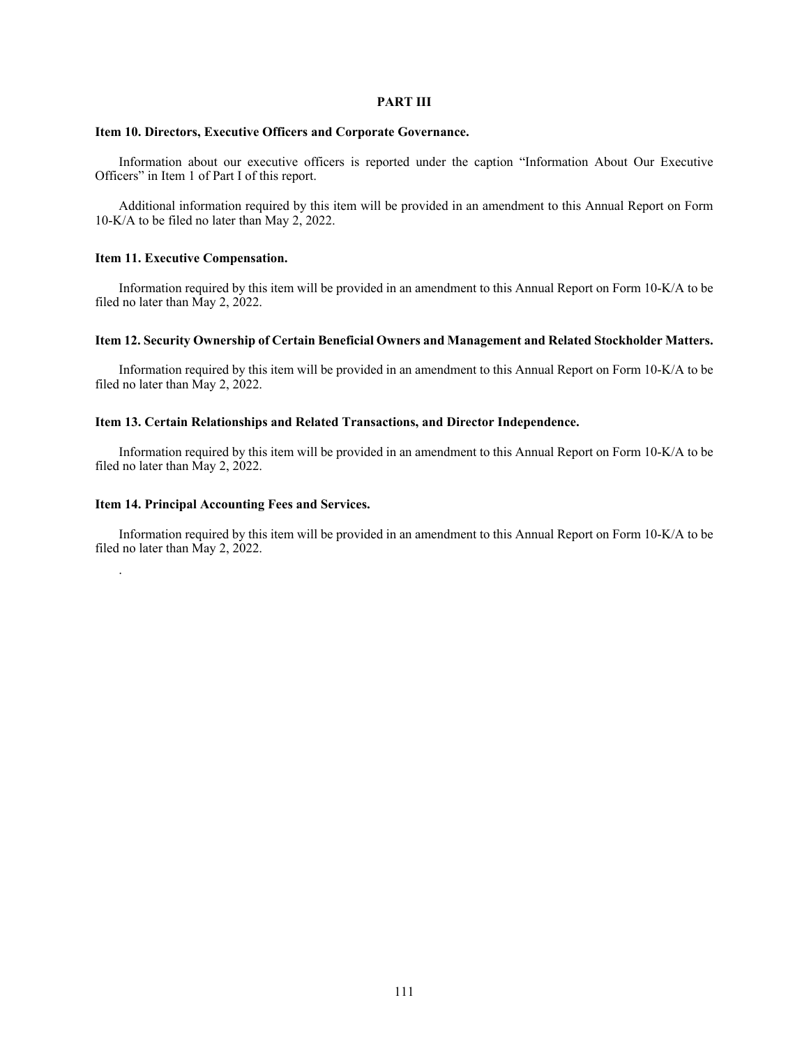## PART III

### Item 10. Directors, Executive Officers and Corporate Governance.

Information about our executive officers is reported under the caption "Information About Our Executive Officers" in Item 1 of Part I of this report.

Additional information required by this item will be provided in an amendment to this Annual Report on Form 10-K/A to be filed no later than May 2, 2022.

### Item 11. Executive Compensation.

Information required by this item will be provided in an amendment to this Annual Report on Form 10-K/A to be filed no later than May 2, 2022.

### Item 12. Security Ownership of Certain Beneficial Owners and Management and Related Stockholder Matters.

Information required by this item will be provided in an amendment to this Annual Report on Form 10-K/A to be filed no later than May 2, 2022.

### Item 13. Certain Relationships and Related Transactions, and Director Independence.

Information required by this item will be provided in an amendment to this Annual Report on Form 10-K/A to be filed no later than May 2, 2022.

### Item 14. Principal Accounting Fees and Services.

Information required by this item will be provided in an amendment to this Annual Report on Form 10-K/A to be filed no later than May 2, 2022.

.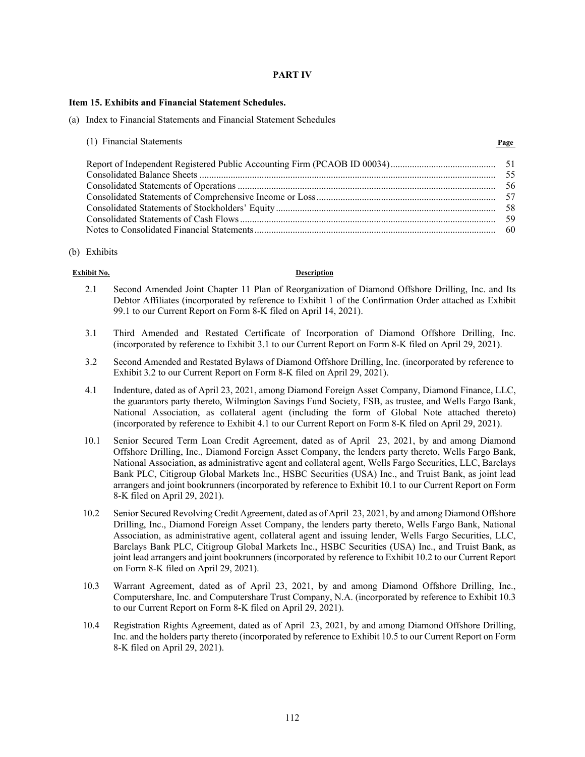## PART IV

### Item 15. Exhibits and Financial Statement Schedules.

(a) Index to Financial Statements and Financial Statement Schedules

(1) Financial Statements

| | Page |
|---|---|
| Report of Independent Registered Public Accounting Firm (PCAOB ID 00034) | 51 |
| Consolidated Balance Sheets | 55 |
| Consolidated Statements of Operations | 56 |
| Consolidated Statements of Comprehensive Income or Loss | 57 |
| Consolidated Statements of Stockholders' Equity | 58 |
| Consolidated Statements of Cash Flows | 59 |
| Notes to Consolidated Financial Statements | 60 |

(b) Exhibits

| Exhibit No. | Description |
|---|---|
| 2.1 | Second Amended Joint Chapter 11 Plan of Reorganization of Diamond Offshore Drilling, Inc. and Its Debtor Affiliates (incorporated by reference to Exhibit 1 of the Confirmation Order attached as Exhibit 99.1 to our Current Report on Form 8-K filed on April 14, 2021). |
| 3.1 | Third Amended and Restated Certificate of Incorporation of Diamond Offshore Drilling, Inc. (incorporated by reference to Exhibit 3.1 to our Current Report on Form 8-K filed on April 29, 2021). |
| 3.2 | Second Amended and Restated Bylaws of Diamond Offshore Drilling, Inc. (incorporated by reference to Exhibit 3.2 to our Current Report on Form 8-K filed on April 29, 2021). |
| 4.1 | Indenture, dated as of April 23, 2021, among Diamond Foreign Asset Company, Diamond Finance, LLC, the guarantors party thereto, Wilmington Savings Fund Society, FSB, as trustee, and Wells Fargo Bank, National Association, as collateral agent (including the form of Global Note attached thereto) (incorporated by reference to Exhibit 4.1 to our Current Report on Form 8-K filed on April 29, 2021). |
| 10.1 | Senior Secured Term Loan Credit Agreement, dated as of April 23, 2021, by and among Diamond Offshore Drilling, Inc., Diamond Foreign Asset Company, the lenders party thereto, Wells Fargo Bank, National Association, as administrative agent and collateral agent, Wells Fargo Securities, LLC, Barclays Bank PLC, Citigroup Global Markets Inc., HSBC Securities (USA) Inc., and Truist Bank, as joint lead arrangers and joint bookrunners (incorporated by reference to Exhibit 10.1 to our Current Report on Form 8-K filed on April 29, 2021). |
| 10.2 | Senior Secured Revolving Credit Agreement, dated as of April 23, 2021, by and among Diamond Offshore Drilling, Inc., Diamond Foreign Asset Company, the lenders party thereto, Wells Fargo Bank, National Association, as administrative agent, collateral agent and issuing lender, Wells Fargo Securities, LLC, Barclays Bank PLC, Citigroup Global Markets Inc., HSBC Securities (USA) Inc., and Truist Bank, as joint lead arrangers and joint bookrunners (incorporated by reference to Exhibit 10.2 to our Current Report on Form 8-K filed on April 29, 2021). |
| 10.3 | Warrant Agreement, dated as of April 23, 2021, by and among Diamond Offshore Drilling, Inc., Computershare, Inc. and Computershare Trust Company, N.A. (incorporated by reference to Exhibit 10.3 to our Current Report on Form 8-K filed on April 29, 2021). |
| 10.4 | Registration Rights Agreement, dated as of April 23, 2021, by and among Diamond Offshore Drilling, Inc. and the holders party thereto (incorporated by reference to Exhibit 10.5 to our Current Report on Form 8-K filed on April 29, 2021). |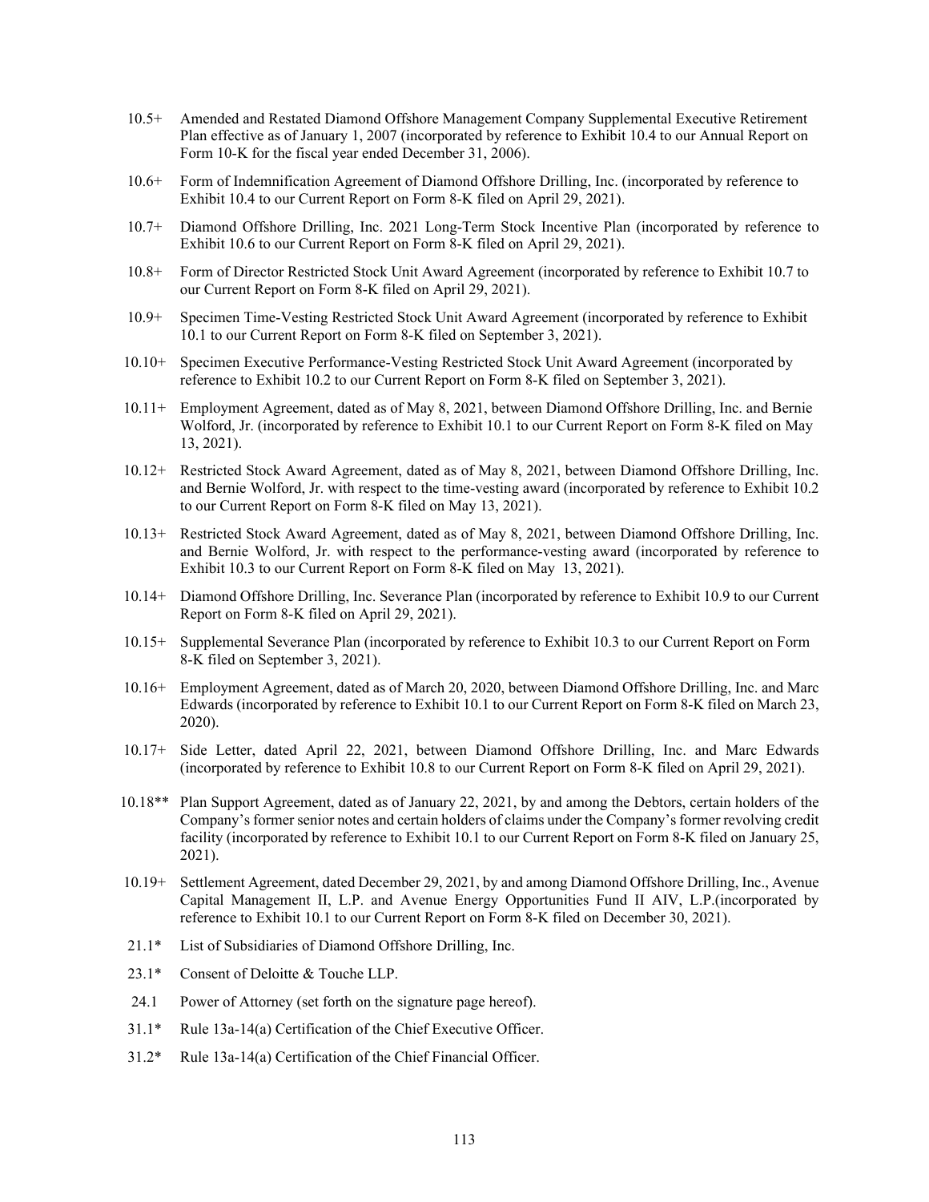10.5+ Amended and Restated Diamond Offshore Management Company Supplemental Executive Retirement Plan effective as of January 1, 2007 (incorporated by reference to Exhibit 10.4 to our Annual Report on Form 10-K for the fiscal year ended December 31, 2006).

10.6+ Form of Indemnification Agreement of Diamond Offshore Drilling, Inc. (incorporated by reference to Exhibit 10.4 to our Current Report on Form 8-K filed on April 29, 2021).

10.7+ Diamond Offshore Drilling, Inc. 2021 Long-Term Stock Incentive Plan (incorporated by reference to Exhibit 10.6 to our Current Report on Form 8-K filed on April 29, 2021).

10.8+ Form of Director Restricted Stock Unit Award Agreement (incorporated by reference to Exhibit 10.7 to our Current Report on Form 8-K filed on April 29, 2021).

10.9+ Specimen Time-Vesting Restricted Stock Unit Award Agreement (incorporated by reference to Exhibit 10.1 to our Current Report on Form 8-K filed on September 3, 2021).

10.10+ Specimen Executive Performance-Vesting Restricted Stock Unit Award Agreement (incorporated by reference to Exhibit 10.2 to our Current Report on Form 8-K filed on September 3, 2021).

10.11+ Employment Agreement, dated as of May 8, 2021, between Diamond Offshore Drilling, Inc. and Bernie Wolford, Jr. (incorporated by reference to Exhibit 10.1 to our Current Report on Form 8-K filed on May 13, 2021).

10.12+ Restricted Stock Award Agreement, dated as of May 8, 2021, between Diamond Offshore Drilling, Inc. and Bernie Wolford, Jr. with respect to the time-vesting award (incorporated by reference to Exhibit 10.2 to our Current Report on Form 8-K filed on May 13, 2021).

10.13+ Restricted Stock Award Agreement, dated as of May 8, 2021, between Diamond Offshore Drilling, Inc. and Bernie Wolford, Jr. with respect to the performance-vesting award (incorporated by reference to Exhibit 10.3 to our Current Report on Form 8-K filed on May 13, 2021).

10.14+ Diamond Offshore Drilling, Inc. Severance Plan (incorporated by reference to Exhibit 10.9 to our Current Report on Form 8-K filed on April 29, 2021).

10.15+ Supplemental Severance Plan (incorporated by reference to Exhibit 10.3 to our Current Report on Form 8-K filed on September 3, 2021).

10.16+ Employment Agreement, dated as of March 20, 2020, between Diamond Offshore Drilling, Inc. and Marc Edwards (incorporated by reference to Exhibit 10.1 to our Current Report on Form 8-K filed on March 23, 2020).

10.17+ Side Letter, dated April 22, 2021, between Diamond Offshore Drilling, Inc. and Marc Edwards (incorporated by reference to Exhibit 10.8 to our Current Report on Form 8-K filed on April 29, 2021).

10.18** Plan Support Agreement, dated as of January 22, 2021, by and among the Debtors, certain holders of the Company's former senior notes and certain holders of claims under the Company's former revolving credit facility (incorporated by reference to Exhibit 10.1 to our Current Report on Form 8-K filed on January 25, 2021).

10.19+ Settlement Agreement, dated December 29, 2021, by and among Diamond Offshore Drilling, Inc., Avenue Capital Management II, L.P. and Avenue Energy Opportunities Fund II AIV, L.P.(incorporated by reference to Exhibit 10.1 to our Current Report on Form 8-K filed on December 30, 2021).

21.1* List of Subsidiaries of Diamond Offshore Drilling, Inc.

23.1* Consent of Deloitte & Touche LLP.

24.1 Power of Attorney (set forth on the signature page hereof).

31.1* Rule 13a-14(a) Certification of the Chief Executive Officer.

31.2* Rule 13a-14(a) Certification of the Chief Financial Officer.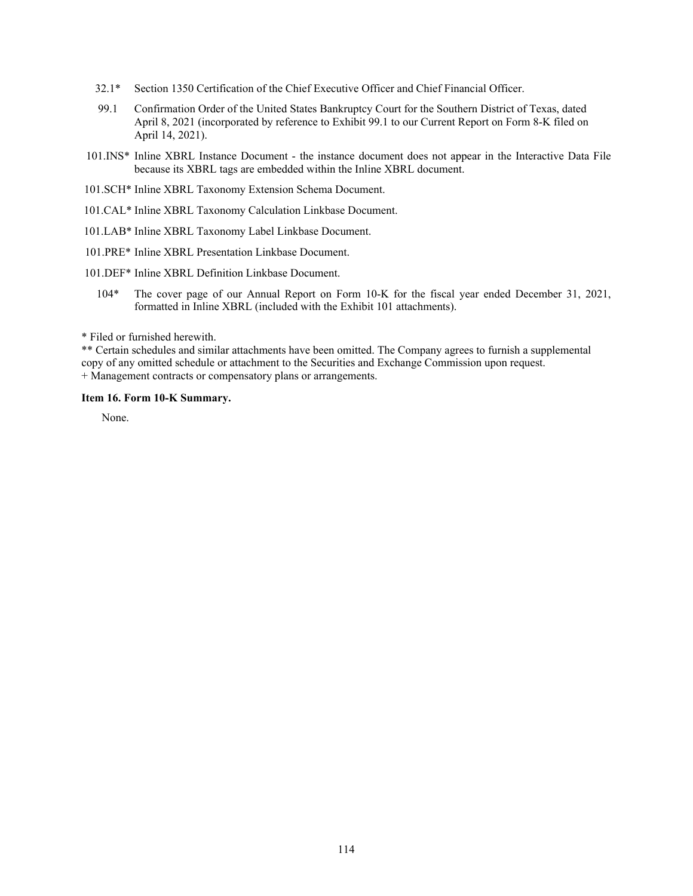| Exhibit | Description |
|---|---|
| 32.1* | Section 1350 Certification of the Chief Executive Officer and Chief Financial Officer. |
| 99.1 | Confirmation Order of the United States Bankruptcy Court for the Southern District of Texas, dated April 8, 2021 (incorporated by reference to Exhibit 99.1 to our Current Report on Form 8-K filed on April 14, 2021). |
| 101.INS* | Inline XBRL Instance Document - the instance document does not appear in the Interactive Data File because its XBRL tags are embedded within the Inline XBRL document. |
| 101.SCH* | Inline XBRL Taxonomy Extension Schema Document. |
| 101.CAL* | Inline XBRL Taxonomy Calculation Linkbase Document. |
| 101.LAB* | Inline XBRL Taxonomy Label Linkbase Document. |
| 101.PRE* | Inline XBRL Presentation Linkbase Document. |
| 101.DEF* | Inline XBRL Definition Linkbase Document. |
| 104* | The cover page of our Annual Report on Form 10-K for the fiscal year ended December 31, 2021, formatted in Inline XBRL (included with the Exhibit 101 attachments). |

* Filed or furnished herewith.
** Certain schedules and similar attachments have been omitted. The Company agrees to furnish a supplemental copy of any omitted schedule or attachment to the Securities and Exchange Commission upon request.
+ Management contracts or compensatory plans or arrangements.

**Item 16. Form 10-K Summary.**

None.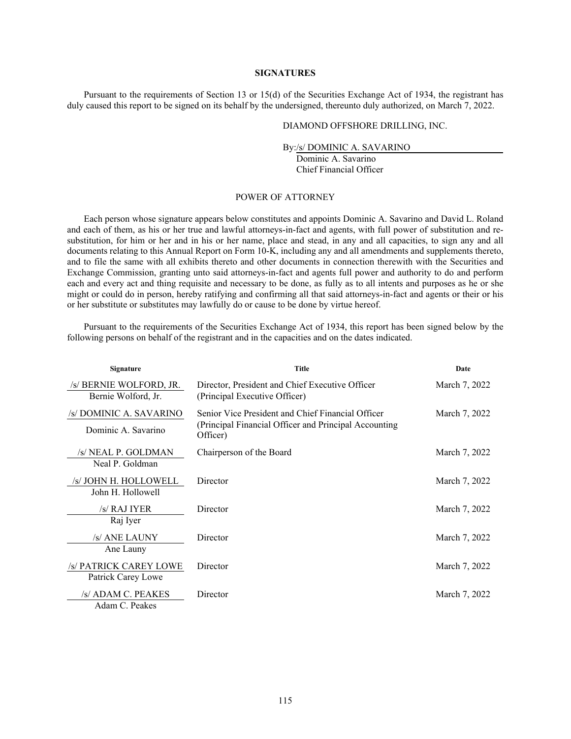## SIGNATURES

Pursuant to the requirements of Section 13 or 15(d) of the Securities Exchange Act of 1934, the registrant has duly caused this report to be signed on its behalf by the undersigned, thereunto duly authorized, on March 7, 2022.

DIAMOND OFFSHORE DRILLING, INC.

By:/s/ DOMINIC A. SAVARINO
Dominic A. Savarino
Chief Financial Officer

POWER OF ATTORNEY

Each person whose signature appears below constitutes and appoints Dominic A. Savarino and David L. Roland and each of them, as his or her true and lawful attorneys-in-fact and agents, with full power of substitution and re-substitution, for him or her and in his or her name, place and stead, in any and all capacities, to sign any and all documents relating to this Annual Report on Form 10-K, including any and all amendments and supplements thereto, and to file the same with all exhibits thereto and other documents in connection therewith with the Securities and Exchange Commission, granting unto said attorneys-in-fact and agents full power and authority to do and perform each and every act and thing requisite and necessary to be done, as fully as to all intents and purposes as he or she might or could do in person, hereby ratifying and confirming all that said attorneys-in-fact and agents or their or his or her substitute or substitutes may lawfully do or cause to be done by virtue hereof.

Pursuant to the requirements of the Securities Exchange Act of 1934, this report has been signed below by the following persons on behalf of the registrant and in the capacities and on the dates indicated.

| Signature | Title | Date |
|---|---|---|
| /s/ BERNIE WOLFORD, JR.<br>Bernie Wolford, Jr. | Director, President and Chief Executive Officer<br>(Principal Executive Officer) | March 7, 2022 |
| /s/ DOMINIC A. SAVARINO<br>Dominic A. Savarino | Senior Vice President and Chief Financial Officer<br>(Principal Financial Officer and Principal Accounting Officer) | March 7, 2022 |
| /s/ NEAL P. GOLDMAN<br>Neal P. Goldman | Chairperson of the Board | March 7, 2022 |
| /s/ JOHN H. HOLLOWELL<br>John H. Hollowell | Director | March 7, 2022 |
| /s/ RAJ IYER<br>Raj Iyer | Director | March 7, 2022 |
| /s/ ANE LAUNY<br>Ane Launy | Director | March 7, 2022 |
| /s/ PATRICK CAREY LOWE<br>Patrick Carey Lowe | Director | March 7, 2022 |
| /s/ ADAM C. PEAKES<br>Adam C. Peakes | Director | March 7, 2022 |